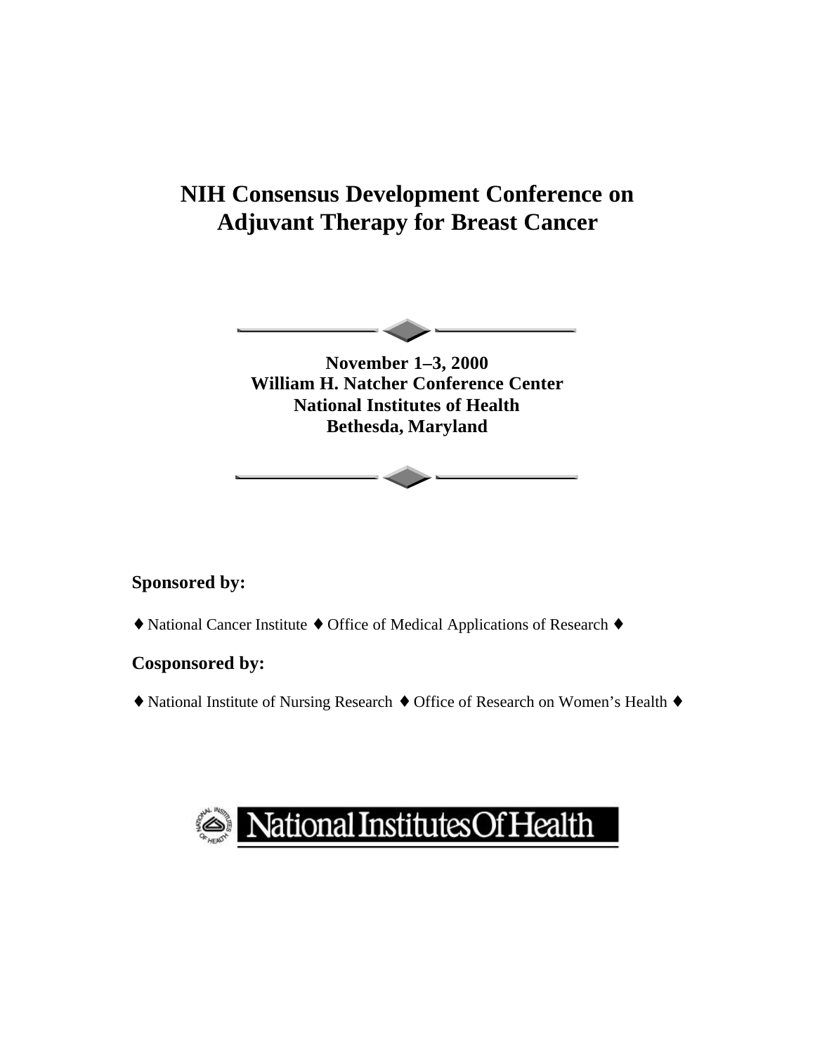# NIH Consensus Development Conference on Adjuvant Therapy for Breast Cancer

**November 1–3, 2000**
**William H. Natcher Conference Center**
**National Institutes of Health**
**Bethesda, Maryland**

**Sponsored by:**

♦ National Cancer Institute ♦ Office of Medical Applications of Research ♦

**Cosponsored by:**

♦ National Institute of Nursing Research ♦ Office of Research on Women's Health ♦

National Institutes Of Health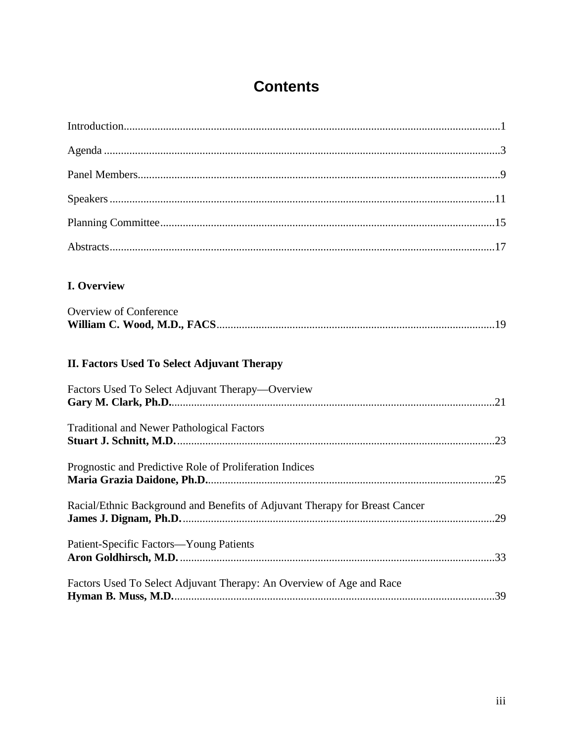# Contents

Introduction....................................................................................................................................1

Agenda ...........................................................................................................................................3

Panel Members...............................................................................................................................9

Speakers .......................................................................................................................................11

Planning Committee.....................................................................................................................15

Abstracts.......................................................................................................................................17

## I. Overview

Overview of Conference
**William C. Wood, M.D., FACS**.................................................................................................19

## II. Factors Used To Select Adjuvant Therapy

Factors Used To Select Adjuvant Therapy—Overview
**Gary M. Clark, Ph.D.**.................................................................................................................21

Traditional and Newer Pathological Factors
**Stuart J. Schnitt, M.D.** ...............................................................................................................23

Prognostic and Predictive Role of Proliferation Indices
**Maria Grazia Daidone, Ph.D.**....................................................................................................25

Racial/Ethnic Background and Benefits of Adjuvant Therapy for Breast Cancer
**James J. Dignam, Ph.D.** .............................................................................................................29

Patient-Specific Factors—Young Patients
**Aron Goldhirsch, M.D.** ..............................................................................................................33

Factors Used To Select Adjuvant Therapy: An Overview of Age and Race
**Hyman B. Muss, M.D.**................................................................................................................39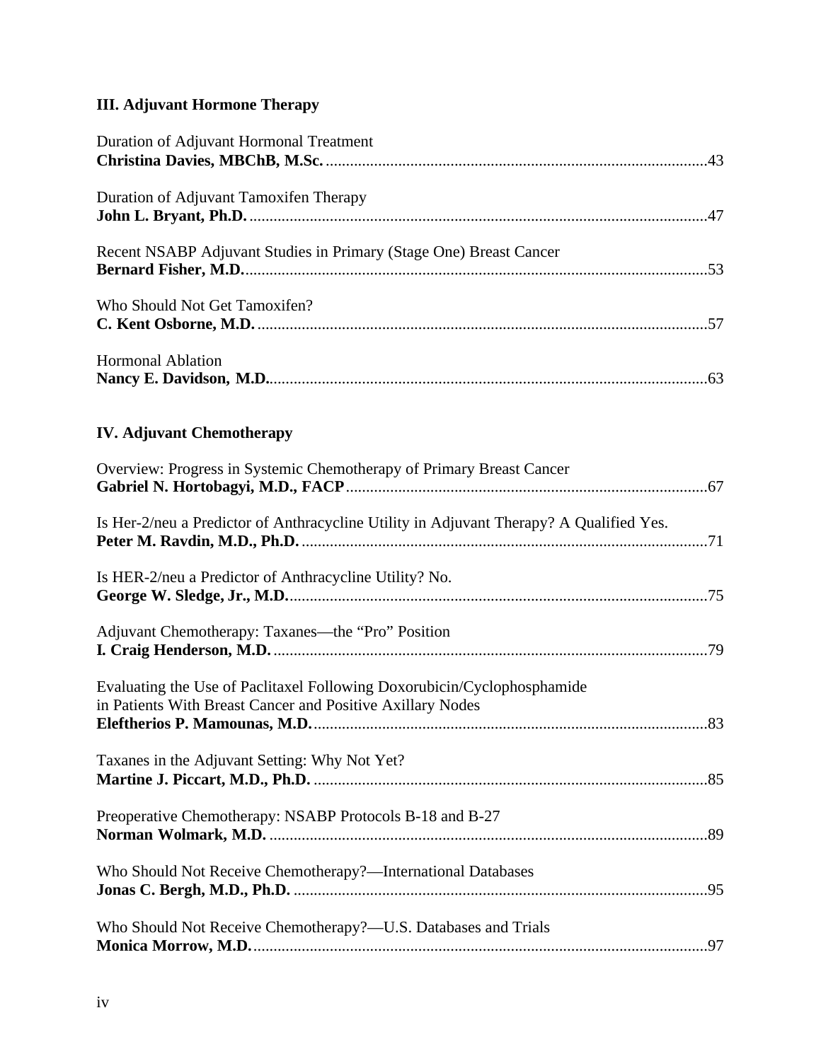## III. Adjuvant Hormone Therapy

Duration of Adjuvant Hormonal Treatment
**Christina Davies, MBChB, M.Sc.** ......................................................................................43

Duration of Adjuvant Tamoxifen Therapy
**John L. Bryant, Ph.D.** ......................................................................................47

Recent NSABP Adjuvant Studies in Primary (Stage One) Breast Cancer
**Bernard Fisher, M.D.** ......................................................................................53

Who Should Not Get Tamoxifen?
**C. Kent Osborne, M.D.** ......................................................................................57

Hormonal Ablation
**Nancy E. Davidson, M.D.** ......................................................................................63

## IV. Adjuvant Chemotherapy

Overview: Progress in Systemic Chemotherapy of Primary Breast Cancer
**Gabriel N. Hortobagyi, M.D., FACP** ......................................................................................67

Is Her-2/neu a Predictor of Anthracycline Utility in Adjuvant Therapy? A Qualified Yes.
**Peter M. Ravdin, M.D., Ph.D.** ......................................................................................71

Is HER-2/neu a Predictor of Anthracycline Utility? No.
**George W. Sledge, Jr., M.D.** ......................................................................................75

Adjuvant Chemotherapy: Taxanes—the "Pro" Position
**I. Craig Henderson, M.D.** ......................................................................................79

Evaluating the Use of Paclitaxel Following Doxorubicin/Cyclophosphamide in Patients With Breast Cancer and Positive Axillary Nodes
**Eleftherios P. Mamounas, M.D.** ......................................................................................83

Taxanes in the Adjuvant Setting: Why Not Yet?
**Martine J. Piccart, M.D., Ph.D.** ......................................................................................85

Preoperative Chemotherapy: NSABP Protocols B-18 and B-27
**Norman Wolmark, M.D.** ......................................................................................89

Who Should Not Receive Chemotherapy?—International Databases
**Jonas C. Bergh, M.D., Ph.D.** ......................................................................................95

Who Should Not Receive Chemotherapy?—U.S. Databases and Trials
**Monica Morrow, M.D.** ......................................................................................97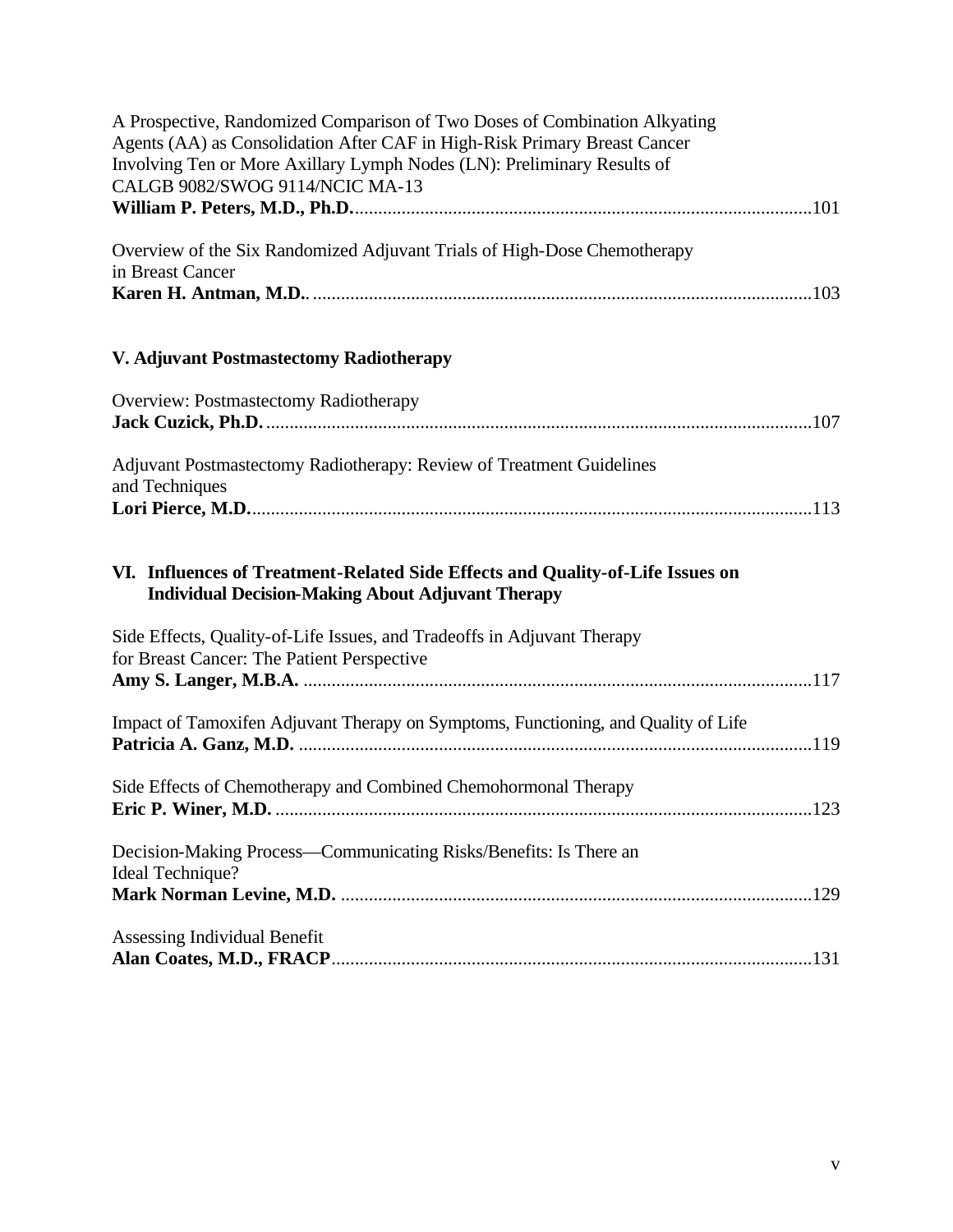A Prospective, Randomized Comparison of Two Doses of Combination Alkylating Agents (AA) as Consolidation After CAF in High-Risk Primary Breast Cancer Involving Ten or More Axillary Lymph Nodes (LN): Preliminary Results of CALGB 9082/SWOG 9114/NCIC MA-13
**William P. Peters, M.D., Ph.D.** .......................................................................................... 101

Overview of the Six Randomized Adjuvant Trials of High-Dose Chemotherapy in Breast Cancer
**Karen H. Antman, M.D.** .......................................................................................... 103

## V. Adjuvant Postmastectomy Radiotherapy

Overview: Postmastectomy Radiotherapy
**Jack Cuzick, Ph.D.** .......................................................................................... 107

Adjuvant Postmastectomy Radiotherapy: Review of Treatment Guidelines and Techniques
**Lori Pierce, M.D.** .......................................................................................... 113

## VI. Influences of Treatment-Related Side Effects and Quality-of-Life Issues on Individual Decision-Making About Adjuvant Therapy

Side Effects, Quality-of-Life Issues, and Tradeoffs in Adjuvant Therapy for Breast Cancer: The Patient Perspective
**Amy S. Langer, M.B.A.** .......................................................................................... 117

Impact of Tamoxifen Adjuvant Therapy on Symptoms, Functioning, and Quality of Life
**Patricia A. Ganz, M.D.** .......................................................................................... 119

Side Effects of Chemotherapy and Combined Chemohormonal Therapy
**Eric P. Winer, M.D.** .......................................................................................... 123

Decision-Making Process—Communicating Risks/Benefits: Is There an Ideal Technique?
**Mark Norman Levine, M.D.** .......................................................................................... 129

Assessing Individual Benefit
**Alan Coates, M.D., FRACP** .......................................................................................... 131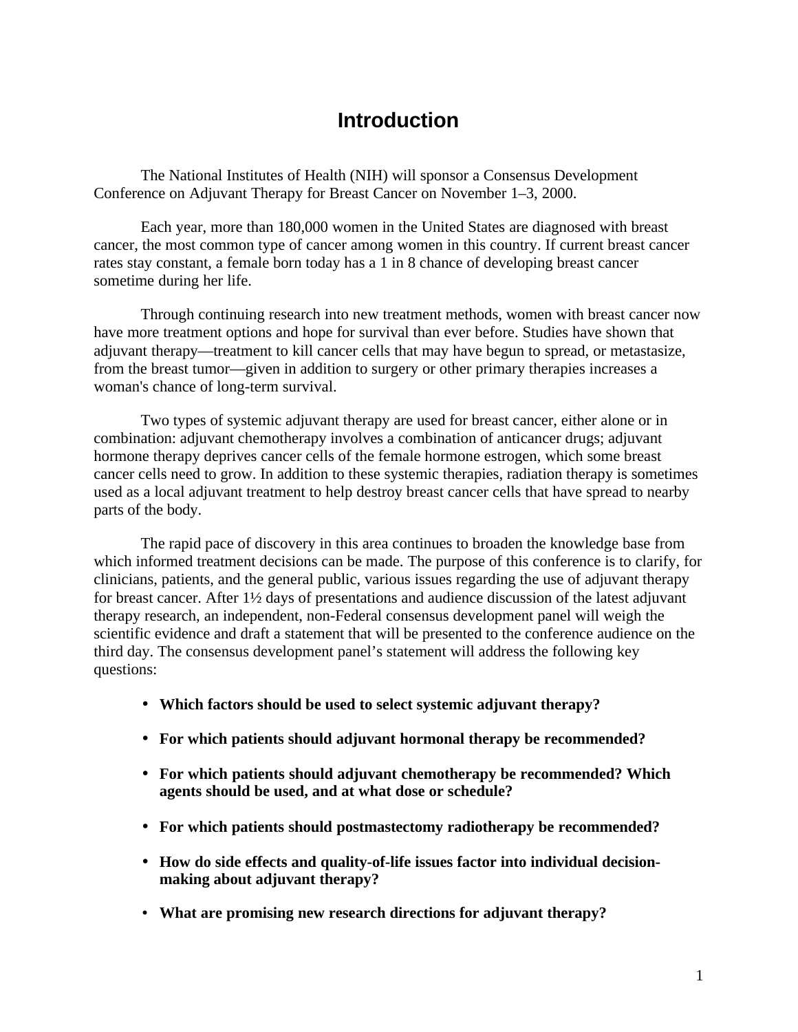# Introduction

The National Institutes of Health (NIH) will sponsor a Consensus Development Conference on Adjuvant Therapy for Breast Cancer on November 1–3, 2000.

Each year, more than 180,000 women in the United States are diagnosed with breast cancer, the most common type of cancer among women in this country. If current breast cancer rates stay constant, a female born today has a 1 in 8 chance of developing breast cancer sometime during her life.

Through continuing research into new treatment methods, women with breast cancer now have more treatment options and hope for survival than ever before. Studies have shown that adjuvant therapy—treatment to kill cancer cells that may have begun to spread, or metastasize, from the breast tumor—given in addition to surgery or other primary therapies increases a woman's chance of long-term survival.

Two types of systemic adjuvant therapy are used for breast cancer, either alone or in combination: adjuvant chemotherapy involves a combination of anticancer drugs; adjuvant hormone therapy deprives cancer cells of the female hormone estrogen, which some breast cancer cells need to grow. In addition to these systemic therapies, radiation therapy is sometimes used as a local adjuvant treatment to help destroy breast cancer cells that have spread to nearby parts of the body.

The rapid pace of discovery in this area continues to broaden the knowledge base from which informed treatment decisions can be made. The purpose of this conference is to clarify, for clinicians, patients, and the general public, various issues regarding the use of adjuvant therapy for breast cancer. After 1½ days of presentations and audience discussion of the latest adjuvant therapy research, an independent, non-Federal consensus development panel will weigh the scientific evidence and draft a statement that will be presented to the conference audience on the third day. The consensus development panel's statement will address the following key questions:

- **Which factors should be used to select systemic adjuvant therapy?**
- **For which patients should adjuvant hormonal therapy be recommended?**
- **For which patients should adjuvant chemotherapy be recommended? Which agents should be used, and at what dose or schedule?**
- **For which patients should postmastectomy radiotherapy be recommended?**
- **How do side effects and quality-of-life issues factor into individual decision-making about adjuvant therapy?**
- **What are promising new research directions for adjuvant therapy?**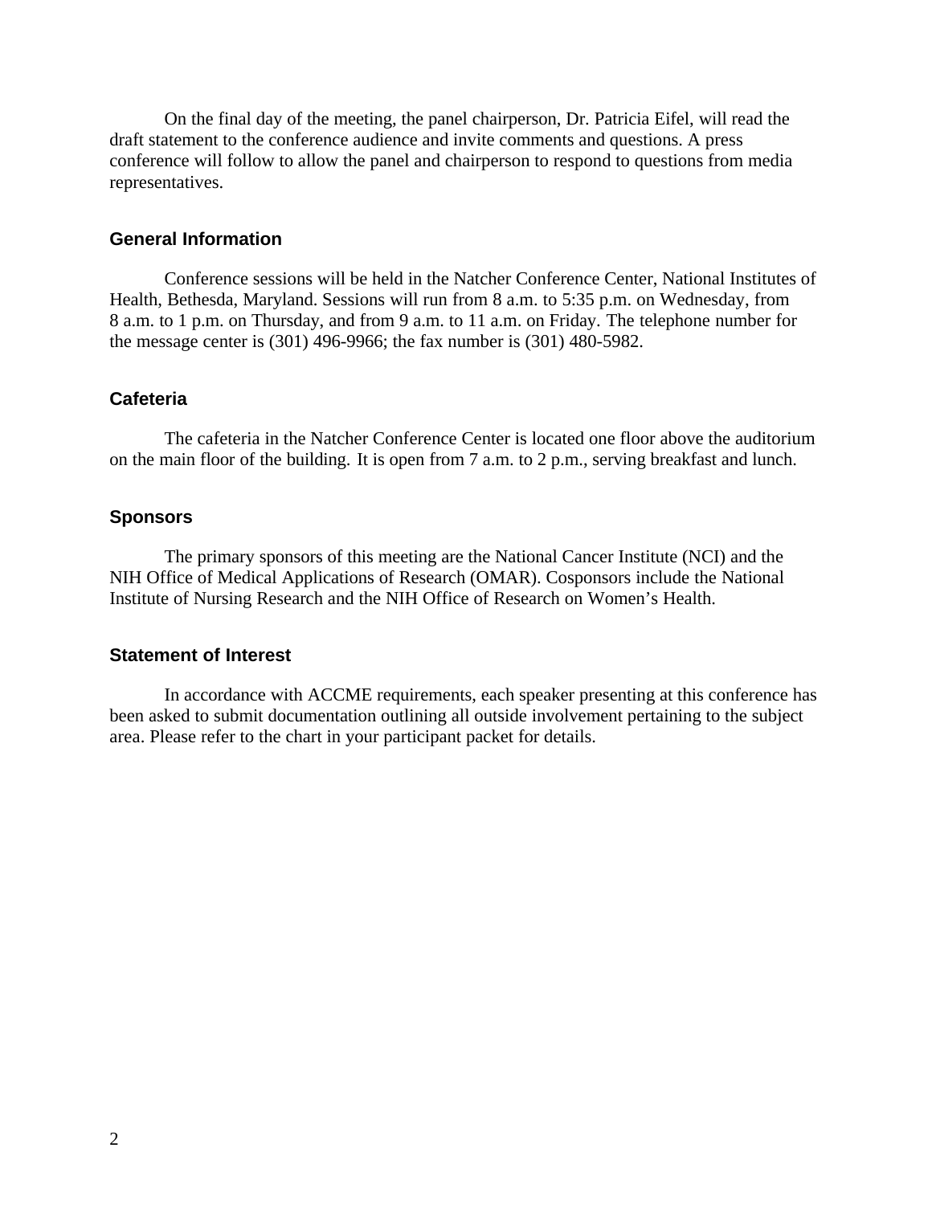On the final day of the meeting, the panel chairperson, Dr. Patricia Eifel, will read the draft statement to the conference audience and invite comments and questions. A press conference will follow to allow the panel and chairperson to respond to questions from media representatives.

### General Information

Conference sessions will be held in the Natcher Conference Center, National Institutes of Health, Bethesda, Maryland. Sessions will run from 8 a.m. to 5:35 p.m. on Wednesday, from 8 a.m. to 1 p.m. on Thursday, and from 9 a.m. to 11 a.m. on Friday. The telephone number for the message center is (301) 496-9966; the fax number is (301) 480-5982.

### Cafeteria

The cafeteria in the Natcher Conference Center is located one floor above the auditorium on the main floor of the building. It is open from 7 a.m. to 2 p.m., serving breakfast and lunch.

### Sponsors

The primary sponsors of this meeting are the National Cancer Institute (NCI) and the NIH Office of Medical Applications of Research (OMAR). Cosponsors include the National Institute of Nursing Research and the NIH Office of Research on Women's Health.

### Statement of Interest

In accordance with ACCME requirements, each speaker presenting at this conference has been asked to submit documentation outlining all outside involvement pertaining to the subject area. Please refer to the chart in your participant packet for details.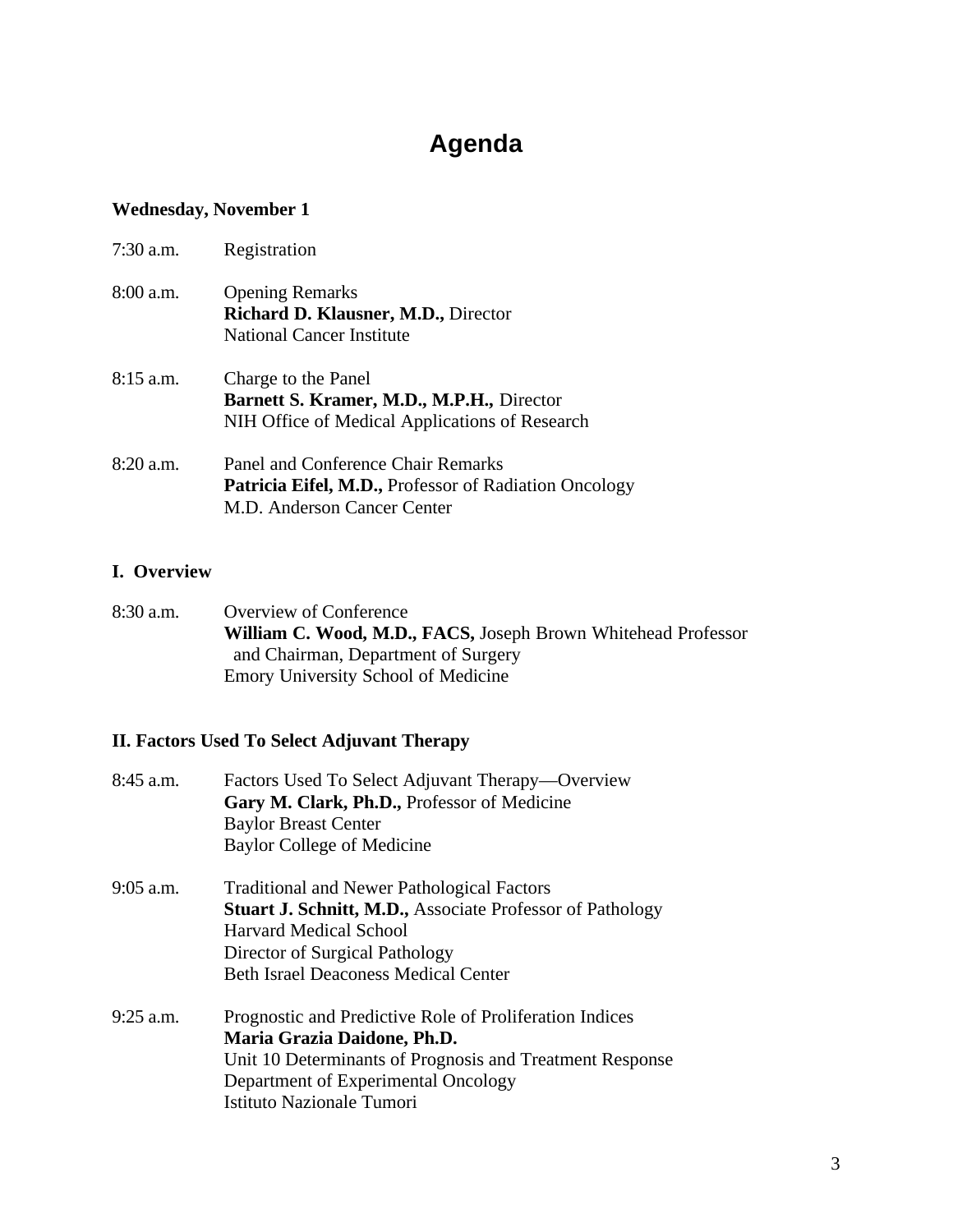# Agenda

**Wednesday, November 1**

7:30 a.m. Registration

8:00 a.m. Opening Remarks
**Richard D. Klausner, M.D.,** Director
National Cancer Institute

8:15 a.m. Charge to the Panel
**Barnett S. Kramer, M.D., M.P.H.,** Director
NIH Office of Medical Applications of Research

8:20 a.m. Panel and Conference Chair Remarks
**Patricia Eifel, M.D.,** Professor of Radiation Oncology
M.D. Anderson Cancer Center

## I. Overview

8:30 a.m. Overview of Conference
**William C. Wood, M.D., FACS,** Joseph Brown Whitehead Professor
and Chairman, Department of Surgery
Emory University School of Medicine

## II. Factors Used To Select Adjuvant Therapy

8:45 a.m. Factors Used To Select Adjuvant Therapy—Overview
**Gary M. Clark, Ph.D.,** Professor of Medicine
Baylor Breast Center
Baylor College of Medicine

9:05 a.m. Traditional and Newer Pathological Factors
**Stuart J. Schnitt, M.D.,** Associate Professor of Pathology
Harvard Medical School
Director of Surgical Pathology
Beth Israel Deaconess Medical Center

9:25 a.m. Prognostic and Predictive Role of Proliferation Indices
**Maria Grazia Daidone, Ph.D.**
Unit 10 Determinants of Prognosis and Treatment Response
Department of Experimental Oncology
Istituto Nazionale Tumori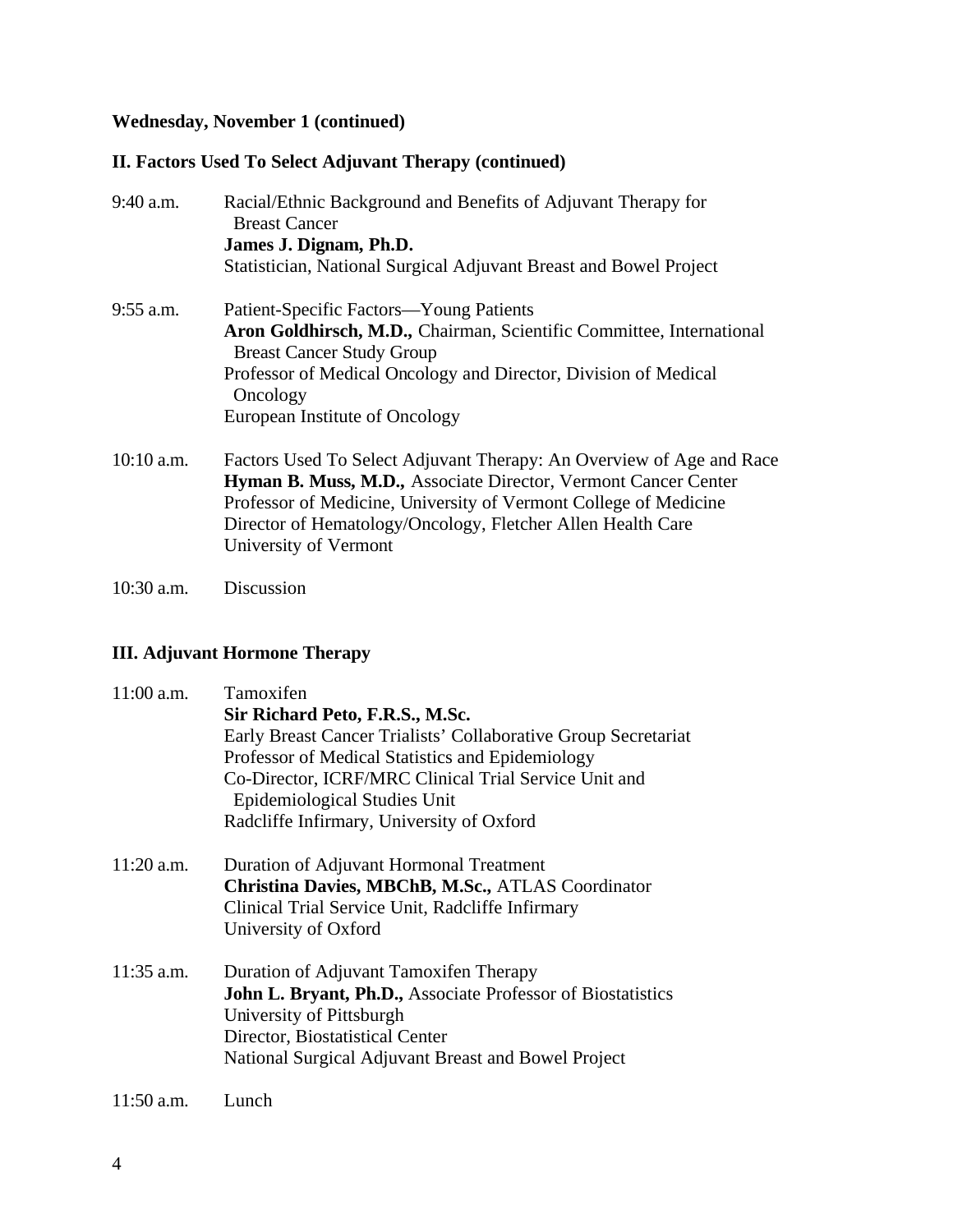**Wednesday, November 1 (continued)**

**II. Factors Used To Select Adjuvant Therapy (continued)**

9:40 a.m. Racial/Ethnic Background and Benefits of Adjuvant Therapy for Breast Cancer
**James J. Dignam, Ph.D.**
Statistician, National Surgical Adjuvant Breast and Bowel Project

9:55 a.m. Patient-Specific Factors—Young Patients
**Aron Goldhirsch, M.D.,** Chairman, Scientific Committee, International Breast Cancer Study Group
Professor of Medical Oncology and Director, Division of Medical Oncology
European Institute of Oncology

10:10 a.m. Factors Used To Select Adjuvant Therapy: An Overview of Age and Race
**Hyman B. Muss, M.D.,** Associate Director, Vermont Cancer Center
Professor of Medicine, University of Vermont College of Medicine
Director of Hematology/Oncology, Fletcher Allen Health Care
University of Vermont

10:30 a.m. Discussion

**III. Adjuvant Hormone Therapy**

11:00 a.m. Tamoxifen
**Sir Richard Peto, F.R.S., M.Sc.**
Early Breast Cancer Trialists' Collaborative Group Secretariat
Professor of Medical Statistics and Epidemiology
Co-Director, ICRF/MRC Clinical Trial Service Unit and Epidemiological Studies Unit
Radcliffe Infirmary, University of Oxford

11:20 a.m. Duration of Adjuvant Hormonal Treatment
**Christina Davies, MBChB, M.Sc.,** ATLAS Coordinator
Clinical Trial Service Unit, Radcliffe Infirmary
University of Oxford

11:35 a.m. Duration of Adjuvant Tamoxifen Therapy
**John L. Bryant, Ph.D.,** Associate Professor of Biostatistics
University of Pittsburgh
Director, Biostatistical Center
National Surgical Adjuvant Breast and Bowel Project

11:50 a.m. Lunch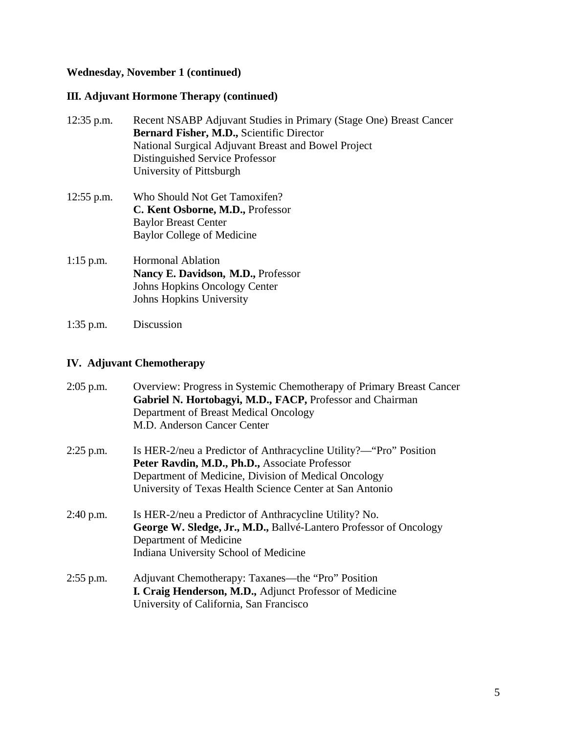**Wednesday, November 1 (continued)**

**III. Adjuvant Hormone Therapy (continued)**

12:35 p.m. Recent NSABP Adjuvant Studies in Primary (Stage One) Breast Cancer
**Bernard Fisher, M.D.,** Scientific Director
National Surgical Adjuvant Breast and Bowel Project
Distinguished Service Professor
University of Pittsburgh

12:55 p.m. Who Should Not Get Tamoxifen?
**C. Kent Osborne, M.D.,** Professor
Baylor Breast Center
Baylor College of Medicine

1:15 p.m. Hormonal Ablation
**Nancy E. Davidson, M.D.,** Professor
Johns Hopkins Oncology Center
Johns Hopkins University

1:35 p.m. Discussion

**IV. Adjuvant Chemotherapy**

2:05 p.m. Overview: Progress in Systemic Chemotherapy of Primary Breast Cancer
**Gabriel N. Hortobagyi, M.D., FACP,** Professor and Chairman
Department of Breast Medical Oncology
M.D. Anderson Cancer Center

2:25 p.m. Is HER-2/neu a Predictor of Anthracycline Utility?—"Pro" Position
**Peter Ravdin, M.D., Ph.D.,** Associate Professor
Department of Medicine, Division of Medical Oncology
University of Texas Health Science Center at San Antonio

2:40 p.m. Is HER-2/neu a Predictor of Anthracycline Utility? No.
**George W. Sledge, Jr., M.D.,** Ballvé-Lantero Professor of Oncology
Department of Medicine
Indiana University School of Medicine

2:55 p.m. Adjuvant Chemotherapy: Taxanes—the "Pro" Position
**I. Craig Henderson, M.D.,** Adjunct Professor of Medicine
University of California, San Francisco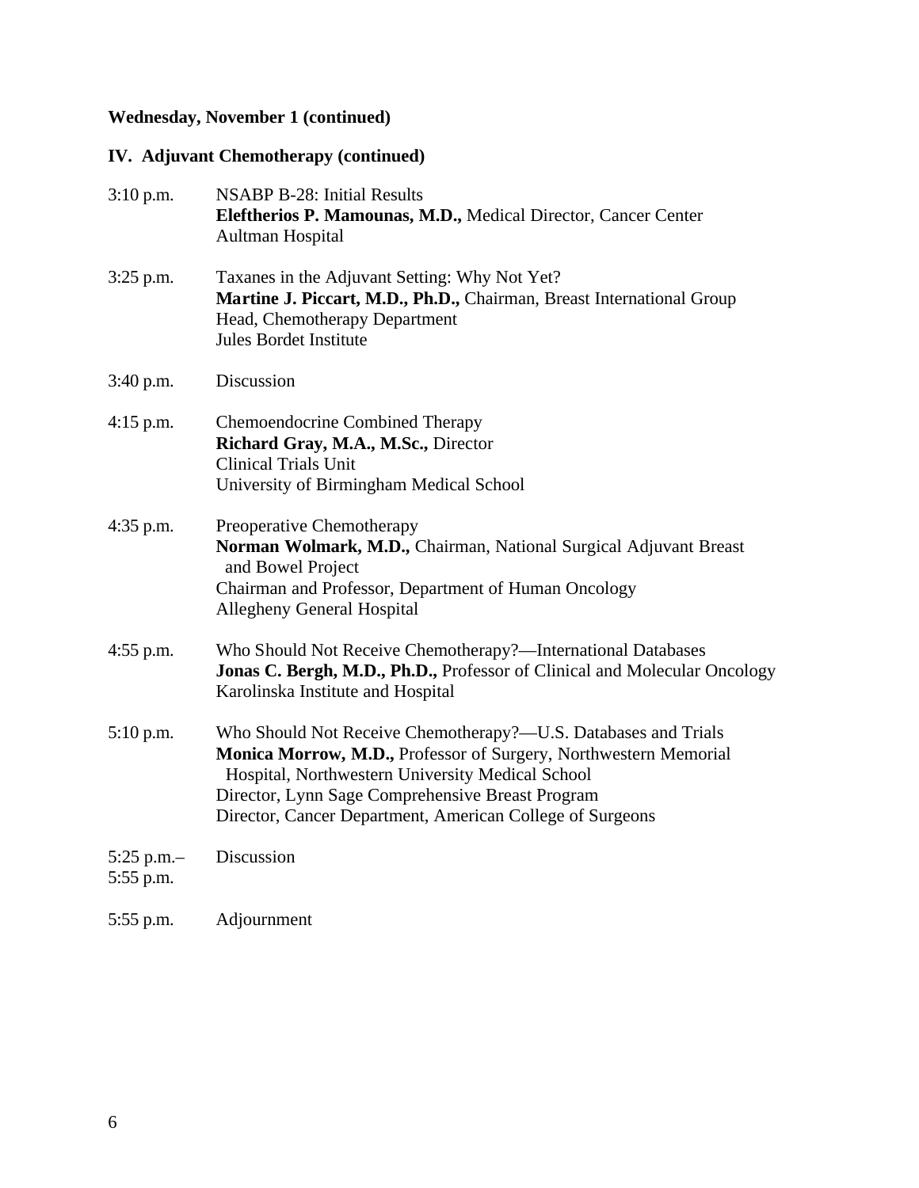**Wednesday, November 1 (continued)**

**IV. Adjuvant Chemotherapy (continued)**

3:10 p.m. NSABP B-28: Initial Results
**Eleftherios P. Mamounas, M.D.,** Medical Director, Cancer Center
Aultman Hospital

3:25 p.m. Taxanes in the Adjuvant Setting: Why Not Yet?
**Martine J. Piccart, M.D., Ph.D.,** Chairman, Breast International Group
Head, Chemotherapy Department
Jules Bordet Institute

3:40 p.m. Discussion

4:15 p.m. Chemoendocrine Combined Therapy
**Richard Gray, M.A., M.Sc.,** Director
Clinical Trials Unit
University of Birmingham Medical School

4:35 p.m. Preoperative Chemotherapy
**Norman Wolmark, M.D.,** Chairman, National Surgical Adjuvant Breast and Bowel Project
Chairman and Professor, Department of Human Oncology
Allegheny General Hospital

4:55 p.m. Who Should Not Receive Chemotherapy?—International Databases
**Jonas C. Bergh, M.D., Ph.D.,** Professor of Clinical and Molecular Oncology
Karolinska Institute and Hospital

5:10 p.m. Who Should Not Receive Chemotherapy?—U.S. Databases and Trials
**Monica Morrow, M.D.,** Professor of Surgery, Northwestern Memorial Hospital, Northwestern University Medical School
Director, Lynn Sage Comprehensive Breast Program
Director, Cancer Department, American College of Surgeons

5:25 p.m.–5:55 p.m. Discussion

5:55 p.m. Adjournment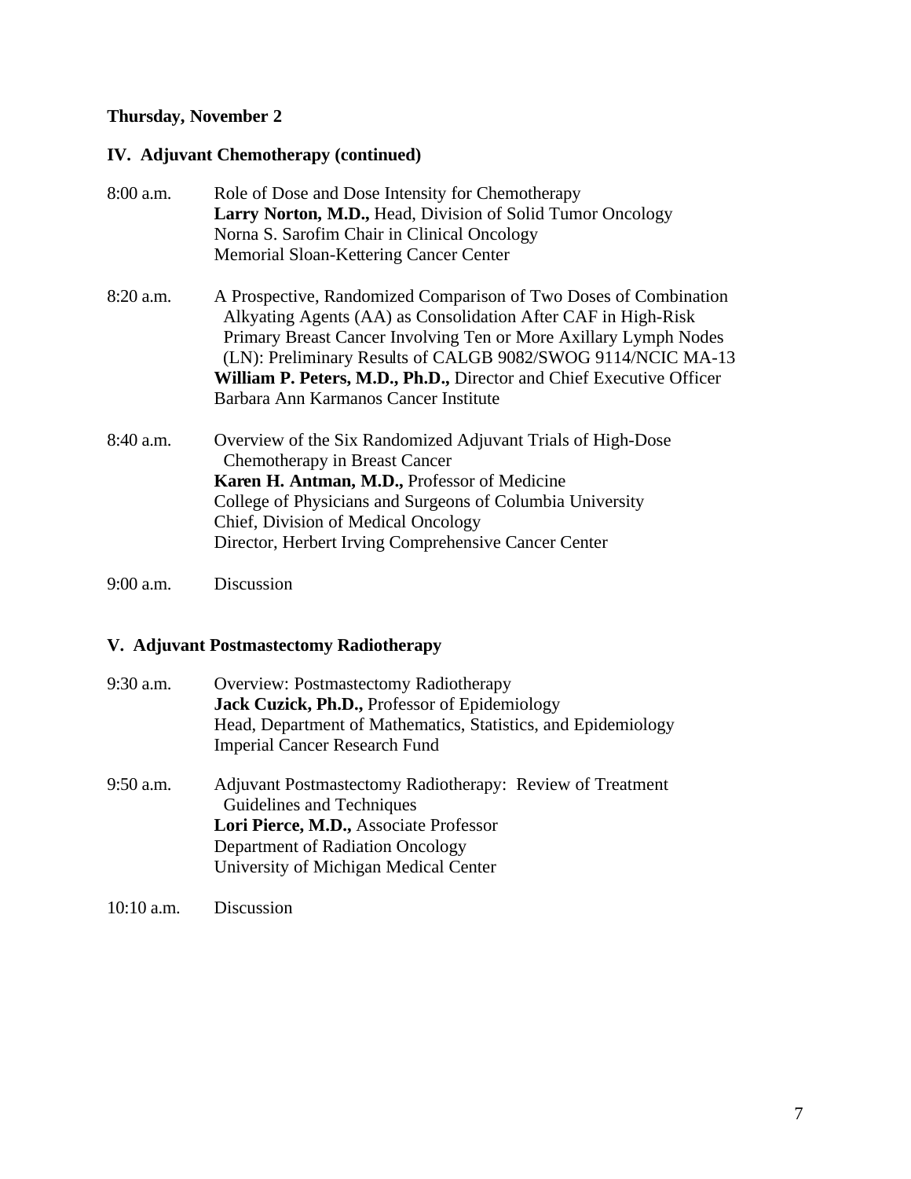**Thursday, November 2**

## IV. Adjuvant Chemotherapy (continued)

8:00 a.m. Role of Dose and Dose Intensity for Chemotherapy
**Larry Norton, M.D.,** Head, Division of Solid Tumor Oncology
Norna S. Sarofim Chair in Clinical Oncology
Memorial Sloan-Kettering Cancer Center

8:20 a.m. A Prospective, Randomized Comparison of Two Doses of Combination Alkylating Agents (AA) as Consolidation After CAF in High-Risk Primary Breast Cancer Involving Ten or More Axillary Lymph Nodes (LN): Preliminary Results of CALGB 9082/SWOG 9114/NCIC MA-13
**William P. Peters, M.D., Ph.D.,** Director and Chief Executive Officer
Barbara Ann Karmanos Cancer Institute

8:40 a.m. Overview of the Six Randomized Adjuvant Trials of High-Dose Chemotherapy in Breast Cancer
**Karen H. Antman, M.D.,** Professor of Medicine
College of Physicians and Surgeons of Columbia University
Chief, Division of Medical Oncology
Director, Herbert Irving Comprehensive Cancer Center

9:00 a.m. Discussion

## V. Adjuvant Postmastectomy Radiotherapy

9:30 a.m. Overview: Postmastectomy Radiotherapy
**Jack Cuzick, Ph.D.,** Professor of Epidemiology
Head, Department of Mathematics, Statistics, and Epidemiology
Imperial Cancer Research Fund

9:50 a.m. Adjuvant Postmastectomy Radiotherapy: Review of Treatment Guidelines and Techniques
**Lori Pierce, M.D.,** Associate Professor
Department of Radiation Oncology
University of Michigan Medical Center

10:10 a.m. Discussion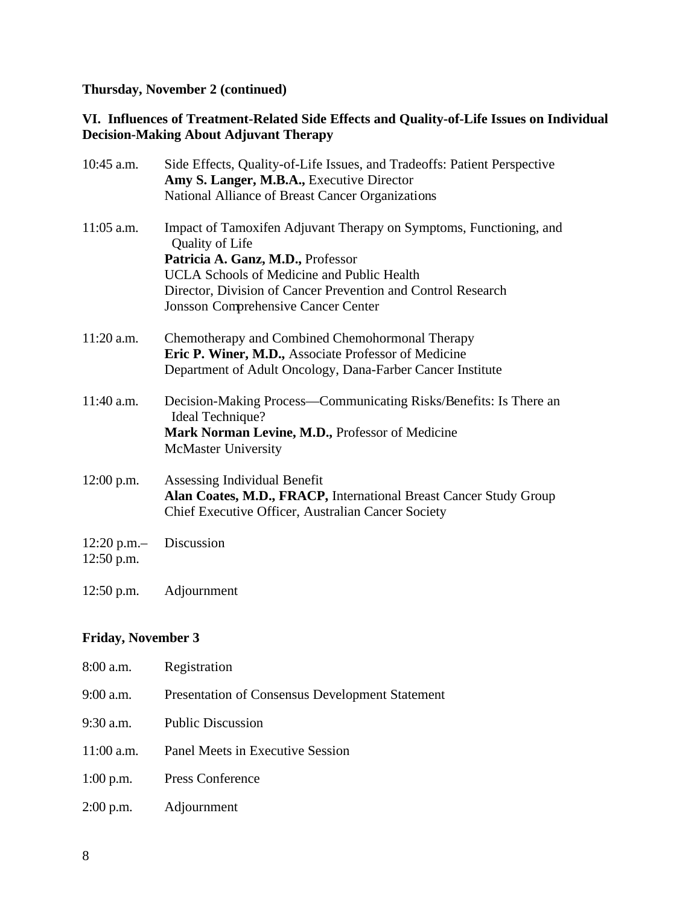**Thursday, November 2 (continued)**

**VI. Influences of Treatment-Related Side Effects and Quality-of-Life Issues on Individual Decision-Making About Adjuvant Therapy**

10:45 a.m. Side Effects, Quality-of-Life Issues, and Tradeoffs: Patient Perspective
**Amy S. Langer, M.B.A.,** Executive Director
National Alliance of Breast Cancer Organizations

11:05 a.m. Impact of Tamoxifen Adjuvant Therapy on Symptoms, Functioning, and Quality of Life
**Patricia A. Ganz, M.D.,** Professor
UCLA Schools of Medicine and Public Health
Director, Division of Cancer Prevention and Control Research
Jonsson Comprehensive Cancer Center

11:20 a.m. Chemotherapy and Combined Chemohormonal Therapy
**Eric P. Winer, M.D.,** Associate Professor of Medicine
Department of Adult Oncology, Dana-Farber Cancer Institute

11:40 a.m. Decision-Making Process—Communicating Risks/Benefits: Is There an Ideal Technique?
**Mark Norman Levine, M.D.,** Professor of Medicine
McMaster University

12:00 p.m. Assessing Individual Benefit
**Alan Coates, M.D., FRACP,** International Breast Cancer Study Group
Chief Executive Officer, Australian Cancer Society

12:20 p.m.–12:50 p.m. Discussion

12:50 p.m. Adjournment

**Friday, November 3**

8:00 a.m. Registration

9:00 a.m. Presentation of Consensus Development Statement

9:30 a.m. Public Discussion

11:00 a.m. Panel Meets in Executive Session

1:00 p.m. Press Conference

2:00 p.m. Adjournment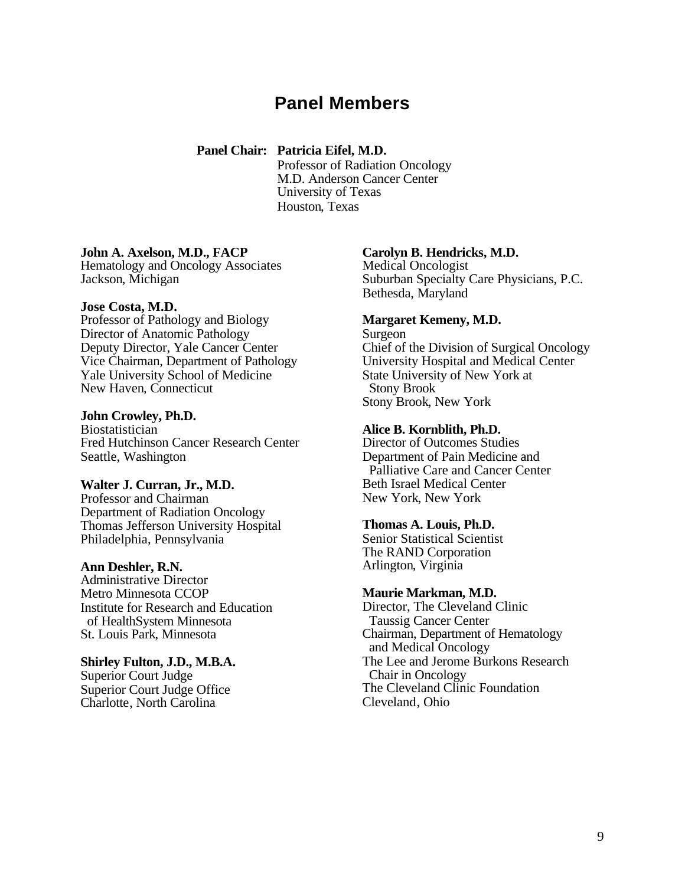# Panel Members

**Panel Chair:** **Patricia Eifel, M.D.**
Professor of Radiation Oncology
M.D. Anderson Cancer Center
University of Texas
Houston, Texas

**John A. Axelson, M.D., FACP**
Hematology and Oncology Associates
Jackson, Michigan

**Jose Costa, M.D.**
Professor of Pathology and Biology
Director of Anatomic Pathology
Deputy Director, Yale Cancer Center
Vice Chairman, Department of Pathology
Yale University School of Medicine
New Haven, Connecticut

**John Crowley, Ph.D.**
Biostatistician
Fred Hutchinson Cancer Research Center
Seattle, Washington

**Walter J. Curran, Jr., M.D.**
Professor and Chairman
Department of Radiation Oncology
Thomas Jefferson University Hospital
Philadelphia, Pennsylvania

**Ann Deshler, R.N.**
Administrative Director
Metro Minnesota CCOP
Institute for Research and Education of HealthSystem Minnesota
St. Louis Park, Minnesota

**Shirley Fulton, J.D., M.B.A.**
Superior Court Judge
Superior Court Judge Office
Charlotte, North Carolina

**Carolyn B. Hendricks, M.D.**
Medical Oncologist
Suburban Specialty Care Physicians, P.C.
Bethesda, Maryland

**Margaret Kemeny, M.D.**
Surgeon
Chief of the Division of Surgical Oncology
University Hospital and Medical Center
State University of New York at Stony Brook
Stony Brook, New York

**Alice B. Kornblith, Ph.D.**
Director of Outcomes Studies
Department of Pain Medicine and Palliative Care and Cancer Center
Beth Israel Medical Center
New York, New York

**Thomas A. Louis, Ph.D.**
Senior Statistical Scientist
The RAND Corporation
Arlington, Virginia

**Maurie Markman, M.D.**
Director, The Cleveland Clinic Taussig Cancer Center
Chairman, Department of Hematology and Medical Oncology
The Lee and Jerome Burkons Research Chair in Oncology
The Cleveland Clinic Foundation
Cleveland, Ohio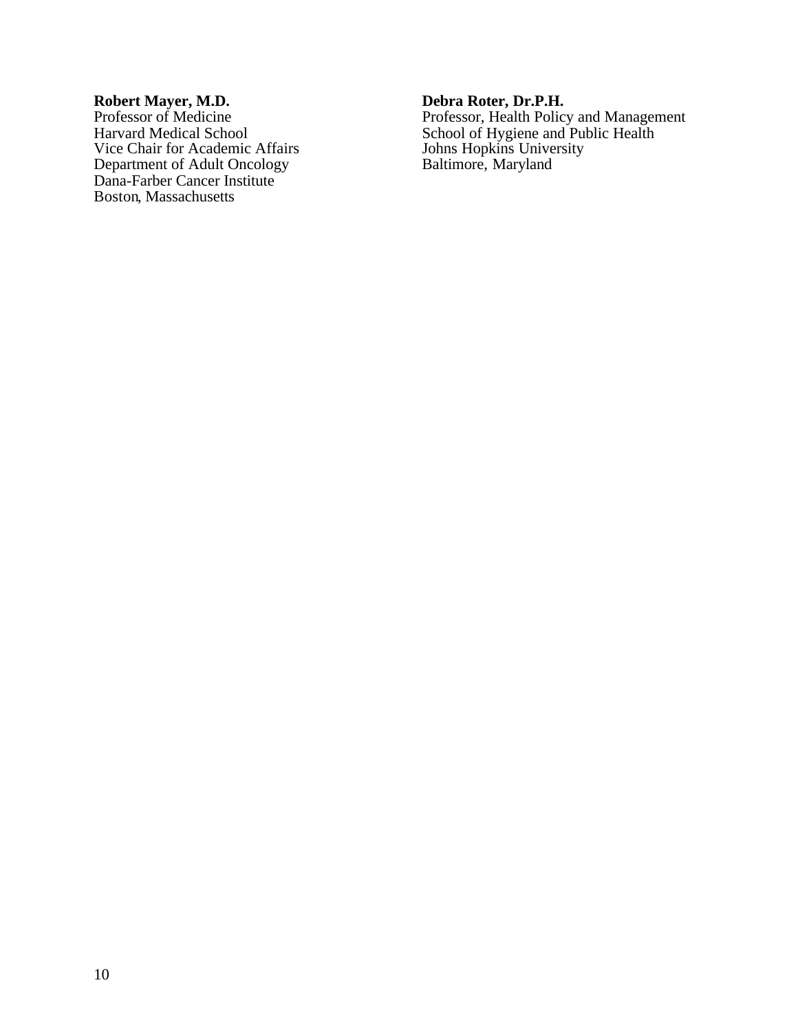**Robert Mayer, M.D.**
Professor of Medicine
Harvard Medical School
Vice Chair for Academic Affairs
Department of Adult Oncology
Dana-Farber Cancer Institute
Boston, Massachusetts

**Debra Roter, Dr.P.H.**
Professor, Health Policy and Management
School of Hygiene and Public Health
Johns Hopkins University
Baltimore, Maryland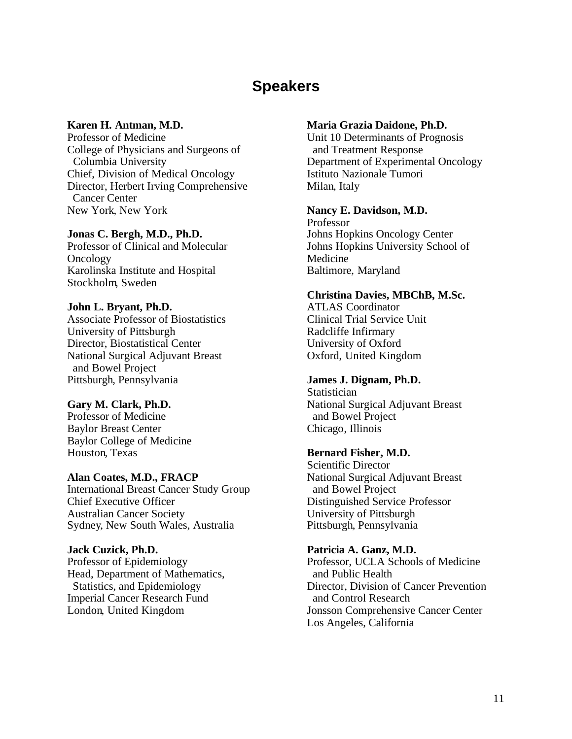# Speakers

**Karen H. Antman, M.D.**
Professor of Medicine
College of Physicians and Surgeons of Columbia University
Chief, Division of Medical Oncology
Director, Herbert Irving Comprehensive Cancer Center
New York, New York

**Jonas C. Bergh, M.D., Ph.D.**
Professor of Clinical and Molecular Oncology
Karolinska Institute and Hospital
Stockholm, Sweden

**John L. Bryant, Ph.D.**
Associate Professor of Biostatistics
University of Pittsburgh
Director, Biostatistical Center
National Surgical Adjuvant Breast and Bowel Project
Pittsburgh, Pennsylvania

**Gary M. Clark, Ph.D.**
Professor of Medicine
Baylor Breast Center
Baylor College of Medicine
Houston, Texas

**Alan Coates, M.D., FRACP**
International Breast Cancer Study Group
Chief Executive Officer
Australian Cancer Society
Sydney, New South Wales, Australia

**Jack Cuzick, Ph.D.**
Professor of Epidemiology
Head, Department of Mathematics, Statistics, and Epidemiology
Imperial Cancer Research Fund
London, United Kingdom

**Maria Grazia Daidone, Ph.D.**
Unit 10 Determinants of Prognosis and Treatment Response
Department of Experimental Oncology
Istituto Nazionale Tumori
Milan, Italy

**Nancy E. Davidson, M.D.**
Professor
Johns Hopkins Oncology Center
Johns Hopkins University School of Medicine
Baltimore, Maryland

**Christina Davies, MBChB, M.Sc.**
ATLAS Coordinator
Clinical Trial Service Unit
Radcliffe Infirmary
University of Oxford
Oxford, United Kingdom

**James J. Dignam, Ph.D.**
Statistician
National Surgical Adjuvant Breast and Bowel Project
Chicago, Illinois

**Bernard Fisher, M.D.**
Scientific Director
National Surgical Adjuvant Breast and Bowel Project
Distinguished Service Professor
University of Pittsburgh
Pittsburgh, Pennsylvania

**Patricia A. Ganz, M.D.**
Professor, UCLA Schools of Medicine and Public Health
Director, Division of Cancer Prevention and Control Research
Jonsson Comprehensive Cancer Center
Los Angeles, California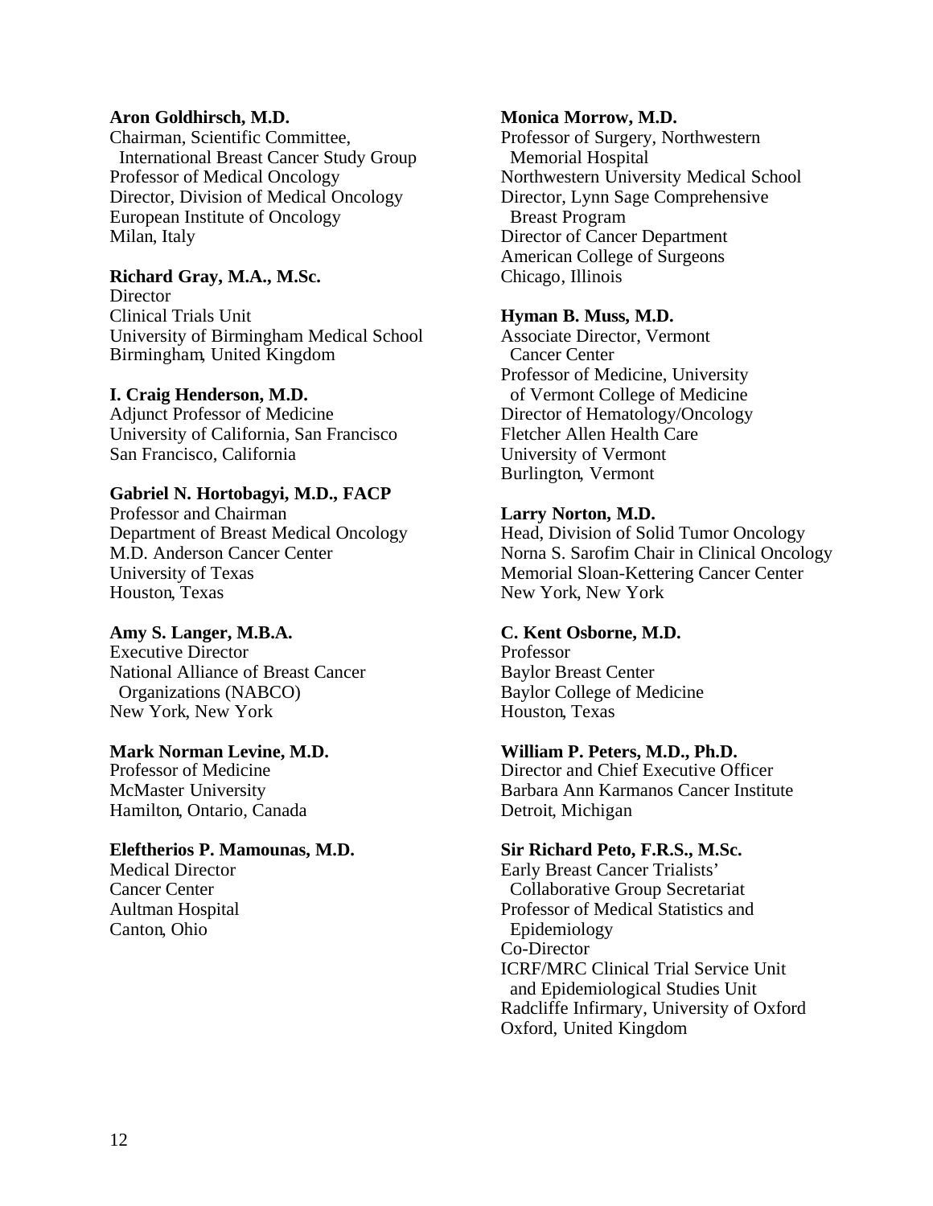**Aron Goldhirsch, M.D.**
Chairman, Scientific Committee,
International Breast Cancer Study Group
Professor of Medical Oncology
Director, Division of Medical Oncology
European Institute of Oncology
Milan, Italy

**Richard Gray, M.A., M.Sc.**
Director
Clinical Trials Unit
University of Birmingham Medical School
Birmingham, United Kingdom

**I. Craig Henderson, M.D.**
Adjunct Professor of Medicine
University of California, San Francisco
San Francisco, California

**Gabriel N. Hortobagyi, M.D., FACP**
Professor and Chairman
Department of Breast Medical Oncology
M.D. Anderson Cancer Center
University of Texas
Houston, Texas

**Amy S. Langer, M.B.A.**
Executive Director
National Alliance of Breast Cancer
Organizations (NABCO)
New York, New York

**Mark Norman Levine, M.D.**
Professor of Medicine
McMaster University
Hamilton, Ontario, Canada

**Eleftherios P. Mamounas, M.D.**
Medical Director
Cancer Center
Aultman Hospital
Canton, Ohio

**Monica Morrow, M.D.**
Professor of Surgery, Northwestern
Memorial Hospital
Northwestern University Medical School
Director, Lynn Sage Comprehensive
Breast Program
Director of Cancer Department
American College of Surgeons
Chicago, Illinois

**Hyman B. Muss, M.D.**
Associate Director, Vermont
Cancer Center
Professor of Medicine, University
of Vermont College of Medicine
Director of Hematology/Oncology
Fletcher Allen Health Care
University of Vermont
Burlington, Vermont

**Larry Norton, M.D.**
Head, Division of Solid Tumor Oncology
Norna S. Sarofim Chair in Clinical Oncology
Memorial Sloan-Kettering Cancer Center
New York, New York

**C. Kent Osborne, M.D.**
Professor
Baylor Breast Center
Baylor College of Medicine
Houston, Texas

**William P. Peters, M.D., Ph.D.**
Director and Chief Executive Officer
Barbara Ann Karmanos Cancer Institute
Detroit, Michigan

**Sir Richard Peto, F.R.S., M.Sc.**
Early Breast Cancer Trialists'
Collaborative Group Secretariat
Professor of Medical Statistics and
Epidemiology
Co-Director
ICRF/MRC Clinical Trial Service Unit
and Epidemiological Studies Unit
Radcliffe Infirmary, University of Oxford
Oxford, United Kingdom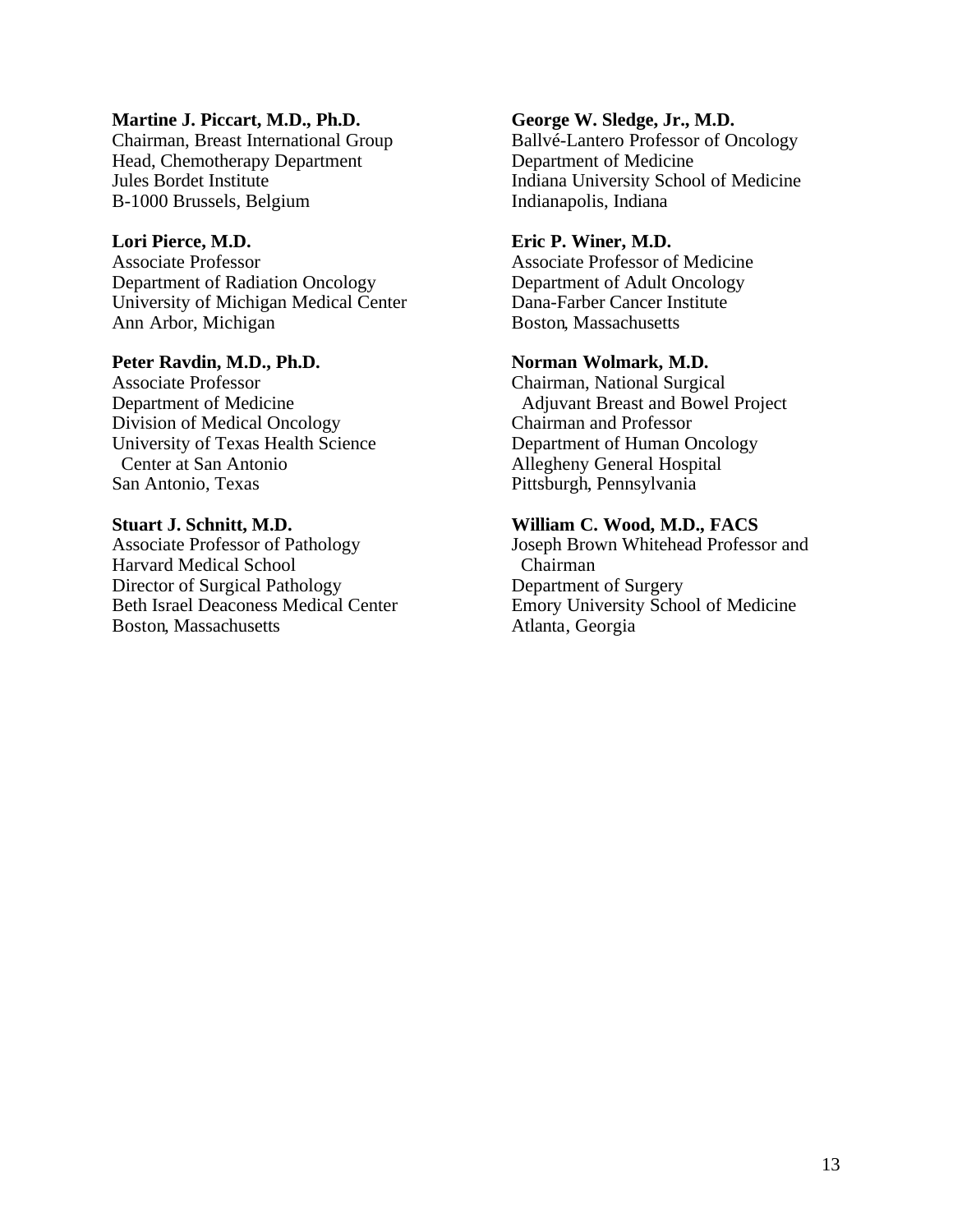**Martine J. Piccart, M.D., Ph.D.**
Chairman, Breast International Group
Head, Chemotherapy Department
Jules Bordet Institute
B-1000 Brussels, Belgium

**Lori Pierce, M.D.**
Associate Professor
Department of Radiation Oncology
University of Michigan Medical Center
Ann Arbor, Michigan

**Peter Ravdin, M.D., Ph.D.**
Associate Professor
Department of Medicine
Division of Medical Oncology
University of Texas Health Science Center at San Antonio
San Antonio, Texas

**Stuart J. Schnitt, M.D.**
Associate Professor of Pathology
Harvard Medical School
Director of Surgical Pathology
Beth Israel Deaconess Medical Center
Boston, Massachusetts

**George W. Sledge, Jr., M.D.**
Ballvé-Lantero Professor of Oncology
Department of Medicine
Indiana University School of Medicine
Indianapolis, Indiana

**Eric P. Winer, M.D.**
Associate Professor of Medicine
Department of Adult Oncology
Dana-Farber Cancer Institute
Boston, Massachusetts

**Norman Wolmark, M.D.**
Chairman, National Surgical Adjuvant Breast and Bowel Project
Chairman and Professor
Department of Human Oncology
Allegheny General Hospital
Pittsburgh, Pennsylvania

**William C. Wood, M.D., FACS**
Joseph Brown Whitehead Professor and Chairman
Department of Surgery
Emory University School of Medicine
Atlanta, Georgia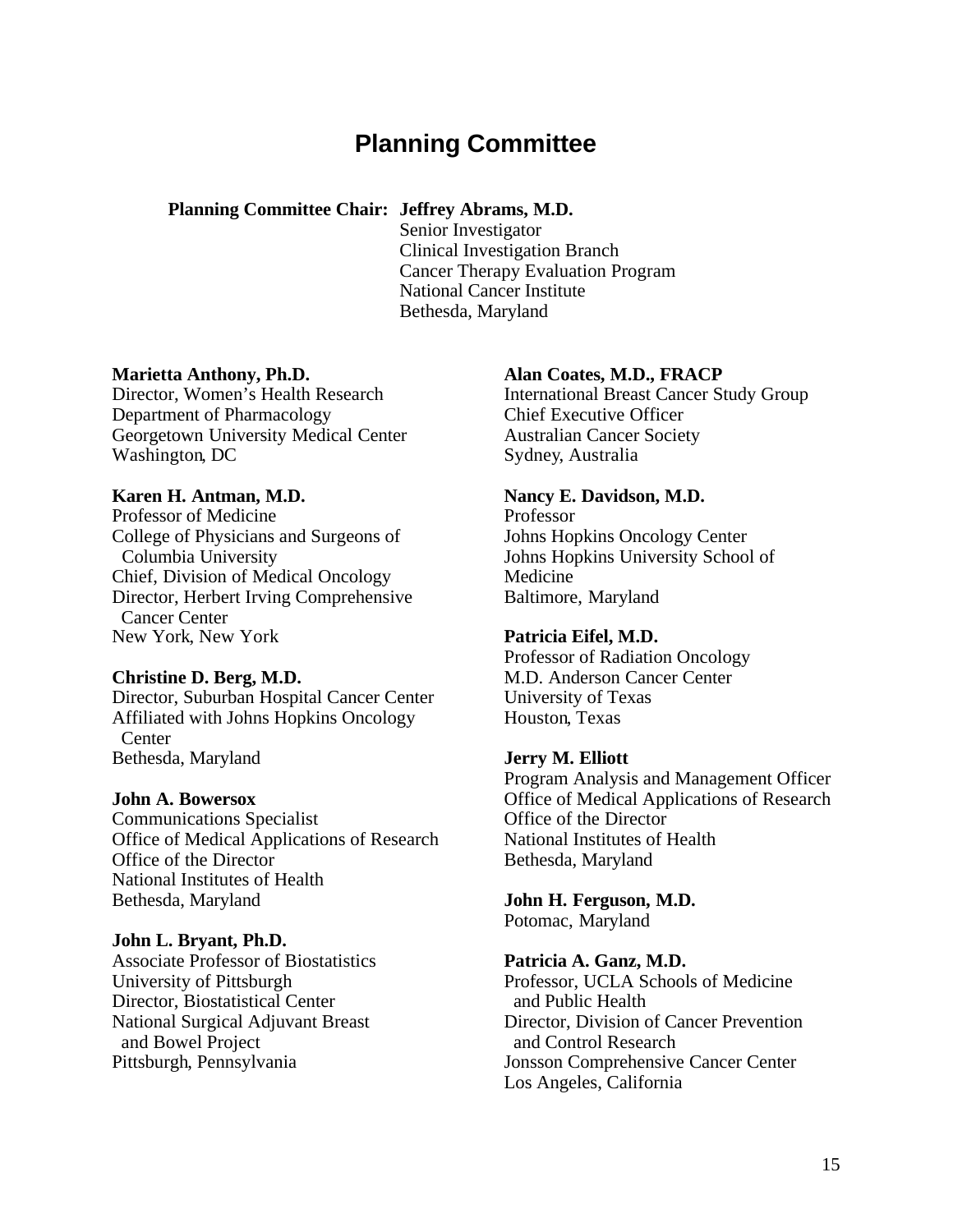# Planning Committee

**Planning Committee Chair:** **Jeffrey Abrams, M.D.**
Senior Investigator
Clinical Investigation Branch
Cancer Therapy Evaluation Program
National Cancer Institute
Bethesda, Maryland

**Marietta Anthony, Ph.D.**
Director, Women's Health Research
Department of Pharmacology
Georgetown University Medical Center
Washington, DC

**Karen H. Antman, M.D.**
Professor of Medicine
College of Physicians and Surgeons of Columbia University
Chief, Division of Medical Oncology
Director, Herbert Irving Comprehensive Cancer Center
New York, New York

**Christine D. Berg, M.D.**
Director, Suburban Hospital Cancer Center
Affiliated with Johns Hopkins Oncology Center
Bethesda, Maryland

**John A. Bowersox**
Communications Specialist
Office of Medical Applications of Research
Office of the Director
National Institutes of Health
Bethesda, Maryland

**John L. Bryant, Ph.D.**
Associate Professor of Biostatistics
University of Pittsburgh
Director, Biostatistical Center
National Surgical Adjuvant Breast and Bowel Project
Pittsburgh, Pennsylvania

**Alan Coates, M.D., FRACP**
International Breast Cancer Study Group
Chief Executive Officer
Australian Cancer Society
Sydney, Australia

**Nancy E. Davidson, M.D.**
Professor
Johns Hopkins Oncology Center
Johns Hopkins University School of Medicine
Baltimore, Maryland

**Patricia Eifel, M.D.**
Professor of Radiation Oncology
M.D. Anderson Cancer Center
University of Texas
Houston, Texas

**Jerry M. Elliott**
Program Analysis and Management Officer
Office of Medical Applications of Research
Office of the Director
National Institutes of Health
Bethesda, Maryland

**John H. Ferguson, M.D.**
Potomac, Maryland

**Patricia A. Ganz, M.D.**
Professor, UCLA Schools of Medicine and Public Health
Director, Division of Cancer Prevention and Control Research
Jonsson Comprehensive Cancer Center
Los Angeles, California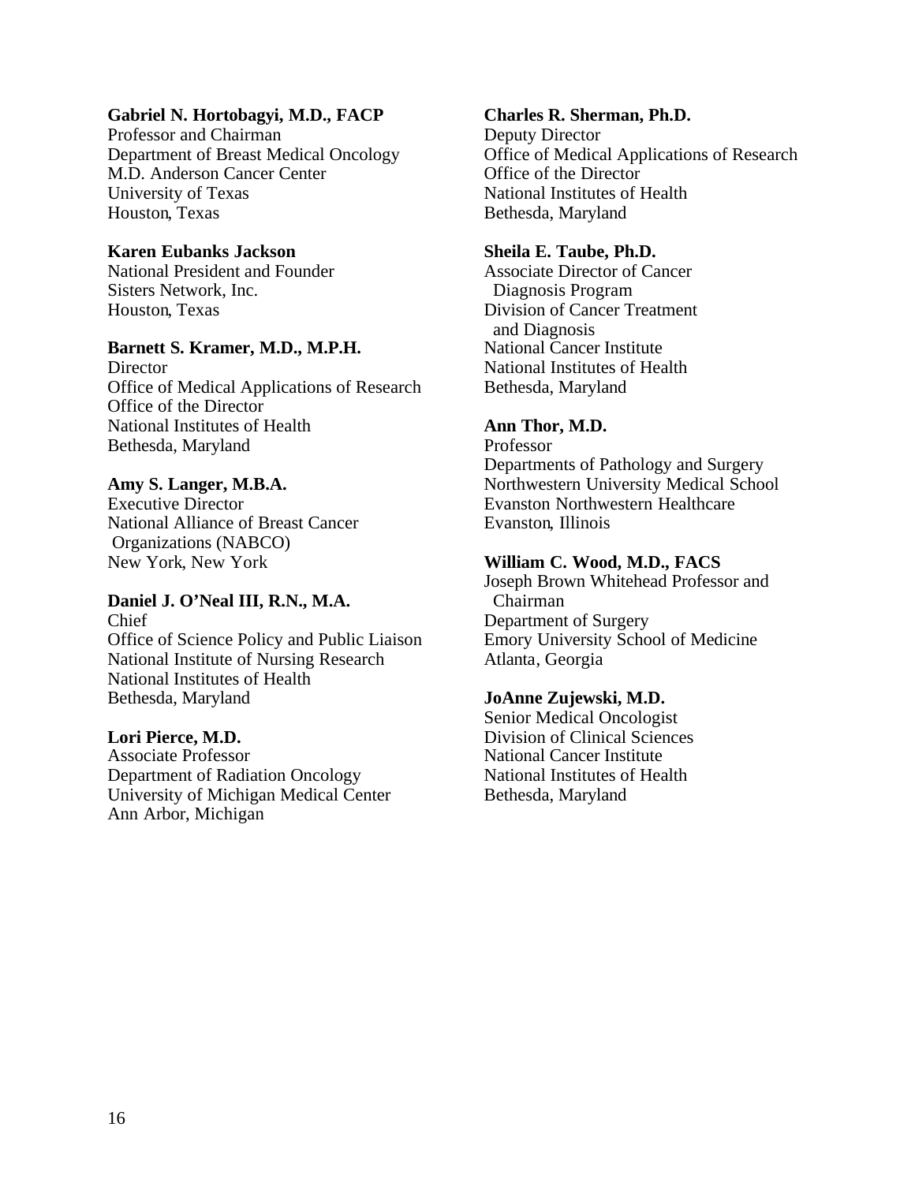**Gabriel N. Hortobagyi, M.D., FACP**
Professor and Chairman
Department of Breast Medical Oncology
M.D. Anderson Cancer Center
University of Texas
Houston, Texas

**Karen Eubanks Jackson**
National President and Founder
Sisters Network, Inc.
Houston, Texas

**Barnett S. Kramer, M.D., M.P.H.**
Director
Office of Medical Applications of Research
Office of the Director
National Institutes of Health
Bethesda, Maryland

**Amy S. Langer, M.B.A.**
Executive Director
National Alliance of Breast Cancer Organizations (NABCO)
New York, New York

**Daniel J. O'Neal III, R.N., M.A.**
Chief
Office of Science Policy and Public Liaison
National Institute of Nursing Research
National Institutes of Health
Bethesda, Maryland

**Lori Pierce, M.D.**
Associate Professor
Department of Radiation Oncology
University of Michigan Medical Center
Ann Arbor, Michigan

**Charles R. Sherman, Ph.D.**
Deputy Director
Office of Medical Applications of Research
Office of the Director
National Institutes of Health
Bethesda, Maryland

**Sheila E. Taube, Ph.D.**
Associate Director of Cancer Diagnosis Program
Division of Cancer Treatment and Diagnosis
National Cancer Institute
National Institutes of Health
Bethesda, Maryland

**Ann Thor, M.D.**
Professor
Departments of Pathology and Surgery
Northwestern University Medical School
Evanston Northwestern Healthcare
Evanston, Illinois

**William C. Wood, M.D., FACS**
Joseph Brown Whitehead Professor and Chairman
Department of Surgery
Emory University School of Medicine
Atlanta, Georgia

**JoAnne Zujewski, M.D.**
Senior Medical Oncologist
Division of Clinical Sciences
National Cancer Institute
National Institutes of Health
Bethesda, Maryland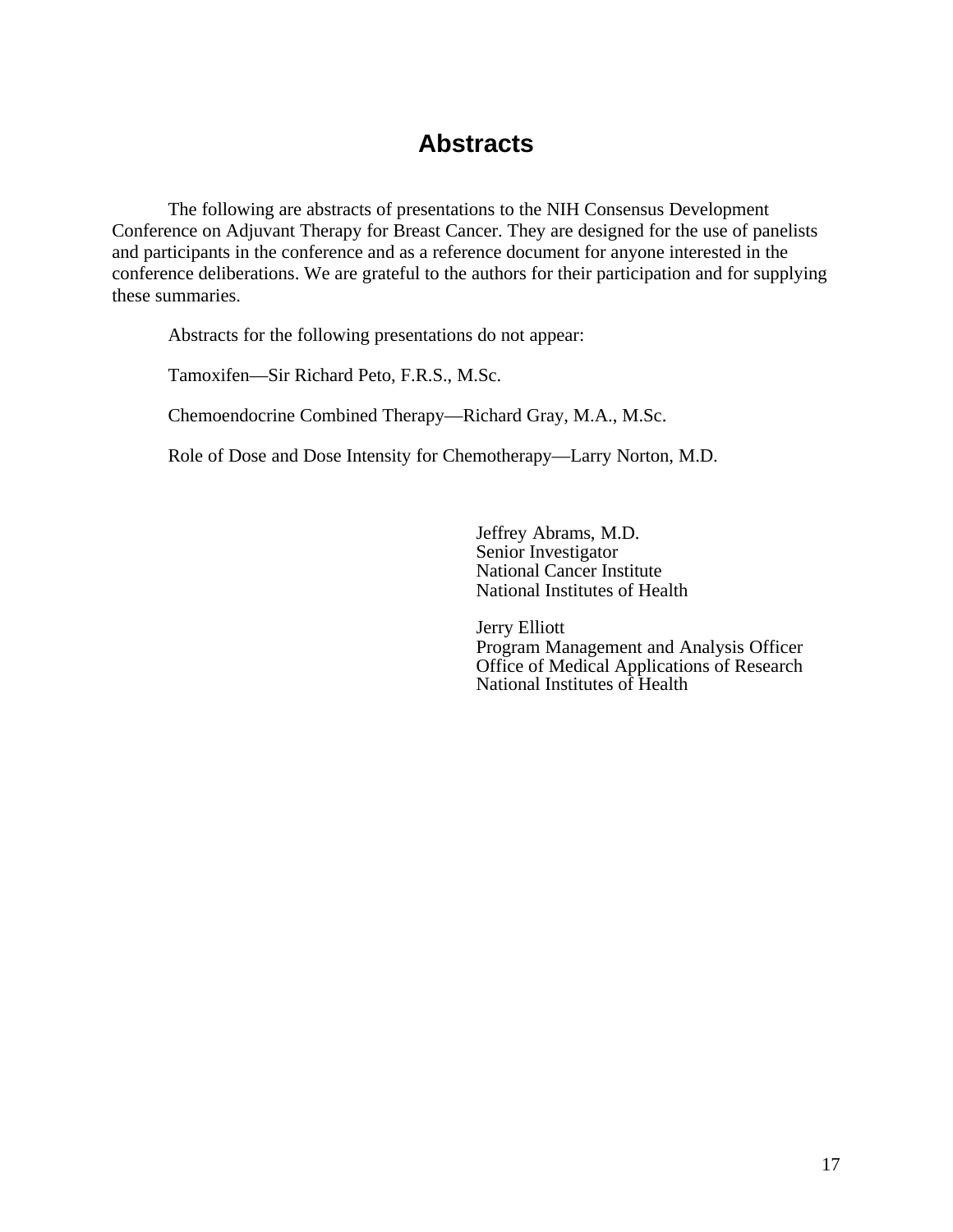# Abstracts

The following are abstracts of presentations to the NIH Consensus Development Conference on Adjuvant Therapy for Breast Cancer. They are designed for the use of panelists and participants in the conference and as a reference document for anyone interested in the conference deliberations. We are grateful to the authors for their participation and for supplying these summaries.

Abstracts for the following presentations do not appear:

Tamoxifen—Sir Richard Peto, F.R.S., M.Sc.

Chemoendocrine Combined Therapy—Richard Gray, M.A., M.Sc.

Role of Dose and Dose Intensity for Chemotherapy—Larry Norton, M.D.

Jeffrey Abrams, M.D.
Senior Investigator
National Cancer Institute
National Institutes of Health

Jerry Elliott
Program Management and Analysis Officer
Office of Medical Applications of Research
National Institutes of Health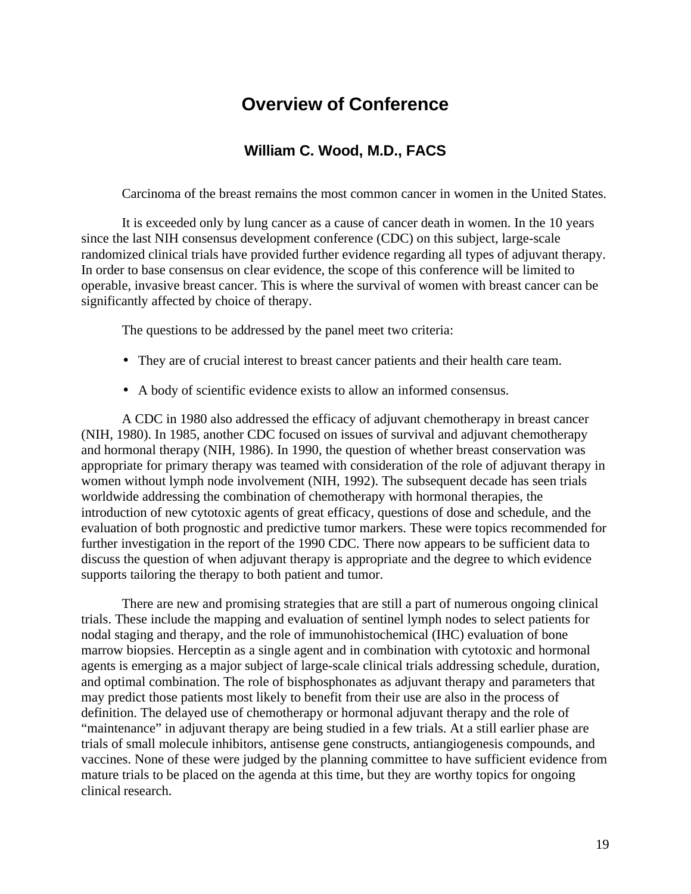# Overview of Conference

### William C. Wood, M.D., FACS

Carcinoma of the breast remains the most common cancer in women in the United States.

It is exceeded only by lung cancer as a cause of cancer death in women. In the 10 years since the last NIH consensus development conference (CDC) on this subject, large-scale randomized clinical trials have provided further evidence regarding all types of adjuvant therapy. In order to base consensus on clear evidence, the scope of this conference will be limited to operable, invasive breast cancer. This is where the survival of women with breast cancer can be significantly affected by choice of therapy.

The questions to be addressed by the panel meet two criteria:

- They are of crucial interest to breast cancer patients and their health care team.
- A body of scientific evidence exists to allow an informed consensus.

A CDC in 1980 also addressed the efficacy of adjuvant chemotherapy in breast cancer (NIH, 1980). In 1985, another CDC focused on issues of survival and adjuvant chemotherapy and hormonal therapy (NIH, 1986). In 1990, the question of whether breast conservation was appropriate for primary therapy was teamed with consideration of the role of adjuvant therapy in women without lymph node involvement (NIH, 1992). The subsequent decade has seen trials worldwide addressing the combination of chemotherapy with hormonal therapies, the introduction of new cytotoxic agents of great efficacy, questions of dose and schedule, and the evaluation of both prognostic and predictive tumor markers. These were topics recommended for further investigation in the report of the 1990 CDC. There now appears to be sufficient data to discuss the question of when adjuvant therapy is appropriate and the degree to which evidence supports tailoring the therapy to both patient and tumor.

There are new and promising strategies that are still a part of numerous ongoing clinical trials. These include the mapping and evaluation of sentinel lymph nodes to select patients for nodal staging and therapy, and the role of immunohistochemical (IHC) evaluation of bone marrow biopsies. Herceptin as a single agent and in combination with cytotoxic and hormonal agents is emerging as a major subject of large-scale clinical trials addressing schedule, duration, and optimal combination. The role of bisphosphonates as adjuvant therapy and parameters that may predict those patients most likely to benefit from their use are also in the process of definition. The delayed use of chemotherapy or hormonal adjuvant therapy and the role of "maintenance" in adjuvant therapy are being studied in a few trials. At a still earlier phase are trials of small molecule inhibitors, antisense gene constructs, antiangiogenesis compounds, and vaccines. None of these were judged by the planning committee to have sufficient evidence from mature trials to be placed on the agenda at this time, but they are worthy topics for ongoing clinical research.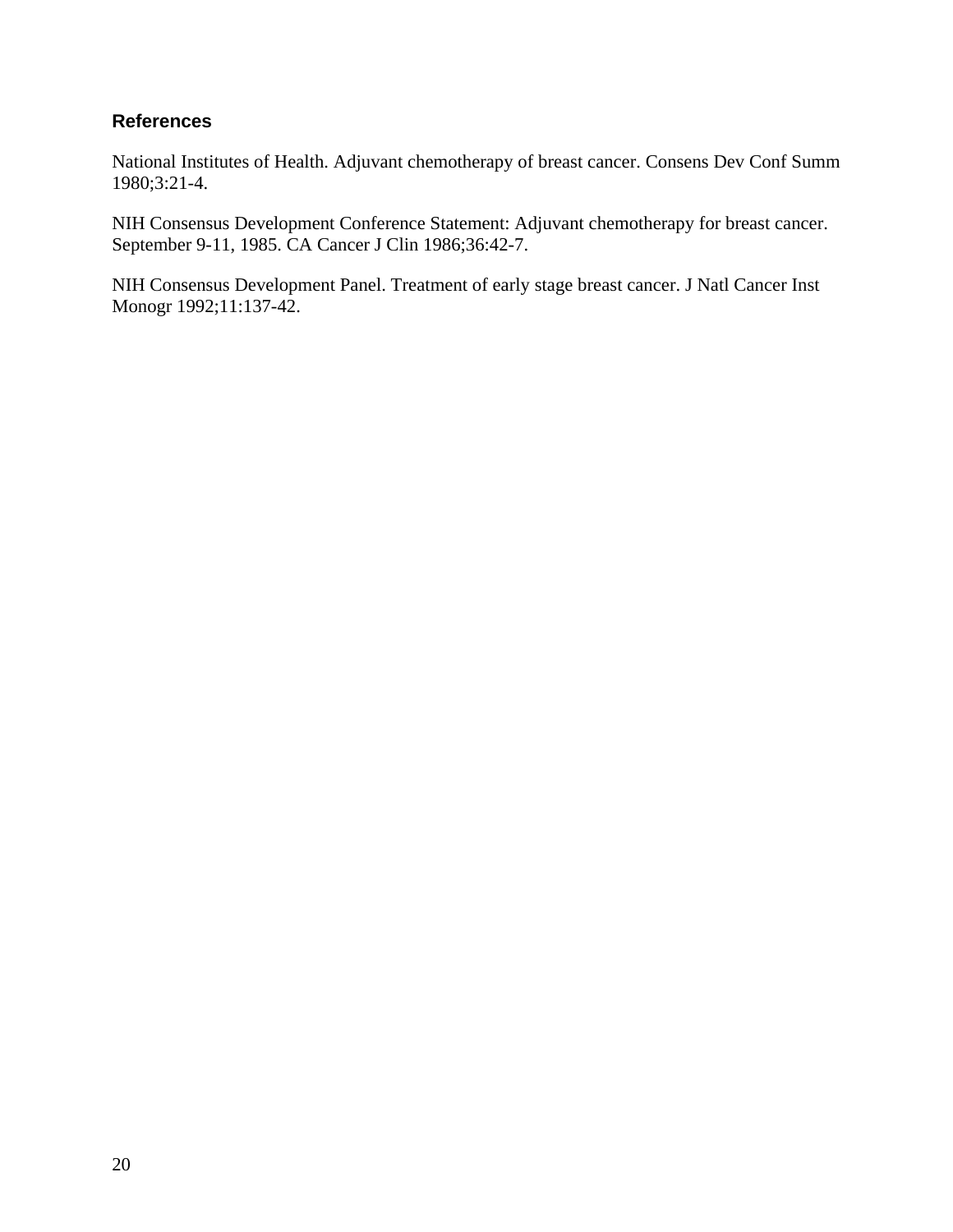### References

National Institutes of Health. Adjuvant chemotherapy of breast cancer. Consens Dev Conf Summ 1980;3:21-4.

NIH Consensus Development Conference Statement: Adjuvant chemotherapy for breast cancer. September 9-11, 1985. CA Cancer J Clin 1986;36:42-7.

NIH Consensus Development Panel. Treatment of early stage breast cancer. J Natl Cancer Inst Monogr 1992;11:137-42.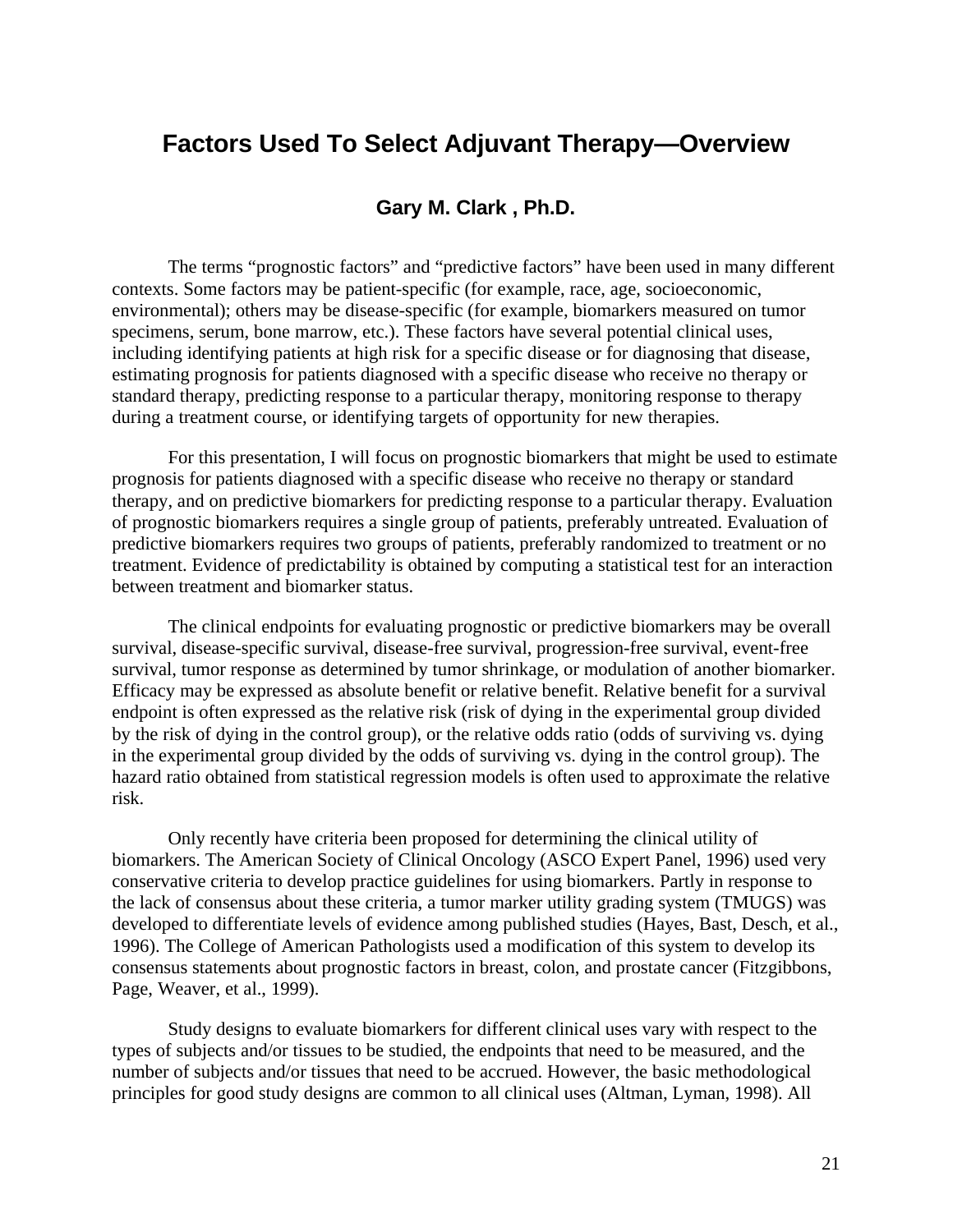# Factors Used To Select Adjuvant Therapy—Overview

### Gary M. Clark , Ph.D.

The terms "prognostic factors" and "predictive factors" have been used in many different contexts. Some factors may be patient-specific (for example, race, age, socioeconomic, environmental); others may be disease-specific (for example, biomarkers measured on tumor specimens, serum, bone marrow, etc.). These factors have several potential clinical uses, including identifying patients at high risk for a specific disease or for diagnosing that disease, estimating prognosis for patients diagnosed with a specific disease who receive no therapy or standard therapy, predicting response to a particular therapy, monitoring response to therapy during a treatment course, or identifying targets of opportunity for new therapies.

For this presentation, I will focus on prognostic biomarkers that might be used to estimate prognosis for patients diagnosed with a specific disease who receive no therapy or standard therapy, and on predictive biomarkers for predicting response to a particular therapy. Evaluation of prognostic biomarkers requires a single group of patients, preferably untreated. Evaluation of predictive biomarkers requires two groups of patients, preferably randomized to treatment or no treatment. Evidence of predictability is obtained by computing a statistical test for an interaction between treatment and biomarker status.

The clinical endpoints for evaluating prognostic or predictive biomarkers may be overall survival, disease-specific survival, disease-free survival, progression-free survival, event-free survival, tumor response as determined by tumor shrinkage, or modulation of another biomarker. Efficacy may be expressed as absolute benefit or relative benefit. Relative benefit for a survival endpoint is often expressed as the relative risk (risk of dying in the experimental group divided by the risk of dying in the control group), or the relative odds ratio (odds of surviving vs. dying in the experimental group divided by the odds of surviving vs. dying in the control group). The hazard ratio obtained from statistical regression models is often used to approximate the relative risk.

Only recently have criteria been proposed for determining the clinical utility of biomarkers. The American Society of Clinical Oncology (ASCO Expert Panel, 1996) used very conservative criteria to develop practice guidelines for using biomarkers. Partly in response to the lack of consensus about these criteria, a tumor marker utility grading system (TMUGS) was developed to differentiate levels of evidence among published studies (Hayes, Bast, Desch, et al., 1996). The College of American Pathologists used a modification of this system to develop its consensus statements about prognostic factors in breast, colon, and prostate cancer (Fitzgibbons, Page, Weaver, et al., 1999).

Study designs to evaluate biomarkers for different clinical uses vary with respect to the types of subjects and/or tissues to be studied, the endpoints that need to be measured, and the number of subjects and/or tissues that need to be accrued. However, the basic methodological principles for good study designs are common to all clinical uses (Altman, Lyman, 1998). All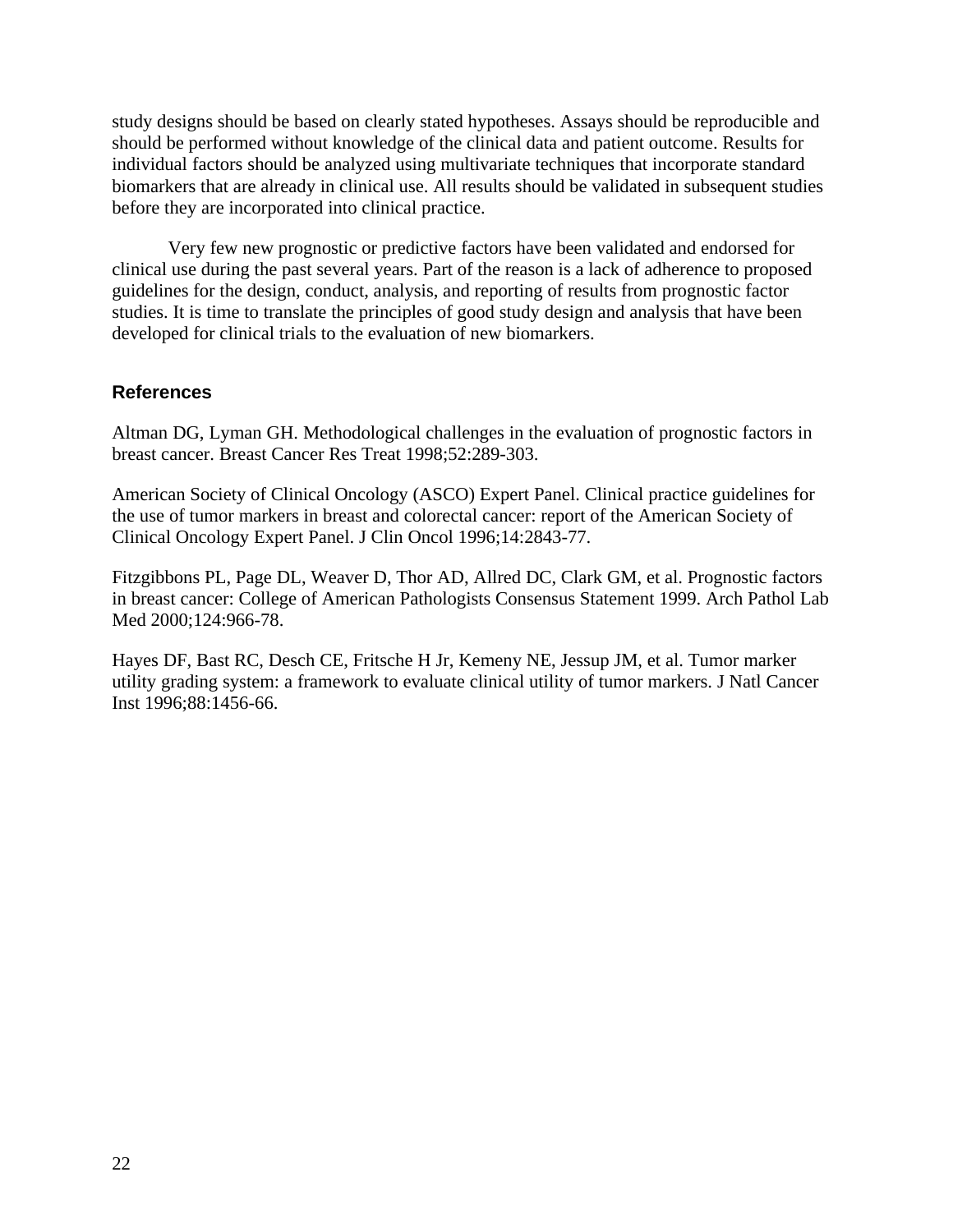study designs should be based on clearly stated hypotheses. Assays should be reproducible and should be performed without knowledge of the clinical data and patient outcome. Results for individual factors should be analyzed using multivariate techniques that incorporate standard biomarkers that are already in clinical use. All results should be validated in subsequent studies before they are incorporated into clinical practice.

Very few new prognostic or predictive factors have been validated and endorsed for clinical use during the past several years. Part of the reason is a lack of adherence to proposed guidelines for the design, conduct, analysis, and reporting of results from prognostic factor studies. It is time to translate the principles of good study design and analysis that have been developed for clinical trials to the evaluation of new biomarkers.

### References

Altman DG, Lyman GH. Methodological challenges in the evaluation of prognostic factors in breast cancer. Breast Cancer Res Treat 1998;52:289-303.

American Society of Clinical Oncology (ASCO) Expert Panel. Clinical practice guidelines for the use of tumor markers in breast and colorectal cancer: report of the American Society of Clinical Oncology Expert Panel. J Clin Oncol 1996;14:2843-77.

Fitzgibbons PL, Page DL, Weaver D, Thor AD, Allred DC, Clark GM, et al. Prognostic factors in breast cancer: College of American Pathologists Consensus Statement 1999. Arch Pathol Lab Med 2000;124:966-78.

Hayes DF, Bast RC, Desch CE, Fritsche H Jr, Kemeny NE, Jessup JM, et al. Tumor marker utility grading system: a framework to evaluate clinical utility of tumor markers. J Natl Cancer Inst 1996;88:1456-66.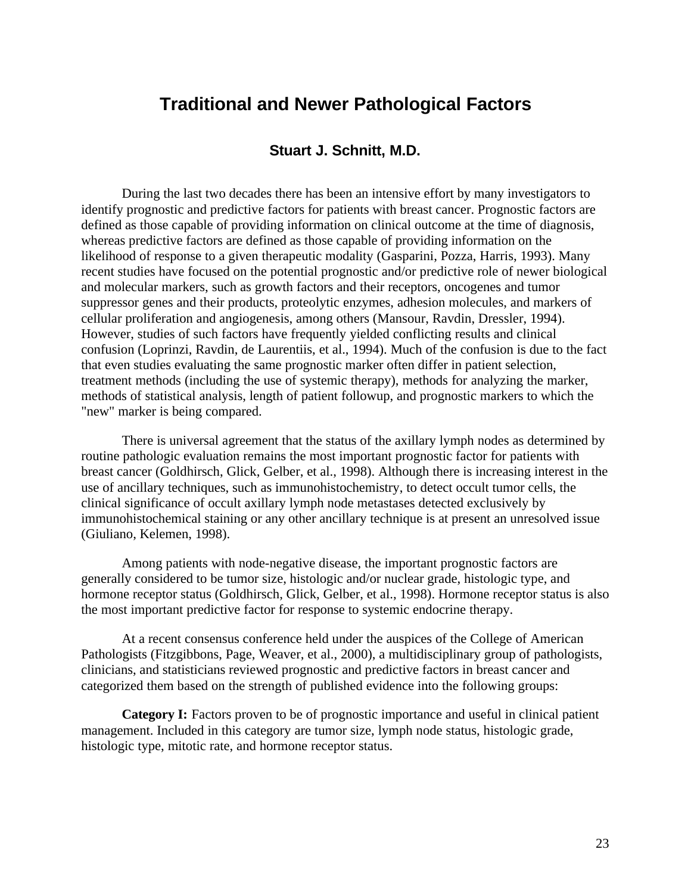# Traditional and Newer Pathological Factors

**Stuart J. Schnitt, M.D.**

During the last two decades there has been an intensive effort by many investigators to identify prognostic and predictive factors for patients with breast cancer. Prognostic factors are defined as those capable of providing information on clinical outcome at the time of diagnosis, whereas predictive factors are defined as those capable of providing information on the likelihood of response to a given therapeutic modality (Gasparini, Pozza, Harris, 1993). Many recent studies have focused on the potential prognostic and/or predictive role of newer biological and molecular markers, such as growth factors and their receptors, oncogenes and tumor suppressor genes and their products, proteolytic enzymes, adhesion molecules, and markers of cellular proliferation and angiogenesis, among others (Mansour, Ravdin, Dressler, 1994). However, studies of such factors have frequently yielded conflicting results and clinical confusion (Loprinzi, Ravdin, de Laurentiis, et al., 1994). Much of the confusion is due to the fact that even studies evaluating the same prognostic marker often differ in patient selection, treatment methods (including the use of systemic therapy), methods for analyzing the marker, methods of statistical analysis, length of patient followup, and prognostic markers to which the "new" marker is being compared.

There is universal agreement that the status of the axillary lymph nodes as determined by routine pathologic evaluation remains the most important prognostic factor for patients with breast cancer (Goldhirsch, Glick, Gelber, et al., 1998). Although there is increasing interest in the use of ancillary techniques, such as immunohistochemistry, to detect occult tumor cells, the clinical significance of occult axillary lymph node metastases detected exclusively by immunohistochemical staining or any other ancillary technique is at present an unresolved issue (Giuliano, Kelemen, 1998).

Among patients with node-negative disease, the important prognostic factors are generally considered to be tumor size, histologic and/or nuclear grade, histologic type, and hormone receptor status (Goldhirsch, Glick, Gelber, et al., 1998). Hormone receptor status is also the most important predictive factor for response to systemic endocrine therapy.

At a recent consensus conference held under the auspices of the College of American Pathologists (Fitzgibbons, Page, Weaver, et al., 2000), a multidisciplinary group of pathologists, clinicians, and statisticians reviewed prognostic and predictive factors in breast cancer and categorized them based on the strength of published evidence into the following groups:

**Category I:** Factors proven to be of prognostic importance and useful in clinical patient management. Included in this category are tumor size, lymph node status, histologic grade, histologic type, mitotic rate, and hormone receptor status.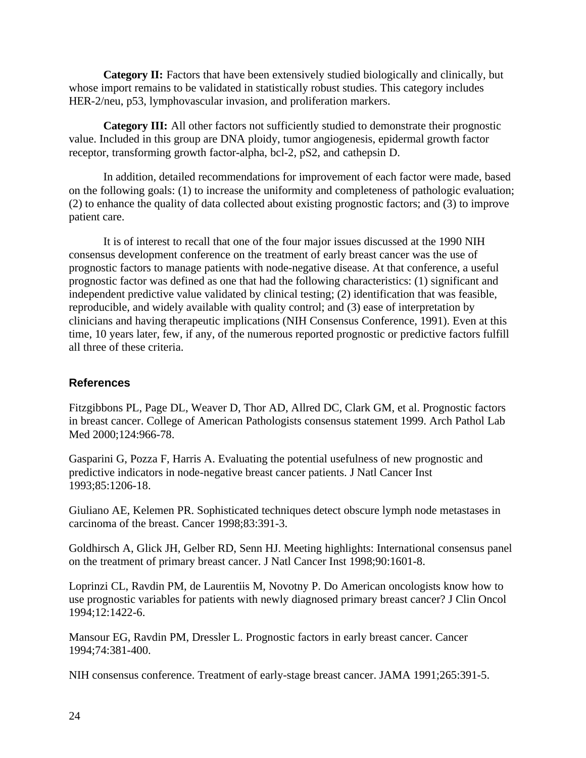**Category II:** Factors that have been extensively studied biologically and clinically, but whose import remains to be validated in statistically robust studies. This category includes HER-2/neu, p53, lymphovascular invasion, and proliferation markers.

**Category III:** All other factors not sufficiently studied to demonstrate their prognostic value. Included in this group are DNA ploidy, tumor angiogenesis, epidermal growth factor receptor, transforming growth factor-alpha, bcl-2, pS2, and cathepsin D.

In addition, detailed recommendations for improvement of each factor were made, based on the following goals: (1) to increase the uniformity and completeness of pathologic evaluation; (2) to enhance the quality of data collected about existing prognostic factors; and (3) to improve patient care.

It is of interest to recall that one of the four major issues discussed at the 1990 NIH consensus development conference on the treatment of early breast cancer was the use of prognostic factors to manage patients with node-negative disease. At that conference, a useful prognostic factor was defined as one that had the following characteristics: (1) significant and independent predictive value validated by clinical testing; (2) identification that was feasible, reproducible, and widely available with quality control; and (3) ease of interpretation by clinicians and having therapeutic implications (NIH Consensus Conference, 1991). Even at this time, 10 years later, few, if any, of the numerous reported prognostic or predictive factors fulfill all three of these criteria.

### References

Fitzgibbons PL, Page DL, Weaver D, Thor AD, Allred DC, Clark GM, et al. Prognostic factors in breast cancer. College of American Pathologists consensus statement 1999. Arch Pathol Lab Med 2000;124:966-78.

Gasparini G, Pozza F, Harris A. Evaluating the potential usefulness of new prognostic and predictive indicators in node-negative breast cancer patients. J Natl Cancer Inst 1993;85:1206-18.

Giuliano AE, Kelemen PR. Sophisticated techniques detect obscure lymph node metastases in carcinoma of the breast. Cancer 1998;83:391-3.

Goldhirsch A, Glick JH, Gelber RD, Senn HJ. Meeting highlights: International consensus panel on the treatment of primary breast cancer. J Natl Cancer Inst 1998;90:1601-8.

Loprinzi CL, Ravdin PM, de Laurentiis M, Novotny P. Do American oncologists know how to use prognostic variables for patients with newly diagnosed primary breast cancer? J Clin Oncol 1994;12:1422-6.

Mansour EG, Ravdin PM, Dressler L. Prognostic factors in early breast cancer. Cancer 1994;74:381-400.

NIH consensus conference. Treatment of early-stage breast cancer. JAMA 1991;265:391-5.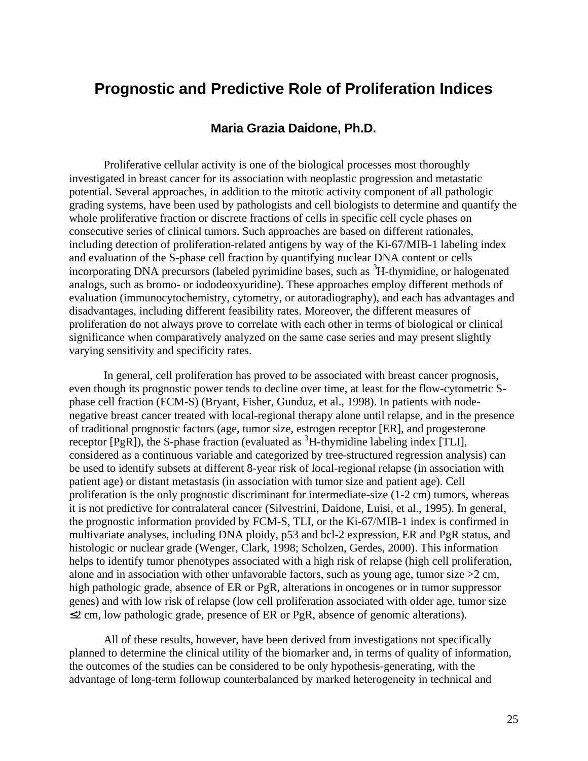# Prognostic and Predictive Role of Proliferation Indices

### Maria Grazia Daidone, Ph.D.

Proliferative cellular activity is one of the biological processes most thoroughly investigated in breast cancer for its association with neoplastic progression and metastatic potential. Several approaches, in addition to the mitotic activity component of all pathologic grading systems, have been used by pathologists and cell biologists to determine and quantify the whole proliferative fraction or discrete fractions of cells in specific cell cycle phases on consecutive series of clinical tumors. Such approaches are based on different rationales, including detection of proliferation-related antigens by way of the Ki-67/MIB-1 labeling index and evaluation of the S-phase cell fraction by quantifying nuclear DNA content or cells incorporating DNA precursors (labeled pyrimidine bases, such as $^{3}$H-thymidine, or halogenated analogs, such as bromo- or iododeoxyuridine). These approaches employ different methods of evaluation (immunocytochemistry, cytometry, or autoradiography), and each has advantages and disadvantages, including different feasibility rates. Moreover, the different measures of proliferation do not always prove to correlate with each other in terms of biological or clinical significance when comparatively analyzed on the same case series and may present slightly varying sensitivity and specificity rates.

In general, cell proliferation has proved to be associated with breast cancer prognosis, even though its prognostic power tends to decline over time, at least for the flow-cytometric S-phase cell fraction (FCM-S) (Bryant, Fisher, Gunduz, et al., 1998). In patients with node-negative breast cancer treated with local-regional therapy alone until relapse, and in the presence of traditional prognostic factors (age, tumor size, estrogen receptor [ER], and progesterone receptor [PgR]), the S-phase fraction (evaluated as $^{3}$H-thymidine labeling index [TLI], considered as a continuous variable and categorized by tree-structured regression analysis) can be used to identify subsets at different 8-year risk of local-regional relapse (in association with patient age) or distant metastasis (in association with tumor size and patient age). Cell proliferation is the only prognostic discriminant for intermediate-size (1-2 cm) tumors, whereas it is not predictive for contralateral cancer (Silvestrini, Daidone, Luisi, et al., 1995). In general, the prognostic information provided by FCM-S, TLI, or the Ki-67/MIB-1 index is confirmed in multivariate analyses, including DNA ploidy, p53 and bcl-2 expression, ER and PgR status, and histologic or nuclear grade (Wenger, Clark, 1998; Scholzen, Gerdes, 2000). This information helps to identify tumor phenotypes associated with a high risk of relapse (high cell proliferation, alone and in association with other unfavorable factors, such as young age, tumor size >2 cm, high pathologic grade, absence of ER or PgR, alterations in oncogenes or in tumor suppressor genes) and with low risk of relapse (low cell proliferation associated with older age, tumor size ≤2 cm, low pathologic grade, presence of ER or PgR, absence of genomic alterations).

All of these results, however, have been derived from investigations not specifically planned to determine the clinical utility of the biomarker and, in terms of quality of information, the outcomes of the studies can be considered to be only hypothesis-generating, with the advantage of long-term followup counterbalanced by marked heterogeneity in technical and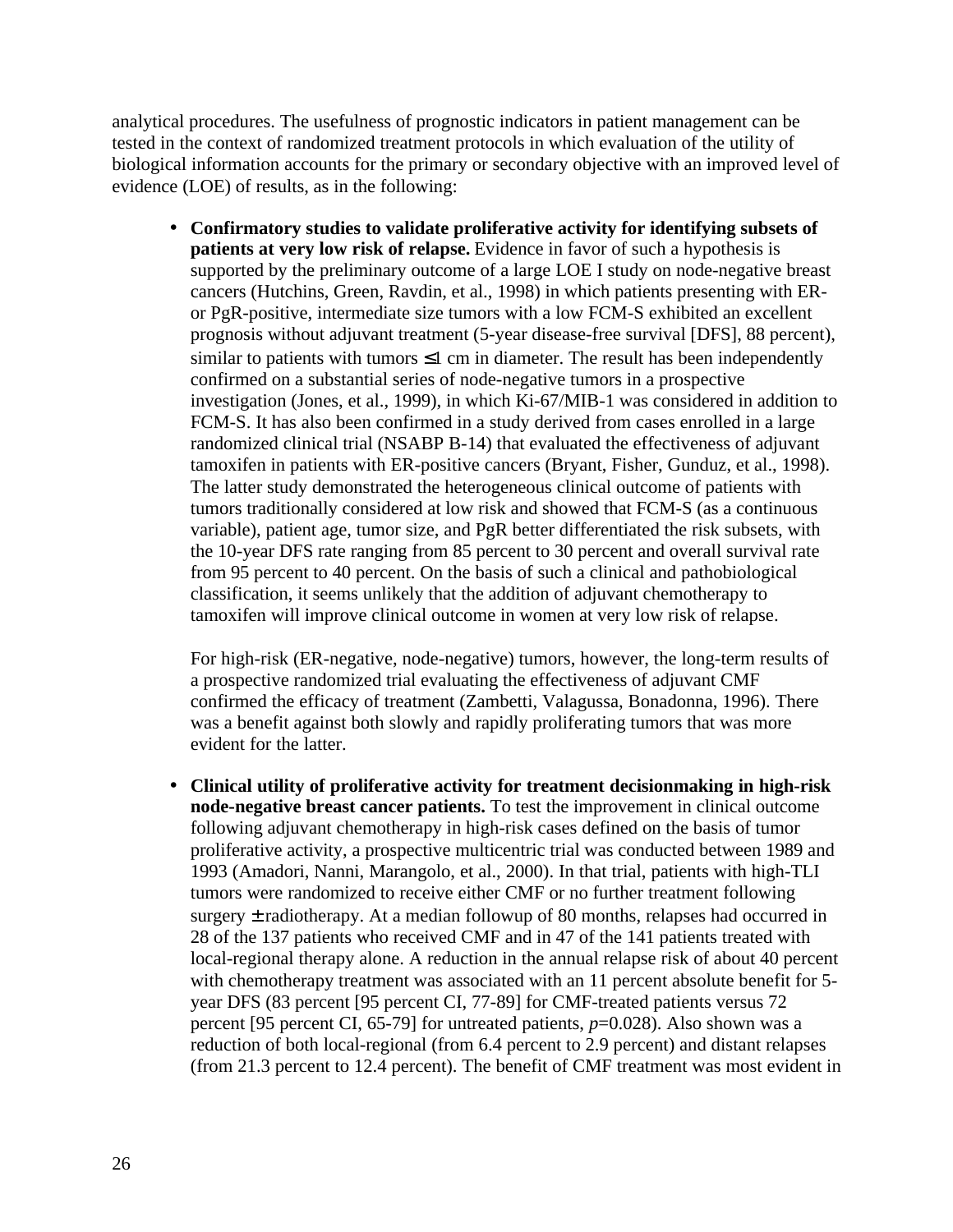analytical procedures. The usefulness of prognostic indicators in patient management can be tested in the context of randomized treatment protocols in which evaluation of the utility of biological information accounts for the primary or secondary objective with an improved level of evidence (LOE) of results, as in the following:

- **Confirmatory studies to validate proliferative activity for identifying subsets of patients at very low risk of relapse.** Evidence in favor of such a hypothesis is supported by the preliminary outcome of a large LOE I study on node-negative breast cancers (Hutchins, Green, Ravdin, et al., 1998) in which patients presenting with ER- or PgR-positive, intermediate size tumors with a low FCM-S exhibited an excellent prognosis without adjuvant treatment (5-year disease-free survival [DFS], 88 percent), similar to patients with tumors ≤1 cm in diameter. The result has been independently confirmed on a substantial series of node-negative tumors in a prospective investigation (Jones, et al., 1999), in which Ki-67/MIB-1 was considered in addition to FCM-S. It has also been confirmed in a study derived from cases enrolled in a large randomized clinical trial (NSABP B-14) that evaluated the effectiveness of adjuvant tamoxifen in patients with ER-positive cancers (Bryant, Fisher, Gunduz, et al., 1998). The latter study demonstrated the heterogeneous clinical outcome of patients with tumors traditionally considered at low risk and showed that FCM-S (as a continuous variable), patient age, tumor size, and PgR better differentiated the risk subsets, with the 10-year DFS rate ranging from 85 percent to 30 percent and overall survival rate from 95 percent to 40 percent. On the basis of such a clinical and pathobiological classification, it seems unlikely that the addition of adjuvant chemotherapy to tamoxifen will improve clinical outcome in women at very low risk of relapse.

  For high-risk (ER-negative, node-negative) tumors, however, the long-term results of a prospective randomized trial evaluating the effectiveness of adjuvant CMF confirmed the efficacy of treatment (Zambetti, Valagussa, Bonadonna, 1996). There was a benefit against both slowly and rapidly proliferating tumors that was more evident for the latter.

- **Clinical utility of proliferative activity for treatment decisionmaking in high-risk node-negative breast cancer patients.** To test the improvement in clinical outcome following adjuvant chemotherapy in high-risk cases defined on the basis of tumor proliferative activity, a prospective multicentric trial was conducted between 1989 and 1993 (Amadori, Nanni, Marangolo, et al., 2000). In that trial, patients with high-TLI tumors were randomized to receive either CMF or no further treatment following surgery ± radiotherapy. At a median followup of 80 months, relapses had occurred in 28 of the 137 patients who received CMF and in 47 of the 141 patients treated with local-regional therapy alone. A reduction in the annual relapse risk of about 40 percent with chemotherapy treatment was associated with an 11 percent absolute benefit for 5-year DFS (83 percent [95 percent CI, 77-89] for CMF-treated patients versus 72 percent [95 percent CI, 65-79] for untreated patients, $p$=0.028). Also shown was a reduction of both local-regional (from 6.4 percent to 2.9 percent) and distant relapses (from 21.3 percent to 12.4 percent). The benefit of CMF treatment was most evident in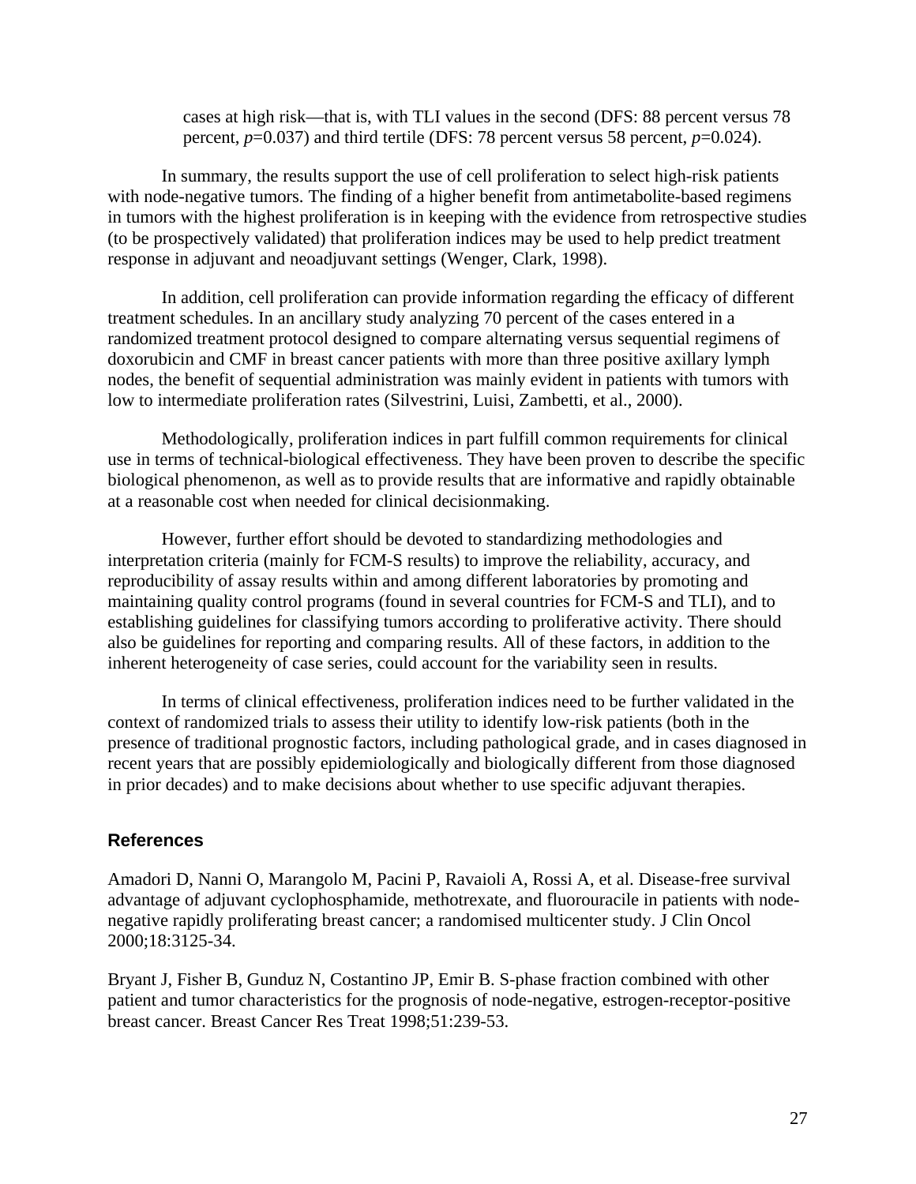cases at high risk—that is, with TLI values in the second (DFS: 88 percent versus 78 percent, *p*=0.037) and third tertile (DFS: 78 percent versus 58 percent, *p*=0.024).

In summary, the results support the use of cell proliferation to select high-risk patients with node-negative tumors. The finding of a higher benefit from antimetabolite-based regimens in tumors with the highest proliferation is in keeping with the evidence from retrospective studies (to be prospectively validated) that proliferation indices may be used to help predict treatment response in adjuvant and neoadjuvant settings (Wenger, Clark, 1998).

In addition, cell proliferation can provide information regarding the efficacy of different treatment schedules. In an ancillary study analyzing 70 percent of the cases entered in a randomized treatment protocol designed to compare alternating versus sequential regimens of doxorubicin and CMF in breast cancer patients with more than three positive axillary lymph nodes, the benefit of sequential administration was mainly evident in patients with tumors with low to intermediate proliferation rates (Silvestrini, Luisi, Zambetti, et al., 2000).

Methodologically, proliferation indices in part fulfill common requirements for clinical use in terms of technical-biological effectiveness. They have been proven to describe the specific biological phenomenon, as well as to provide results that are informative and rapidly obtainable at a reasonable cost when needed for clinical decisionmaking.

However, further effort should be devoted to standardizing methodologies and interpretation criteria (mainly for FCM-S results) to improve the reliability, accuracy, and reproducibility of assay results within and among different laboratories by promoting and maintaining quality control programs (found in several countries for FCM-S and TLI), and to establishing guidelines for classifying tumors according to proliferative activity. There should also be guidelines for reporting and comparing results. All of these factors, in addition to the inherent heterogeneity of case series, could account for the variability seen in results.

In terms of clinical effectiveness, proliferation indices need to be further validated in the context of randomized trials to assess their utility to identify low-risk patients (both in the presence of traditional prognostic factors, including pathological grade, and in cases diagnosed in recent years that are possibly epidemiologically and biologically different from those diagnosed in prior decades) and to make decisions about whether to use specific adjuvant therapies.

## References

Amadori D, Nanni O, Marangolo M, Pacini P, Ravaioli A, Rossi A, et al. Disease-free survival advantage of adjuvant cyclophosphamide, methotrexate, and fluorouracile in patients with node-negative rapidly proliferating breast cancer; a randomised multicenter study. J Clin Oncol 2000;18:3125-34.

Bryant J, Fisher B, Gunduz N, Costantino JP, Emir B. S-phase fraction combined with other patient and tumor characteristics for the prognosis of node-negative, estrogen-receptor-positive breast cancer. Breast Cancer Res Treat 1998;51:239-53.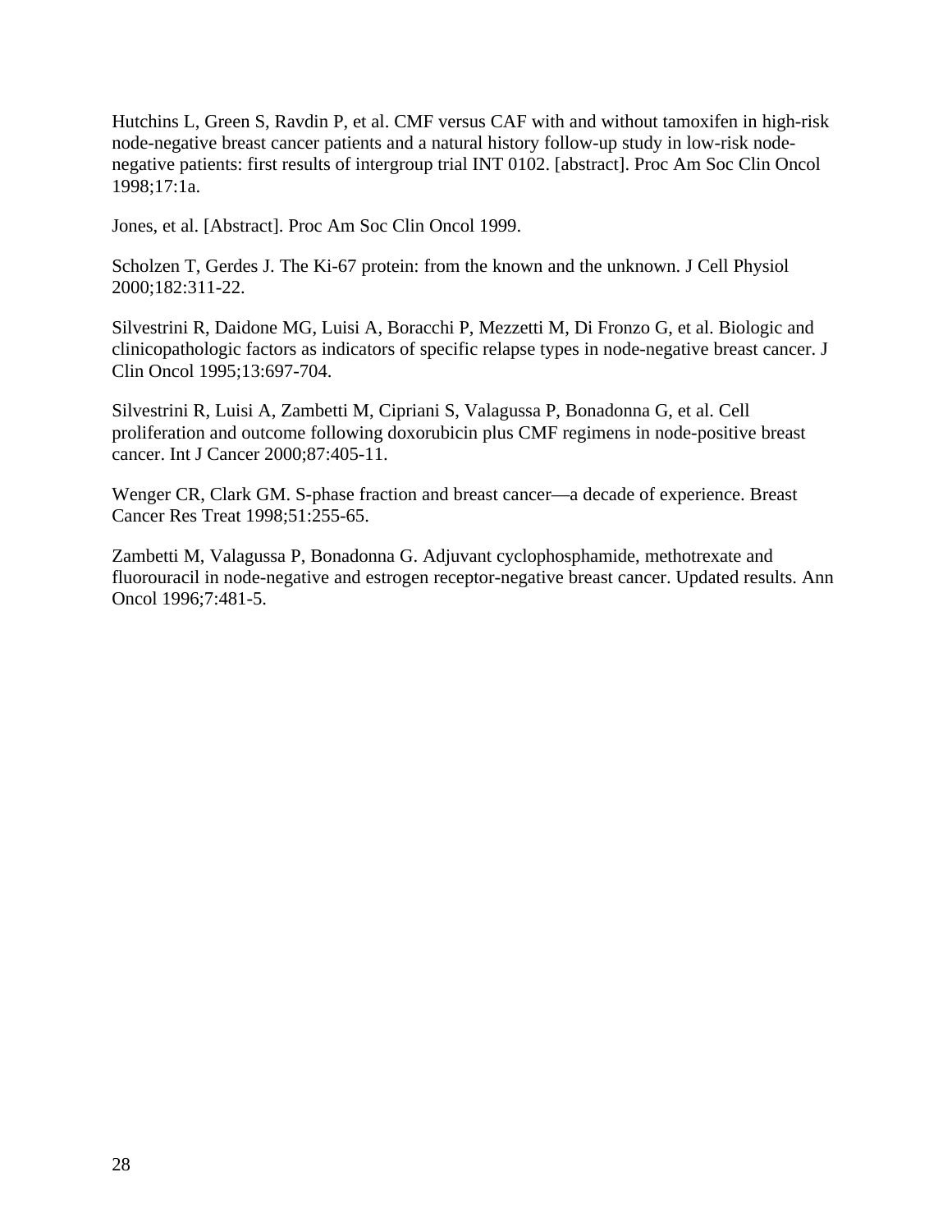Hutchins L, Green S, Ravdin P, et al. CMF versus CAF with and without tamoxifen in high-risk node-negative breast cancer patients and a natural history follow-up study in low-risk node-negative patients: first results of intergroup trial INT 0102. [abstract]. Proc Am Soc Clin Oncol 1998;17:1a.

Jones, et al. [Abstract]. Proc Am Soc Clin Oncol 1999.

Scholzen T, Gerdes J. The Ki-67 protein: from the known and the unknown. J Cell Physiol 2000;182:311-22.

Silvestrini R, Daidone MG, Luisi A, Boracchi P, Mezzetti M, Di Fronzo G, et al. Biologic and clinicopathologic factors as indicators of specific relapse types in node-negative breast cancer. J Clin Oncol 1995;13:697-704.

Silvestrini R, Luisi A, Zambetti M, Cipriani S, Valagussa P, Bonadonna G, et al. Cell proliferation and outcome following doxorubicin plus CMF regimens in node-positive breast cancer. Int J Cancer 2000;87:405-11.

Wenger CR, Clark GM. S-phase fraction and breast cancer—a decade of experience. Breast Cancer Res Treat 1998;51:255-65.

Zambetti M, Valagussa P, Bonadonna G. Adjuvant cyclophosphamide, methotrexate and fluorouracil in node-negative and estrogen receptor-negative breast cancer. Updated results. Ann Oncol 1996;7:481-5.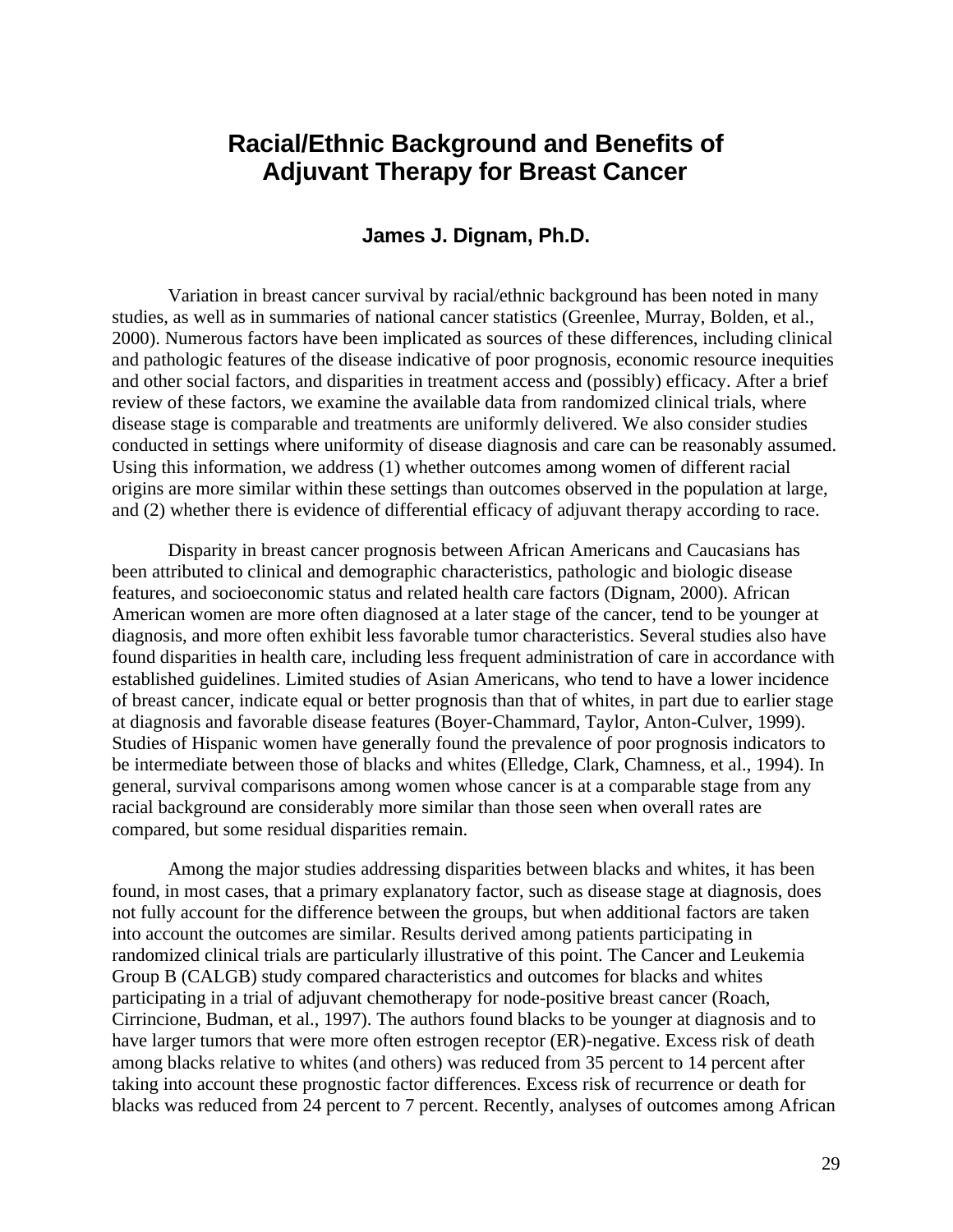# Racial/Ethnic Background and Benefits of Adjuvant Therapy for Breast Cancer

**James J. Dignam, Ph.D.**

Variation in breast cancer survival by racial/ethnic background has been noted in many studies, as well as in summaries of national cancer statistics (Greenlee, Murray, Bolden, et al., 2000). Numerous factors have been implicated as sources of these differences, including clinical and pathologic features of the disease indicative of poor prognosis, economic resource inequities and other social factors, and disparities in treatment access and (possibly) efficacy. After a brief review of these factors, we examine the available data from randomized clinical trials, where disease stage is comparable and treatments are uniformly delivered. We also consider studies conducted in settings where uniformity of disease diagnosis and care can be reasonably assumed. Using this information, we address (1) whether outcomes among women of different racial origins are more similar within these settings than outcomes observed in the population at large, and (2) whether there is evidence of differential efficacy of adjuvant therapy according to race.

Disparity in breast cancer prognosis between African Americans and Caucasians has been attributed to clinical and demographic characteristics, pathologic and biologic disease features, and socioeconomic status and related health care factors (Dignam, 2000). African American women are more often diagnosed at a later stage of the cancer, tend to be younger at diagnosis, and more often exhibit less favorable tumor characteristics. Several studies also have found disparities in health care, including less frequent administration of care in accordance with established guidelines. Limited studies of Asian Americans, who tend to have a lower incidence of breast cancer, indicate equal or better prognosis than that of whites, in part due to earlier stage at diagnosis and favorable disease features (Boyer-Chammard, Taylor, Anton-Culver, 1999). Studies of Hispanic women have generally found the prevalence of poor prognosis indicators to be intermediate between those of blacks and whites (Elledge, Clark, Chamness, et al., 1994). In general, survival comparisons among women whose cancer is at a comparable stage from any racial background are considerably more similar than those seen when overall rates are compared, but some residual disparities remain.

Among the major studies addressing disparities between blacks and whites, it has been found, in most cases, that a primary explanatory factor, such as disease stage at diagnosis, does not fully account for the difference between the groups, but when additional factors are taken into account the outcomes are similar. Results derived among patients participating in randomized clinical trials are particularly illustrative of this point. The Cancer and Leukemia Group B (CALGB) study compared characteristics and outcomes for blacks and whites participating in a trial of adjuvant chemotherapy for node-positive breast cancer (Roach, Cirrincione, Budman, et al., 1997). The authors found blacks to be younger at diagnosis and to have larger tumors that were more often estrogen receptor (ER)-negative. Excess risk of death among blacks relative to whites (and others) was reduced from 35 percent to 14 percent after taking into account these prognostic factor differences. Excess risk of recurrence or death for blacks was reduced from 24 percent to 7 percent. Recently, analyses of outcomes among African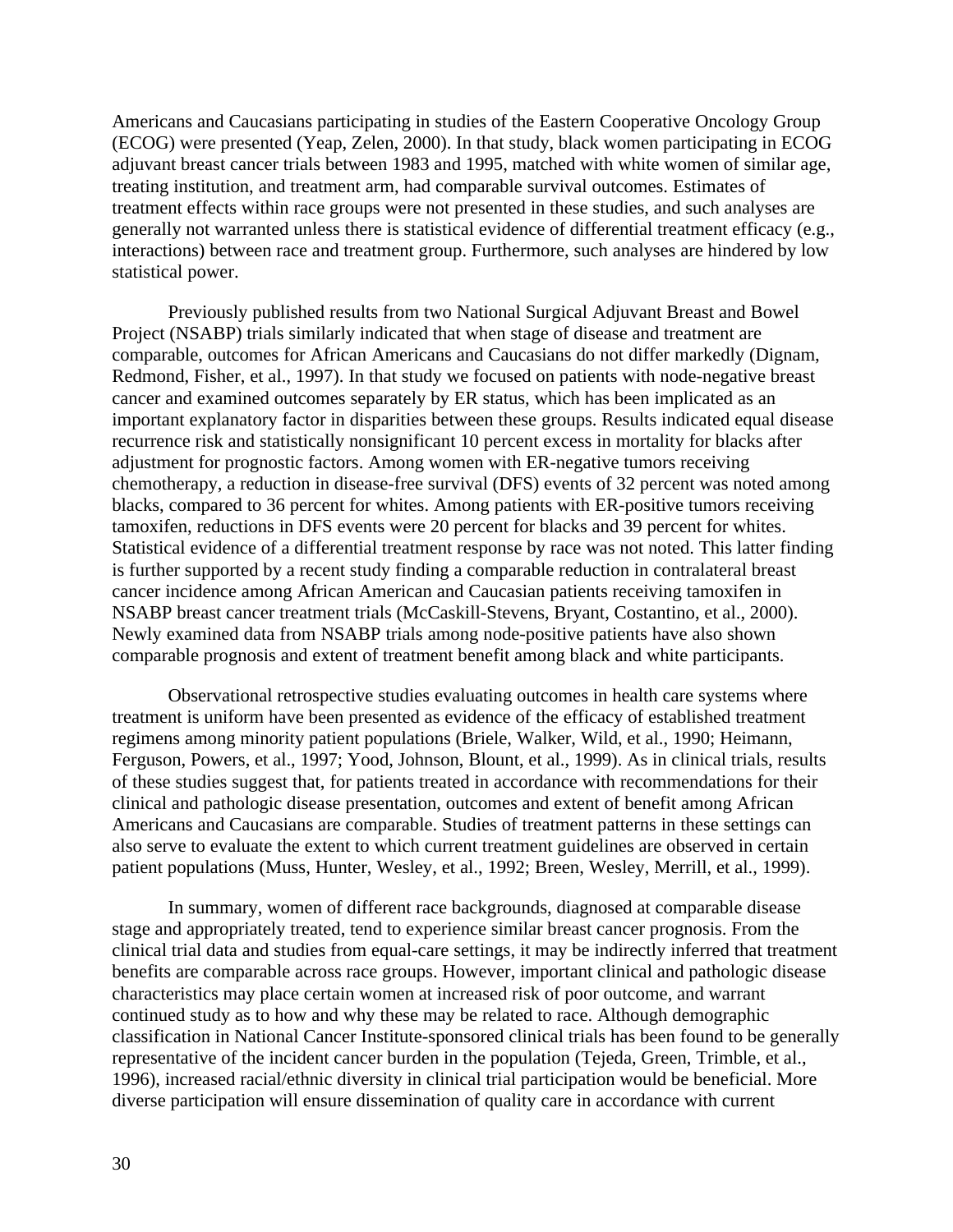Americans and Caucasians participating in studies of the Eastern Cooperative Oncology Group (ECOG) were presented (Yeap, Zelen, 2000). In that study, black women participating in ECOG adjuvant breast cancer trials between 1983 and 1995, matched with white women of similar age, treating institution, and treatment arm, had comparable survival outcomes. Estimates of treatment effects within race groups were not presented in these studies, and such analyses are generally not warranted unless there is statistical evidence of differential treatment efficacy (e.g., interactions) between race and treatment group. Furthermore, such analyses are hindered by low statistical power.

Previously published results from two National Surgical Adjuvant Breast and Bowel Project (NSABP) trials similarly indicated that when stage of disease and treatment are comparable, outcomes for African Americans and Caucasians do not differ markedly (Dignam, Redmond, Fisher, et al., 1997). In that study we focused on patients with node-negative breast cancer and examined outcomes separately by ER status, which has been implicated as an important explanatory factor in disparities between these groups. Results indicated equal disease recurrence risk and statistically nonsignificant 10 percent excess in mortality for blacks after adjustment for prognostic factors. Among women with ER-negative tumors receiving chemotherapy, a reduction in disease-free survival (DFS) events of 32 percent was noted among blacks, compared to 36 percent for whites. Among patients with ER-positive tumors receiving tamoxifen, reductions in DFS events were 20 percent for blacks and 39 percent for whites. Statistical evidence of a differential treatment response by race was not noted. This latter finding is further supported by a recent study finding a comparable reduction in contralateral breast cancer incidence among African American and Caucasian patients receiving tamoxifen in NSABP breast cancer treatment trials (McCaskill-Stevens, Bryant, Costantino, et al., 2000). Newly examined data from NSABP trials among node-positive patients have also shown comparable prognosis and extent of treatment benefit among black and white participants.

Observational retrospective studies evaluating outcomes in health care systems where treatment is uniform have been presented as evidence of the efficacy of established treatment regimens among minority patient populations (Briele, Walker, Wild, et al., 1990; Heimann, Ferguson, Powers, et al., 1997; Yood, Johnson, Blount, et al., 1999). As in clinical trials, results of these studies suggest that, for patients treated in accordance with recommendations for their clinical and pathologic disease presentation, outcomes and extent of benefit among African Americans and Caucasians are comparable. Studies of treatment patterns in these settings can also serve to evaluate the extent to which current treatment guidelines are observed in certain patient populations (Muss, Hunter, Wesley, et al., 1992; Breen, Wesley, Merrill, et al., 1999).

In summary, women of different race backgrounds, diagnosed at comparable disease stage and appropriately treated, tend to experience similar breast cancer prognosis. From the clinical trial data and studies from equal-care settings, it may be indirectly inferred that treatment benefits are comparable across race groups. However, important clinical and pathologic disease characteristics may place certain women at increased risk of poor outcome, and warrant continued study as to how and why these may be related to race. Although demographic classification in National Cancer Institute-sponsored clinical trials has been found to be generally representative of the incident cancer burden in the population (Tejeda, Green, Trimble, et al., 1996), increased racial/ethnic diversity in clinical trial participation would be beneficial. More diverse participation will ensure dissemination of quality care in accordance with current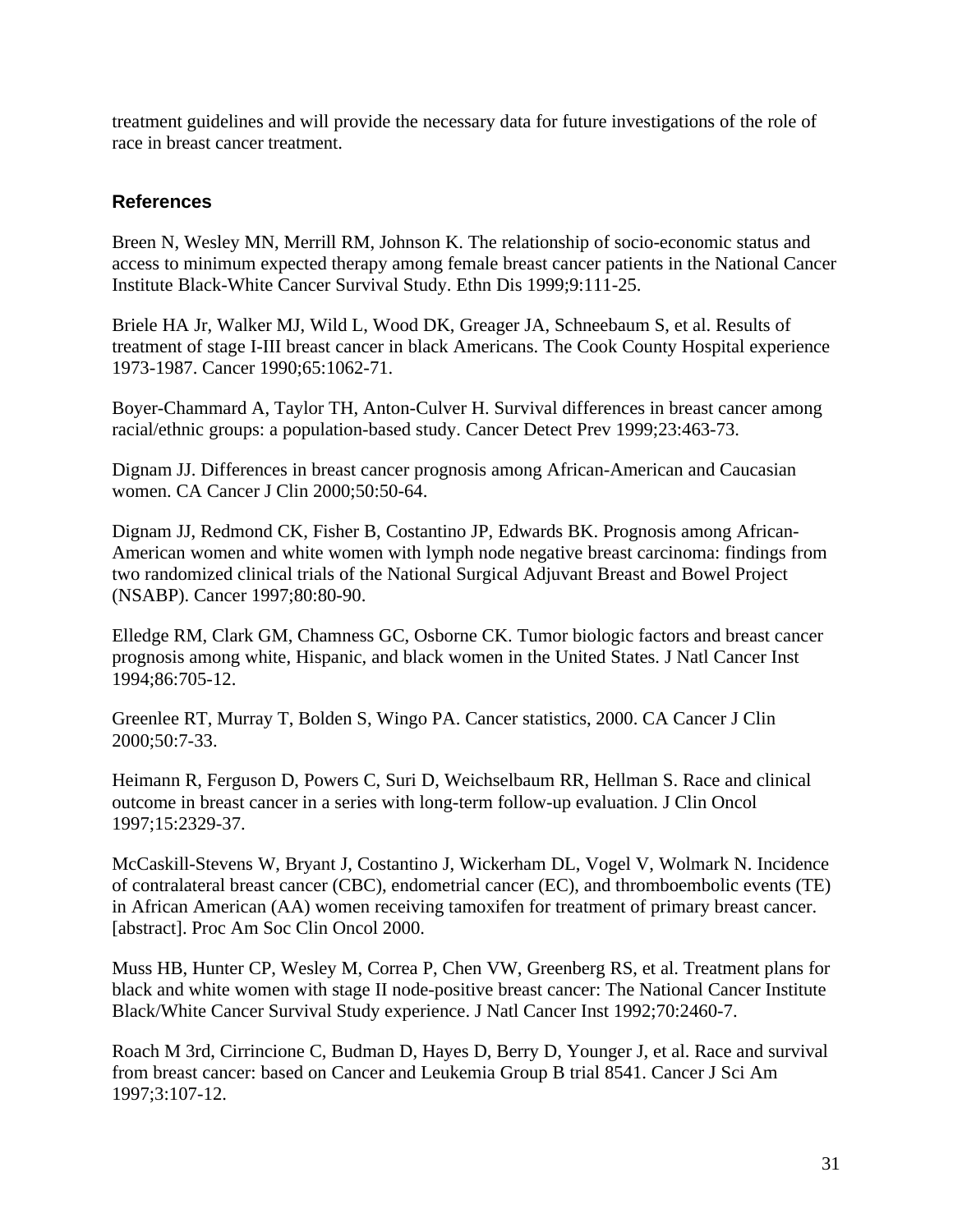treatment guidelines and will provide the necessary data for future investigations of the role of race in breast cancer treatment.

## References

Breen N, Wesley MN, Merrill RM, Johnson K. The relationship of socio-economic status and access to minimum expected therapy among female breast cancer patients in the National Cancer Institute Black-White Cancer Survival Study. Ethn Dis 1999;9:111-25.

Briele HA Jr, Walker MJ, Wild L, Wood DK, Greager JA, Schneebaum S, et al. Results of treatment of stage I-III breast cancer in black Americans. The Cook County Hospital experience 1973-1987. Cancer 1990;65:1062-71.

Boyer-Chammard A, Taylor TH, Anton-Culver H. Survival differences in breast cancer among racial/ethnic groups: a population-based study. Cancer Detect Prev 1999;23:463-73.

Dignam JJ. Differences in breast cancer prognosis among African-American and Caucasian women. CA Cancer J Clin 2000;50:50-64.

Dignam JJ, Redmond CK, Fisher B, Costantino JP, Edwards BK. Prognosis among African-American women and white women with lymph node negative breast carcinoma: findings from two randomized clinical trials of the National Surgical Adjuvant Breast and Bowel Project (NSABP). Cancer 1997;80:80-90.

Elledge RM, Clark GM, Chamness GC, Osborne CK. Tumor biologic factors and breast cancer prognosis among white, Hispanic, and black women in the United States. J Natl Cancer Inst 1994;86:705-12.

Greenlee RT, Murray T, Bolden S, Wingo PA. Cancer statistics, 2000. CA Cancer J Clin 2000;50:7-33.

Heimann R, Ferguson D, Powers C, Suri D, Weichselbaum RR, Hellman S. Race and clinical outcome in breast cancer in a series with long-term follow-up evaluation. J Clin Oncol 1997;15:2329-37.

McCaskill-Stevens W, Bryant J, Costantino J, Wickerham DL, Vogel V, Wolmark N. Incidence of contralateral breast cancer (CBC), endometrial cancer (EC), and thromboembolic events (TE) in African American (AA) women receiving tamoxifen for treatment of primary breast cancer. [abstract]. Proc Am Soc Clin Oncol 2000.

Muss HB, Hunter CP, Wesley M, Correa P, Chen VW, Greenberg RS, et al. Treatment plans for black and white women with stage II node-positive breast cancer: The National Cancer Institute Black/White Cancer Survival Study experience. J Natl Cancer Inst 1992;70:2460-7.

Roach M 3rd, Cirrincione C, Budman D, Hayes D, Berry D, Younger J, et al. Race and survival from breast cancer: based on Cancer and Leukemia Group B trial 8541. Cancer J Sci Am 1997;3:107-12.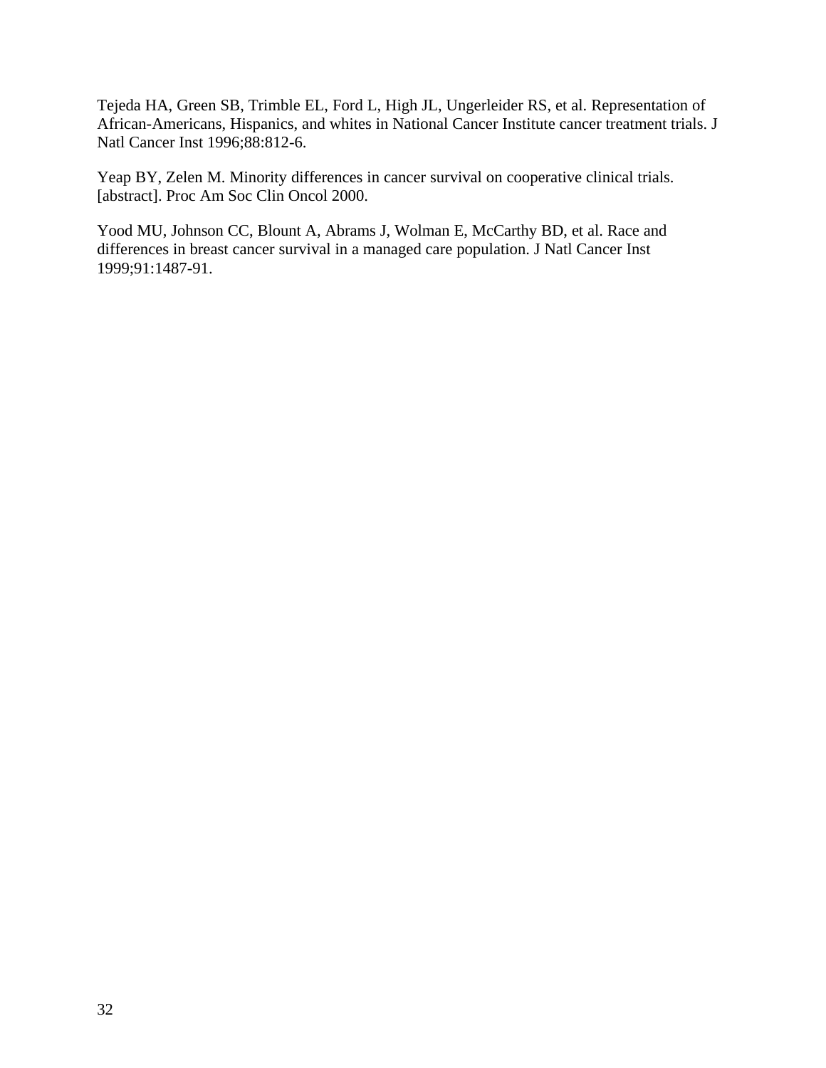Tejeda HA, Green SB, Trimble EL, Ford L, High JL, Ungerleider RS, et al. Representation of African-Americans, Hispanics, and whites in National Cancer Institute cancer treatment trials. J Natl Cancer Inst 1996;88:812-6.

Yeap BY, Zelen M. Minority differences in cancer survival on cooperative clinical trials. [abstract]. Proc Am Soc Clin Oncol 2000.

Yood MU, Johnson CC, Blount A, Abrams J, Wolman E, McCarthy BD, et al. Race and differences in breast cancer survival in a managed care population. J Natl Cancer Inst 1999;91:1487-91.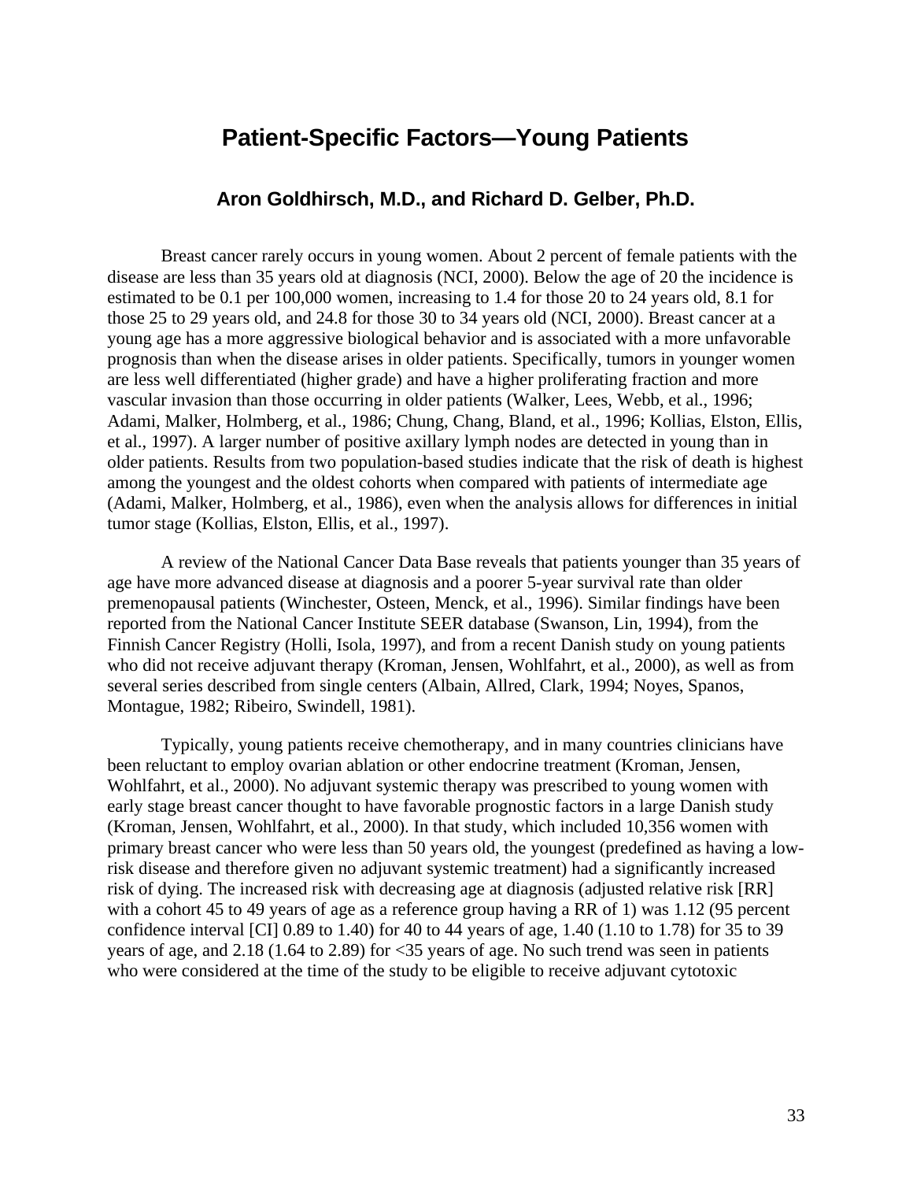# Patient-Specific Factors—Young Patients

### Aron Goldhirsch, M.D., and Richard D. Gelber, Ph.D.

Breast cancer rarely occurs in young women. About 2 percent of female patients with the disease are less than 35 years old at diagnosis (NCI, 2000). Below the age of 20 the incidence is estimated to be 0.1 per 100,000 women, increasing to 1.4 for those 20 to 24 years old, 8.1 for those 25 to 29 years old, and 24.8 for those 30 to 34 years old (NCI, 2000). Breast cancer at a young age has a more aggressive biological behavior and is associated with a more unfavorable prognosis than when the disease arises in older patients. Specifically, tumors in younger women are less well differentiated (higher grade) and have a higher proliferating fraction and more vascular invasion than those occurring in older patients (Walker, Lees, Webb, et al., 1996; Adami, Malker, Holmberg, et al., 1986; Chung, Chang, Bland, et al., 1996; Kollias, Elston, Ellis, et al., 1997). A larger number of positive axillary lymph nodes are detected in young than in older patients. Results from two population-based studies indicate that the risk of death is highest among the youngest and the oldest cohorts when compared with patients of intermediate age (Adami, Malker, Holmberg, et al., 1986), even when the analysis allows for differences in initial tumor stage (Kollias, Elston, Ellis, et al., 1997).

A review of the National Cancer Data Base reveals that patients younger than 35 years of age have more advanced disease at diagnosis and a poorer 5-year survival rate than older premenopausal patients (Winchester, Osteen, Menck, et al., 1996). Similar findings have been reported from the National Cancer Institute SEER database (Swanson, Lin, 1994), from the Finnish Cancer Registry (Holli, Isola, 1997), and from a recent Danish study on young patients who did not receive adjuvant therapy (Kroman, Jensen, Wohlfahrt, et al., 2000), as well as from several series described from single centers (Albain, Allred, Clark, 1994; Noyes, Spanos, Montague, 1982; Ribeiro, Swindell, 1981).

Typically, young patients receive chemotherapy, and in many countries clinicians have been reluctant to employ ovarian ablation or other endocrine treatment (Kroman, Jensen, Wohlfahrt, et al., 2000). No adjuvant systemic therapy was prescribed to young women with early stage breast cancer thought to have favorable prognostic factors in a large Danish study (Kroman, Jensen, Wohlfahrt, et al., 2000). In that study, which included 10,356 women with primary breast cancer who were less than 50 years old, the youngest (predefined as having a low-risk disease and therefore given no adjuvant systemic treatment) had a significantly increased risk of dying. The increased risk with decreasing age at diagnosis (adjusted relative risk [RR] with a cohort 45 to 49 years of age as a reference group having a RR of 1) was 1.12 (95 percent confidence interval [CI] 0.89 to 1.40) for 40 to 44 years of age, 1.40 (1.10 to 1.78) for 35 to 39 years of age, and 2.18 (1.64 to 2.89) for <35 years of age. No such trend was seen in patients who were considered at the time of the study to be eligible to receive adjuvant cytotoxic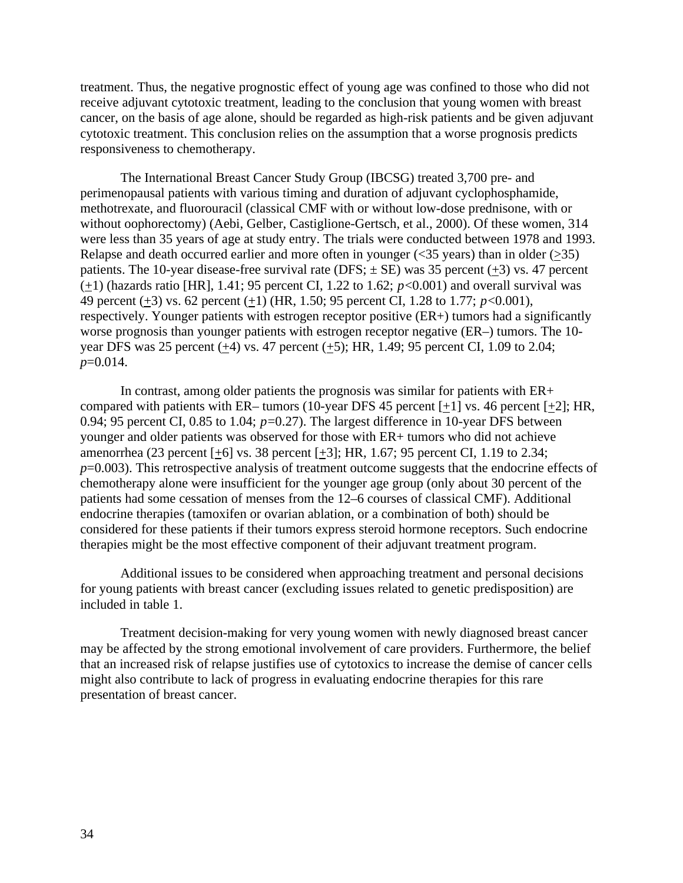treatment. Thus, the negative prognostic effect of young age was confined to those who did not receive adjuvant cytotoxic treatment, leading to the conclusion that young women with breast cancer, on the basis of age alone, should be regarded as high-risk patients and be given adjuvant cytotoxic treatment. This conclusion relies on the assumption that a worse prognosis predicts responsiveness to chemotherapy.

The International Breast Cancer Study Group (IBCSG) treated 3,700 pre- and perimenopausal patients with various timing and duration of adjuvant cyclophosphamide, methotrexate, and fluorouracil (classical CMF with or without low-dose prednisone, with or without oophorectomy) (Aebi, Gelber, Castiglione-Gertsch, et al., 2000). Of these women, 314 were less than 35 years of age at study entry. The trials were conducted between 1978 and 1993. Relapse and death occurred earlier and more often in younger (<35 years) than in older (≥35) patients. The 10-year disease-free survival rate (DFS; ± SE) was 35 percent (±3) vs. 47 percent (±1) (hazards ratio [HR], 1.41; 95 percent CI, 1.22 to 1.62; $p<0.001$) and overall survival was 49 percent (±3) vs. 62 percent (±1) (HR, 1.50; 95 percent CI, 1.28 to 1.77; $p<0.001$), respectively. Younger patients with estrogen receptor positive (ER+) tumors had a significantly worse prognosis than younger patients with estrogen receptor negative (ER–) tumors. The 10-year DFS was 25 percent (±4) vs. 47 percent (±5); HR, 1.49; 95 percent CI, 1.09 to 2.04; $p=0.014$.

In contrast, among older patients the prognosis was similar for patients with ER+ compared with patients with ER– tumors (10-year DFS 45 percent [±1] vs. 46 percent [±2]; HR, 0.94; 95 percent CI, 0.85 to 1.04; $p=0.27$). The largest difference in 10-year DFS between younger and older patients was observed for those with ER+ tumors who did not achieve amenorrhea (23 percent [±6] vs. 38 percent [±3]; HR, 1.67; 95 percent CI, 1.19 to 2.34; $p=0.003$). This retrospective analysis of treatment outcome suggests that the endocrine effects of chemotherapy alone were insufficient for the younger age group (only about 30 percent of the patients had some cessation of menses from the 12–6 courses of classical CMF). Additional endocrine therapies (tamoxifen or ovarian ablation, or a combination of both) should be considered for these patients if their tumors express steroid hormone receptors. Such endocrine therapies might be the most effective component of their adjuvant treatment program.

Additional issues to be considered when approaching treatment and personal decisions for young patients with breast cancer (excluding issues related to genetic predisposition) are included in table 1.

Treatment decision-making for very young women with newly diagnosed breast cancer may be affected by the strong emotional involvement of care providers. Furthermore, the belief that an increased risk of relapse justifies use of cytotoxics to increase the demise of cancer cells might also contribute to lack of progress in evaluating endocrine therapies for this rare presentation of breast cancer.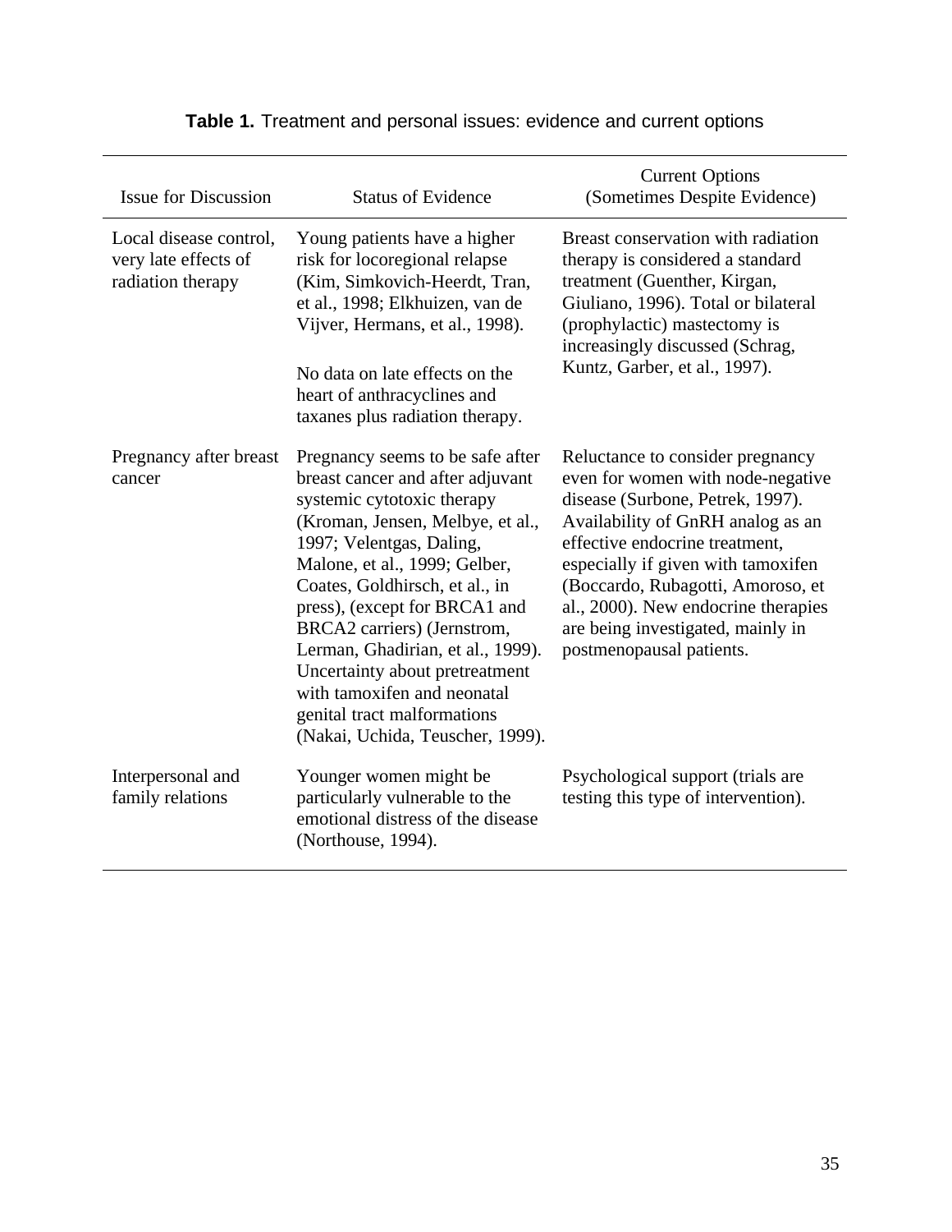**Table 1.** Treatment and personal issues: evidence and current options

| Issue for Discussion | Status of Evidence | Current Options (Sometimes Despite Evidence) |
|---|---|---|
| Local disease control, very late effects of radiation therapy | Young patients have a higher risk for locoregional relapse (Kim, Simkovich-Heerdt, Tran, et al., 1998; Elkhuizen, van de Vijver, Hermans, et al., 1998). No data on late effects on the heart of anthracyclines and taxanes plus radiation therapy. | Breast conservation with radiation therapy is considered a standard treatment (Guenther, Kirgan, Giuliano, 1996). Total or bilateral (prophylactic) mastectomy is increasingly discussed (Schrag, Kuntz, Garber, et al., 1997). |
| Pregnancy after breast cancer | Pregnancy seems to be safe after breast cancer and after adjuvant systemic cytotoxic therapy (Kroman, Jensen, Melbye, et al., 1997; Velentgas, Daling, Malone, et al., 1999; Gelber, Coates, Goldhirsch, et al., in press), (except for BRCA1 and BRCA2 carriers) (Jernstrom, Lerman, Ghadirian, et al., 1999). Uncertainty about pretreatment with tamoxifen and neonatal genital tract malformations (Nakai, Uchida, Teuscher, 1999). | Reluctance to consider pregnancy even for women with node-negative disease (Surbone, Petrek, 1997). Availability of GnRH analog as an effective endocrine treatment, especially if given with tamoxifen (Boccardo, Rubagotti, Amoroso, et al., 2000). New endocrine therapies are being investigated, mainly in postmenopausal patients. |
| Interpersonal and family relations | Younger women might be particularly vulnerable to the emotional distress of the disease (Northouse, 1994). | Psychological support (trials are testing this type of intervention). |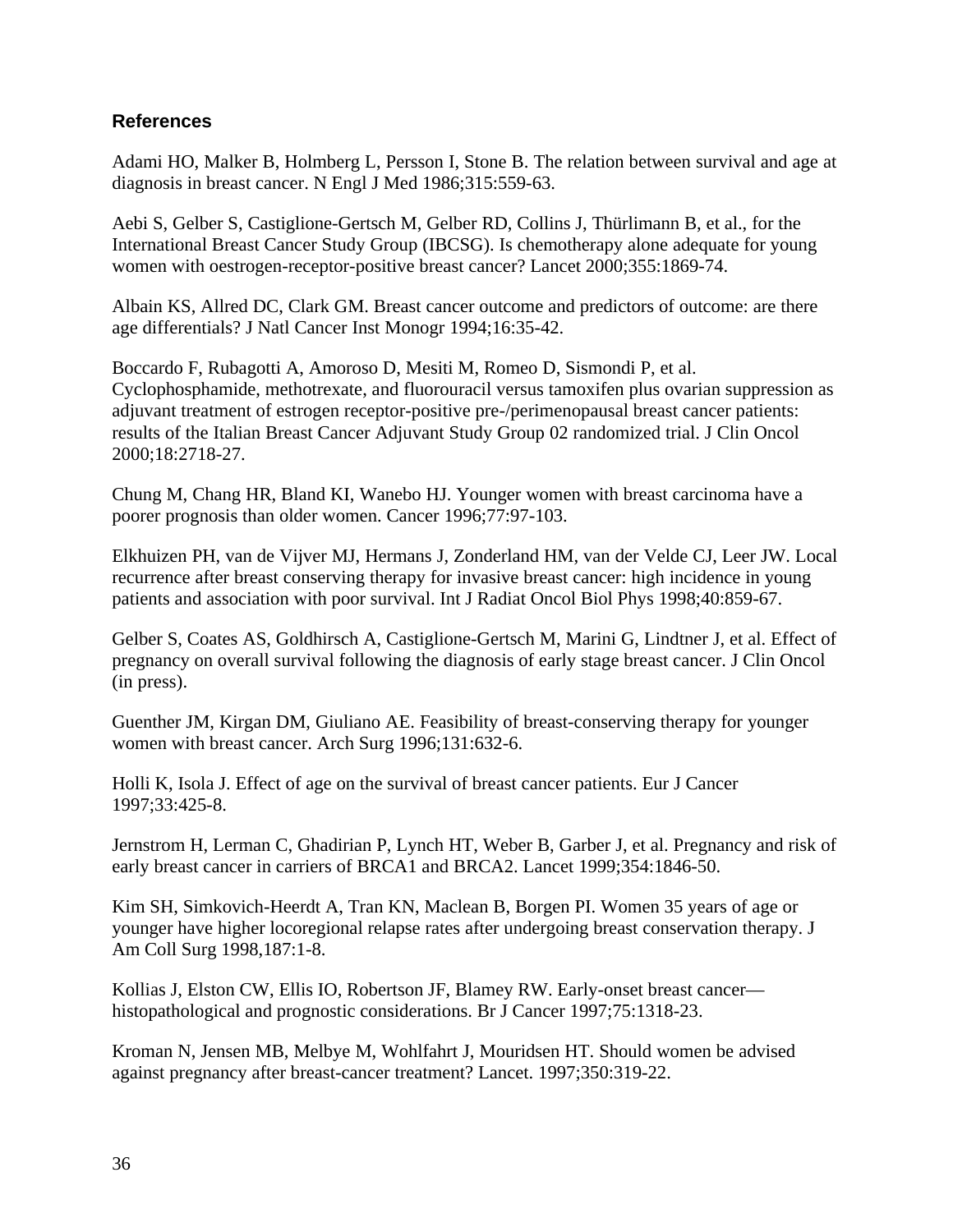## References

Adami HO, Malker B, Holmberg L, Persson I, Stone B. The relation between survival and age at diagnosis in breast cancer. N Engl J Med 1986;315:559-63.

Aebi S, Gelber S, Castiglione-Gertsch M, Gelber RD, Collins J, Thürlimann B, et al., for the International Breast Cancer Study Group (IBCSG). Is chemotherapy alone adequate for young women with oestrogen-receptor-positive breast cancer? Lancet 2000;355:1869-74.

Albain KS, Allred DC, Clark GM. Breast cancer outcome and predictors of outcome: are there age differentials? J Natl Cancer Inst Monogr 1994;16:35-42.

Boccardo F, Rubagotti A, Amoroso D, Mesiti M, Romeo D, Sismondi P, et al. Cyclophosphamide, methotrexate, and fluorouracil versus tamoxifen plus ovarian suppression as adjuvant treatment of estrogen receptor-positive pre-/perimenopausal breast cancer patients: results of the Italian Breast Cancer Adjuvant Study Group 02 randomized trial. J Clin Oncol 2000;18:2718-27.

Chung M, Chang HR, Bland KI, Wanebo HJ. Younger women with breast carcinoma have a poorer prognosis than older women. Cancer 1996;77:97-103.

Elkhuizen PH, van de Vijver MJ, Hermans J, Zonderland HM, van der Velde CJ, Leer JW. Local recurrence after breast conserving therapy for invasive breast cancer: high incidence in young patients and association with poor survival. Int J Radiat Oncol Biol Phys 1998;40:859-67.

Gelber S, Coates AS, Goldhirsch A, Castiglione-Gertsch M, Marini G, Lindtner J, et al. Effect of pregnancy on overall survival following the diagnosis of early stage breast cancer. J Clin Oncol (in press).

Guenther JM, Kirgan DM, Giuliano AE. Feasibility of breast-conserving therapy for younger women with breast cancer. Arch Surg 1996;131:632-6.

Holli K, Isola J. Effect of age on the survival of breast cancer patients. Eur J Cancer 1997;33:425-8.

Jernstrom H, Lerman C, Ghadirian P, Lynch HT, Weber B, Garber J, et al. Pregnancy and risk of early breast cancer in carriers of BRCA1 and BRCA2. Lancet 1999;354:1846-50.

Kim SH, Simkovich-Heerdt A, Tran KN, Maclean B, Borgen PI. Women 35 years of age or younger have higher locoregional relapse rates after undergoing breast conservation therapy. J Am Coll Surg 1998,187:1-8.

Kollias J, Elston CW, Ellis IO, Robertson JF, Blamey RW. Early-onset breast cancer—histopathological and prognostic considerations. Br J Cancer 1997;75:1318-23.

Kroman N, Jensen MB, Melbye M, Wohlfahrt J, Mouridsen HT. Should women be advised against pregnancy after breast-cancer treatment? Lancet. 1997;350:319-22.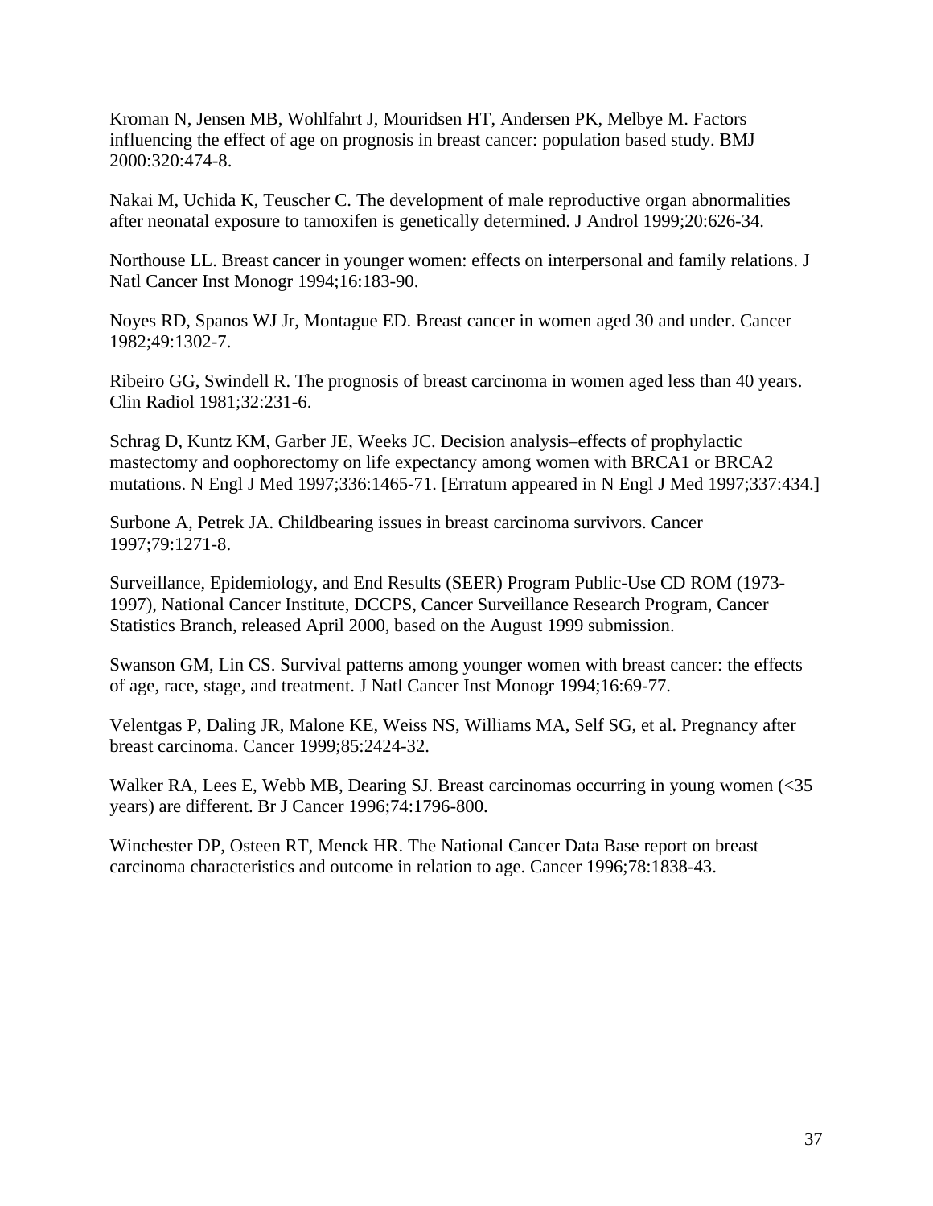Kroman N, Jensen MB, Wohlfahrt J, Mouridsen HT, Andersen PK, Melbye M. Factors influencing the effect of age on prognosis in breast cancer: population based study. BMJ 2000:320:474-8.

Nakai M, Uchida K, Teuscher C. The development of male reproductive organ abnormalities after neonatal exposure to tamoxifen is genetically determined. J Androl 1999;20:626-34.

Northouse LL. Breast cancer in younger women: effects on interpersonal and family relations. J Natl Cancer Inst Monogr 1994;16:183-90.

Noyes RD, Spanos WJ Jr, Montague ED. Breast cancer in women aged 30 and under. Cancer 1982;49:1302-7.

Ribeiro GG, Swindell R. The prognosis of breast carcinoma in women aged less than 40 years. Clin Radiol 1981;32:231-6.

Schrag D, Kuntz KM, Garber JE, Weeks JC. Decision analysis–effects of prophylactic mastectomy and oophorectomy on life expectancy among women with BRCA1 or BRCA2 mutations. N Engl J Med 1997;336:1465-71. [Erratum appeared in N Engl J Med 1997;337:434.]

Surbone A, Petrek JA. Childbearing issues in breast carcinoma survivors. Cancer 1997;79:1271-8.

Surveillance, Epidemiology, and End Results (SEER) Program Public-Use CD ROM (1973-1997), National Cancer Institute, DCCPS, Cancer Surveillance Research Program, Cancer Statistics Branch, released April 2000, based on the August 1999 submission.

Swanson GM, Lin CS. Survival patterns among younger women with breast cancer: the effects of age, race, stage, and treatment. J Natl Cancer Inst Monogr 1994;16:69-77.

Velentgas P, Daling JR, Malone KE, Weiss NS, Williams MA, Self SG, et al. Pregnancy after breast carcinoma. Cancer 1999;85:2424-32.

Walker RA, Lees E, Webb MB, Dearing SJ. Breast carcinomas occurring in young women (<35 years) are different. Br J Cancer 1996;74:1796-800.

Winchester DP, Osteen RT, Menck HR. The National Cancer Data Base report on breast carcinoma characteristics and outcome in relation to age. Cancer 1996;78:1838-43.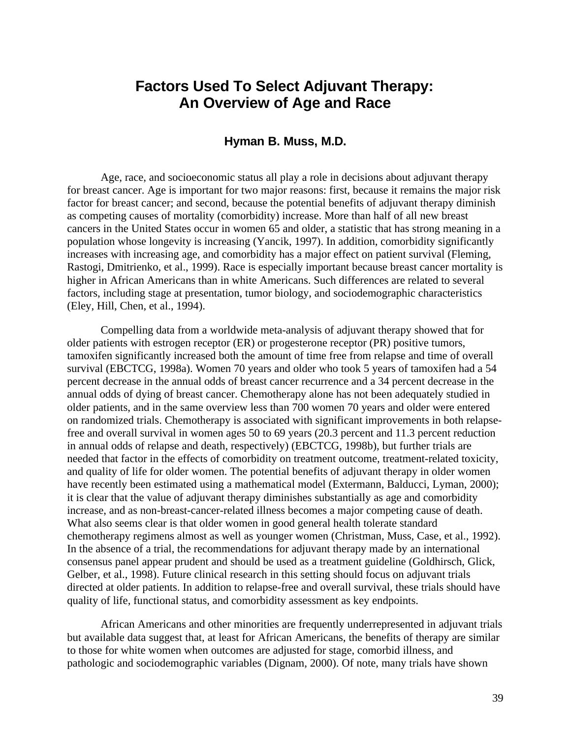# Factors Used To Select Adjuvant Therapy: An Overview of Age and Race

### Hyman B. Muss, M.D.

Age, race, and socioeconomic status all play a role in decisions about adjuvant therapy for breast cancer. Age is important for two major reasons: first, because it remains the major risk factor for breast cancer; and second, because the potential benefits of adjuvant therapy diminish as competing causes of mortality (comorbidity) increase. More than half of all new breast cancers in the United States occur in women 65 and older, a statistic that has strong meaning in a population whose longevity is increasing (Yancik, 1997). In addition, comorbidity significantly increases with increasing age, and comorbidity has a major effect on patient survival (Fleming, Rastogi, Dmitrienko, et al., 1999). Race is especially important because breast cancer mortality is higher in African Americans than in white Americans. Such differences are related to several factors, including stage at presentation, tumor biology, and sociodemographic characteristics (Eley, Hill, Chen, et al., 1994).

Compelling data from a worldwide meta-analysis of adjuvant therapy showed that for older patients with estrogen receptor (ER) or progesterone receptor (PR) positive tumors, tamoxifen significantly increased both the amount of time free from relapse and time of overall survival (EBCTCG, 1998a). Women 70 years and older who took 5 years of tamoxifen had a 54 percent decrease in the annual odds of breast cancer recurrence and a 34 percent decrease in the annual odds of dying of breast cancer. Chemotherapy alone has not been adequately studied in older patients, and in the same overview less than 700 women 70 years and older were entered on randomized trials. Chemotherapy is associated with significant improvements in both relapse-free and overall survival in women ages 50 to 69 years (20.3 percent and 11.3 percent reduction in annual odds of relapse and death, respectively) (EBCTCG, 1998b), but further trials are needed that factor in the effects of comorbidity on treatment outcome, treatment-related toxicity, and quality of life for older women. The potential benefits of adjuvant therapy in older women have recently been estimated using a mathematical model (Extermann, Balducci, Lyman, 2000); it is clear that the value of adjuvant therapy diminishes substantially as age and comorbidity increase, and as non-breast-cancer-related illness becomes a major competing cause of death. What also seems clear is that older women in good general health tolerate standard chemotherapy regimens almost as well as younger women (Christman, Muss, Case, et al., 1992). In the absence of a trial, the recommendations for adjuvant therapy made by an international consensus panel appear prudent and should be used as a treatment guideline (Goldhirsch, Glick, Gelber, et al., 1998). Future clinical research in this setting should focus on adjuvant trials directed at older patients. In addition to relapse-free and overall survival, these trials should have quality of life, functional status, and comorbidity assessment as key endpoints.

African Americans and other minorities are frequently underrepresented in adjuvant trials but available data suggest that, at least for African Americans, the benefits of therapy are similar to those for white women when outcomes are adjusted for stage, comorbid illness, and pathologic and sociodemographic variables (Dignam, 2000). Of note, many trials have shown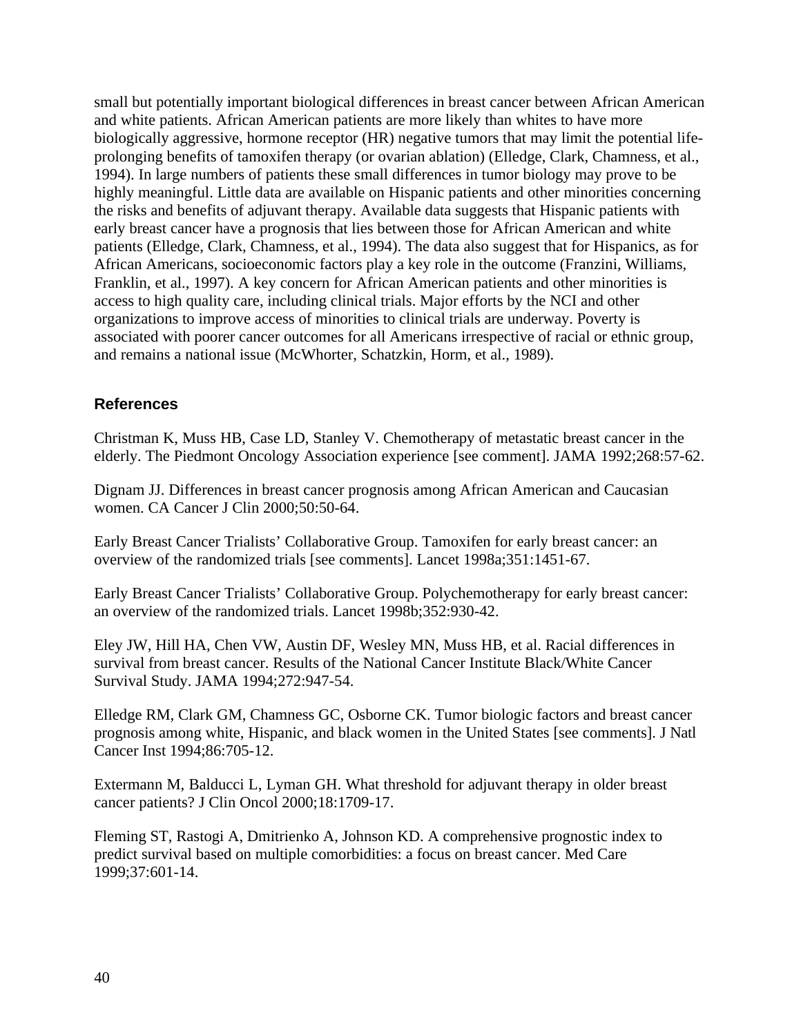small but potentially important biological differences in breast cancer between African American and white patients. African American patients are more likely than whites to have more biologically aggressive, hormone receptor (HR) negative tumors that may limit the potential life-prolonging benefits of tamoxifen therapy (or ovarian ablation) (Elledge, Clark, Chamness, et al., 1994). In large numbers of patients these small differences in tumor biology may prove to be highly meaningful. Little data are available on Hispanic patients and other minorities concerning the risks and benefits of adjuvant therapy. Available data suggests that Hispanic patients with early breast cancer have a prognosis that lies between those for African American and white patients (Elledge, Clark, Chamness, et al., 1994). The data also suggest that for Hispanics, as for African Americans, socioeconomic factors play a key role in the outcome (Franzini, Williams, Franklin, et al., 1997). A key concern for African American patients and other minorities is access to high quality care, including clinical trials. Major efforts by the NCI and other organizations to improve access of minorities to clinical trials are underway. Poverty is associated with poorer cancer outcomes for all Americans irrespective of racial or ethnic group, and remains a national issue (McWhorter, Schatzkin, Horm, et al., 1989).

### References

Christman K, Muss HB, Case LD, Stanley V. Chemotherapy of metastatic breast cancer in the elderly. The Piedmont Oncology Association experience [see comment]. JAMA 1992;268:57-62.

Dignam JJ. Differences in breast cancer prognosis among African American and Caucasian women. CA Cancer J Clin 2000;50:50-64.

Early Breast Cancer Trialists' Collaborative Group. Tamoxifen for early breast cancer: an overview of the randomized trials [see comments]. Lancet 1998a;351:1451-67.

Early Breast Cancer Trialists' Collaborative Group. Polychemotherapy for early breast cancer: an overview of the randomized trials. Lancet 1998b;352:930-42.

Eley JW, Hill HA, Chen VW, Austin DF, Wesley MN, Muss HB, et al. Racial differences in survival from breast cancer. Results of the National Cancer Institute Black/White Cancer Survival Study. JAMA 1994;272:947-54.

Elledge RM, Clark GM, Chamness GC, Osborne CK. Tumor biologic factors and breast cancer prognosis among white, Hispanic, and black women in the United States [see comments]. J Natl Cancer Inst 1994;86:705-12.

Extermann M, Balducci L, Lyman GH. What threshold for adjuvant therapy in older breast cancer patients? J Clin Oncol 2000;18:1709-17.

Fleming ST, Rastogi A, Dmitrienko A, Johnson KD. A comprehensive prognostic index to predict survival based on multiple comorbidities: a focus on breast cancer. Med Care 1999;37:601-14.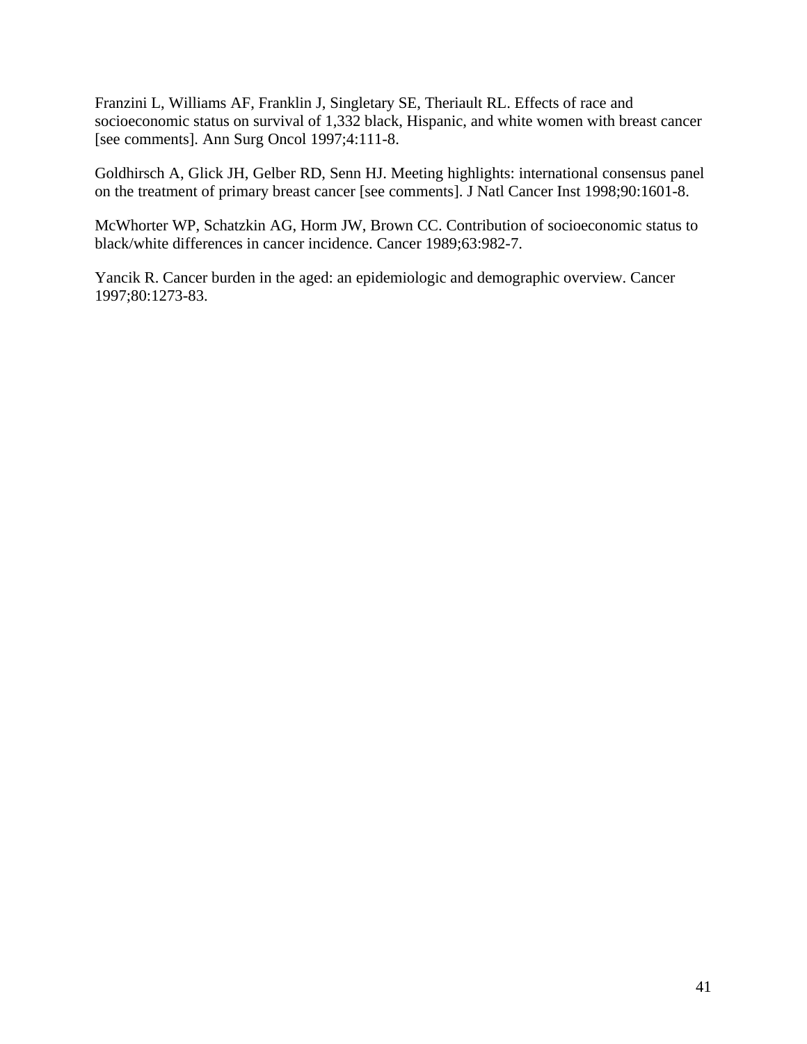Franzini L, Williams AF, Franklin J, Singletary SE, Theriault RL. Effects of race and socioeconomic status on survival of 1,332 black, Hispanic, and white women with breast cancer [see comments]. Ann Surg Oncol 1997;4:111-8.

Goldhirsch A, Glick JH, Gelber RD, Senn HJ. Meeting highlights: international consensus panel on the treatment of primary breast cancer [see comments]. J Natl Cancer Inst 1998;90:1601-8.

McWhorter WP, Schatzkin AG, Horm JW, Brown CC. Contribution of socioeconomic status to black/white differences in cancer incidence. Cancer 1989;63:982-7.

Yancik R. Cancer burden in the aged: an epidemiologic and demographic overview. Cancer 1997;80:1273-83.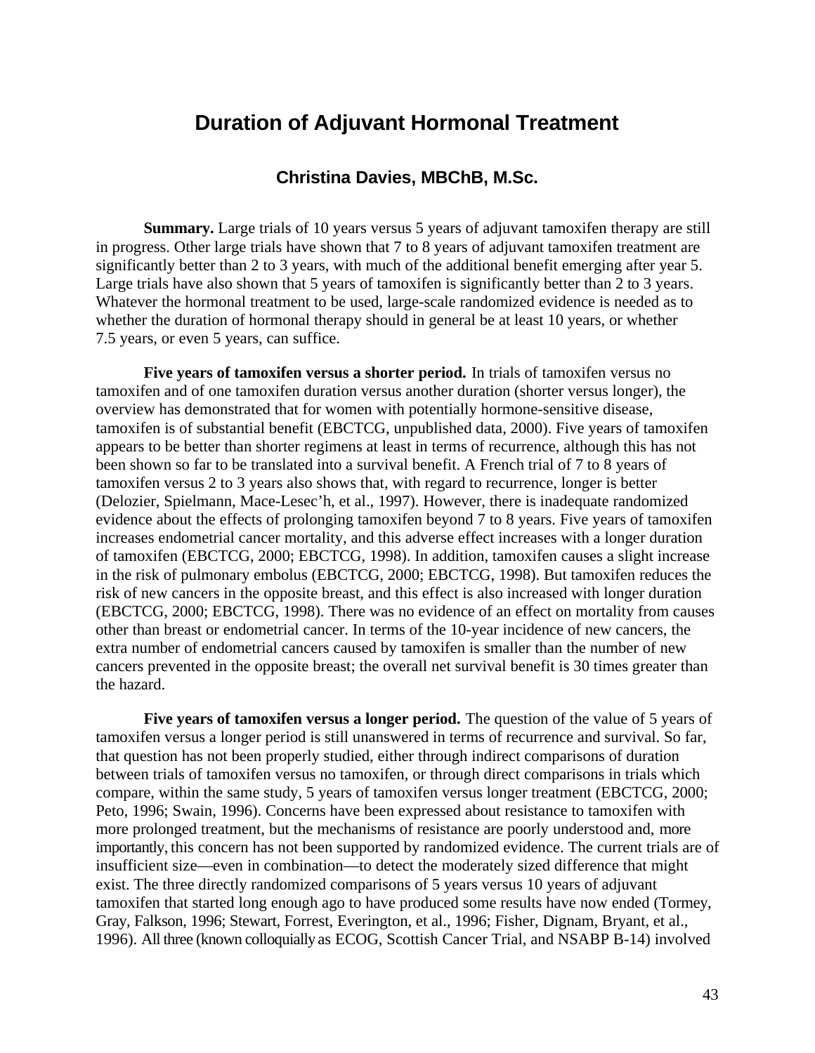# Duration of Adjuvant Hormonal Treatment

### Christina Davies, MBChB, M.Sc.

**Summary.** Large trials of 10 years versus 5 years of adjuvant tamoxifen therapy are still in progress. Other large trials have shown that 7 to 8 years of adjuvant tamoxifen treatment are significantly better than 2 to 3 years, with much of the additional benefit emerging after year 5. Large trials have also shown that 5 years of tamoxifen is significantly better than 2 to 3 years. Whatever the hormonal treatment to be used, large-scale randomized evidence is needed as to whether the duration of hormonal therapy should in general be at least 10 years, or whether 7.5 years, or even 5 years, can suffice.

**Five years of tamoxifen versus a shorter period.** In trials of tamoxifen versus no tamoxifen and of one tamoxifen duration versus another duration (shorter versus longer), the overview has demonstrated that for women with potentially hormone-sensitive disease, tamoxifen is of substantial benefit (EBCTCG, unpublished data, 2000). Five years of tamoxifen appears to be better than shorter regimens at least in terms of recurrence, although this has not been shown so far to be translated into a survival benefit. A French trial of 7 to 8 years of tamoxifen versus 2 to 3 years also shows that, with regard to recurrence, longer is better (Delozier, Spielmann, Mace-Lesec'h, et al., 1997). However, there is inadequate randomized evidence about the effects of prolonging tamoxifen beyond 7 to 8 years. Five years of tamoxifen increases endometrial cancer mortality, and this adverse effect increases with a longer duration of tamoxifen (EBCTCG, 2000; EBCTCG, 1998). In addition, tamoxifen causes a slight increase in the risk of pulmonary embolus (EBCTCG, 2000; EBCTCG, 1998). But tamoxifen reduces the risk of new cancers in the opposite breast, and this effect is also increased with longer duration (EBCTCG, 2000; EBCTCG, 1998). There was no evidence of an effect on mortality from causes other than breast or endometrial cancer. In terms of the 10-year incidence of new cancers, the extra number of endometrial cancers caused by tamoxifen is smaller than the number of new cancers prevented in the opposite breast; the overall net survival benefit is 30 times greater than the hazard.

**Five years of tamoxifen versus a longer period.** The question of the value of 5 years of tamoxifen versus a longer period is still unanswered in terms of recurrence and survival. So far, that question has not been properly studied, either through indirect comparisons of duration between trials of tamoxifen versus no tamoxifen, or through direct comparisons in trials which compare, within the same study, 5 years of tamoxifen versus longer treatment (EBCTCG, 2000; Peto, 1996; Swain, 1996). Concerns have been expressed about resistance to tamoxifen with more prolonged treatment, but the mechanisms of resistance are poorly understood and, more importantly, this concern has not been supported by randomized evidence. The current trials are of insufficient size—even in combination—to detect the moderately sized difference that might exist. The three directly randomized comparisons of 5 years versus 10 years of adjuvant tamoxifen that started long enough ago to have produced some results have now ended (Tormey, Gray, Falkson, 1996; Stewart, Forrest, Everington, et al., 1996; Fisher, Dignam, Bryant, et al., 1996). All three (known colloquially as ECOG, Scottish Cancer Trial, and NSABP B-14) involved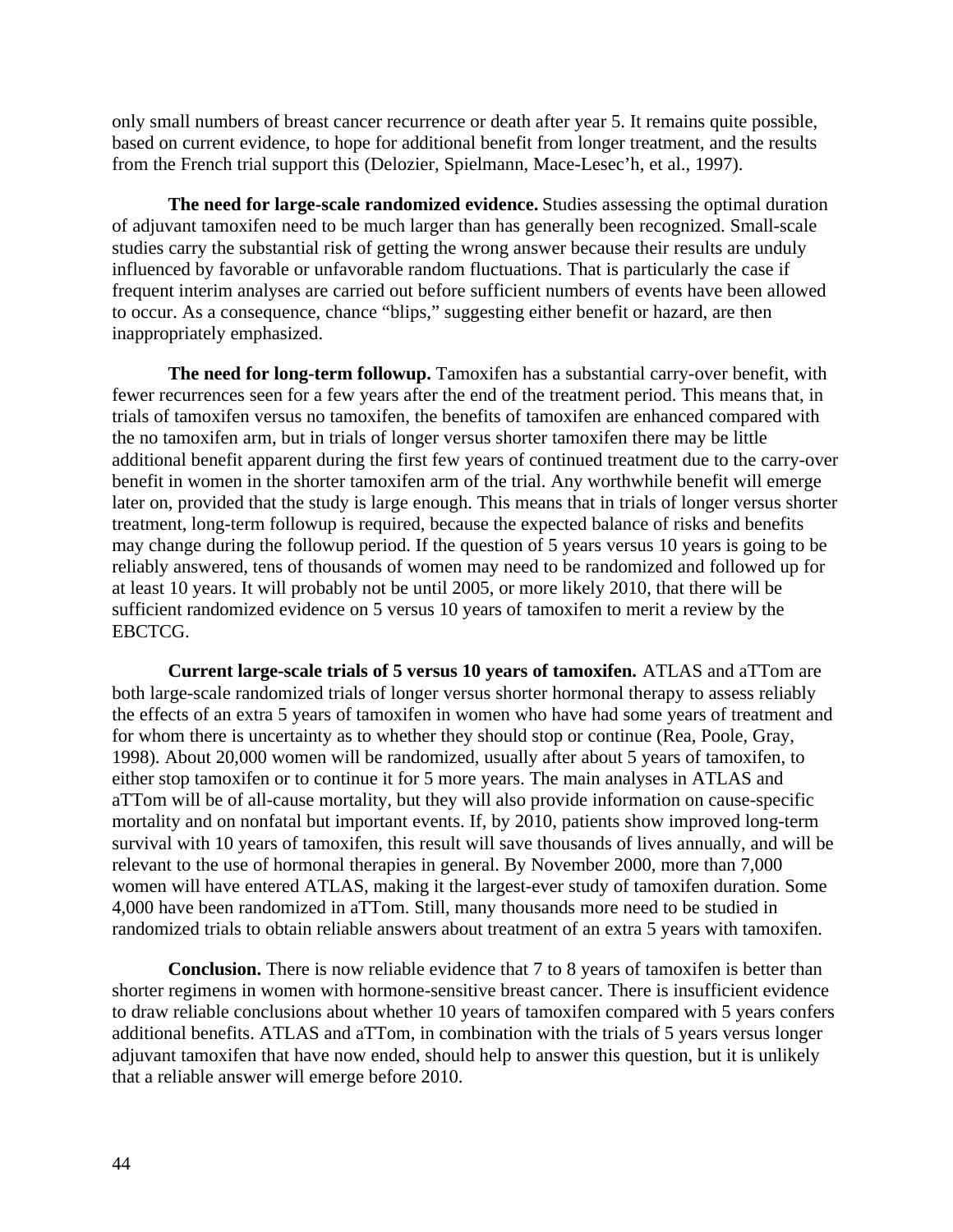only small numbers of breast cancer recurrence or death after year 5. It remains quite possible, based on current evidence, to hope for additional benefit from longer treatment, and the results from the French trial support this (Delozier, Spielmann, Mace-Lesec'h, et al., 1997).

**The need for large-scale randomized evidence.** Studies assessing the optimal duration of adjuvant tamoxifen need to be much larger than has generally been recognized. Small-scale studies carry the substantial risk of getting the wrong answer because their results are unduly influenced by favorable or unfavorable random fluctuations. That is particularly the case if frequent interim analyses are carried out before sufficient numbers of events have been allowed to occur. As a consequence, chance "blips," suggesting either benefit or hazard, are then inappropriately emphasized.

**The need for long-term followup.** Tamoxifen has a substantial carry-over benefit, with fewer recurrences seen for a few years after the end of the treatment period. This means that, in trials of tamoxifen versus no tamoxifen, the benefits of tamoxifen are enhanced compared with the no tamoxifen arm, but in trials of longer versus shorter tamoxifen there may be little additional benefit apparent during the first few years of continued treatment due to the carry-over benefit in women in the shorter tamoxifen arm of the trial. Any worthwhile benefit will emerge later on, provided that the study is large enough. This means that in trials of longer versus shorter treatment, long-term followup is required, because the expected balance of risks and benefits may change during the followup period. If the question of 5 years versus 10 years is going to be reliably answered, tens of thousands of women may need to be randomized and followed up for at least 10 years. It will probably not be until 2005, or more likely 2010, that there will be sufficient randomized evidence on 5 versus 10 years of tamoxifen to merit a review by the EBCTCG.

**Current large-scale trials of 5 versus 10 years of tamoxifen.** ATLAS and aTTom are both large-scale randomized trials of longer versus shorter hormonal therapy to assess reliably the effects of an extra 5 years of tamoxifen in women who have had some years of treatment and for whom there is uncertainty as to whether they should stop or continue (Rea, Poole, Gray, 1998). About 20,000 women will be randomized, usually after about 5 years of tamoxifen, to either stop tamoxifen or to continue it for 5 more years. The main analyses in ATLAS and aTTom will be of all-cause mortality, but they will also provide information on cause-specific mortality and on nonfatal but important events. If, by 2010, patients show improved long-term survival with 10 years of tamoxifen, this result will save thousands of lives annually, and will be relevant to the use of hormonal therapies in general. By November 2000, more than 7,000 women will have entered ATLAS, making it the largest-ever study of tamoxifen duration. Some 4,000 have been randomized in aTTom. Still, many thousands more need to be studied in randomized trials to obtain reliable answers about treatment of an extra 5 years with tamoxifen.

**Conclusion.** There is now reliable evidence that 7 to 8 years of tamoxifen is better than shorter regimens in women with hormone-sensitive breast cancer. There is insufficient evidence to draw reliable conclusions about whether 10 years of tamoxifen compared with 5 years confers additional benefits. ATLAS and aTTom, in combination with the trials of 5 years versus longer adjuvant tamoxifen that have now ended, should help to answer this question, but it is unlikely that a reliable answer will emerge before 2010.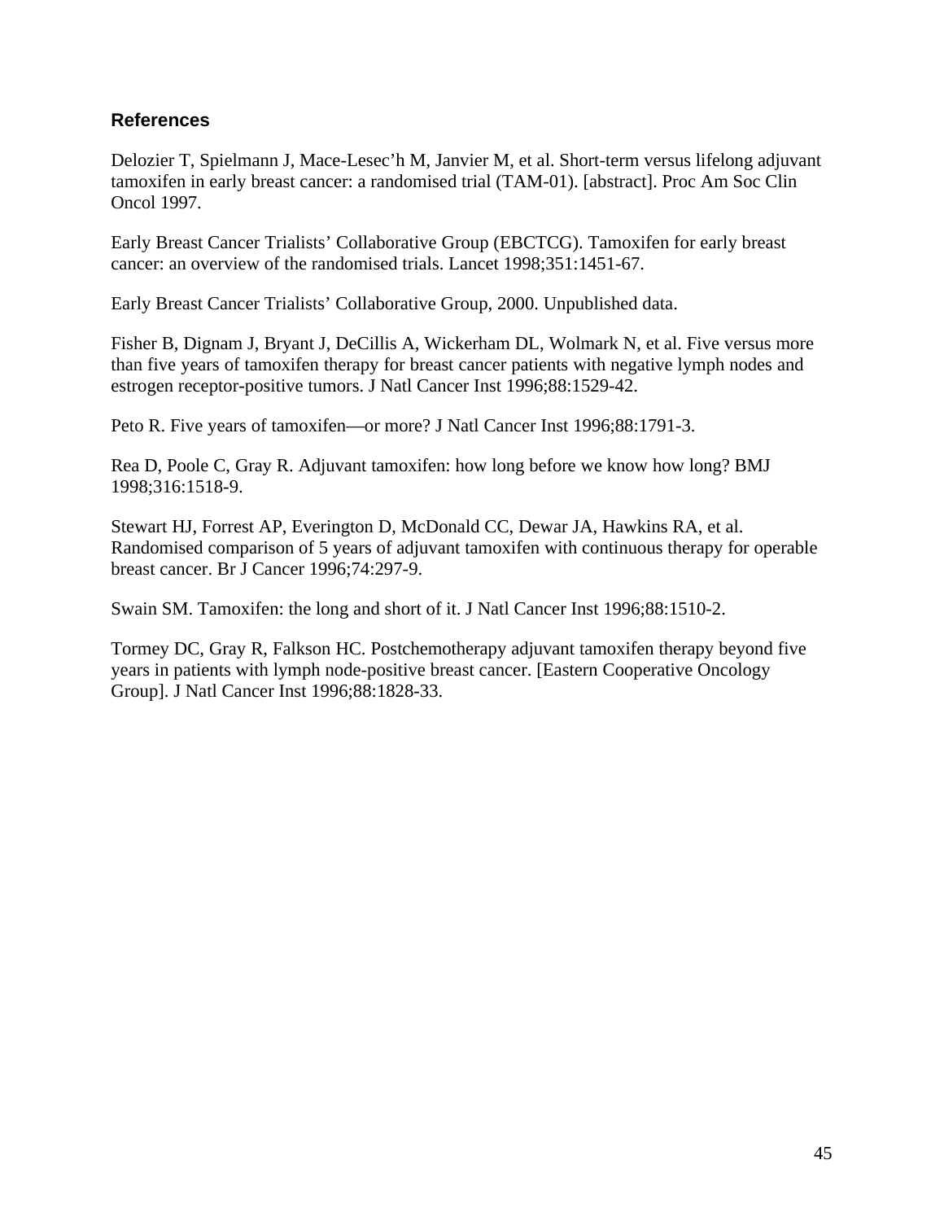### References

Delozier T, Spielmann J, Mace-Lesec'h M, Janvier M, et al. Short-term versus lifelong adjuvant tamoxifen in early breast cancer: a randomised trial (TAM-01). [abstract]. Proc Am Soc Clin Oncol 1997.

Early Breast Cancer Trialists' Collaborative Group (EBCTCG). Tamoxifen for early breast cancer: an overview of the randomised trials. Lancet 1998;351:1451-67.

Early Breast Cancer Trialists' Collaborative Group, 2000. Unpublished data.

Fisher B, Dignam J, Bryant J, DeCillis A, Wickerham DL, Wolmark N, et al. Five versus more than five years of tamoxifen therapy for breast cancer patients with negative lymph nodes and estrogen receptor-positive tumors. J Natl Cancer Inst 1996;88:1529-42.

Peto R. Five years of tamoxifen—or more? J Natl Cancer Inst 1996;88:1791-3.

Rea D, Poole C, Gray R. Adjuvant tamoxifen: how long before we know how long? BMJ 1998;316:1518-9.

Stewart HJ, Forrest AP, Everington D, McDonald CC, Dewar JA, Hawkins RA, et al. Randomised comparison of 5 years of adjuvant tamoxifen with continuous therapy for operable breast cancer. Br J Cancer 1996;74:297-9.

Swain SM. Tamoxifen: the long and short of it. J Natl Cancer Inst 1996;88:1510-2.

Tormey DC, Gray R, Falkson HC. Postchemotherapy adjuvant tamoxifen therapy beyond five years in patients with lymph node-positive breast cancer. [Eastern Cooperative Oncology Group]. J Natl Cancer Inst 1996;88:1828-33.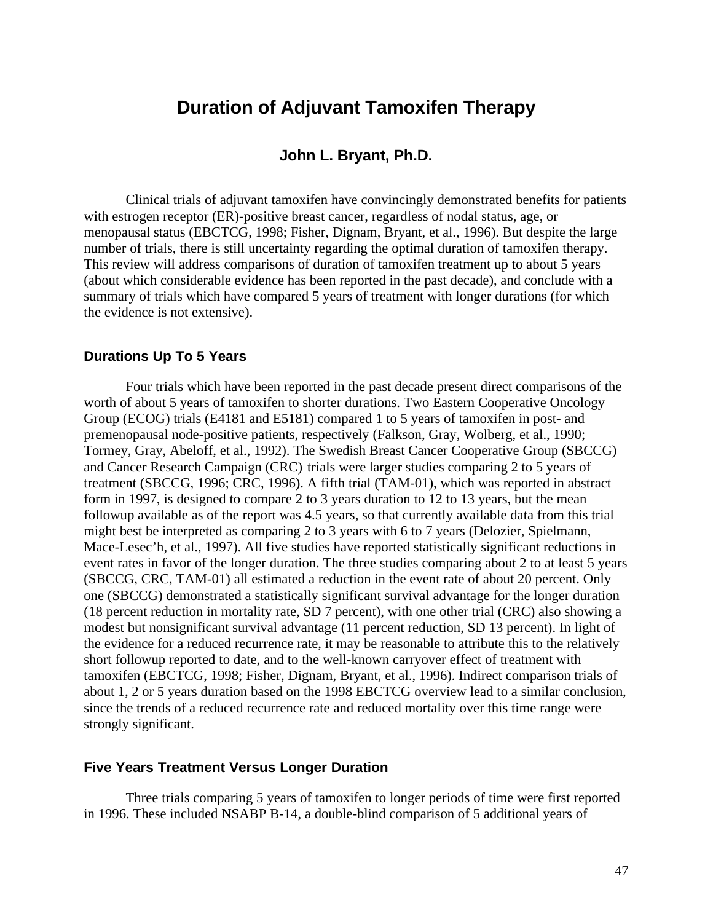# Duration of Adjuvant Tamoxifen Therapy

### John L. Bryant, Ph.D.

Clinical trials of adjuvant tamoxifen have convincingly demonstrated benefits for patients with estrogen receptor (ER)-positive breast cancer, regardless of nodal status, age, or menopausal status (EBCTCG, 1998; Fisher, Dignam, Bryant, et al., 1996). But despite the large number of trials, there is still uncertainty regarding the optimal duration of tamoxifen therapy. This review will address comparisons of duration of tamoxifen treatment up to about 5 years (about which considerable evidence has been reported in the past decade), and conclude with a summary of trials which have compared 5 years of treatment with longer durations (for which the evidence is not extensive).

## Durations Up To 5 Years

Four trials which have been reported in the past decade present direct comparisons of the worth of about 5 years of tamoxifen to shorter durations. Two Eastern Cooperative Oncology Group (ECOG) trials (E4181 and E5181) compared 1 to 5 years of tamoxifen in post- and premenopausal node-positive patients, respectively (Falkson, Gray, Wolberg, et al., 1990; Tormey, Gray, Abeloff, et al., 1992). The Swedish Breast Cancer Cooperative Group (SBCCG) and Cancer Research Campaign (CRC) trials were larger studies comparing 2 to 5 years of treatment (SBCCG, 1996; CRC, 1996). A fifth trial (TAM-01), which was reported in abstract form in 1997, is designed to compare 2 to 3 years duration to 12 to 13 years, but the mean followup available as of the report was 4.5 years, so that currently available data from this trial might best be interpreted as comparing 2 to 3 years with 6 to 7 years (Delozier, Spielmann, Mace-Lesec'h, et al., 1997). All five studies have reported statistically significant reductions in event rates in favor of the longer duration. The three studies comparing about 2 to at least 5 years (SBCCG, CRC, TAM-01) all estimated a reduction in the event rate of about 20 percent. Only one (SBCCG) demonstrated a statistically significant survival advantage for the longer duration (18 percent reduction in mortality rate, SD 7 percent), with one other trial (CRC) also showing a modest but nonsignificant survival advantage (11 percent reduction, SD 13 percent). In light of the evidence for a reduced recurrence rate, it may be reasonable to attribute this to the relatively short followup reported to date, and to the well-known carryover effect of treatment with tamoxifen (EBCTCG, 1998; Fisher, Dignam, Bryant, et al., 1996). Indirect comparison trials of about 1, 2 or 5 years duration based on the 1998 EBCTCG overview lead to a similar conclusion, since the trends of a reduced recurrence rate and reduced mortality over this time range were strongly significant.

## Five Years Treatment Versus Longer Duration

Three trials comparing 5 years of tamoxifen to longer periods of time were first reported in 1996. These included NSABP B-14, a double-blind comparison of 5 additional years of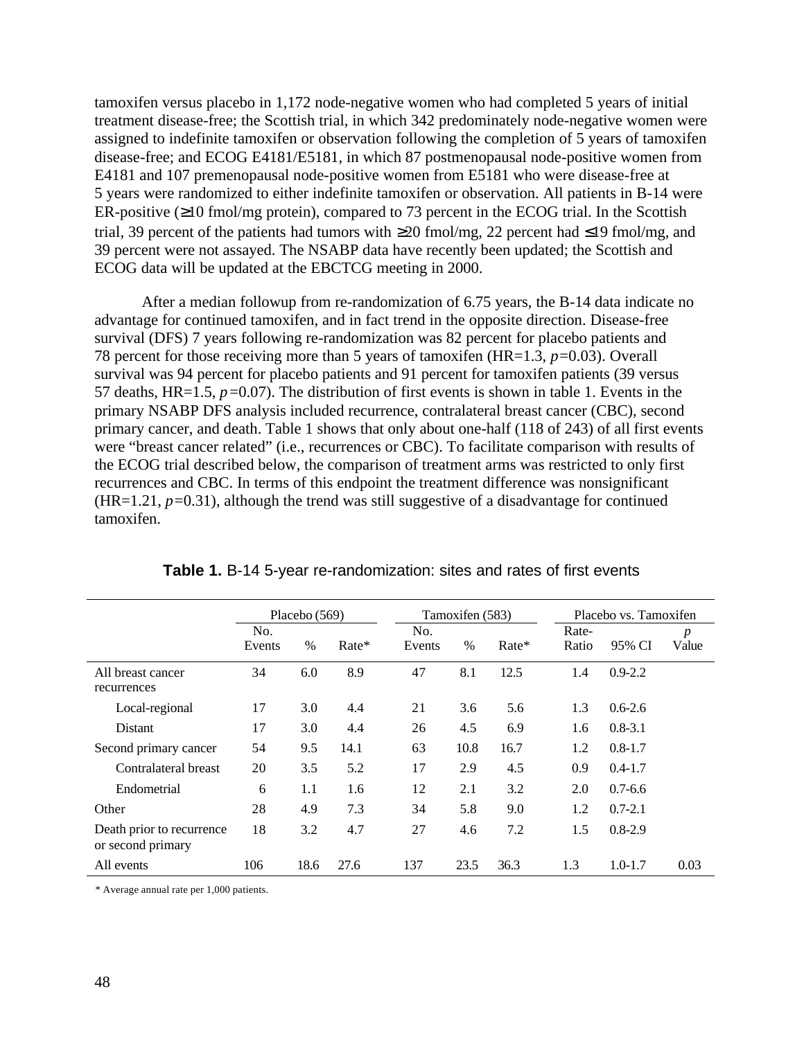tamoxifen versus placebo in 1,172 node-negative women who had completed 5 years of initial treatment disease-free; the Scottish trial, in which 342 predominately node-negative women were assigned to indefinite tamoxifen or observation following the completion of 5 years of tamoxifen disease-free; and ECOG E4181/E5181, in which 87 postmenopausal node-positive women from E4181 and 107 premenopausal node-positive women from E5181 who were disease-free at 5 years were randomized to either indefinite tamoxifen or observation. All patients in B-14 were ER-positive (≥10 fmol/mg protein), compared to 73 percent in the ECOG trial. In the Scottish trial, 39 percent of the patients had tumors with ≥20 fmol/mg, 22 percent had ≤19 fmol/mg, and 39 percent were not assayed. The NSABP data have recently been updated; the Scottish and ECOG data will be updated at the EBCTCG meeting in 2000.

After a median followup from re-randomization of 6.75 years, the B-14 data indicate no advantage for continued tamoxifen, and in fact trend in the opposite direction. Disease-free survival (DFS) 7 years following re-randomization was 82 percent for placebo patients and 78 percent for those receiving more than 5 years of tamoxifen (HR=1.3, $p=0.03$). Overall survival was 94 percent for placebo patients and 91 percent for tamoxifen patients (39 versus 57 deaths, HR=1.5, $p=0.07$). The distribution of first events is shown in table 1. Events in the primary NSABP DFS analysis included recurrence, contralateral breast cancer (CBC), second primary cancer, and death. Table 1 shows that only about one-half (118 of 243) of all first events were "breast cancer related" (i.e., recurrences or CBC). To facilitate comparison with results of the ECOG trial described below, the comparison of treatment arms was restricted to only first recurrences and CBC. In terms of this endpoint the treatment difference was nonsignificant (HR=1.21, $p=0.31$), although the trend was still suggestive of a disadvantage for continued tamoxifen.

**Table 1.** B-14 5-year re-randomization: sites and rates of first events

| | Placebo (569) | | | Tamoxifen (583) | | | Placebo vs. Tamoxifen | | |
|---|---|---|---|---|---|---|---|---|---|
| | No. Events | % | Rate* | No. Events | % | Rate* | Rate-Ratio | 95% CI | *p* Value |
| All breast cancer recurrences | 34 | 6.0 | 8.9 | 47 | 8.1 | 12.5 | 1.4 | 0.9-2.2 | |
| Local-regional | 17 | 3.0 | 4.4 | 21 | 3.6 | 5.6 | 1.3 | 0.6-2.6 | |
| Distant | 17 | 3.0 | 4.4 | 26 | 4.5 | 6.9 | 1.6 | 0.8-3.1 | |
| Second primary cancer | 54 | 9.5 | 14.1 | 63 | 10.8 | 16.7 | 1.2 | 0.8-1.7 | |
| Contralateral breast | 20 | 3.5 | 5.2 | 17 | 2.9 | 4.5 | 0.9 | 0.4-1.7 | |
| Endometrial | 6 | 1.1 | 1.6 | 12 | 2.1 | 3.2 | 2.0 | 0.7-6.6 | |
| Other | 28 | 4.9 | 7.3 | 34 | 5.8 | 9.0 | 1.2 | 0.7-2.1 | |
| Death prior to recurrence or second primary | 18 | 3.2 | 4.7 | 27 | 4.6 | 7.2 | 1.5 | 0.8-2.9 | |
| All events | 106 | 18.6 | 27.6 | 137 | 23.5 | 36.3 | 1.3 | 1.0-1.7 | 0.03 |

\* Average annual rate per 1,000 patients.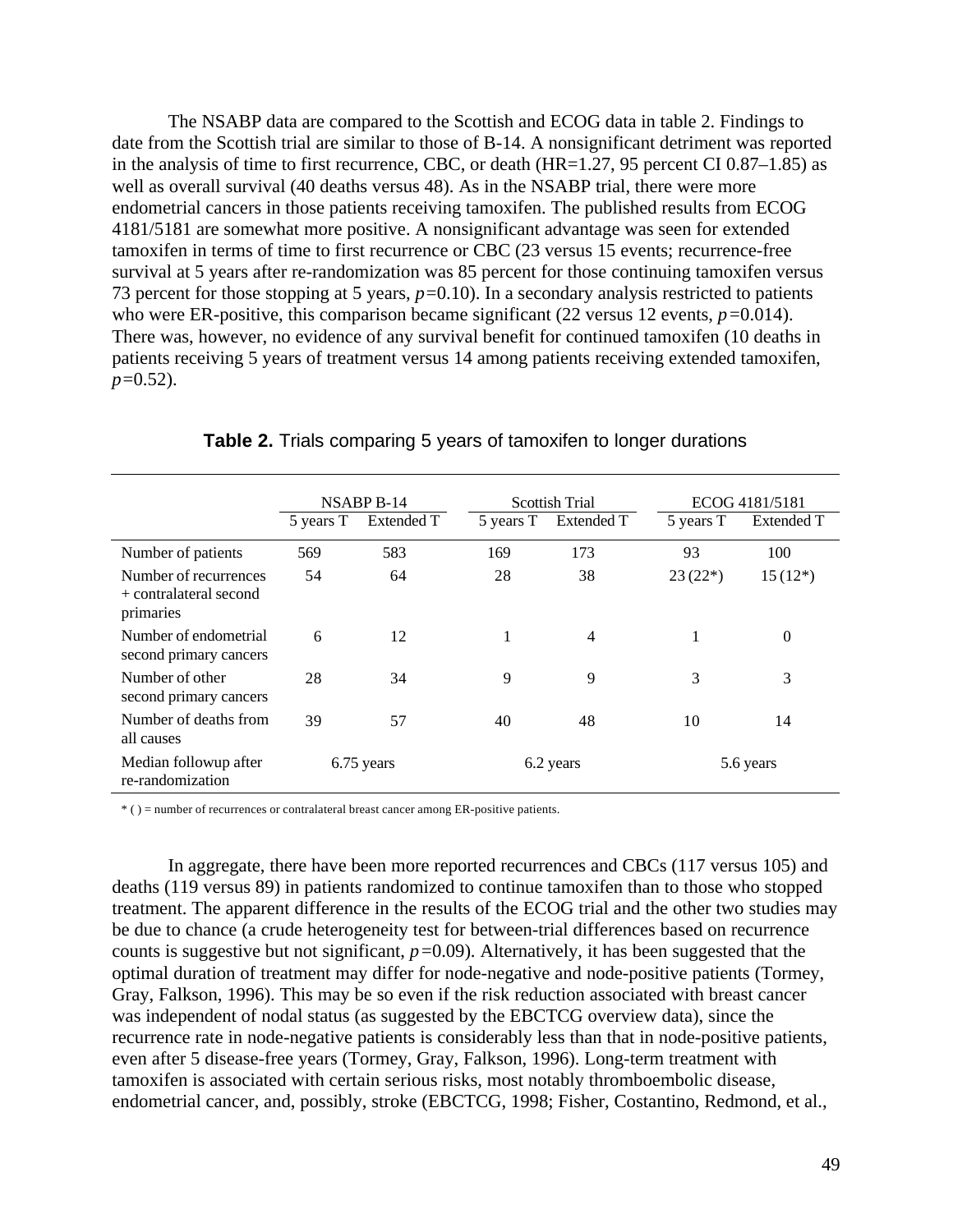The NSABP data are compared to the Scottish and ECOG data in table 2. Findings to date from the Scottish trial are similar to those of B-14. A nonsignificant detriment was reported in the analysis of time to first recurrence, CBC, or death (HR=1.27, 95 percent CI 0.87–1.85) as well as overall survival (40 deaths versus 48). As in the NSABP trial, there were more endometrial cancers in those patients receiving tamoxifen. The published results from ECOG 4181/5181 are somewhat more positive. A nonsignificant advantage was seen for extended tamoxifen in terms of time to first recurrence or CBC (23 versus 15 events; recurrence-free survival at 5 years after re-randomization was 85 percent for those continuing tamoxifen versus 73 percent for those stopping at 5 years, *p*=0.10). In a secondary analysis restricted to patients who were ER-positive, this comparison became significant (22 versus 12 events, *p*=0.014). There was, however, no evidence of any survival benefit for continued tamoxifen (10 deaths in patients receiving 5 years of treatment versus 14 among patients receiving extended tamoxifen, *p*=0.52).

**Table 2.** Trials comparing 5 years of tamoxifen to longer durations

| | NSABP B-14 | | Scottish Trial | | ECOG 4181/5181 | |
|---|---|---|---|---|---|---|
| | 5 years T | Extended T | 5 years T | Extended T | 5 years T | Extended T |
| Number of patients | 569 | 583 | 169 | 173 | 93 | 100 |
| Number of recurrences + contralateral second primaries | 54 | 64 | 28 | 38 | 23 (22*) | 15 (12*) |
| Number of endometrial second primary cancers | 6 | 12 | 1 | 4 | 1 | 0 |
| Number of other second primary cancers | 28 | 34 | 9 | 9 | 3 | 3 |
| Number of deaths from all causes | 39 | 57 | 40 | 48 | 10 | 14 |
| Median followup after re-randomization | 6.75 years | | 6.2 years | | 5.6 years | |

\* ( ) = number of recurrences or contralateral breast cancer among ER-positive patients.

In aggregate, there have been more reported recurrences and CBCs (117 versus 105) and deaths (119 versus 89) in patients randomized to continue tamoxifen than to those who stopped treatment. The apparent difference in the results of the ECOG trial and the other two studies may be due to chance (a crude heterogeneity test for between-trial differences based on recurrence counts is suggestive but not significant, *p*=0.09). Alternatively, it has been suggested that the optimal duration of treatment may differ for node-negative and node-positive patients (Tormey, Gray, Falkson, 1996). This may be so even if the risk reduction associated with breast cancer was independent of nodal status (as suggested by the EBCTCG overview data), since the recurrence rate in node-negative patients is considerably less than that in node-positive patients, even after 5 disease-free years (Tormey, Gray, Falkson, 1996). Long-term treatment with tamoxifen is associated with certain serious risks, most notably thromboembolic disease, endometrial cancer, and, possibly, stroke (EBCTCG, 1998; Fisher, Costantino, Redmond, et al.,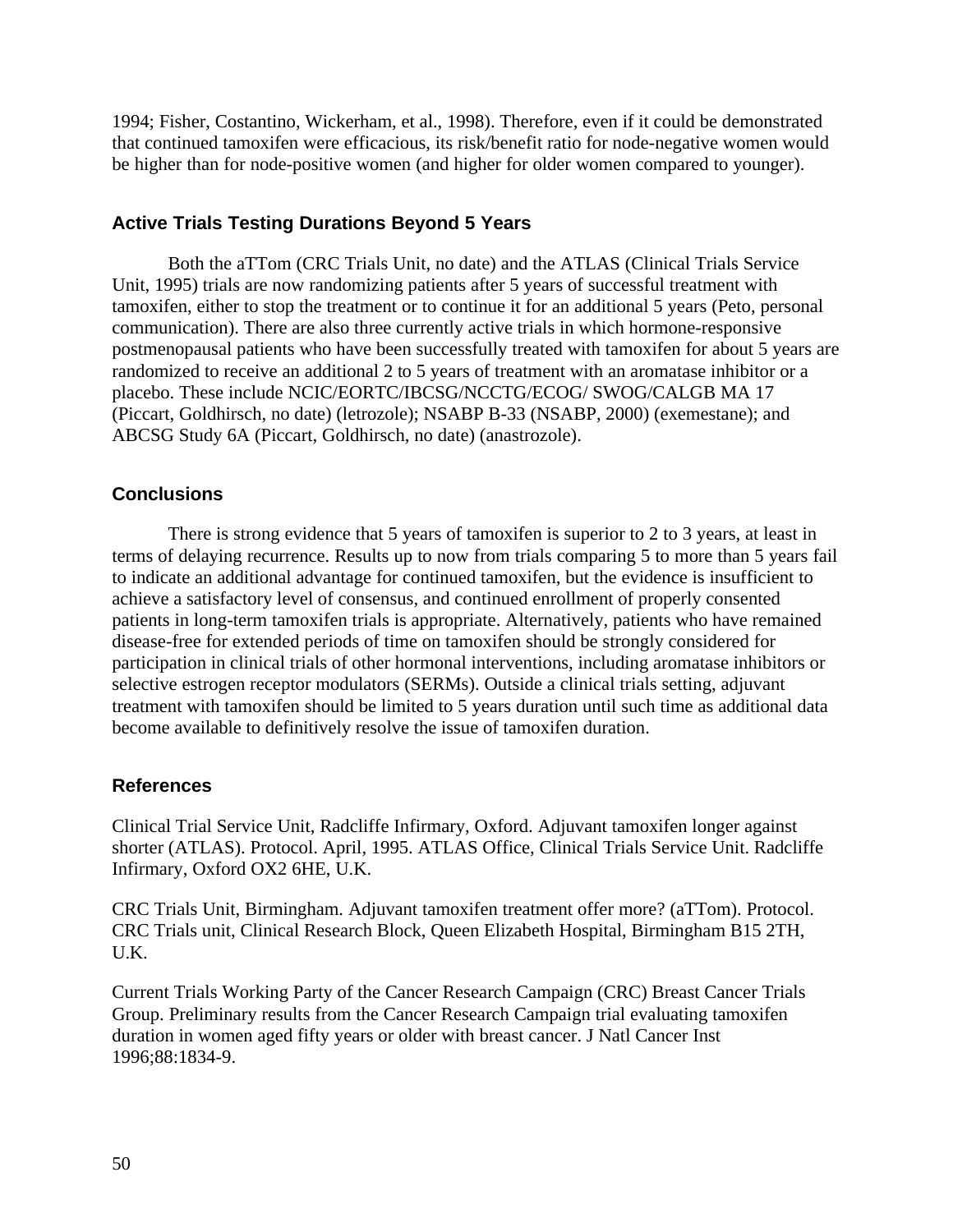1994; Fisher, Costantino, Wickerham, et al., 1998). Therefore, even if it could be demonstrated that continued tamoxifen were efficacious, its risk/benefit ratio for node-negative women would be higher than for node-positive women (and higher for older women compared to younger).

### Active Trials Testing Durations Beyond 5 Years

Both the aTTom (CRC Trials Unit, no date) and the ATLAS (Clinical Trials Service Unit, 1995) trials are now randomizing patients after 5 years of successful treatment with tamoxifen, either to stop the treatment or to continue it for an additional 5 years (Peto, personal communication). There are also three currently active trials in which hormone-responsive postmenopausal patients who have been successfully treated with tamoxifen for about 5 years are randomized to receive an additional 2 to 5 years of treatment with an aromatase inhibitor or a placebo. These include NCIC/EORTC/IBCSG/NCCTG/ECOG/ SWOG/CALGB MA 17 (Piccart, Goldhirsch, no date) (letrozole); NSABP B-33 (NSABP, 2000) (exemestane); and ABCSG Study 6A (Piccart, Goldhirsch, no date) (anastrozole).

### Conclusions

There is strong evidence that 5 years of tamoxifen is superior to 2 to 3 years, at least in terms of delaying recurrence. Results up to now from trials comparing 5 to more than 5 years fail to indicate an additional advantage for continued tamoxifen, but the evidence is insufficient to achieve a satisfactory level of consensus, and continued enrollment of properly consented patients in long-term tamoxifen trials is appropriate. Alternatively, patients who have remained disease-free for extended periods of time on tamoxifen should be strongly considered for participation in clinical trials of other hormonal interventions, including aromatase inhibitors or selective estrogen receptor modulators (SERMs). Outside a clinical trials setting, adjuvant treatment with tamoxifen should be limited to 5 years duration until such time as additional data become available to definitively resolve the issue of tamoxifen duration.

### References

Clinical Trial Service Unit, Radcliffe Infirmary, Oxford. Adjuvant tamoxifen longer against shorter (ATLAS). Protocol. April, 1995. ATLAS Office, Clinical Trials Service Unit. Radcliffe Infirmary, Oxford OX2 6HE, U.K.

CRC Trials Unit, Birmingham. Adjuvant tamoxifen treatment offer more? (aTTom). Protocol. CRC Trials unit, Clinical Research Block, Queen Elizabeth Hospital, Birmingham B15 2TH, U.K.

Current Trials Working Party of the Cancer Research Campaign (CRC) Breast Cancer Trials Group. Preliminary results from the Cancer Research Campaign trial evaluating tamoxifen duration in women aged fifty years or older with breast cancer. J Natl Cancer Inst 1996;88:1834-9.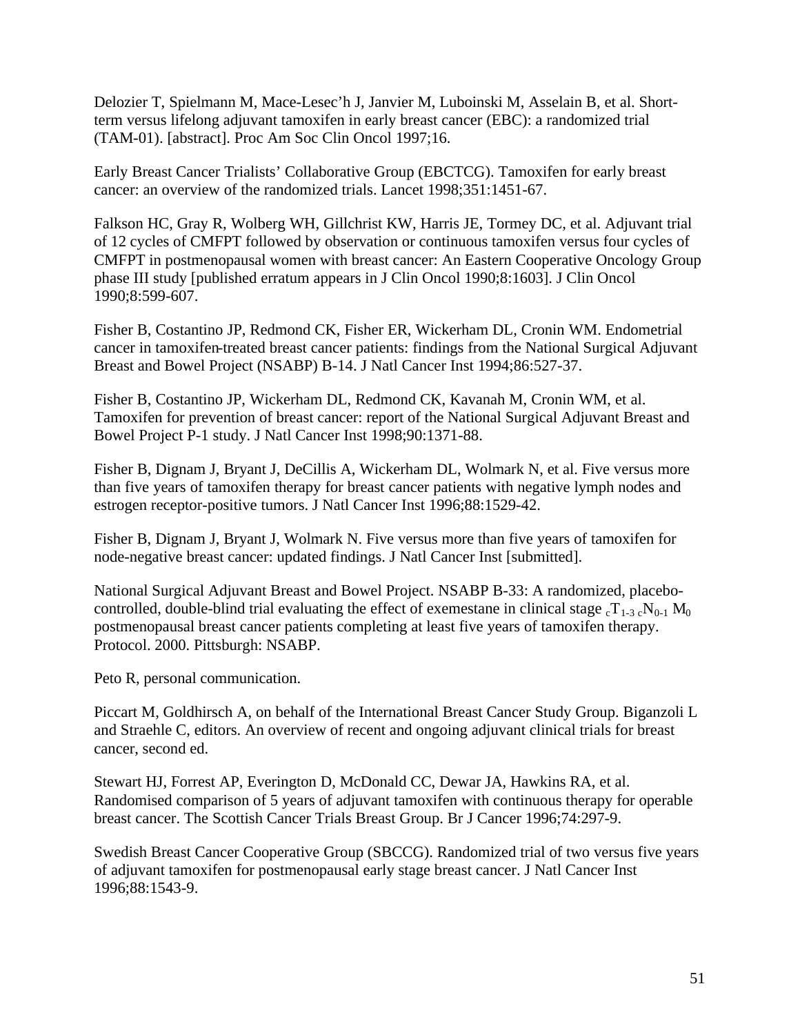Delozier T, Spielmann M, Mace-Lesec'h J, Janvier M, Luboinski M, Asselain B, et al. Short-term versus lifelong adjuvant tamoxifen in early breast cancer (EBC): a randomized trial (TAM-01). [abstract]. Proc Am Soc Clin Oncol 1997;16.

Early Breast Cancer Trialists' Collaborative Group (EBCTCG). Tamoxifen for early breast cancer: an overview of the randomized trials. Lancet 1998;351:1451-67.

Falkson HC, Gray R, Wolberg WH, Gillchrist KW, Harris JE, Tormey DC, et al. Adjuvant trial of 12 cycles of CMFPT followed by observation or continuous tamoxifen versus four cycles of CMFPT in postmenopausal women with breast cancer: An Eastern Cooperative Oncology Group phase III study [published erratum appears in J Clin Oncol 1990;8:1603]. J Clin Oncol 1990;8:599-607.

Fisher B, Costantino JP, Redmond CK, Fisher ER, Wickerham DL, Cronin WM. Endometrial cancer in tamoxifen-treated breast cancer patients: findings from the National Surgical Adjuvant Breast and Bowel Project (NSABP) B-14. J Natl Cancer Inst 1994;86:527-37.

Fisher B, Costantino JP, Wickerham DL, Redmond CK, Kavanah M, Cronin WM, et al. Tamoxifen for prevention of breast cancer: report of the National Surgical Adjuvant Breast and Bowel Project P-1 study. J Natl Cancer Inst 1998;90:1371-88.

Fisher B, Dignam J, Bryant J, DeCillis A, Wickerham DL, Wolmark N, et al. Five versus more than five years of tamoxifen therapy for breast cancer patients with negative lymph nodes and estrogen receptor-positive tumors. J Natl Cancer Inst 1996;88:1529-42.

Fisher B, Dignam J, Bryant J, Wolmark N. Five versus more than five years of tamoxifen for node-negative breast cancer: updated findings. J Natl Cancer Inst [submitted].

National Surgical Adjuvant Breast and Bowel Project. NSABP B-33: A randomized, placebo-controlled, double-blind trial evaluating the effect of exemestane in clinical stage $_{c}T_{1\text{-}3}\ _{c}N_{0\text{-}1}\ M_0$ postmenopausal breast cancer patients completing at least five years of tamoxifen therapy. Protocol. 2000. Pittsburgh: NSABP.

Peto R, personal communication.

Piccart M, Goldhirsch A, on behalf of the International Breast Cancer Study Group. Biganzoli L and Straehle C, editors. An overview of recent and ongoing adjuvant clinical trials for breast cancer, second ed.

Stewart HJ, Forrest AP, Everington D, McDonald CC, Dewar JA, Hawkins RA, et al. Randomised comparison of 5 years of adjuvant tamoxifen with continuous therapy for operable breast cancer. The Scottish Cancer Trials Breast Group. Br J Cancer 1996;74:297-9.

Swedish Breast Cancer Cooperative Group (SBCCG). Randomized trial of two versus five years of adjuvant tamoxifen for postmenopausal early stage breast cancer. J Natl Cancer Inst 1996;88:1543-9.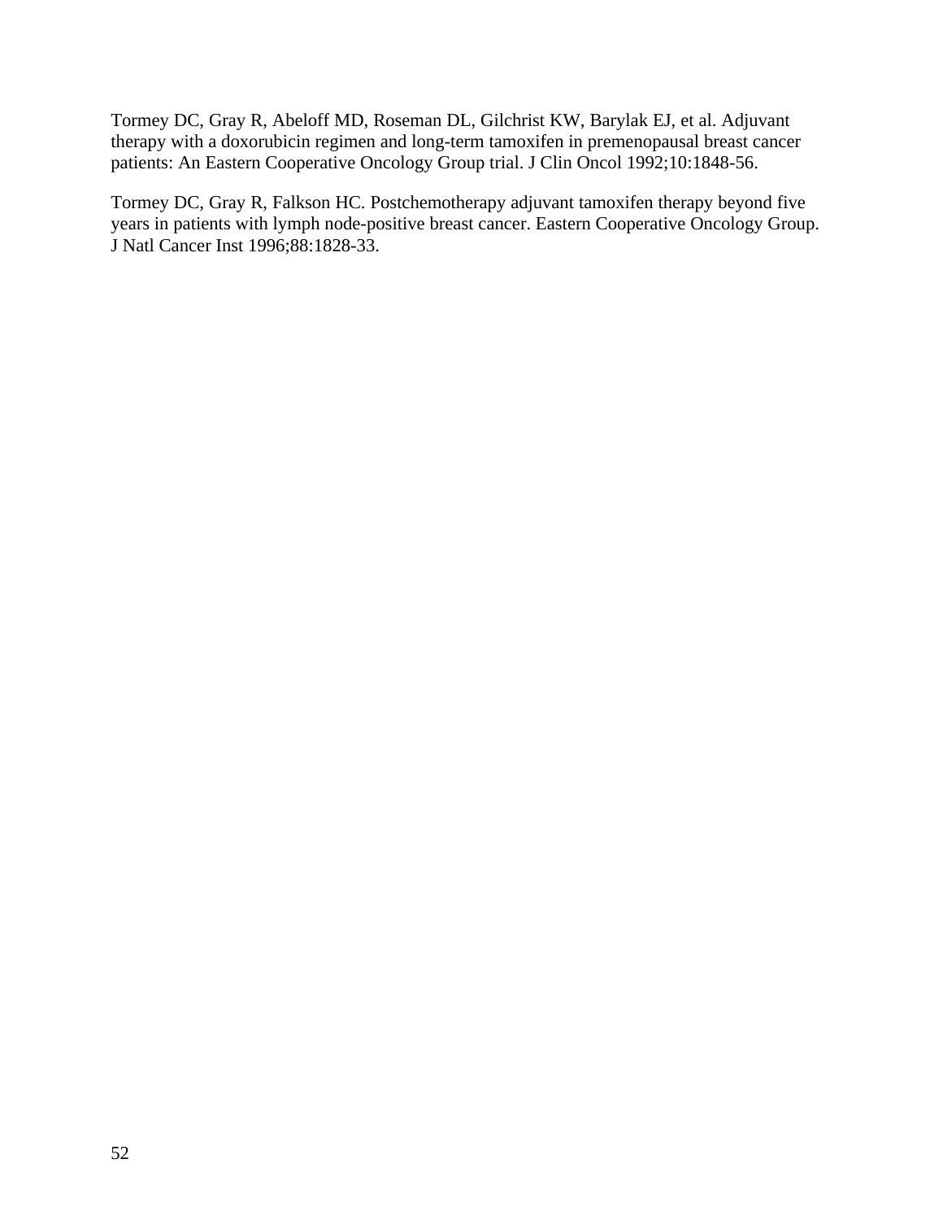Tormey DC, Gray R, Abeloff MD, Roseman DL, Gilchrist KW, Barylak EJ, et al. Adjuvant therapy with a doxorubicin regimen and long-term tamoxifen in premenopausal breast cancer patients: An Eastern Cooperative Oncology Group trial. J Clin Oncol 1992;10:1848-56.

Tormey DC, Gray R, Falkson HC. Postchemotherapy adjuvant tamoxifen therapy beyond five years in patients with lymph node-positive breast cancer. Eastern Cooperative Oncology Group. J Natl Cancer Inst 1996;88:1828-33.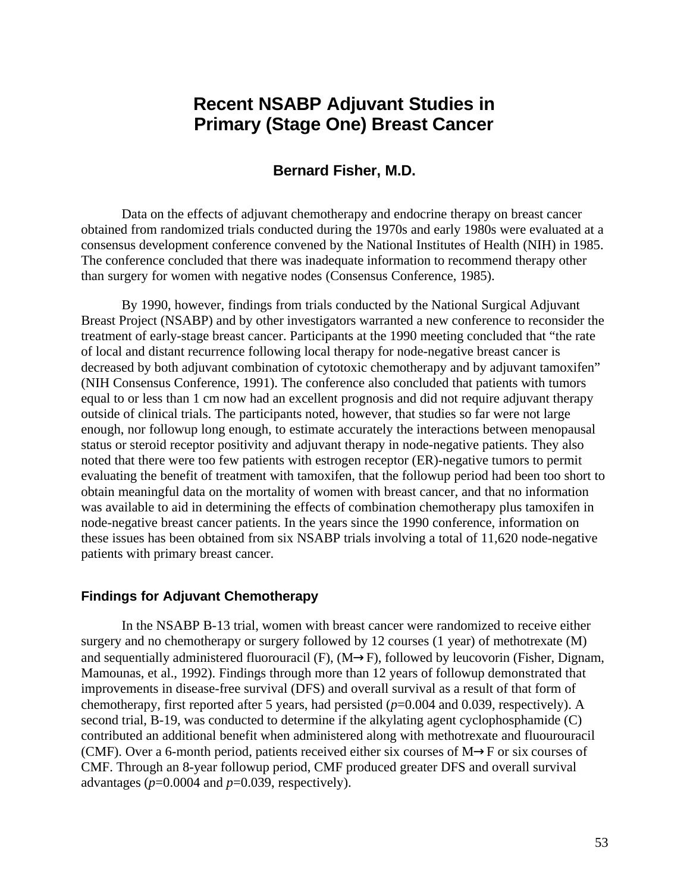# Recent NSABP Adjuvant Studies in Primary (Stage One) Breast Cancer

### Bernard Fisher, M.D.

Data on the effects of adjuvant chemotherapy and endocrine therapy on breast cancer obtained from randomized trials conducted during the 1970s and early 1980s were evaluated at a consensus development conference convened by the National Institutes of Health (NIH) in 1985. The conference concluded that there was inadequate information to recommend therapy other than surgery for women with negative nodes (Consensus Conference, 1985).

By 1990, however, findings from trials conducted by the National Surgical Adjuvant Breast Project (NSABP) and by other investigators warranted a new conference to reconsider the treatment of early-stage breast cancer. Participants at the 1990 meeting concluded that "the rate of local and distant recurrence following local therapy for node-negative breast cancer is decreased by both adjuvant combination of cytotoxic chemotherapy and by adjuvant tamoxifen" (NIH Consensus Conference, 1991). The conference also concluded that patients with tumors equal to or less than 1 cm now had an excellent prognosis and did not require adjuvant therapy outside of clinical trials. The participants noted, however, that studies so far were not large enough, nor followup long enough, to estimate accurately the interactions between menopausal status or steroid receptor positivity and adjuvant therapy in node-negative patients. They also noted that there were too few patients with estrogen receptor (ER)-negative tumors to permit evaluating the benefit of treatment with tamoxifen, that the followup period had been too short to obtain meaningful data on the mortality of women with breast cancer, and that no information was available to aid in determining the effects of combination chemotherapy plus tamoxifen in node-negative breast cancer patients. In the years since the 1990 conference, information on these issues has been obtained from six NSABP trials involving a total of 11,620 node-negative patients with primary breast cancer.

## Findings for Adjuvant Chemotherapy

In the NSABP B-13 trial, women with breast cancer were randomized to receive either surgery and no chemotherapy or surgery followed by 12 courses (1 year) of methotrexate (M) and sequentially administered fluorouracil (F), (M→F), followed by leucovorin (Fisher, Dignam, Mamounas, et al., 1992). Findings through more than 12 years of followup demonstrated that improvements in disease-free survival (DFS) and overall survival as a result of that form of chemotherapy, first reported after 5 years, had persisted (*p*=0.004 and 0.039, respectively). A second trial, B-19, was conducted to determine if the alkylating agent cyclophosphamide (C) contributed an additional benefit when administered along with methotrexate and fluourouracil (CMF). Over a 6-month period, patients received either six courses of M→F or six courses of CMF. Through an 8-year followup period, CMF produced greater DFS and overall survival advantages (*p*=0.0004 and *p*=0.039, respectively).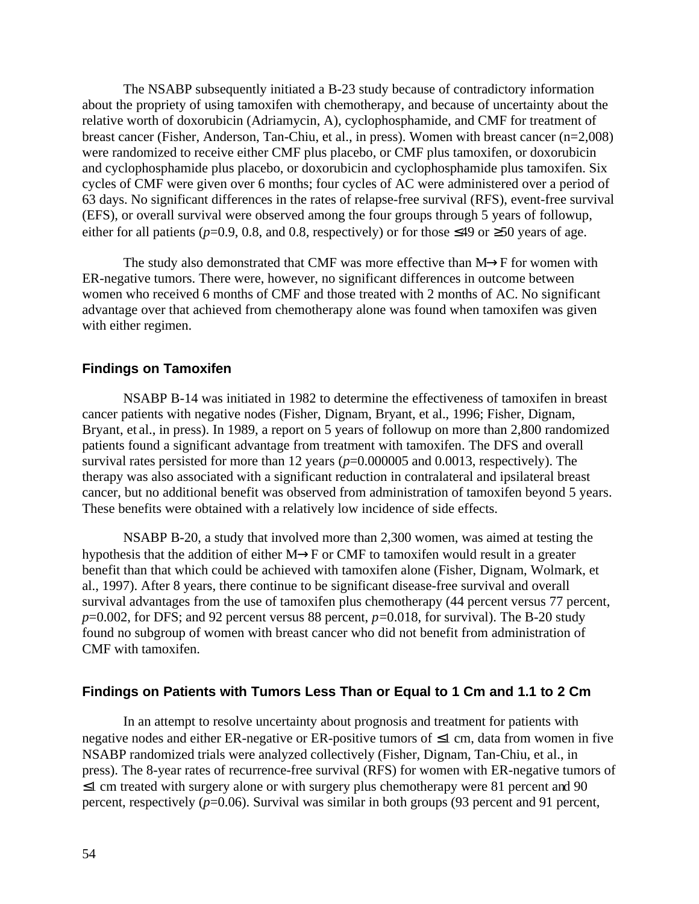The NSABP subsequently initiated a B-23 study because of contradictory information about the propriety of using tamoxifen with chemotherapy, and because of uncertainty about the relative worth of doxorubicin (Adriamycin, A), cyclophosphamide, and CMF for treatment of breast cancer (Fisher, Anderson, Tan-Chiu, et al., in press). Women with breast cancer (n=2,008) were randomized to receive either CMF plus placebo, or CMF plus tamoxifen, or doxorubicin and cyclophosphamide plus placebo, or doxorubicin and cyclophosphamide plus tamoxifen. Six cycles of CMF were given over 6 months; four cycles of AC were administered over a period of 63 days. No significant differences in the rates of relapse-free survival (RFS), event-free survival (EFS), or overall survival were observed among the four groups through 5 years of followup, either for all patients (*p*=0.9, 0.8, and 0.8, respectively) or for those ≤49 or ≥50 years of age.

The study also demonstrated that CMF was more effective than M→F for women with ER-negative tumors. There were, however, no significant differences in outcome between women who received 6 months of CMF and those treated with 2 months of AC. No significant advantage over that achieved from chemotherapy alone was found when tamoxifen was given with either regimen.

## Findings on Tamoxifen

NSABP B-14 was initiated in 1982 to determine the effectiveness of tamoxifen in breast cancer patients with negative nodes (Fisher, Dignam, Bryant, et al., 1996; Fisher, Dignam, Bryant, et al., in press). In 1989, a report on 5 years of followup on more than 2,800 randomized patients found a significant advantage from treatment with tamoxifen. The DFS and overall survival rates persisted for more than 12 years (*p*=0.000005 and 0.0013, respectively). The therapy was also associated with a significant reduction in contralateral and ipsilateral breast cancer, but no additional benefit was observed from administration of tamoxifen beyond 5 years. These benefits were obtained with a relatively low incidence of side effects.

NSABP B-20, a study that involved more than 2,300 women, was aimed at testing the hypothesis that the addition of either M→F or CMF to tamoxifen would result in a greater benefit than that which could be achieved with tamoxifen alone (Fisher, Dignam, Wolmark, et al., 1997). After 8 years, there continue to be significant disease-free survival and overall survival advantages from the use of tamoxifen plus chemotherapy (44 percent versus 77 percent, *p*=0.002, for DFS; and 92 percent versus 88 percent, *p*=0.018, for survival). The B-20 study found no subgroup of women with breast cancer who did not benefit from administration of CMF with tamoxifen.

## Findings on Patients with Tumors Less Than or Equal to 1 Cm and 1.1 to 2 Cm

In an attempt to resolve uncertainty about prognosis and treatment for patients with negative nodes and either ER-negative or ER-positive tumors of ≤1 cm, data from women in five NSABP randomized trials were analyzed collectively (Fisher, Dignam, Tan-Chiu, et al., in press). The 8-year rates of recurrence-free survival (RFS) for women with ER-negative tumors of ≤1 cm treated with surgery alone or with surgery plus chemotherapy were 81 percent and 90 percent, respectively (*p*=0.06). Survival was similar in both groups (93 percent and 91 percent,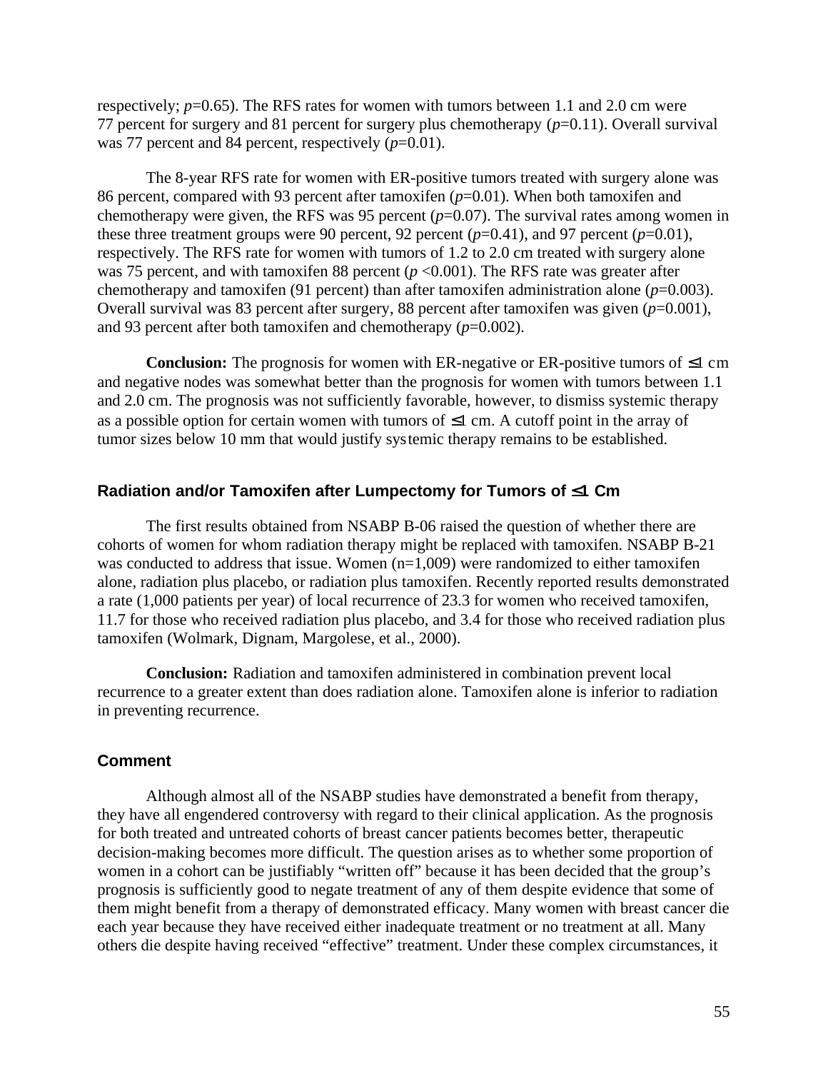respectively; $p$=0.65). The RFS rates for women with tumors between 1.1 and 2.0 cm were 77 percent for surgery and 81 percent for surgery plus chemotherapy ($p$=0.11). Overall survival was 77 percent and 84 percent, respectively ($p$=0.01).

The 8-year RFS rate for women with ER-positive tumors treated with surgery alone was 86 percent, compared with 93 percent after tamoxifen ($p$=0.01). When both tamoxifen and chemotherapy were given, the RFS was 95 percent ($p$=0.07). The survival rates among women in these three treatment groups were 90 percent, 92 percent ($p$=0.41), and 97 percent ($p$=0.01), respectively. The RFS rate for women with tumors of 1.2 to 2.0 cm treated with surgery alone was 75 percent, and with tamoxifen 88 percent ($p$ <0.001). The RFS rate was greater after chemotherapy and tamoxifen (91 percent) than after tamoxifen administration alone ($p$=0.003). Overall survival was 83 percent after surgery, 88 percent after tamoxifen was given ($p$=0.001), and 93 percent after both tamoxifen and chemotherapy ($p$=0.002).

**Conclusion:** The prognosis for women with ER-negative or ER-positive tumors of ≤1 cm and negative nodes was somewhat better than the prognosis for women with tumors between 1.1 and 2.0 cm. The prognosis was not sufficiently favorable, however, to dismiss systemic therapy as a possible option for certain women with tumors of ≤1 cm. A cutoff point in the array of tumor sizes below 10 mm that would justify systemic therapy remains to be established.

### Radiation and/or Tamoxifen after Lumpectomy for Tumors of ≤1 Cm

The first results obtained from NSABP B-06 raised the question of whether there are cohorts of women for whom radiation therapy might be replaced with tamoxifen. NSABP B-21 was conducted to address that issue. Women (n=1,009) were randomized to either tamoxifen alone, radiation plus placebo, or radiation plus tamoxifen. Recently reported results demonstrated a rate (1,000 patients per year) of local recurrence of 23.3 for women who received tamoxifen, 11.7 for those who received radiation plus placebo, and 3.4 for those who received radiation plus tamoxifen (Wolmark, Dignam, Margolese, et al., 2000).

**Conclusion:** Radiation and tamoxifen administered in combination prevent local recurrence to a greater extent than does radiation alone. Tamoxifen alone is inferior to radiation in preventing recurrence.

### Comment

Although almost all of the NSABP studies have demonstrated a benefit from therapy, they have all engendered controversy with regard to their clinical application. As the prognosis for both treated and untreated cohorts of breast cancer patients becomes better, therapeutic decision-making becomes more difficult. The question arises as to whether some proportion of women in a cohort can be justifiably "written off" because it has been decided that the group's prognosis is sufficiently good to negate treatment of any of them despite evidence that some of them might benefit from a therapy of demonstrated efficacy. Many women with breast cancer die each year because they have received either inadequate treatment or no treatment at all. Many others die despite having received "effective" treatment. Under these complex circumstances, it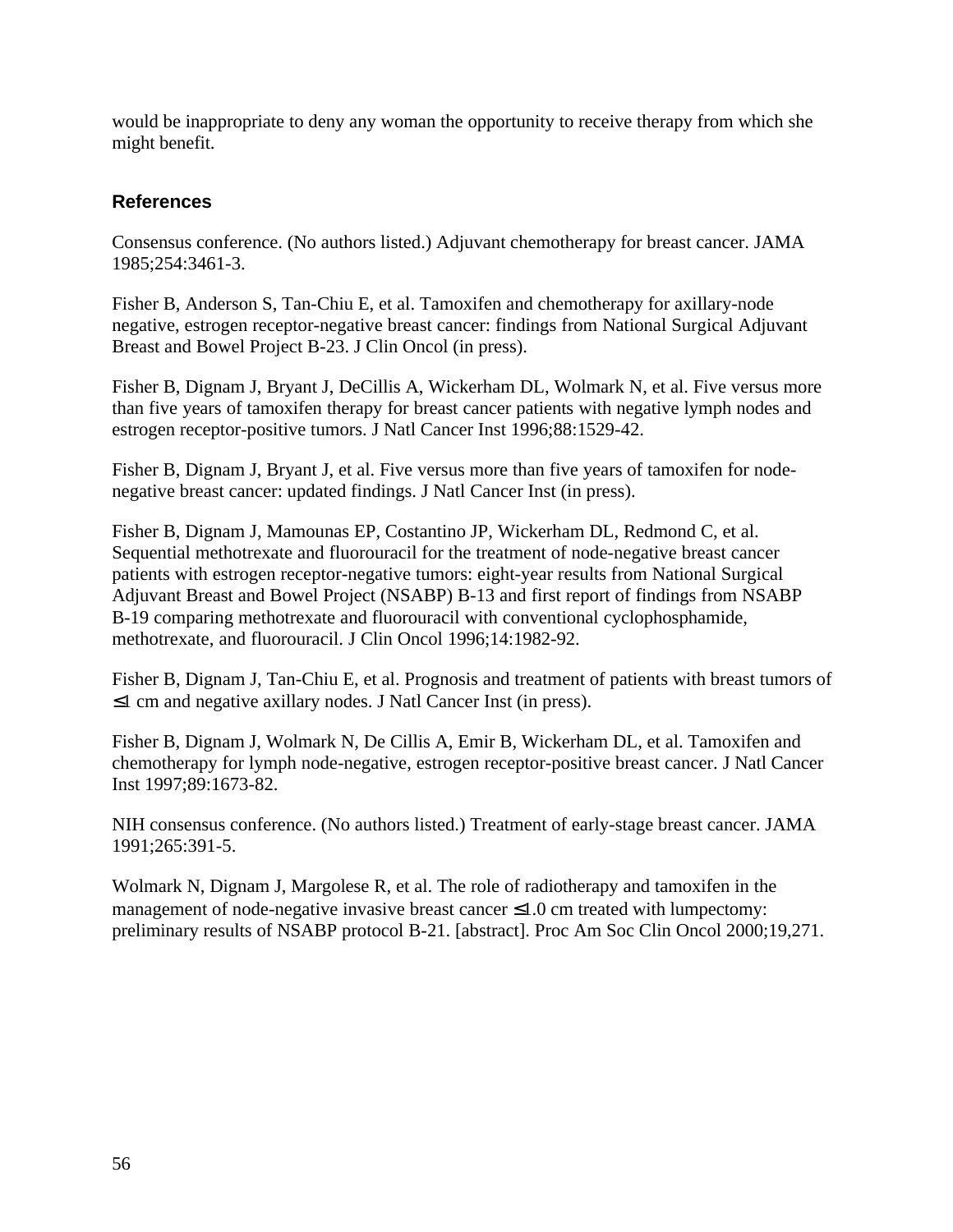would be inappropriate to deny any woman the opportunity to receive therapy from which she might benefit.

## References

Consensus conference. (No authors listed.) Adjuvant chemotherapy for breast cancer. JAMA 1985;254:3461-3.

Fisher B, Anderson S, Tan-Chiu E, et al. Tamoxifen and chemotherapy for axillary-node negative, estrogen receptor-negative breast cancer: findings from National Surgical Adjuvant Breast and Bowel Project B-23. J Clin Oncol (in press).

Fisher B, Dignam J, Bryant J, DeCillis A, Wickerham DL, Wolmark N, et al. Five versus more than five years of tamoxifen therapy for breast cancer patients with negative lymph nodes and estrogen receptor-positive tumors. J Natl Cancer Inst 1996;88:1529-42.

Fisher B, Dignam J, Bryant J, et al. Five versus more than five years of tamoxifen for node-negative breast cancer: updated findings. J Natl Cancer Inst (in press).

Fisher B, Dignam J, Mamounas EP, Costantino JP, Wickerham DL, Redmond C, et al. Sequential methotrexate and fluorouracil for the treatment of node-negative breast cancer patients with estrogen receptor-negative tumors: eight-year results from National Surgical Adjuvant Breast and Bowel Project (NSABP) B-13 and first report of findings from NSABP B-19 comparing methotrexate and fluorouracil with conventional cyclophosphamide, methotrexate, and fluorouracil. J Clin Oncol 1996;14:1982-92.

Fisher B, Dignam J, Tan-Chiu E, et al. Prognosis and treatment of patients with breast tumors of ≤1 cm and negative axillary nodes. J Natl Cancer Inst (in press).

Fisher B, Dignam J, Wolmark N, De Cillis A, Emir B, Wickerham DL, et al. Tamoxifen and chemotherapy for lymph node-negative, estrogen receptor-positive breast cancer. J Natl Cancer Inst 1997;89:1673-82.

NIH consensus conference. (No authors listed.) Treatment of early-stage breast cancer. JAMA 1991;265:391-5.

Wolmark N, Dignam J, Margolese R, et al. The role of radiotherapy and tamoxifen in the management of node-negative invasive breast cancer ≤1.0 cm treated with lumpectomy: preliminary results of NSABP protocol B-21. [abstract]. Proc Am Soc Clin Oncol 2000;19,271.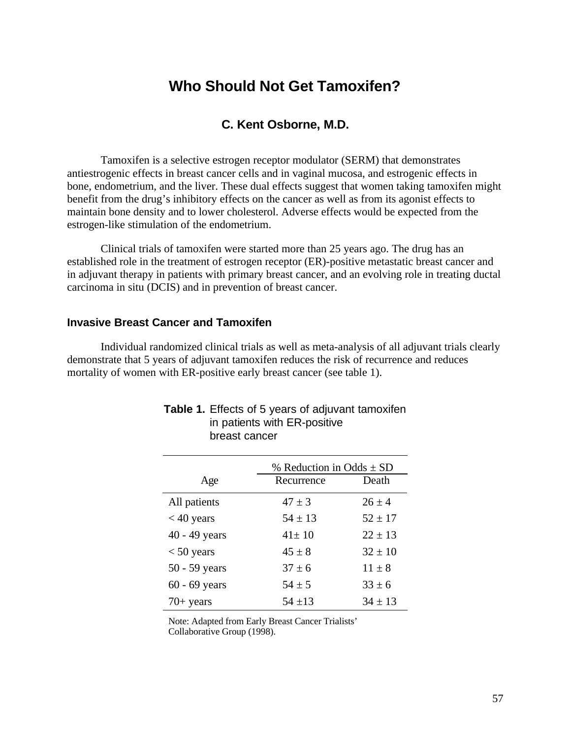# Who Should Not Get Tamoxifen?

## C. Kent Osborne, M.D.

Tamoxifen is a selective estrogen receptor modulator (SERM) that demonstrates antiestrogenic effects in breast cancer cells and in vaginal mucosa, and estrogenic effects in bone, endometrium, and the liver. These dual effects suggest that women taking tamoxifen might benefit from the drug's inhibitory effects on the cancer as well as from its agonist effects to maintain bone density and to lower cholesterol. Adverse effects would be expected from the estrogen-like stimulation of the endometrium.

Clinical trials of tamoxifen were started more than 25 years ago. The drug has an established role in the treatment of estrogen receptor (ER)-positive metastatic breast cancer and in adjuvant therapy in patients with primary breast cancer, and an evolving role in treating ductal carcinoma in situ (DCIS) and in prevention of breast cancer.

### Invasive Breast Cancer and Tamoxifen

Individual randomized clinical trials as well as meta-analysis of all adjuvant trials clearly demonstrate that 5 years of adjuvant tamoxifen reduces the risk of recurrence and reduces mortality of women with ER-positive early breast cancer (see table 1).

**Table 1.** Effects of 5 years of adjuvant tamoxifen in patients with ER-positive breast cancer

| | % Reduction in Odds ± SD | |
|---|---|---|
| Age | Recurrence | Death |
| All patients | 47 ± 3 | 26 ± 4 |
| < 40 years | 54 ± 13 | 52 ± 17 |
| 40 - 49 years | 41± 10 | 22 ± 13 |
| < 50 years | 45 ± 8 | 32 ± 10 |
| 50 - 59 years | 37 ± 6 | 11 ± 8 |
| 60 - 69 years | 54 ± 5 | 33 ± 6 |
| 70+ years | 54 ±13 | 34 ± 13 |

Note: Adapted from Early Breast Cancer Trialists' Collaborative Group (1998).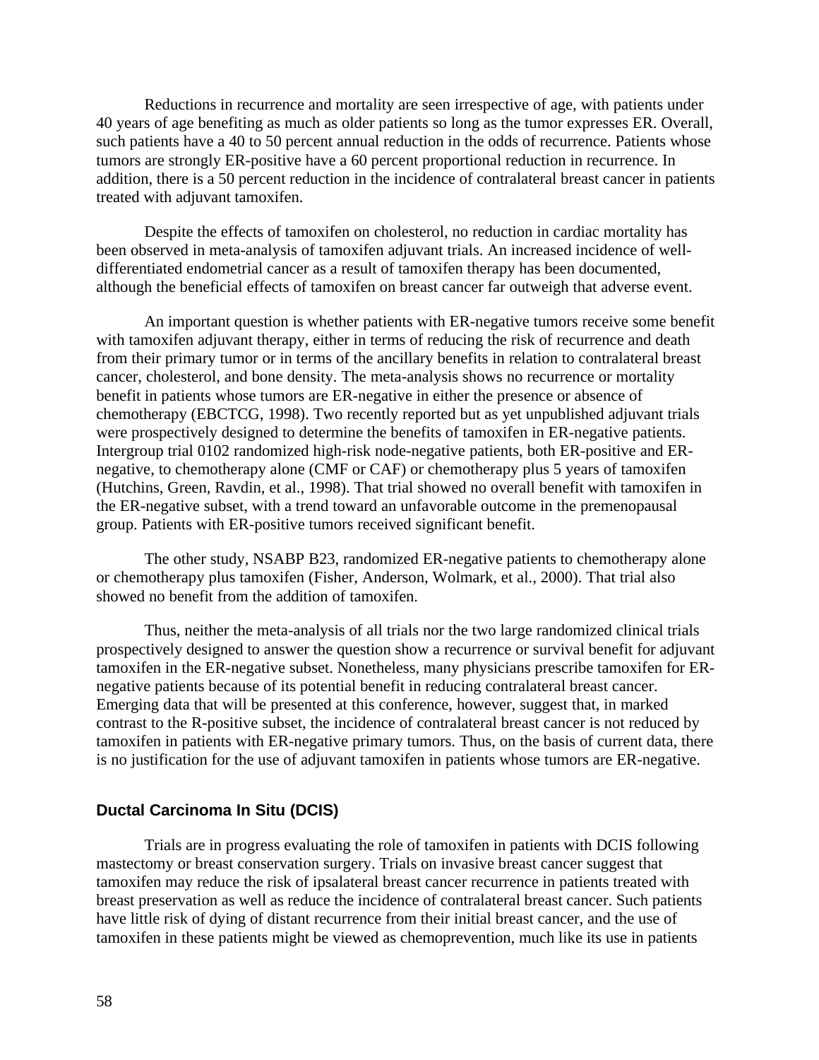Reductions in recurrence and mortality are seen irrespective of age, with patients under 40 years of age benefiting as much as older patients so long as the tumor expresses ER. Overall, such patients have a 40 to 50 percent annual reduction in the odds of recurrence. Patients whose tumors are strongly ER-positive have a 60 percent proportional reduction in recurrence. In addition, there is a 50 percent reduction in the incidence of contralateral breast cancer in patients treated with adjuvant tamoxifen.

Despite the effects of tamoxifen on cholesterol, no reduction in cardiac mortality has been observed in meta-analysis of tamoxifen adjuvant trials. An increased incidence of well-differentiated endometrial cancer as a result of tamoxifen therapy has been documented, although the beneficial effects of tamoxifen on breast cancer far outweigh that adverse event.

An important question is whether patients with ER-negative tumors receive some benefit with tamoxifen adjuvant therapy, either in terms of reducing the risk of recurrence and death from their primary tumor or in terms of the ancillary benefits in relation to contralateral breast cancer, cholesterol, and bone density. The meta-analysis shows no recurrence or mortality benefit in patients whose tumors are ER-negative in either the presence or absence of chemotherapy (EBCTCG, 1998). Two recently reported but as yet unpublished adjuvant trials were prospectively designed to determine the benefits of tamoxifen in ER-negative patients. Intergroup trial 0102 randomized high-risk node-negative patients, both ER-positive and ER-negative, to chemotherapy alone (CMF or CAF) or chemotherapy plus 5 years of tamoxifen (Hutchins, Green, Ravdin, et al., 1998). That trial showed no overall benefit with tamoxifen in the ER-negative subset, with a trend toward an unfavorable outcome in the premenopausal group. Patients with ER-positive tumors received significant benefit.

The other study, NSABP B23, randomized ER-negative patients to chemotherapy alone or chemotherapy plus tamoxifen (Fisher, Anderson, Wolmark, et al., 2000). That trial also showed no benefit from the addition of tamoxifen.

Thus, neither the meta-analysis of all trials nor the two large randomized clinical trials prospectively designed to answer the question show a recurrence or survival benefit for adjuvant tamoxifen in the ER-negative subset. Nonetheless, many physicians prescribe tamoxifen for ER-negative patients because of its potential benefit in reducing contralateral breast cancer. Emerging data that will be presented at this conference, however, suggest that, in marked contrast to the R-positive subset, the incidence of contralateral breast cancer is not reduced by tamoxifen in patients with ER-negative primary tumors. Thus, on the basis of current data, there is no justification for the use of adjuvant tamoxifen in patients whose tumors are ER-negative.

### Ductal Carcinoma In Situ (DCIS)

Trials are in progress evaluating the role of tamoxifen in patients with DCIS following mastectomy or breast conservation surgery. Trials on invasive breast cancer suggest that tamoxifen may reduce the risk of ipsalateral breast cancer recurrence in patients treated with breast preservation as well as reduce the incidence of contralateral breast cancer. Such patients have little risk of dying of distant recurrence from their initial breast cancer, and the use of tamoxifen in these patients might be viewed as chemoprevention, much like its use in patients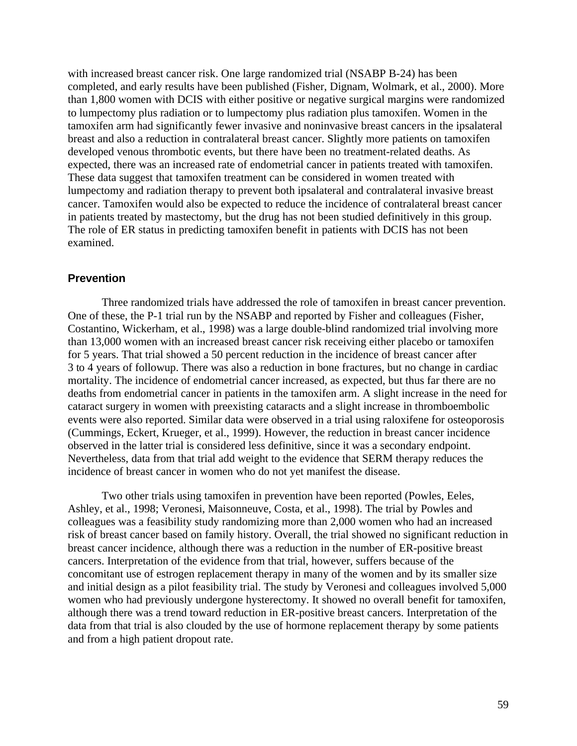with increased breast cancer risk. One large randomized trial (NSABP B-24) has been completed, and early results have been published (Fisher, Dignam, Wolmark, et al., 2000). More than 1,800 women with DCIS with either positive or negative surgical margins were randomized to lumpectomy plus radiation or to lumpectomy plus radiation plus tamoxifen. Women in the tamoxifen arm had significantly fewer invasive and noninvasive breast cancers in the ipsalateral breast and also a reduction in contralateral breast cancer. Slightly more patients on tamoxifen developed venous thrombotic events, but there have been no treatment-related deaths. As expected, there was an increased rate of endometrial cancer in patients treated with tamoxifen. These data suggest that tamoxifen treatment can be considered in women treated with lumpectomy and radiation therapy to prevent both ipsalateral and contralateral invasive breast cancer. Tamoxifen would also be expected to reduce the incidence of contralateral breast cancer in patients treated by mastectomy, but the drug has not been studied definitively in this group. The role of ER status in predicting tamoxifen benefit in patients with DCIS has not been examined.

### Prevention

Three randomized trials have addressed the role of tamoxifen in breast cancer prevention. One of these, the P-1 trial run by the NSABP and reported by Fisher and colleagues (Fisher, Costantino, Wickerham, et al., 1998) was a large double-blind randomized trial involving more than 13,000 women with an increased breast cancer risk receiving either placebo or tamoxifen for 5 years. That trial showed a 50 percent reduction in the incidence of breast cancer after 3 to 4 years of followup. There was also a reduction in bone fractures, but no change in cardiac mortality. The incidence of endometrial cancer increased, as expected, but thus far there are no deaths from endometrial cancer in patients in the tamoxifen arm. A slight increase in the need for cataract surgery in women with preexisting cataracts and a slight increase in thromboembolic events were also reported. Similar data were observed in a trial using raloxifene for osteoporosis (Cummings, Eckert, Krueger, et al., 1999). However, the reduction in breast cancer incidence observed in the latter trial is considered less definitive, since it was a secondary endpoint. Nevertheless, data from that trial add weight to the evidence that SERM therapy reduces the incidence of breast cancer in women who do not yet manifest the disease.

Two other trials using tamoxifen in prevention have been reported (Powles, Eeles, Ashley, et al., 1998; Veronesi, Maisonneuve, Costa, et al., 1998). The trial by Powles and colleagues was a feasibility study randomizing more than 2,000 women who had an increased risk of breast cancer based on family history. Overall, the trial showed no significant reduction in breast cancer incidence, although there was a reduction in the number of ER-positive breast cancers. Interpretation of the evidence from that trial, however, suffers because of the concomitant use of estrogen replacement therapy in many of the women and by its smaller size and initial design as a pilot feasibility trial. The study by Veronesi and colleagues involved 5,000 women who had previously undergone hysterectomy. It showed no overall benefit for tamoxifen, although there was a trend toward reduction in ER-positive breast cancers. Interpretation of the data from that trial is also clouded by the use of hormone replacement therapy by some patients and from a high patient dropout rate.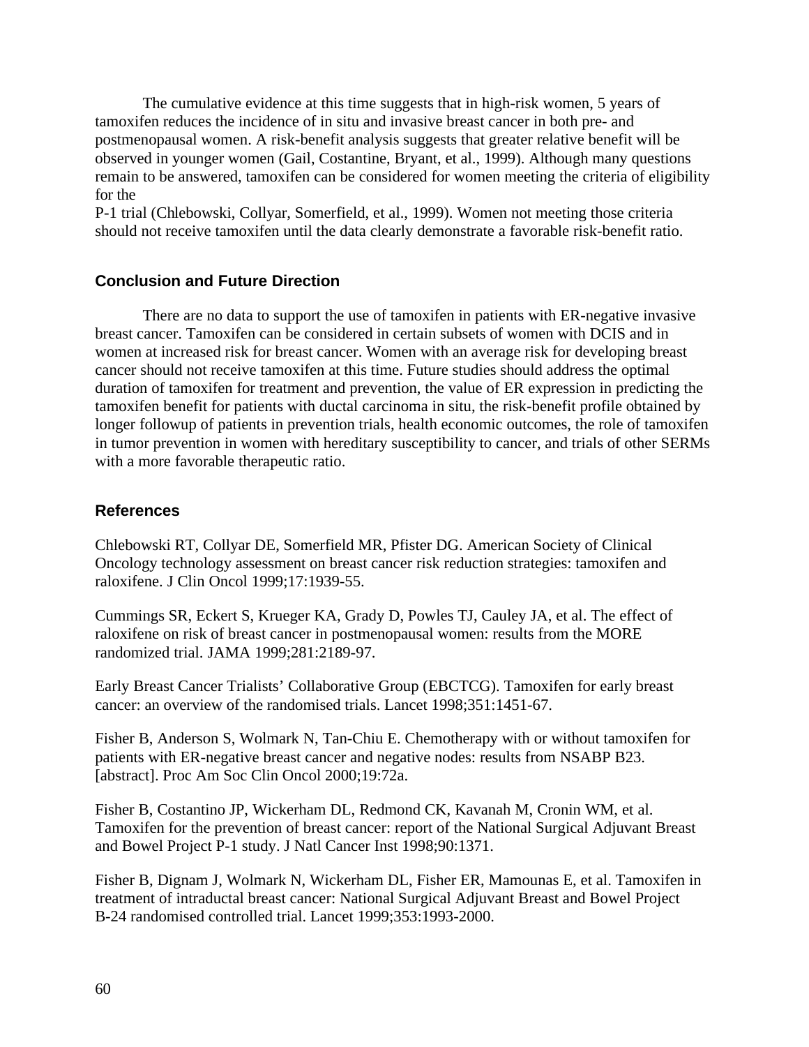The cumulative evidence at this time suggests that in high-risk women, 5 years of tamoxifen reduces the incidence of in situ and invasive breast cancer in both pre- and postmenopausal women. A risk-benefit analysis suggests that greater relative benefit will be observed in younger women (Gail, Costantine, Bryant, et al., 1999). Although many questions remain to be answered, tamoxifen can be considered for women meeting the criteria of eligibility for the P-1 trial (Chlebowski, Collyar, Somerfield, et al., 1999). Women not meeting those criteria should not receive tamoxifen until the data clearly demonstrate a favorable risk-benefit ratio.

## Conclusion and Future Direction

There are no data to support the use of tamoxifen in patients with ER-negative invasive breast cancer. Tamoxifen can be considered in certain subsets of women with DCIS and in women at increased risk for breast cancer. Women with an average risk for developing breast cancer should not receive tamoxifen at this time. Future studies should address the optimal duration of tamoxifen for treatment and prevention, the value of ER expression in predicting the tamoxifen benefit for patients with ductal carcinoma in situ, the risk-benefit profile obtained by longer followup of patients in prevention trials, health economic outcomes, the role of tamoxifen in tumor prevention in women with hereditary susceptibility to cancer, and trials of other SERMs with a more favorable therapeutic ratio.

## References

Chlebowski RT, Collyar DE, Somerfield MR, Pfister DG. American Society of Clinical Oncology technology assessment on breast cancer risk reduction strategies: tamoxifen and raloxifene. J Clin Oncol 1999;17:1939-55.

Cummings SR, Eckert S, Krueger KA, Grady D, Powles TJ, Cauley JA, et al. The effect of raloxifene on risk of breast cancer in postmenopausal women: results from the MORE randomized trial. JAMA 1999;281:2189-97.

Early Breast Cancer Trialists' Collaborative Group (EBCTCG). Tamoxifen for early breast cancer: an overview of the randomised trials. Lancet 1998;351:1451-67.

Fisher B, Anderson S, Wolmark N, Tan-Chiu E. Chemotherapy with or without tamoxifen for patients with ER-negative breast cancer and negative nodes: results from NSABP B23. [abstract]. Proc Am Soc Clin Oncol 2000;19:72a.

Fisher B, Costantino JP, Wickerham DL, Redmond CK, Kavanah M, Cronin WM, et al. Tamoxifen for the prevention of breast cancer: report of the National Surgical Adjuvant Breast and Bowel Project P-1 study. J Natl Cancer Inst 1998;90:1371.

Fisher B, Dignam J, Wolmark N, Wickerham DL, Fisher ER, Mamounas E, et al. Tamoxifen in treatment of intraductal breast cancer: National Surgical Adjuvant Breast and Bowel Project B-24 randomised controlled trial. Lancet 1999;353:1993-2000.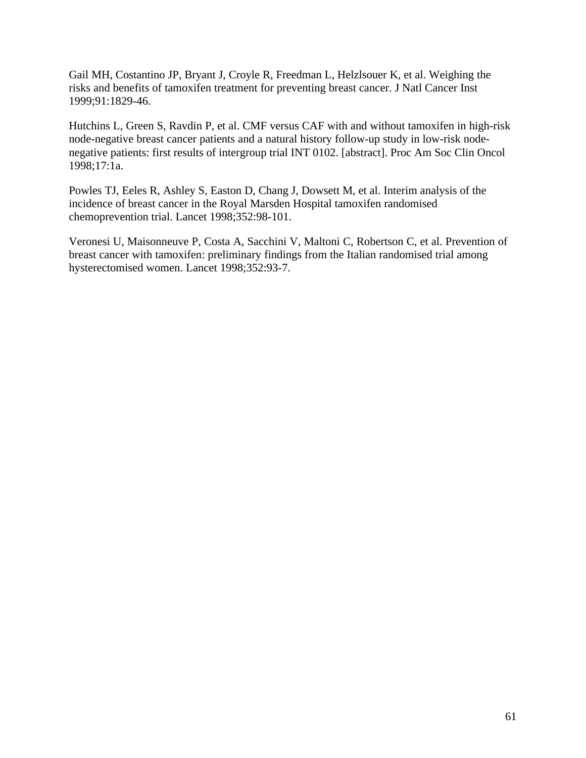Gail MH, Costantino JP, Bryant J, Croyle R, Freedman L, Helzlsouer K, et al. Weighing the risks and benefits of tamoxifen treatment for preventing breast cancer. J Natl Cancer Inst 1999;91:1829-46.

Hutchins L, Green S, Ravdin P, et al. CMF versus CAF with and without tamoxifen in high-risk node-negative breast cancer patients and a natural history follow-up study in low-risk node-negative patients: first results of intergroup trial INT 0102. [abstract]. Proc Am Soc Clin Oncol 1998;17:1a.

Powles TJ, Eeles R, Ashley S, Easton D, Chang J, Dowsett M, et al. Interim analysis of the incidence of breast cancer in the Royal Marsden Hospital tamoxifen randomised chemoprevention trial. Lancet 1998;352:98-101.

Veronesi U, Maisonneuve P, Costa A, Sacchini V, Maltoni C, Robertson C, et al. Prevention of breast cancer with tamoxifen: preliminary findings from the Italian randomised trial among hysterectomised women. Lancet 1998;352:93-7.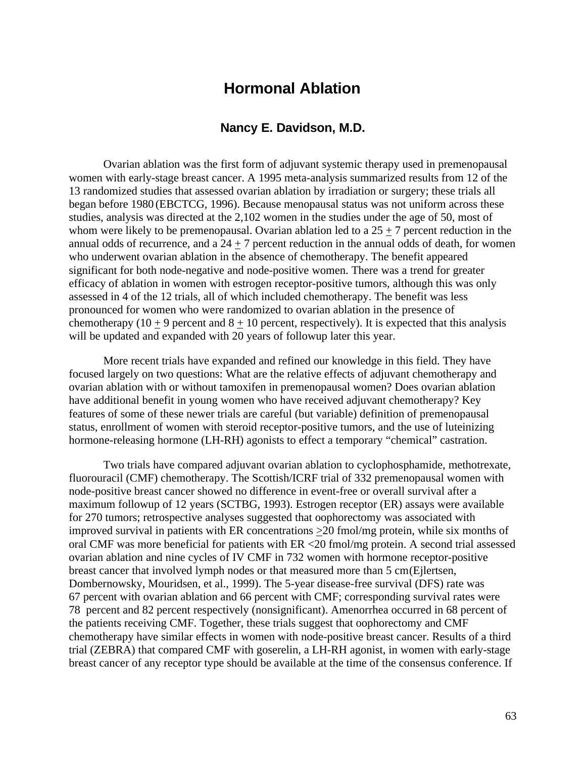# Hormonal Ablation

### Nancy E. Davidson, M.D.

Ovarian ablation was the first form of adjuvant systemic therapy used in premenopausal women with early-stage breast cancer. A 1995 meta-analysis summarized results from 12 of the 13 randomized studies that assessed ovarian ablation by irradiation or surgery; these trials all began before 1980 (EBCTCG, 1996). Because menopausal status was not uniform across these studies, analysis was directed at the 2,102 women in the studies under the age of 50, most of whom were likely to be premenopausal. Ovarian ablation led to a 25 $\pm$ 7 percent reduction in the annual odds of recurrence, and a 24 $\pm$ 7 percent reduction in the annual odds of death, for women who underwent ovarian ablation in the absence of chemotherapy. The benefit appeared significant for both node-negative and node-positive women. There was a trend for greater efficacy of ablation in women with estrogen receptor-positive tumors, although this was only assessed in 4 of the 12 trials, all of which included chemotherapy. The benefit was less pronounced for women who were randomized to ovarian ablation in the presence of chemotherapy (10 $\pm$ 9 percent and 8 $\pm$ 10 percent, respectively). It is expected that this analysis will be updated and expanded with 20 years of followup later this year.

More recent trials have expanded and refined our knowledge in this field. They have focused largely on two questions: What are the relative effects of adjuvant chemotherapy and ovarian ablation with or without tamoxifen in premenopausal women? Does ovarian ablation have additional benefit in young women who have received adjuvant chemotherapy? Key features of some of these newer trials are careful (but variable) definition of premenopausal status, enrollment of women with steroid receptor-positive tumors, and the use of luteinizing hormone-releasing hormone (LH-RH) agonists to effect a temporary "chemical" castration.

Two trials have compared adjuvant ovarian ablation to cyclophosphamide, methotrexate, fluorouracil (CMF) chemotherapy. The Scottish/ICRF trial of 332 premenopausal women with node-positive breast cancer showed no difference in event-free or overall survival after a maximum followup of 12 years (SCTBG, 1993). Estrogen receptor (ER) assays were available for 270 tumors; retrospective analyses suggested that oophorectomy was associated with improved survival in patients with ER concentrations $\geq$20 fmol/mg protein, while six months of oral CMF was more beneficial for patients with ER <20 fmol/mg protein. A second trial assessed ovarian ablation and nine cycles of IV CMF in 732 women with hormone receptor-positive breast cancer that involved lymph nodes or that measured more than 5 cm (Ejlertsen, Dombernowsky, Mouridsen, et al., 1999). The 5-year disease-free survival (DFS) rate was 67 percent with ovarian ablation and 66 percent with CMF; corresponding survival rates were 78 percent and 82 percent respectively (nonsignificant). Amenorrhea occurred in 68 percent of the patients receiving CMF. Together, these trials suggest that oophorectomy and CMF chemotherapy have similar effects in women with node-positive breast cancer. Results of a third trial (ZEBRA) that compared CMF with goserelin, a LH-RH agonist, in women with early-stage breast cancer of any receptor type should be available at the time of the consensus conference. If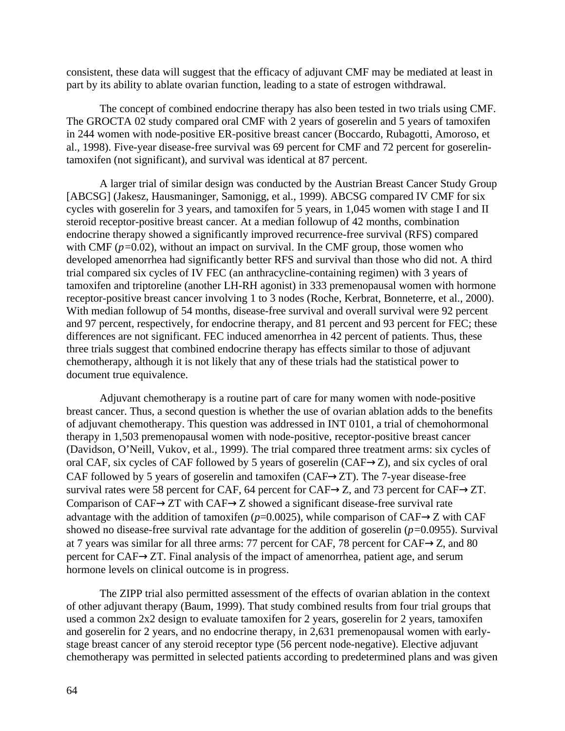consistent, these data will suggest that the efficacy of adjuvant CMF may be mediated at least in part by its ability to ablate ovarian function, leading to a state of estrogen withdrawal.

The concept of combined endocrine therapy has also been tested in two trials using CMF. The GROCTA 02 study compared oral CMF with 2 years of goserelin and 5 years of tamoxifen in 244 women with node-positive ER-positive breast cancer (Boccardo, Rubagotti, Amoroso, et al., 1998). Five-year disease-free survival was 69 percent for CMF and 72 percent for goserelin-tamoxifen (not significant), and survival was identical at 87 percent.

A larger trial of similar design was conducted by the Austrian Breast Cancer Study Group [ABCSG] (Jakesz, Hausmaninger, Samonigg, et al., 1999). ABCSG compared IV CMF for six cycles with goserelin for 3 years, and tamoxifen for 5 years, in 1,045 women with stage I and II steroid receptor-positive breast cancer. At a median followup of 42 months, combination endocrine therapy showed a significantly improved recurrence-free survival (RFS) compared with CMF ($p$=0.02), without an impact on survival. In the CMF group, those women who developed amenorrhea had significantly better RFS and survival than those who did not. A third trial compared six cycles of IV FEC (an anthracycline-containing regimen) with 3 years of tamoxifen and triptoreline (another LH-RH agonist) in 333 premenopausal women with hormone receptor-positive breast cancer involving 1 to 3 nodes (Roche, Kerbrat, Bonneterre, et al., 2000). With median followup of 54 months, disease-free survival and overall survival were 92 percent and 97 percent, respectively, for endocrine therapy, and 81 percent and 93 percent for FEC; these differences are not significant. FEC induced amenorrhea in 42 percent of patients. Thus, these three trials suggest that combined endocrine therapy has effects similar to those of adjuvant chemotherapy, although it is not likely that any of these trials had the statistical power to document true equivalence.

Adjuvant chemotherapy is a routine part of care for many women with node-positive breast cancer. Thus, a second question is whether the use of ovarian ablation adds to the benefits of adjuvant chemotherapy. This question was addressed in INT 0101, a trial of chemohormonal therapy in 1,503 premenopausal women with node-positive, receptor-positive breast cancer (Davidson, O'Neill, Vukov, et al., 1999). The trial compared three treatment arms: six cycles of oral CAF, six cycles of CAF followed by 5 years of goserelin (CAF→Z), and six cycles of oral CAF followed by 5 years of goserelin and tamoxifen (CAF→ZT). The 7-year disease-free survival rates were 58 percent for CAF, 64 percent for CAF→Z, and 73 percent for CAF→ZT. Comparison of CAF→ZT with CAF→Z showed a significant disease-free survival rate advantage with the addition of tamoxifen ($p$=0.0025), while comparison of CAF→Z with CAF showed no disease-free survival rate advantage for the addition of goserelin ($p$=0.0955). Survival at 7 years was similar for all three arms: 77 percent for CAF, 78 percent for CAF→Z, and 80 percent for CAF→ZT. Final analysis of the impact of amenorrhea, patient age, and serum hormone levels on clinical outcome is in progress.

The ZIPP trial also permitted assessment of the effects of ovarian ablation in the context of other adjuvant therapy (Baum, 1999). That study combined results from four trial groups that used a common 2x2 design to evaluate tamoxifen for 2 years, goserelin for 2 years, tamoxifen and goserelin for 2 years, and no endocrine therapy, in 2,631 premenopausal women with early-stage breast cancer of any steroid receptor type (56 percent node-negative). Elective adjuvant chemotherapy was permitted in selected patients according to predetermined plans and was given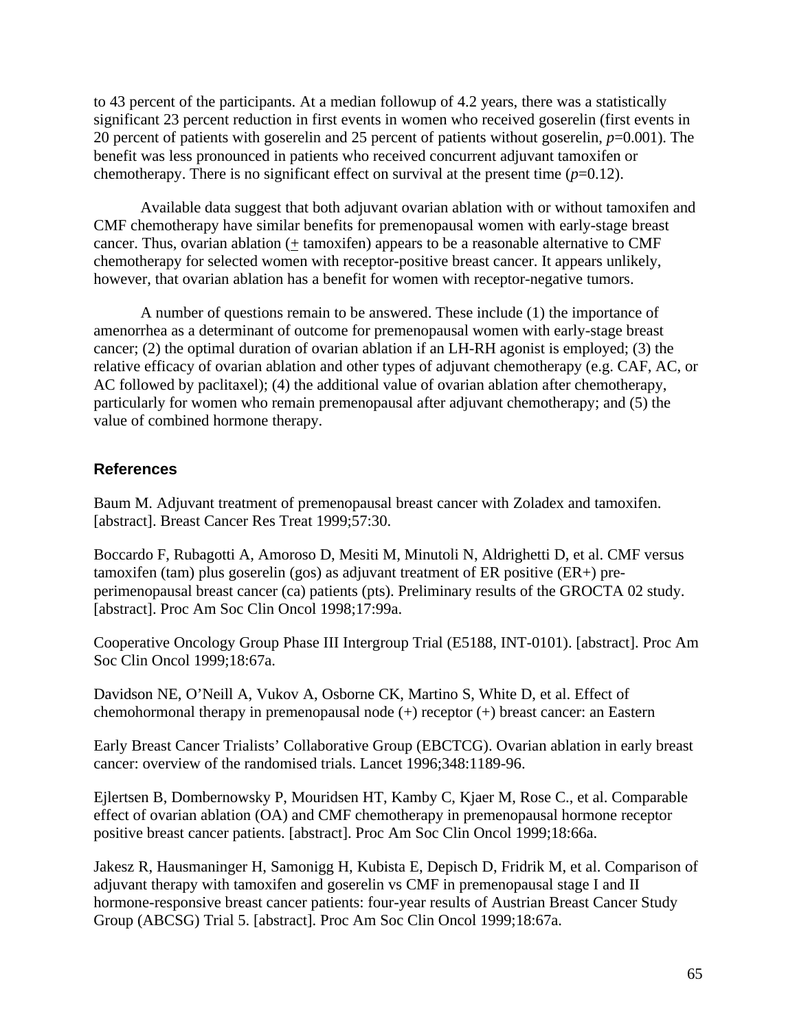to 43 percent of the participants. At a median followup of 4.2 years, there was a statistically significant 23 percent reduction in first events in women who received goserelin (first events in 20 percent of patients with goserelin and 25 percent of patients without goserelin, $p=0.001$). The benefit was less pronounced in patients who received concurrent adjuvant tamoxifen or chemotherapy. There is no significant effect on survival at the present time ($p=0.12$).

Available data suggest that both adjuvant ovarian ablation with or without tamoxifen and CMF chemotherapy have similar benefits for premenopausal women with early-stage breast cancer. Thus, ovarian ablation (± tamoxifen) appears to be a reasonable alternative to CMF chemotherapy for selected women with receptor-positive breast cancer. It appears unlikely, however, that ovarian ablation has a benefit for women with receptor-negative tumors.

A number of questions remain to be answered. These include (1) the importance of amenorrhea as a determinant of outcome for premenopausal women with early-stage breast cancer; (2) the optimal duration of ovarian ablation if an LH-RH agonist is employed; (3) the relative efficacy of ovarian ablation and other types of adjuvant chemotherapy (e.g. CAF, AC, or AC followed by paclitaxel); (4) the additional value of ovarian ablation after chemotherapy, particularly for women who remain premenopausal after adjuvant chemotherapy; and (5) the value of combined hormone therapy.

### References

Baum M. Adjuvant treatment of premenopausal breast cancer with Zoladex and tamoxifen. [abstract]. Breast Cancer Res Treat 1999;57:30.

Boccardo F, Rubagotti A, Amoroso D, Mesiti M, Minutoli N, Aldrighetti D, et al. CMF versus tamoxifen (tam) plus goserelin (gos) as adjuvant treatment of ER positive (ER+) pre-perimenopausal breast cancer (ca) patients (pts). Preliminary results of the GROCTA 02 study. [abstract]. Proc Am Soc Clin Oncol 1998;17:99a.

Cooperative Oncology Group Phase III Intergroup Trial (E5188, INT-0101). [abstract]. Proc Am Soc Clin Oncol 1999;18:67a.

Davidson NE, O'Neill A, Vukov A, Osborne CK, Martino S, White D, et al. Effect of chemohormonal therapy in premenopausal node (+) receptor (+) breast cancer: an Eastern

Early Breast Cancer Trialists' Collaborative Group (EBCTCG). Ovarian ablation in early breast cancer: overview of the randomised trials. Lancet 1996;348:1189-96.

Ejlertsen B, Dombernowsky P, Mouridsen HT, Kamby C, Kjaer M, Rose C., et al. Comparable effect of ovarian ablation (OA) and CMF chemotherapy in premenopausal hormone receptor positive breast cancer patients. [abstract]. Proc Am Soc Clin Oncol 1999;18:66a.

Jakesz R, Hausmaninger H, Samonigg H, Kubista E, Depisch D, Fridrik M, et al. Comparison of adjuvant therapy with tamoxifen and goserelin vs CMF in premenopausal stage I and II hormone-responsive breast cancer patients: four-year results of Austrian Breast Cancer Study Group (ABCSG) Trial 5. [abstract]. Proc Am Soc Clin Oncol 1999;18:67a.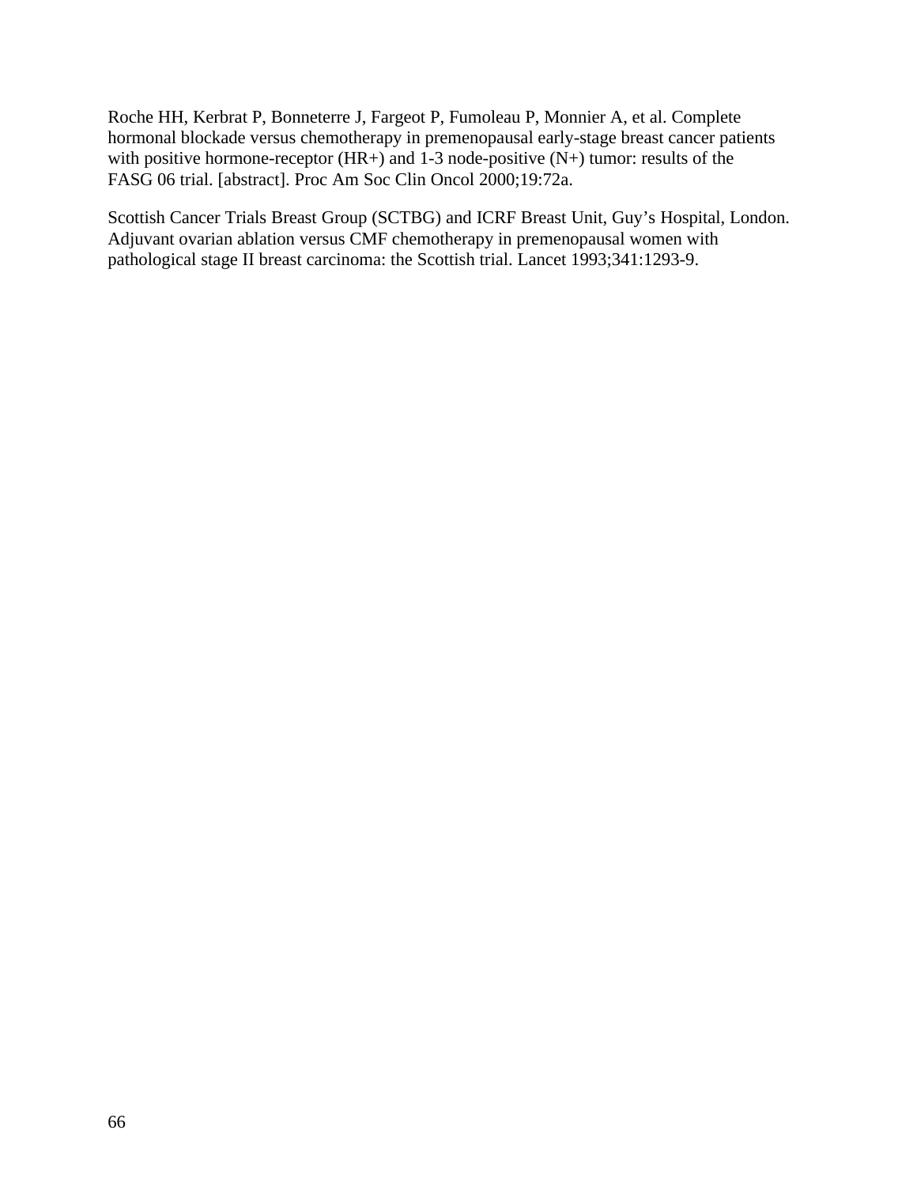Roche HH, Kerbrat P, Bonneterre J, Fargeot P, Fumoleau P, Monnier A, et al. Complete hormonal blockade versus chemotherapy in premenopausal early-stage breast cancer patients with positive hormone-receptor (HR+) and 1-3 node-positive (N+) tumor: results of the FASG 06 trial. [abstract]. Proc Am Soc Clin Oncol 2000;19:72a.

Scottish Cancer Trials Breast Group (SCTBG) and ICRF Breast Unit, Guy's Hospital, London. Adjuvant ovarian ablation versus CMF chemotherapy in premenopausal women with pathological stage II breast carcinoma: the Scottish trial. Lancet 1993;341:1293-9.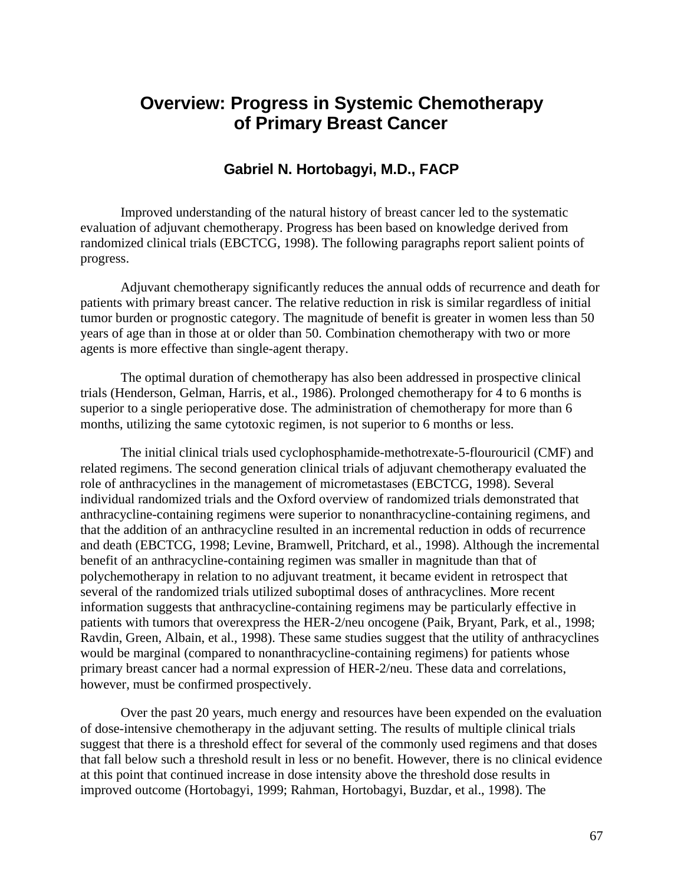# Overview: Progress in Systemic Chemotherapy of Primary Breast Cancer

### Gabriel N. Hortobagyi, M.D., FACP

Improved understanding of the natural history of breast cancer led to the systematic evaluation of adjuvant chemotherapy. Progress has been based on knowledge derived from randomized clinical trials (EBCTCG, 1998). The following paragraphs report salient points of progress.

Adjuvant chemotherapy significantly reduces the annual odds of recurrence and death for patients with primary breast cancer. The relative reduction in risk is similar regardless of initial tumor burden or prognostic category. The magnitude of benefit is greater in women less than 50 years of age than in those at or older than 50. Combination chemotherapy with two or more agents is more effective than single-agent therapy.

The optimal duration of chemotherapy has also been addressed in prospective clinical trials (Henderson, Gelman, Harris, et al., 1986). Prolonged chemotherapy for 4 to 6 months is superior to a single perioperative dose. The administration of chemotherapy for more than 6 months, utilizing the same cytotoxic regimen, is not superior to 6 months or less.

The initial clinical trials used cyclophosphamide-methotrexate-5-flourouricil (CMF) and related regimens. The second generation clinical trials of adjuvant chemotherapy evaluated the role of anthracyclines in the management of micrometastases (EBCTCG, 1998). Several individual randomized trials and the Oxford overview of randomized trials demonstrated that anthracycline-containing regimens were superior to nonanthracycline-containing regimens, and that the addition of an anthracycline resulted in an incremental reduction in odds of recurrence and death (EBCTCG, 1998; Levine, Bramwell, Pritchard, et al., 1998). Although the incremental benefit of an anthracycline-containing regimen was smaller in magnitude than that of polychemotherapy in relation to no adjuvant treatment, it became evident in retrospect that several of the randomized trials utilized suboptimal doses of anthracyclines. More recent information suggests that anthracycline-containing regimens may be particularly effective in patients with tumors that overexpress the HER-2/neu oncogene (Paik, Bryant, Park, et al., 1998; Ravdin, Green, Albain, et al., 1998). These same studies suggest that the utility of anthracyclines would be marginal (compared to nonanthracycline-containing regimens) for patients whose primary breast cancer had a normal expression of HER-2/neu. These data and correlations, however, must be confirmed prospectively.

Over the past 20 years, much energy and resources have been expended on the evaluation of dose-intensive chemotherapy in the adjuvant setting. The results of multiple clinical trials suggest that there is a threshold effect for several of the commonly used regimens and that doses that fall below such a threshold result in less or no benefit. However, there is no clinical evidence at this point that continued increase in dose intensity above the threshold dose results in improved outcome (Hortobagyi, 1999; Rahman, Hortobagyi, Buzdar, et al., 1998). The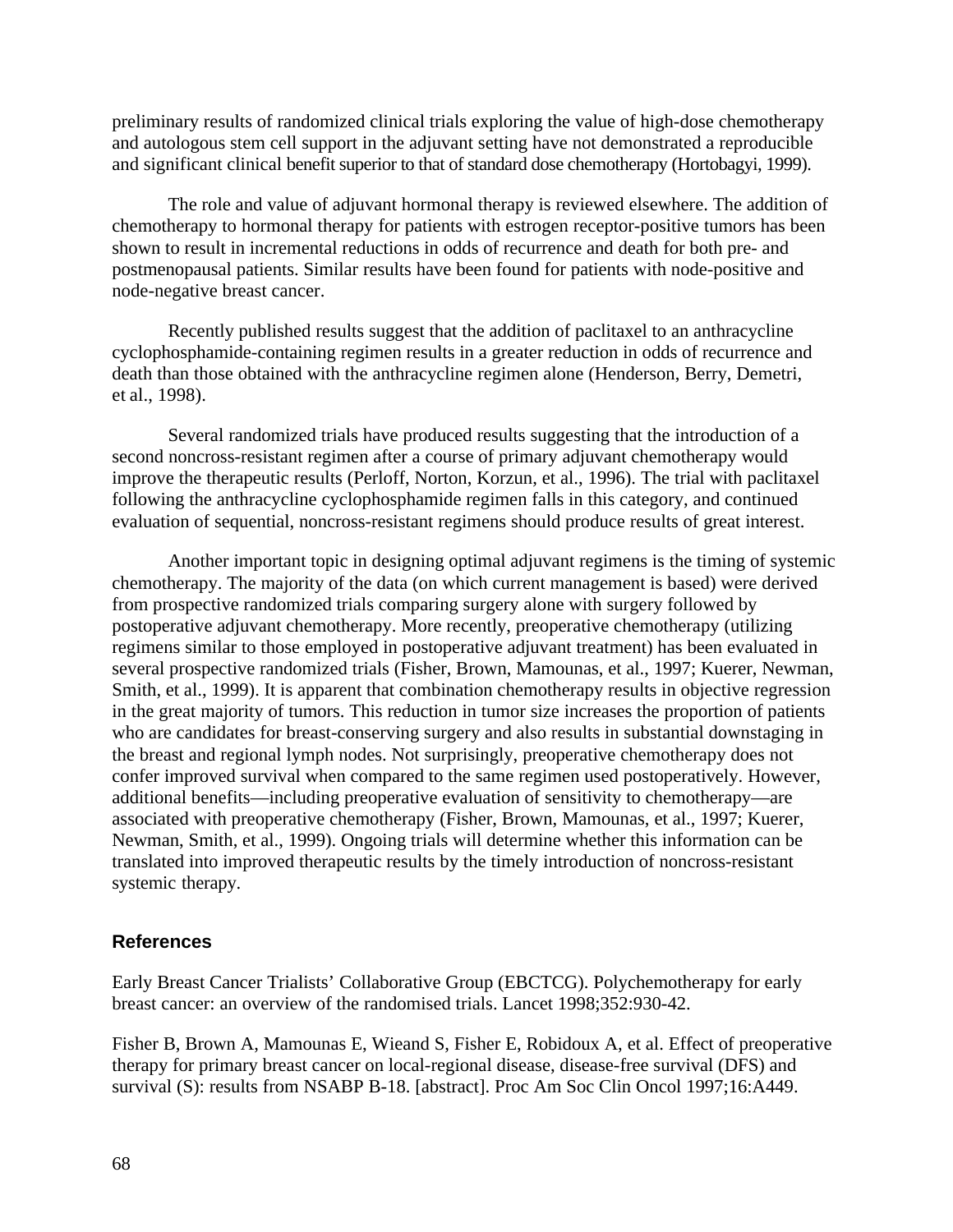preliminary results of randomized clinical trials exploring the value of high-dose chemotherapy and autologous stem cell support in the adjuvant setting have not demonstrated a reproducible and significant clinical benefit superior to that of standard dose chemotherapy (Hortobagyi, 1999).

The role and value of adjuvant hormonal therapy is reviewed elsewhere. The addition of chemotherapy to hormonal therapy for patients with estrogen receptor-positive tumors has been shown to result in incremental reductions in odds of recurrence and death for both pre- and postmenopausal patients. Similar results have been found for patients with node-positive and node-negative breast cancer.

Recently published results suggest that the addition of paclitaxel to an anthracycline cyclophosphamide-containing regimen results in a greater reduction in odds of recurrence and death than those obtained with the anthracycline regimen alone (Henderson, Berry, Demetri, et al., 1998).

Several randomized trials have produced results suggesting that the introduction of a second noncross-resistant regimen after a course of primary adjuvant chemotherapy would improve the therapeutic results (Perloff, Norton, Korzun, et al., 1996). The trial with paclitaxel following the anthracycline cyclophosphamide regimen falls in this category, and continued evaluation of sequential, noncross-resistant regimens should produce results of great interest.

Another important topic in designing optimal adjuvant regimens is the timing of systemic chemotherapy. The majority of the data (on which current management is based) were derived from prospective randomized trials comparing surgery alone with surgery followed by postoperative adjuvant chemotherapy. More recently, preoperative chemotherapy (utilizing regimens similar to those employed in postoperative adjuvant treatment) has been evaluated in several prospective randomized trials (Fisher, Brown, Mamounas, et al., 1997; Kuerer, Newman, Smith, et al., 1999). It is apparent that combination chemotherapy results in objective regression in the great majority of tumors. This reduction in tumor size increases the proportion of patients who are candidates for breast-conserving surgery and also results in substantial downstaging in the breast and regional lymph nodes. Not surprisingly, preoperative chemotherapy does not confer improved survival when compared to the same regimen used postoperatively. However, additional benefits—including preoperative evaluation of sensitivity to chemotherapy—are associated with preoperative chemotherapy (Fisher, Brown, Mamounas, et al., 1997; Kuerer, Newman, Smith, et al., 1999). Ongoing trials will determine whether this information can be translated into improved therapeutic results by the timely introduction of noncross-resistant systemic therapy.

## References

Early Breast Cancer Trialists' Collaborative Group (EBCTCG). Polychemotherapy for early breast cancer: an overview of the randomised trials. Lancet 1998;352:930-42.

Fisher B, Brown A, Mamounas E, Wieand S, Fisher E, Robidoux A, et al. Effect of preoperative therapy for primary breast cancer on local-regional disease, disease-free survival (DFS) and survival (S): results from NSABP B-18. [abstract]. Proc Am Soc Clin Oncol 1997;16:A449.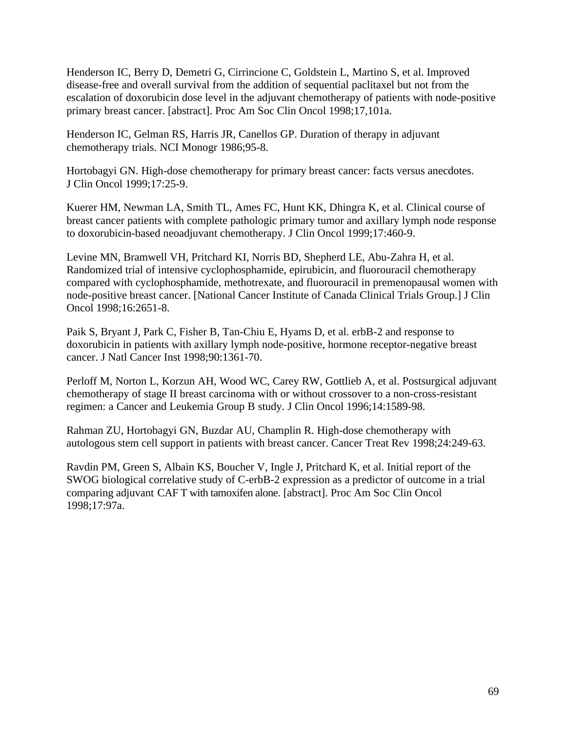Henderson IC, Berry D, Demetri G, Cirrincione C, Goldstein L, Martino S, et al. Improved disease-free and overall survival from the addition of sequential paclitaxel but not from the escalation of doxorubicin dose level in the adjuvant chemotherapy of patients with node-positive primary breast cancer. [abstract]. Proc Am Soc Clin Oncol 1998;17,101a.

Henderson IC, Gelman RS, Harris JR, Canellos GP. Duration of therapy in adjuvant chemotherapy trials. NCI Monogr 1986;95-8.

Hortobagyi GN. High-dose chemotherapy for primary breast cancer: facts versus anecdotes. J Clin Oncol 1999;17:25-9.

Kuerer HM, Newman LA, Smith TL, Ames FC, Hunt KK, Dhingra K, et al. Clinical course of breast cancer patients with complete pathologic primary tumor and axillary lymph node response to doxorubicin-based neoadjuvant chemotherapy. J Clin Oncol 1999;17:460-9.

Levine MN, Bramwell VH, Pritchard KI, Norris BD, Shepherd LE, Abu-Zahra H, et al. Randomized trial of intensive cyclophosphamide, epirubicin, and fluorouracil chemotherapy compared with cyclophosphamide, methotrexate, and fluorouracil in premenopausal women with node-positive breast cancer. [National Cancer Institute of Canada Clinical Trials Group.] J Clin Oncol 1998;16:2651-8.

Paik S, Bryant J, Park C, Fisher B, Tan-Chiu E, Hyams D, et al. erbB-2 and response to doxorubicin in patients with axillary lymph node-positive, hormone receptor-negative breast cancer. J Natl Cancer Inst 1998;90:1361-70.

Perloff M, Norton L, Korzun AH, Wood WC, Carey RW, Gottlieb A, et al. Postsurgical adjuvant chemotherapy of stage II breast carcinoma with or without crossover to a non-cross-resistant regimen: a Cancer and Leukemia Group B study. J Clin Oncol 1996;14:1589-98.

Rahman ZU, Hortobagyi GN, Buzdar AU, Champlin R. High-dose chemotherapy with autologous stem cell support in patients with breast cancer. Cancer Treat Rev 1998;24:249-63.

Ravdin PM, Green S, Albain KS, Boucher V, Ingle J, Pritchard K, et al. Initial report of the SWOG biological correlative study of C-erbB-2 expression as a predictor of outcome in a trial comparing adjuvant CAF T with tamoxifen alone. [abstract]. Proc Am Soc Clin Oncol 1998;17:97a.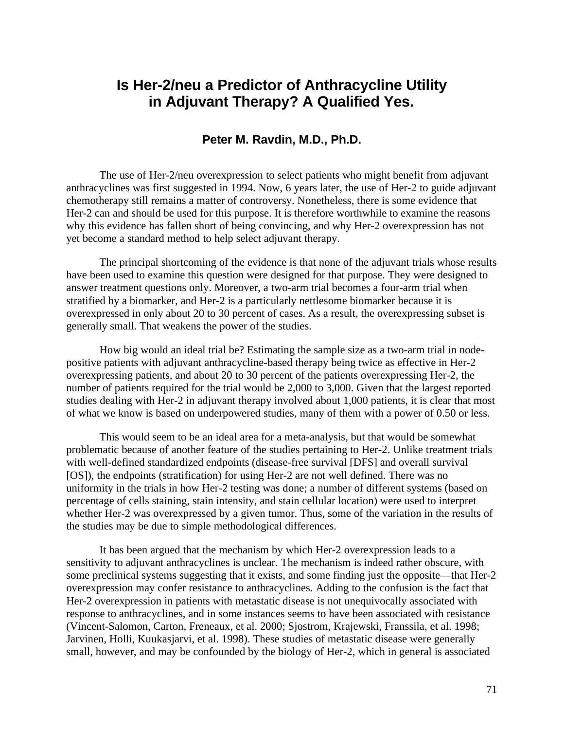# Is Her-2/neu a Predictor of Anthracycline Utility in Adjuvant Therapy? A Qualified Yes.

### Peter M. Ravdin, M.D., Ph.D.

The use of Her-2/neu overexpression to select patients who might benefit from adjuvant anthracyclines was first suggested in 1994. Now, 6 years later, the use of Her-2 to guide adjuvant chemotherapy still remains a matter of controversy. Nonetheless, there is some evidence that Her-2 can and should be used for this purpose. It is therefore worthwhile to examine the reasons why this evidence has fallen short of being convincing, and why Her-2 overexpression has not yet become a standard method to help select adjuvant therapy.

The principal shortcoming of the evidence is that none of the adjuvant trials whose results have been used to examine this question were designed for that purpose. They were designed to answer treatment questions only. Moreover, a two-arm trial becomes a four-arm trial when stratified by a biomarker, and Her-2 is a particularly nettlesome biomarker because it is overexpressed in only about 20 to 30 percent of cases. As a result, the overexpressing subset is generally small. That weakens the power of the studies.

How big would an ideal trial be? Estimating the sample size as a two-arm trial in node-positive patients with adjuvant anthracycline-based therapy being twice as effective in Her-2 overexpressing patients, and about 20 to 30 percent of the patients overexpressing Her-2, the number of patients required for the trial would be 2,000 to 3,000. Given that the largest reported studies dealing with Her-2 in adjuvant therapy involved about 1,000 patients, it is clear that most of what we know is based on underpowered studies, many of them with a power of 0.50 or less.

This would seem to be an ideal area for a meta-analysis, but that would be somewhat problematic because of another feature of the studies pertaining to Her-2. Unlike treatment trials with well-defined standardized endpoints (disease-free survival [DFS] and overall survival [OS]), the endpoints (stratification) for using Her-2 are not well defined. There was no uniformity in the trials in how Her-2 testing was done; a number of different systems (based on percentage of cells staining, stain intensity, and stain cellular location) were used to interpret whether Her-2 was overexpressed by a given tumor. Thus, some of the variation in the results of the studies may be due to simple methodological differences.

It has been argued that the mechanism by which Her-2 overexpression leads to a sensitivity to adjuvant anthracyclines is unclear. The mechanism is indeed rather obscure, with some preclinical systems suggesting that it exists, and some finding just the opposite—that Her-2 overexpression may confer resistance to anthracyclines. Adding to the confusion is the fact that Her-2 overexpression in patients with metastatic disease is not unequivocally associated with response to anthracyclines, and in some instances seems to have been associated with resistance (Vincent-Salomon, Carton, Freneaux, et al. 2000; Sjostrom, Krajewski, Franssila, et al. 1998; Jarvinen, Holli, Kuukasjarvi, et al. 1998). These studies of metastatic disease were generally small, however, and may be confounded by the biology of Her-2, which in general is associated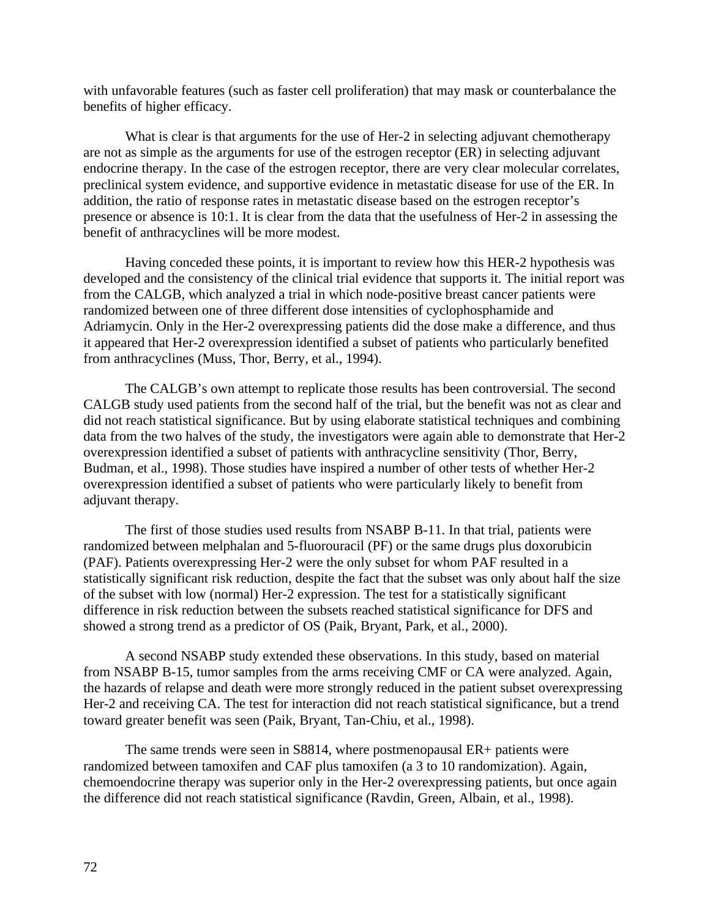with unfavorable features (such as faster cell proliferation) that may mask or counterbalance the benefits of higher efficacy.

What is clear is that arguments for the use of Her-2 in selecting adjuvant chemotherapy are not as simple as the arguments for use of the estrogen receptor (ER) in selecting adjuvant endocrine therapy. In the case of the estrogen receptor, there are very clear molecular correlates, preclinical system evidence, and supportive evidence in metastatic disease for use of the ER. In addition, the ratio of response rates in metastatic disease based on the estrogen receptor's presence or absence is 10:1. It is clear from the data that the usefulness of Her-2 in assessing the benefit of anthracyclines will be more modest.

Having conceded these points, it is important to review how this HER-2 hypothesis was developed and the consistency of the clinical trial evidence that supports it. The initial report was from the CALGB, which analyzed a trial in which node-positive breast cancer patients were randomized between one of three different dose intensities of cyclophosphamide and Adriamycin. Only in the Her-2 overexpressing patients did the dose make a difference, and thus it appeared that Her-2 overexpression identified a subset of patients who particularly benefited from anthracyclines (Muss, Thor, Berry, et al., 1994).

The CALGB's own attempt to replicate those results has been controversial. The second CALGB study used patients from the second half of the trial, but the benefit was not as clear and did not reach statistical significance. But by using elaborate statistical techniques and combining data from the two halves of the study, the investigators were again able to demonstrate that Her-2 overexpression identified a subset of patients with anthracycline sensitivity (Thor, Berry, Budman, et al., 1998). Those studies have inspired a number of other tests of whether Her-2 overexpression identified a subset of patients who were particularly likely to benefit from adjuvant therapy.

The first of those studies used results from NSABP B-11. In that trial, patients were randomized between melphalan and 5-fluorouracil (PF) or the same drugs plus doxorubicin (PAF). Patients overexpressing Her-2 were the only subset for whom PAF resulted in a statistically significant risk reduction, despite the fact that the subset was only about half the size of the subset with low (normal) Her-2 expression. The test for a statistically significant difference in risk reduction between the subsets reached statistical significance for DFS and showed a strong trend as a predictor of OS (Paik, Bryant, Park, et al., 2000).

A second NSABP study extended these observations. In this study, based on material from NSABP B-15, tumor samples from the arms receiving CMF or CA were analyzed. Again, the hazards of relapse and death were more strongly reduced in the patient subset overexpressing Her-2 and receiving CA. The test for interaction did not reach statistical significance, but a trend toward greater benefit was seen (Paik, Bryant, Tan-Chiu, et al., 1998).

The same trends were seen in S8814, where postmenopausal ER+ patients were randomized between tamoxifen and CAF plus tamoxifen (a 3 to 10 randomization). Again, chemoendocrine therapy was superior only in the Her-2 overexpressing patients, but once again the difference did not reach statistical significance (Ravdin, Green, Albain, et al., 1998).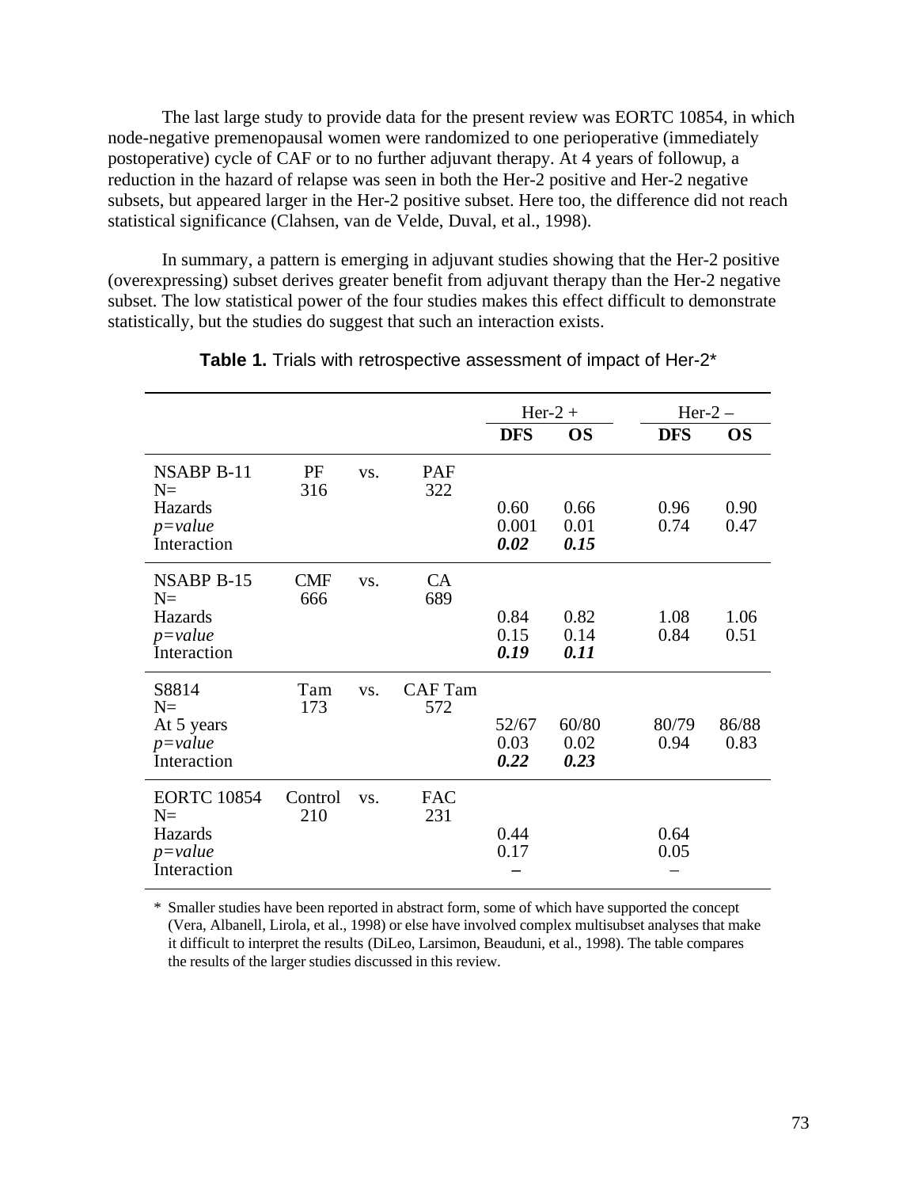The last large study to provide data for the present review was EORTC 10854, in which node-negative premenopausal women were randomized to one perioperative (immediately postoperative) cycle of CAF or to no further adjuvant therapy. At 4 years of followup, a reduction in the hazard of relapse was seen in both the Her-2 positive and Her-2 negative subsets, but appeared larger in the Her-2 positive subset. Here too, the difference did not reach statistical significance (Clahsen, van de Velde, Duval, et al., 1998).

In summary, a pattern is emerging in adjuvant studies showing that the Her-2 positive (overexpressing) subset derives greater benefit from adjuvant therapy than the Her-2 negative subset. The low statistical power of the four studies makes this effect difficult to demonstrate statistically, but the studies do suggest that such an interaction exists.

**Table 1.** Trials with retrospective assessment of impact of Her-2*

| | | | | Her-2 + | | Her-2 – | |
|---|---|---|---|---|---|---|---|
| | | | | **DFS** | **OS** | **DFS** | **OS** |
| NSABP B-11 | PF | vs. | PAF | | | | |
| N= | 316 | | 322 | | | | |
| Hazards | | | | 0.60 | 0.66 | 0.96 | 0.90 |
| *p=value* | | | | 0.001 | 0.01 | 0.74 | 0.47 |
| Interaction | | | | ***0.02*** | ***0.15*** | | |
| NSABP B-15 | CMF | vs. | CA | | | | |
| N= | 666 | | 689 | | | | |
| Hazards | | | | 0.84 | 0.82 | 1.08 | 1.06 |
| *p=value* | | | | 0.15 | 0.14 | 0.84 | 0.51 |
| Interaction | | | | ***0.19*** | ***0.11*** | | |
| S8814 | Tam | vs. | CAF Tam | | | | |
| N= | 173 | | 572 | | | | |
| At 5 years | | | | 52/67 | 60/80 | 80/79 | 86/88 |
| *p=value* | | | | 0.03 | 0.02 | 0.94 | 0.83 |
| Interaction | | | | ***0.22*** | ***0.23*** | | |
| EORTC 10854 | Control | vs. | FAC | | | | |
| N= | 210 | | 231 | | | | |
| Hazards | | | | 0.44 | | 0.64 | |
| *p=value* | | | | 0.17 | | 0.05 | |
| Interaction | | | | **–** | | – | |

\* Smaller studies have been reported in abstract form, some of which have supported the concept (Vera, Albanell, Lirola, et al., 1998) or else have involved complex multisubset analyses that make it difficult to interpret the results (DiLeo, Larsimon, Beauduni, et al., 1998). The table compares the results of the larger studies discussed in this review.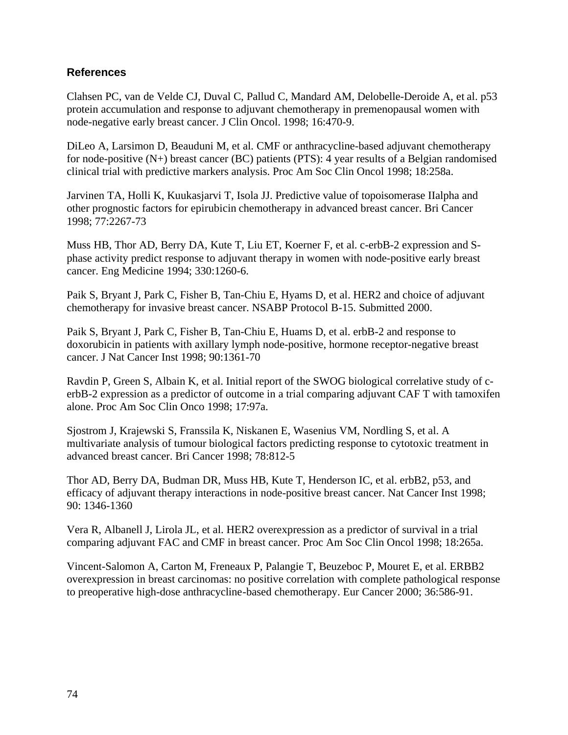## References

Clahsen PC, van de Velde CJ, Duval C, Pallud C, Mandard AM, Delobelle-Deroide A, et al. p53 protein accumulation and response to adjuvant chemotherapy in premenopausal women with node-negative early breast cancer. J Clin Oncol. 1998; 16:470-9.

DiLeo A, Larsimon D, Beauduni M, et al. CMF or anthracycline-based adjuvant chemotherapy for node-positive (N+) breast cancer (BC) patients (PTS): 4 year results of a Belgian randomised clinical trial with predictive markers analysis. Proc Am Soc Clin Oncol 1998; 18:258a.

Jarvinen TA, Holli K, Kuukasjarvi T, Isola JJ. Predictive value of topoisomerase IIalpha and other prognostic factors for epirubicin chemotherapy in advanced breast cancer. Bri Cancer 1998; 77:2267-73

Muss HB, Thor AD, Berry DA, Kute T, Liu ET, Koerner F, et al. c-erbB-2 expression and S-phase activity predict response to adjuvant therapy in women with node-positive early breast cancer. Eng Medicine 1994; 330:1260-6.

Paik S, Bryant J, Park C, Fisher B, Tan-Chiu E, Hyams D, et al. HER2 and choice of adjuvant chemotherapy for invasive breast cancer. NSABP Protocol B-15. Submitted 2000.

Paik S, Bryant J, Park C, Fisher B, Tan-Chiu E, Huams D, et al. erbB-2 and response to doxorubicin in patients with axillary lymph node-positive, hormone receptor-negative breast cancer. J Nat Cancer Inst 1998; 90:1361-70

Ravdin P, Green S, Albain K, et al. Initial report of the SWOG biological correlative study of c-erbB-2 expression as a predictor of outcome in a trial comparing adjuvant CAF T with tamoxifen alone. Proc Am Soc Clin Onco 1998; 17:97a.

Sjostrom J, Krajewski S, Franssila K, Niskanen E, Wasenius VM, Nordling S, et al. A multivariate analysis of tumour biological factors predicting response to cytotoxic treatment in advanced breast cancer. Bri Cancer 1998; 78:812-5

Thor AD, Berry DA, Budman DR, Muss HB, Kute T, Henderson IC, et al. erbB2, p53, and efficacy of adjuvant therapy interactions in node-positive breast cancer. Nat Cancer Inst 1998; 90: 1346-1360

Vera R, Albanell J, Lirola JL, et al. HER2 overexpression as a predictor of survival in a trial comparing adjuvant FAC and CMF in breast cancer. Proc Am Soc Clin Oncol 1998; 18:265a.

Vincent-Salomon A, Carton M, Freneaux P, Palangie T, Beuzeboc P, Mouret E, et al. ERBB2 overexpression in breast carcinomas: no positive correlation with complete pathological response to preoperative high-dose anthracycline-based chemotherapy. Eur Cancer 2000; 36:586-91.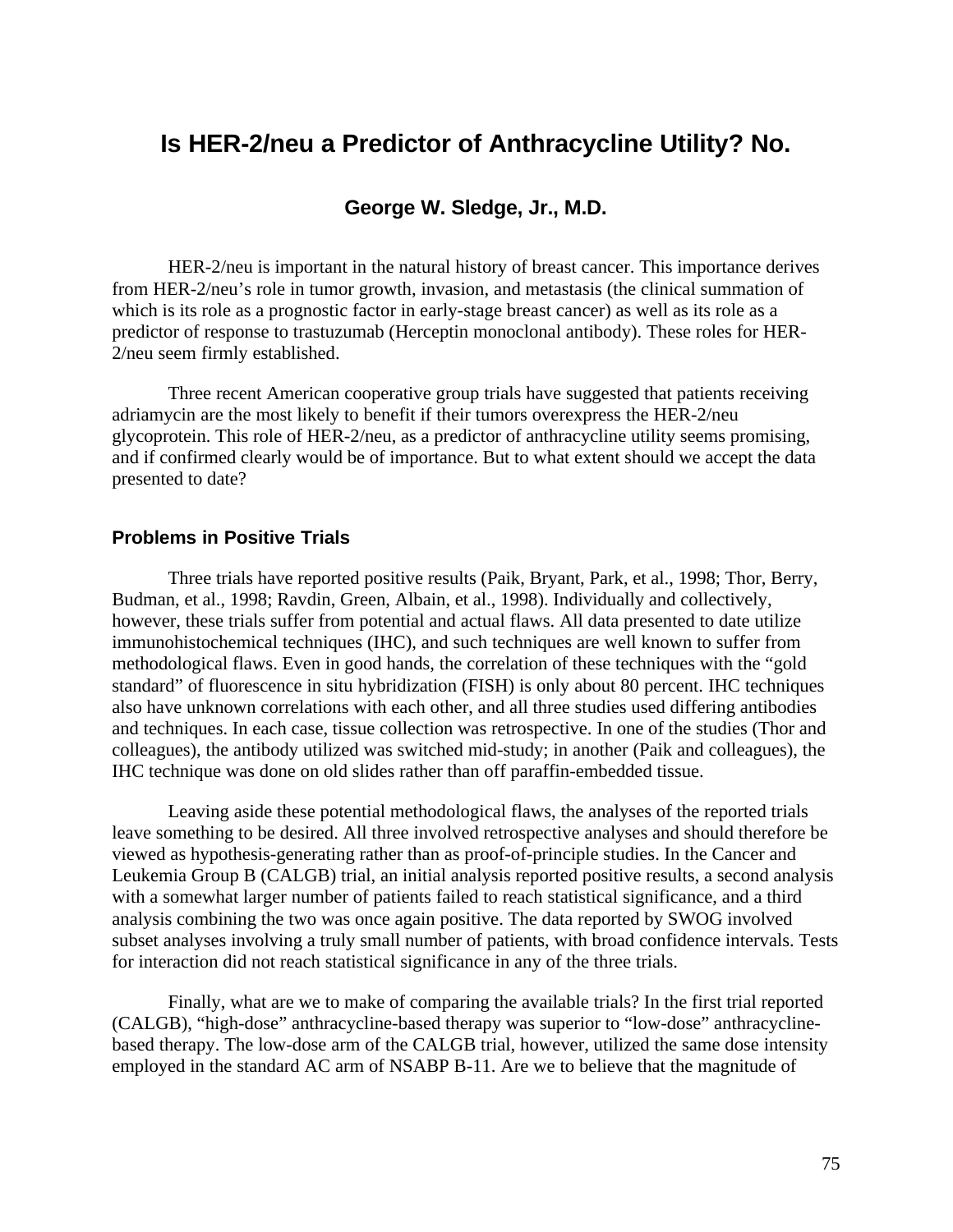# Is HER-2/neu a Predictor of Anthracycline Utility? No.

### George W. Sledge, Jr., M.D.

HER-2/neu is important in the natural history of breast cancer. This importance derives from HER-2/neu's role in tumor growth, invasion, and metastasis (the clinical summation of which is its role as a prognostic factor in early-stage breast cancer) as well as its role as a predictor of response to trastuzumab (Herceptin monoclonal antibody). These roles for HER-2/neu seem firmly established.

Three recent American cooperative group trials have suggested that patients receiving adriamycin are the most likely to benefit if their tumors overexpress the HER-2/neu glycoprotein. This role of HER-2/neu, as a predictor of anthracycline utility seems promising, and if confirmed clearly would be of importance. But to what extent should we accept the data presented to date?

## Problems in Positive Trials

Three trials have reported positive results (Paik, Bryant, Park, et al., 1998; Thor, Berry, Budman, et al., 1998; Ravdin, Green, Albain, et al., 1998). Individually and collectively, however, these trials suffer from potential and actual flaws. All data presented to date utilize immunohistochemical techniques (IHC), and such techniques are well known to suffer from methodological flaws. Even in good hands, the correlation of these techniques with the "gold standard" of fluorescence in situ hybridization (FISH) is only about 80 percent. IHC techniques also have unknown correlations with each other, and all three studies used differing antibodies and techniques. In each case, tissue collection was retrospective. In one of the studies (Thor and colleagues), the antibody utilized was switched mid-study; in another (Paik and colleagues), the IHC technique was done on old slides rather than off paraffin-embedded tissue.

Leaving aside these potential methodological flaws, the analyses of the reported trials leave something to be desired. All three involved retrospective analyses and should therefore be viewed as hypothesis-generating rather than as proof-of-principle studies. In the Cancer and Leukemia Group B (CALGB) trial, an initial analysis reported positive results, a second analysis with a somewhat larger number of patients failed to reach statistical significance, and a third analysis combining the two was once again positive. The data reported by SWOG involved subset analyses involving a truly small number of patients, with broad confidence intervals. Tests for interaction did not reach statistical significance in any of the three trials.

Finally, what are we to make of comparing the available trials? In the first trial reported (CALGB), "high-dose" anthracycline-based therapy was superior to "low-dose" anthracycline-based therapy. The low-dose arm of the CALGB trial, however, utilized the same dose intensity employed in the standard AC arm of NSABP B-11. Are we to believe that the magnitude of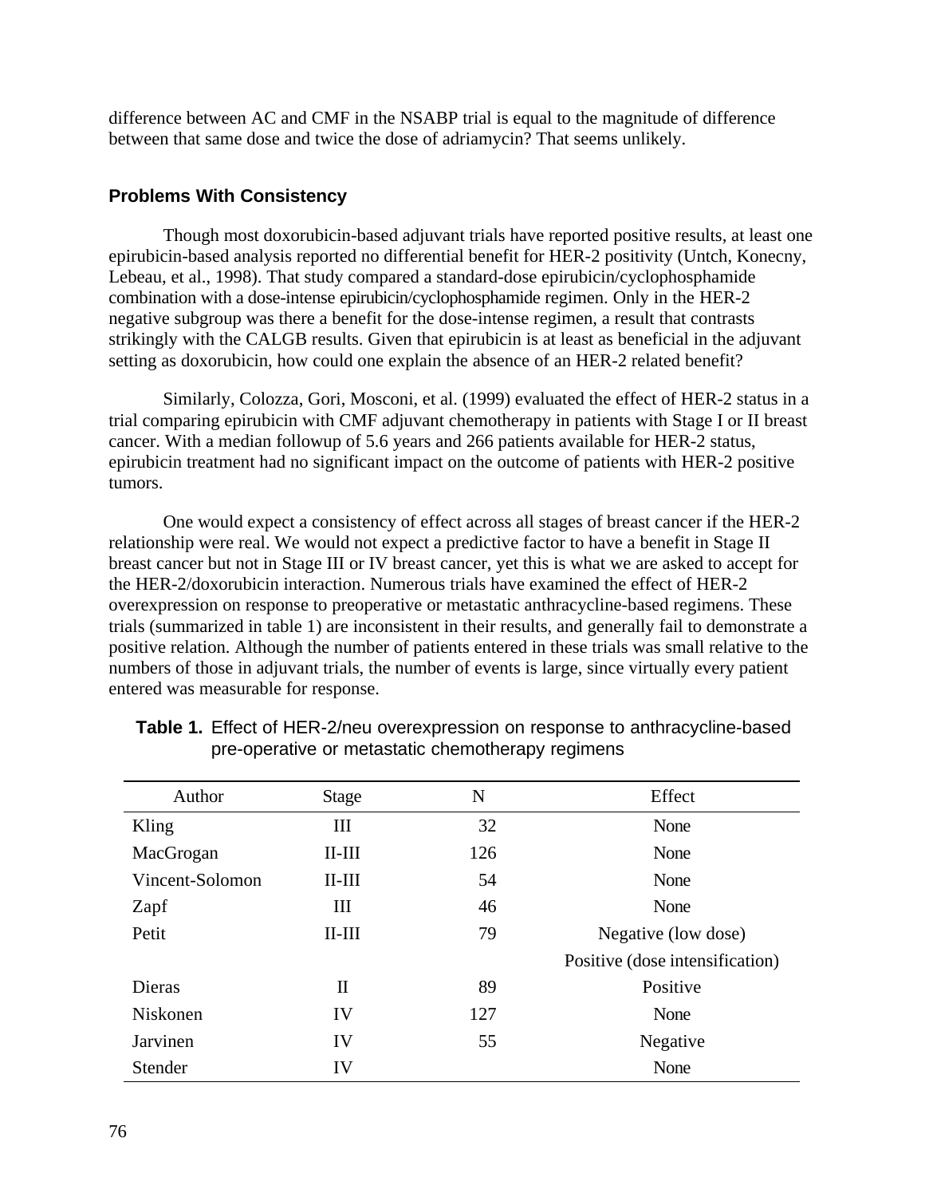difference between AC and CMF in the NSABP trial is equal to the magnitude of difference between that same dose and twice the dose of adriamycin? That seems unlikely.

### Problems With Consistency

Though most doxorubicin-based adjuvant trials have reported positive results, at least one epirubicin-based analysis reported no differential benefit for HER-2 positivity (Untch, Konecny, Lebeau, et al., 1998). That study compared a standard-dose epirubicin/cyclophosphamide combination with a dose-intense epirubicin/cyclophosphamide regimen. Only in the HER-2 negative subgroup was there a benefit for the dose-intense regimen, a result that contrasts strikingly with the CALGB results. Given that epirubicin is at least as beneficial in the adjuvant setting as doxorubicin, how could one explain the absence of an HER-2 related benefit?

Similarly, Colozza, Gori, Mosconi, et al. (1999) evaluated the effect of HER-2 status in a trial comparing epirubicin with CMF adjuvant chemotherapy in patients with Stage I or II breast cancer. With a median followup of 5.6 years and 266 patients available for HER-2 status, epirubicin treatment had no significant impact on the outcome of patients with HER-2 positive tumors.

One would expect a consistency of effect across all stages of breast cancer if the HER-2 relationship were real. We would not expect a predictive factor to have a benefit in Stage II breast cancer but not in Stage III or IV breast cancer, yet this is what we are asked to accept for the HER-2/doxorubicin interaction. Numerous trials have examined the effect of HER-2 overexpression on response to preoperative or metastatic anthracycline-based regimens. These trials (summarized in table 1) are inconsistent in their results, and generally fail to demonstrate a positive relation. Although the number of patients entered in these trials was small relative to the numbers of those in adjuvant trials, the number of events is large, since virtually every patient entered was measurable for response.

**Table 1.** Effect of HER-2/neu overexpression on response to anthracycline-based pre-operative or metastatic chemotherapy regimens

| Author | Stage | N | Effect |
|---|---|---|---|
| Kling | III | 32 | None |
| MacGrogan | II-III | 126 | None |
| Vincent-Solomon | II-III | 54 | None |
| Zapf | III | 46 | None |
| Petit | II-III | 79 | Negative (low dose) |
| | | | Positive (dose intensification) |
| Dieras | II | 89 | Positive |
| Niskonen | IV | 127 | None |
| Jarvinen | IV | 55 | Negative |
| Stender | IV | | None |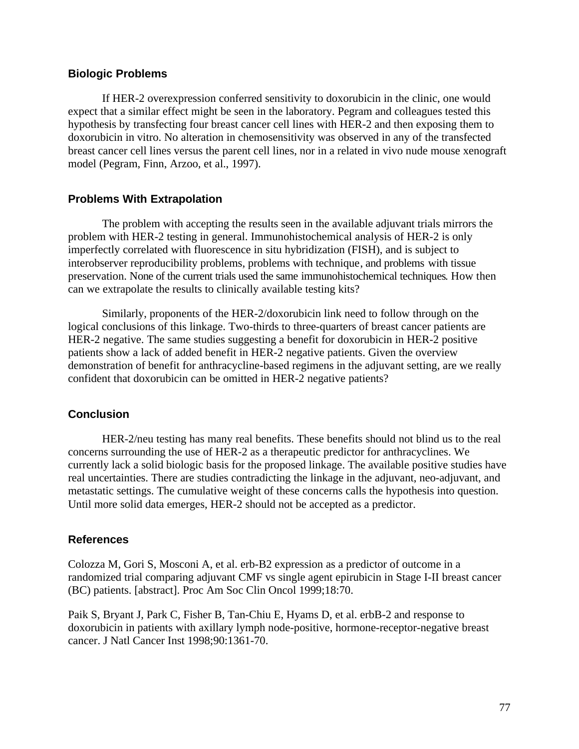### Biologic Problems

If HER-2 overexpression conferred sensitivity to doxorubicin in the clinic, one would expect that a similar effect might be seen in the laboratory. Pegram and colleagues tested this hypothesis by transfecting four breast cancer cell lines with HER-2 and then exposing them to doxorubicin in vitro. No alteration in chemosensitivity was observed in any of the transfected breast cancer cell lines versus the parent cell lines, nor in a related in vivo nude mouse xenograft model (Pegram, Finn, Arzoo, et al., 1997).

### Problems With Extrapolation

The problem with accepting the results seen in the available adjuvant trials mirrors the problem with HER-2 testing in general. Immunohistochemical analysis of HER-2 is only imperfectly correlated with fluorescence in situ hybridization (FISH), and is subject to interobserver reproducibility problems, problems with technique, and problems with tissue preservation. None of the current trials used the same immunohistochemical techniques. How then can we extrapolate the results to clinically available testing kits?

Similarly, proponents of the HER-2/doxorubicin link need to follow through on the logical conclusions of this linkage. Two-thirds to three-quarters of breast cancer patients are HER-2 negative. The same studies suggesting a benefit for doxorubicin in HER-2 positive patients show a lack of added benefit in HER-2 negative patients. Given the overview demonstration of benefit for anthracycline-based regimens in the adjuvant setting, are we really confident that doxorubicin can be omitted in HER-2 negative patients?

### Conclusion

HER-2/neu testing has many real benefits. These benefits should not blind us to the real concerns surrounding the use of HER-2 as a therapeutic predictor for anthracyclines. We currently lack a solid biologic basis for the proposed linkage. The available positive studies have real uncertainties. There are studies contradicting the linkage in the adjuvant, neo-adjuvant, and metastatic settings. The cumulative weight of these concerns calls the hypothesis into question. Until more solid data emerges, HER-2 should not be accepted as a predictor.

### References

Colozza M, Gori S, Mosconi A, et al. erb-B2 expression as a predictor of outcome in a randomized trial comparing adjuvant CMF vs single agent epirubicin in Stage I-II breast cancer (BC) patients. [abstract]. Proc Am Soc Clin Oncol 1999;18:70.

Paik S, Bryant J, Park C, Fisher B, Tan-Chiu E, Hyams D, et al. erbB-2 and response to doxorubicin in patients with axillary lymph node-positive, hormone-receptor-negative breast cancer. J Natl Cancer Inst 1998;90:1361-70.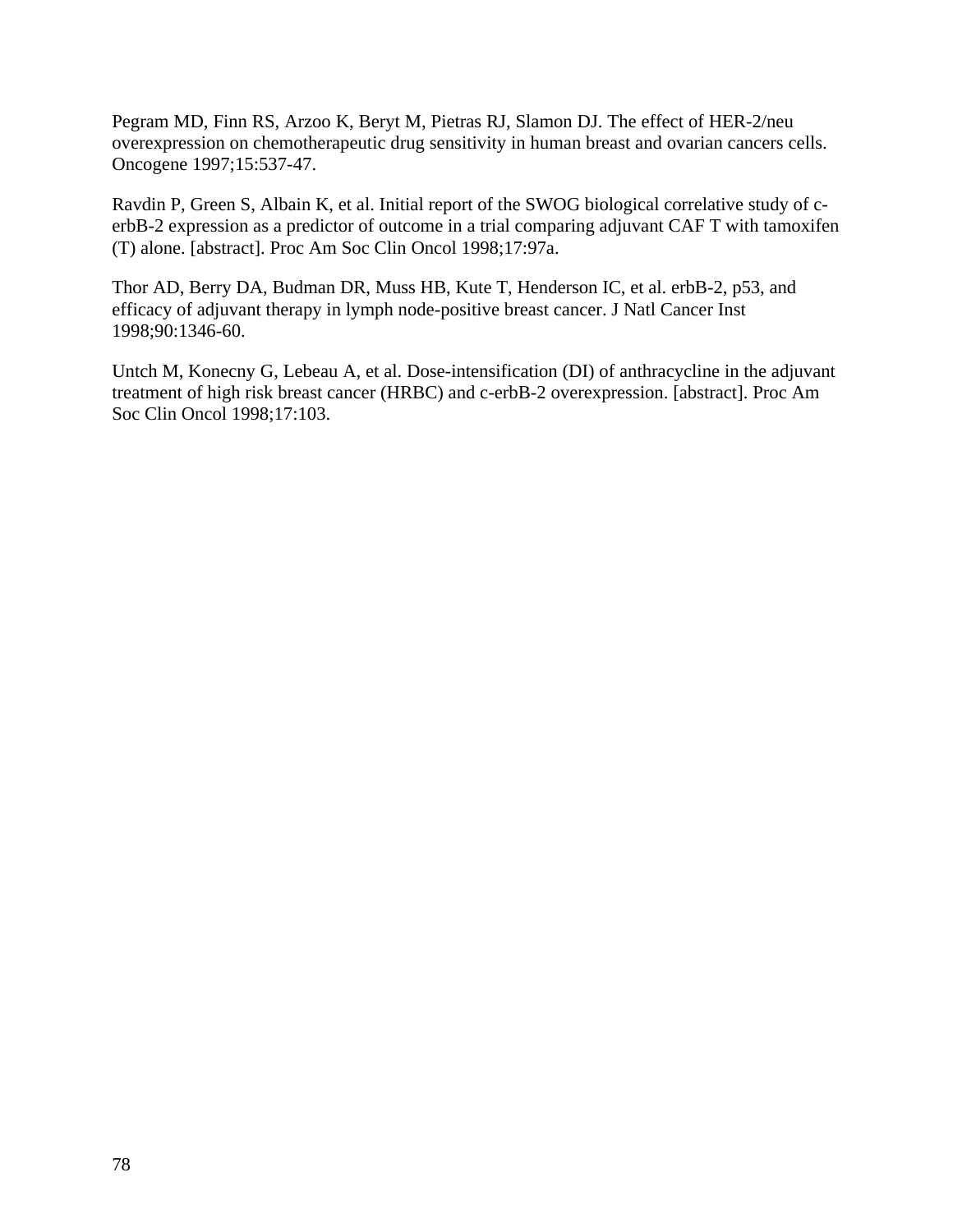Pegram MD, Finn RS, Arzoo K, Beryt M, Pietras RJ, Slamon DJ. The effect of HER-2/neu overexpression on chemotherapeutic drug sensitivity in human breast and ovarian cancers cells. Oncogene 1997;15:537-47.

Ravdin P, Green S, Albain K, et al. Initial report of the SWOG biological correlative study of c-erbB-2 expression as a predictor of outcome in a trial comparing adjuvant CAF T with tamoxifen (T) alone. [abstract]. Proc Am Soc Clin Oncol 1998;17:97a.

Thor AD, Berry DA, Budman DR, Muss HB, Kute T, Henderson IC, et al. erbB-2, p53, and efficacy of adjuvant therapy in lymph node-positive breast cancer. J Natl Cancer Inst 1998;90:1346-60.

Untch M, Konecny G, Lebeau A, et al. Dose-intensification (DI) of anthracycline in the adjuvant treatment of high risk breast cancer (HRBC) and c-erbB-2 overexpression. [abstract]. Proc Am Soc Clin Oncol 1998;17:103.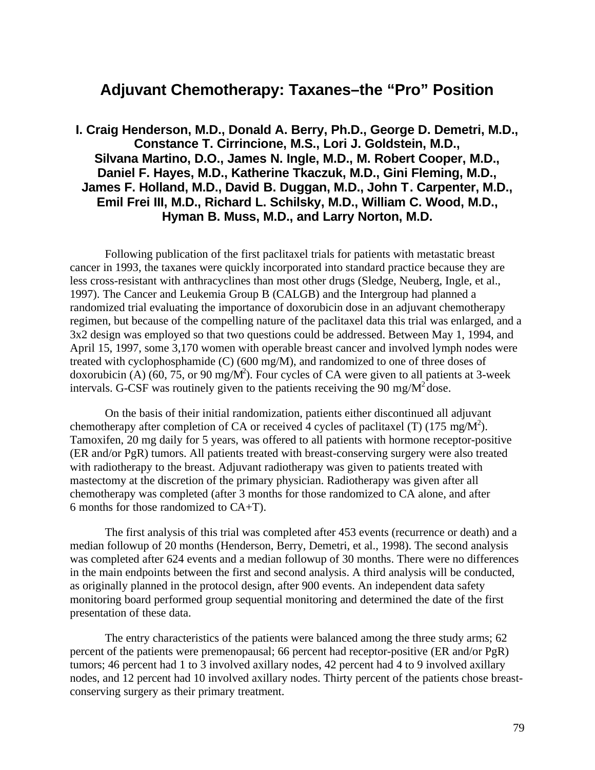# Adjuvant Chemotherapy: Taxanes–the "Pro" Position

**I. Craig Henderson, M.D., Donald A. Berry, Ph.D., George D. Demetri, M.D., Constance T. Cirrincione, M.S., Lori J. Goldstein, M.D., Silvana Martino, D.O., James N. Ingle, M.D., M. Robert Cooper, M.D., Daniel F. Hayes, M.D., Katherine Tkaczuk, M.D., Gini Fleming, M.D., James F. Holland, M.D., David B. Duggan, M.D., John T. Carpenter, M.D., Emil Frei III, M.D., Richard L. Schilsky, M.D., William C. Wood, M.D., Hyman B. Muss, M.D., and Larry Norton, M.D.**

Following publication of the first paclitaxel trials for patients with metastatic breast cancer in 1993, the taxanes were quickly incorporated into standard practice because they are less cross-resistant with anthracyclines than most other drugs (Sledge, Neuberg, Ingle, et al., 1997). The Cancer and Leukemia Group B (CALGB) and the Intergroup had planned a randomized trial evaluating the importance of doxorubicin dose in an adjuvant chemotherapy regimen, but because of the compelling nature of the paclitaxel data this trial was enlarged, and a 3x2 design was employed so that two questions could be addressed. Between May 1, 1994, and April 15, 1997, some 3,170 women with operable breast cancer and involved lymph nodes were treated with cyclophosphamide (C) (600 mg/M), and randomized to one of three doses of doxorubicin (A) (60, 75, or 90 mg/$M^2$). Four cycles of CA were given to all patients at 3-week intervals. G-CSF was routinely given to the patients receiving the 90 mg/$M^2$ dose.

On the basis of their initial randomization, patients either discontinued all adjuvant chemotherapy after completion of CA or received 4 cycles of paclitaxel (T) (175 mg/$M^2$). Tamoxifen, 20 mg daily for 5 years, was offered to all patients with hormone receptor-positive (ER and/or PgR) tumors. All patients treated with breast-conserving surgery were also treated with radiotherapy to the breast. Adjuvant radiotherapy was given to patients treated with mastectomy at the discretion of the primary physician. Radiotherapy was given after all chemotherapy was completed (after 3 months for those randomized to CA alone, and after 6 months for those randomized to CA+T).

The first analysis of this trial was completed after 453 events (recurrence or death) and a median followup of 20 months (Henderson, Berry, Demetri, et al., 1998). The second analysis was completed after 624 events and a median followup of 30 months. There were no differences in the main endpoints between the first and second analysis. A third analysis will be conducted, as originally planned in the protocol design, after 900 events. An independent data safety monitoring board performed group sequential monitoring and determined the date of the first presentation of these data.

The entry characteristics of the patients were balanced among the three study arms; 62 percent of the patients were premenopausal; 66 percent had receptor-positive (ER and/or PgR) tumors; 46 percent had 1 to 3 involved axillary nodes, 42 percent had 4 to 9 involved axillary nodes, and 12 percent had 10 involved axillary nodes. Thirty percent of the patients chose breast-conserving surgery as their primary treatment.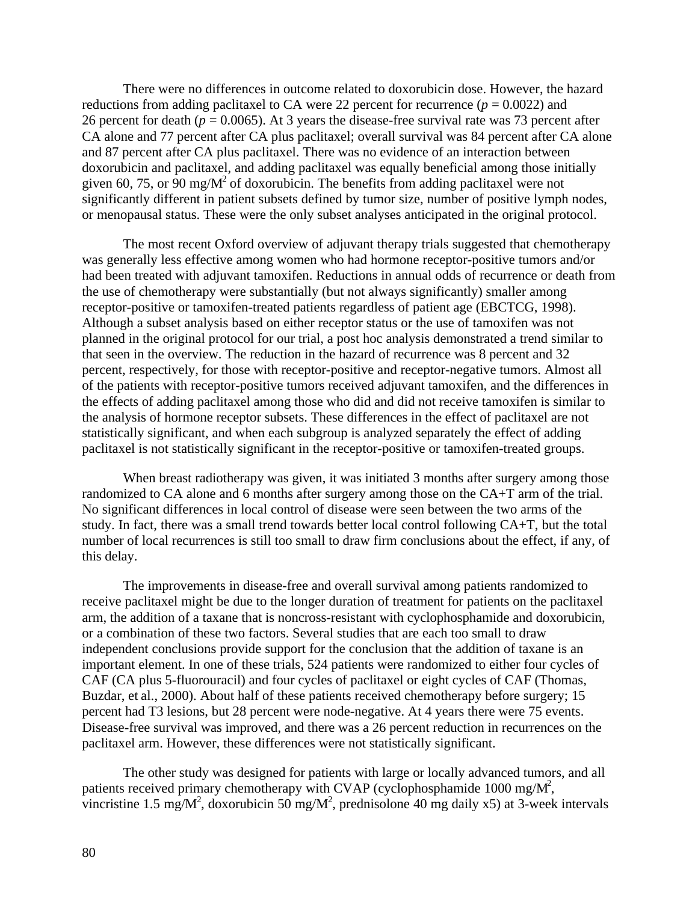There were no differences in outcome related to doxorubicin dose. However, the hazard reductions from adding paclitaxel to CA were 22 percent for recurrence (*p* = 0.0022) and 26 percent for death (*p* = 0.0065). At 3 years the disease-free survival rate was 73 percent after CA alone and 77 percent after CA plus paclitaxel; overall survival was 84 percent after CA alone and 87 percent after CA plus paclitaxel. There was no evidence of an interaction between doxorubicin and paclitaxel, and adding paclitaxel was equally beneficial among those initially given 60, 75, or 90 mg/$M^2$ of doxorubicin. The benefits from adding paclitaxel were not significantly different in patient subsets defined by tumor size, number of positive lymph nodes, or menopausal status. These were the only subset analyses anticipated in the original protocol.

The most recent Oxford overview of adjuvant therapy trials suggested that chemotherapy was generally less effective among women who had hormone receptor-positive tumors and/or had been treated with adjuvant tamoxifen. Reductions in annual odds of recurrence or death from the use of chemotherapy were substantially (but not always significantly) smaller among receptor-positive or tamoxifen-treated patients regardless of patient age (EBCTCG, 1998). Although a subset analysis based on either receptor status or the use of tamoxifen was not planned in the original protocol for our trial, a post hoc analysis demonstrated a trend similar to that seen in the overview. The reduction in the hazard of recurrence was 8 percent and 32 percent, respectively, for those with receptor-positive and receptor-negative tumors. Almost all of the patients with receptor-positive tumors received adjuvant tamoxifen, and the differences in the effects of adding paclitaxel among those who did and did not receive tamoxifen is similar to the analysis of hormone receptor subsets. These differences in the effect of paclitaxel are not statistically significant, and when each subgroup is analyzed separately the effect of adding paclitaxel is not statistically significant in the receptor-positive or tamoxifen-treated groups.

When breast radiotherapy was given, it was initiated 3 months after surgery among those randomized to CA alone and 6 months after surgery among those on the CA+T arm of the trial. No significant differences in local control of disease were seen between the two arms of the study. In fact, there was a small trend towards better local control following CA+T, but the total number of local recurrences is still too small to draw firm conclusions about the effect, if any, of this delay.

The improvements in disease-free and overall survival among patients randomized to receive paclitaxel might be due to the longer duration of treatment for patients on the paclitaxel arm, the addition of a taxane that is noncross-resistant with cyclophosphamide and doxorubicin, or a combination of these two factors. Several studies that are each too small to draw independent conclusions provide support for the conclusion that the addition of taxane is an important element. In one of these trials, 524 patients were randomized to either four cycles of CAF (CA plus 5-fluorouracil) and four cycles of paclitaxel or eight cycles of CAF (Thomas, Buzdar, et al., 2000). About half of these patients received chemotherapy before surgery; 15 percent had T3 lesions, but 28 percent were node-negative. At 4 years there were 75 events. Disease-free survival was improved, and there was a 26 percent reduction in recurrences on the paclitaxel arm. However, these differences were not statistically significant.

The other study was designed for patients with large or locally advanced tumors, and all patients received primary chemotherapy with CVAP (cyclophosphamide 1000 mg/$M^2$, vincristine 1.5 mg/$M^2$, doxorubicin 50 mg/$M^2$, prednisolone 40 mg daily x5) at 3-week intervals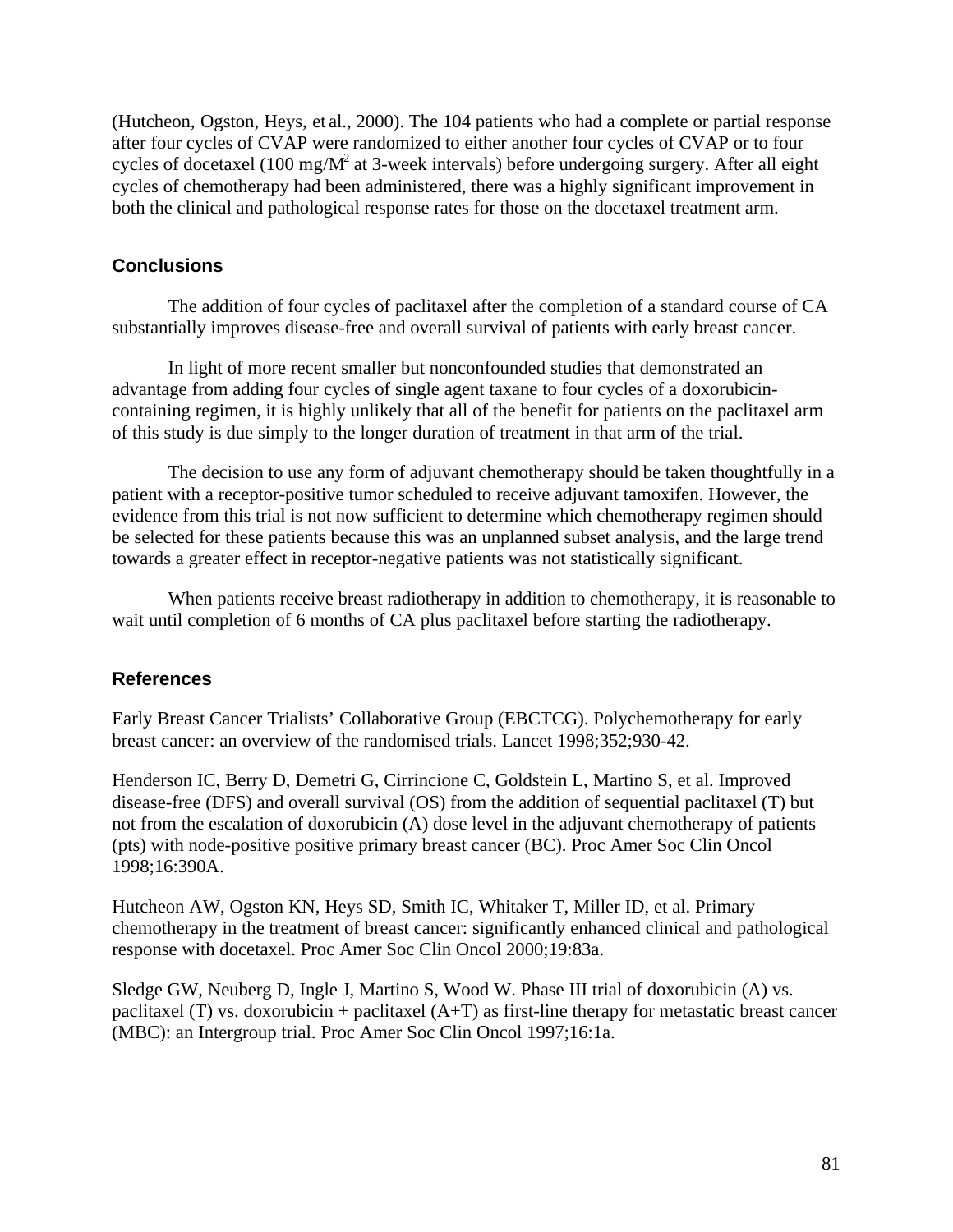(Hutcheon, Ogston, Heys, et al., 2000). The 104 patients who had a complete or partial response after four cycles of CVAP were randomized to either another four cycles of CVAP or to four cycles of docetaxel (100 mg/M$^2$ at 3-week intervals) before undergoing surgery. After all eight cycles of chemotherapy had been administered, there was a highly significant improvement in both the clinical and pathological response rates for those on the docetaxel treatment arm.

### Conclusions

The addition of four cycles of paclitaxel after the completion of a standard course of CA substantially improves disease-free and overall survival of patients with early breast cancer.

In light of more recent smaller but nonconfounded studies that demonstrated an advantage from adding four cycles of single agent taxane to four cycles of a doxorubicin-containing regimen, it is highly unlikely that all of the benefit for patients on the paclitaxel arm of this study is due simply to the longer duration of treatment in that arm of the trial.

The decision to use any form of adjuvant chemotherapy should be taken thoughtfully in a patient with a receptor-positive tumor scheduled to receive adjuvant tamoxifen. However, the evidence from this trial is not now sufficient to determine which chemotherapy regimen should be selected for these patients because this was an unplanned subset analysis, and the large trend towards a greater effect in receptor-negative patients was not statistically significant.

When patients receive breast radiotherapy in addition to chemotherapy, it is reasonable to wait until completion of 6 months of CA plus paclitaxel before starting the radiotherapy.

### References

Early Breast Cancer Trialists' Collaborative Group (EBCTCG). Polychemotherapy for early breast cancer: an overview of the randomised trials. Lancet 1998;352;930-42.

Henderson IC, Berry D, Demetri G, Cirrincione C, Goldstein L, Martino S, et al. Improved disease-free (DFS) and overall survival (OS) from the addition of sequential paclitaxel (T) but not from the escalation of doxorubicin (A) dose level in the adjuvant chemotherapy of patients (pts) with node-positive positive primary breast cancer (BC). Proc Amer Soc Clin Oncol 1998;16:390A.

Hutcheon AW, Ogston KN, Heys SD, Smith IC, Whitaker T, Miller ID, et al. Primary chemotherapy in the treatment of breast cancer: significantly enhanced clinical and pathological response with docetaxel. Proc Amer Soc Clin Oncol 2000;19:83a.

Sledge GW, Neuberg D, Ingle J, Martino S, Wood W. Phase III trial of doxorubicin (A) vs. paclitaxel (T) vs. doxorubicin + paclitaxel (A+T) as first-line therapy for metastatic breast cancer (MBC): an Intergroup trial. Proc Amer Soc Clin Oncol 1997;16:1a.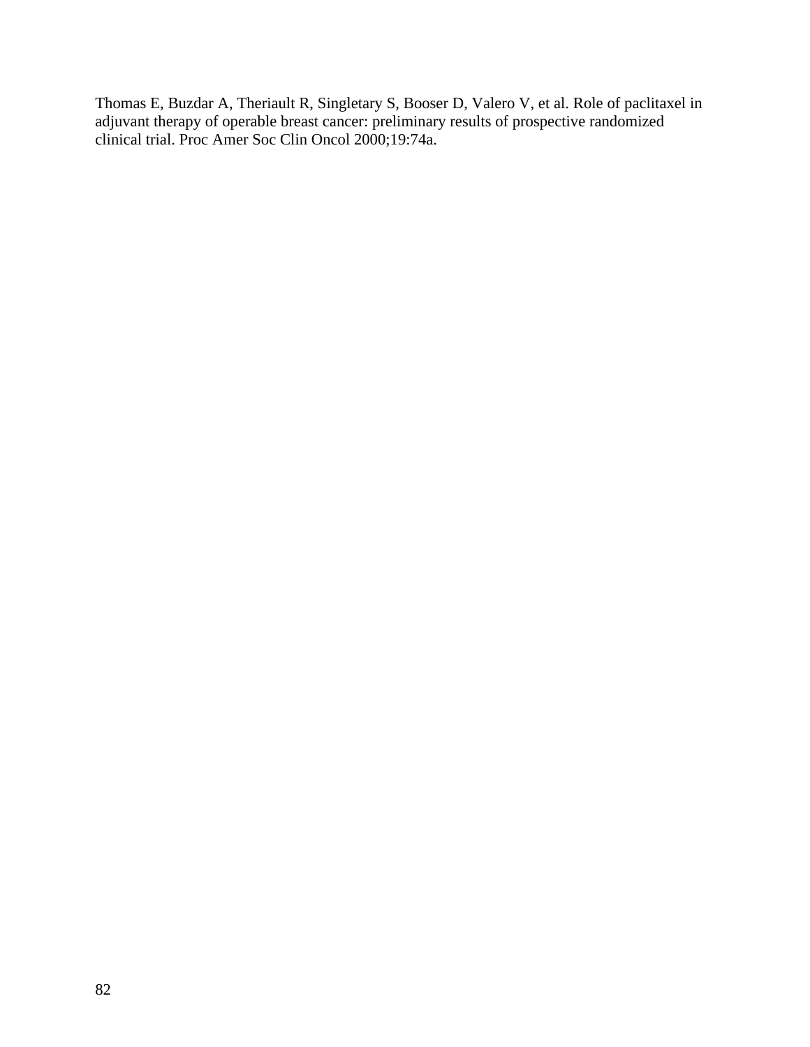Thomas E, Buzdar A, Theriault R, Singletary S, Booser D, Valero V, et al. Role of paclitaxel in adjuvant therapy of operable breast cancer: preliminary results of prospective randomized clinical trial. Proc Amer Soc Clin Oncol 2000;19:74a.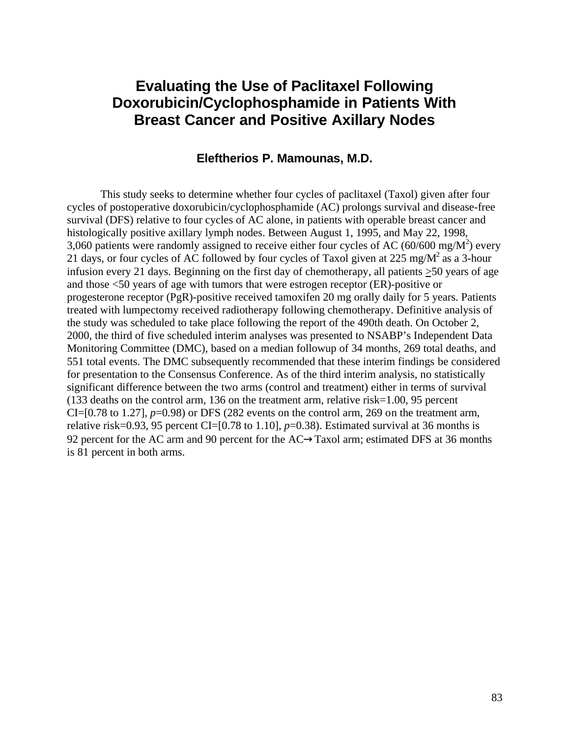# Evaluating the Use of Paclitaxel Following Doxorubicin/Cyclophosphamide in Patients With Breast Cancer and Positive Axillary Nodes

### Eleftherios P. Mamounas, M.D.

This study seeks to determine whether four cycles of paclitaxel (Taxol) given after four cycles of postoperative doxorubicin/cyclophosphamide (AC) prolongs survival and disease-free survival (DFS) relative to four cycles of AC alone, in patients with operable breast cancer and histologically positive axillary lymph nodes. Between August 1, 1995, and May 22, 1998, 3,060 patients were randomly assigned to receive either four cycles of AC (60/600 mg/M$^2$) every 21 days, or four cycles of AC followed by four cycles of Taxol given at 225 mg/M$^2$ as a 3-hour infusion every 21 days. Beginning on the first day of chemotherapy, all patients $\geq$50 years of age and those <50 years of age with tumors that were estrogen receptor (ER)-positive or progesterone receptor (PgR)-positive received tamoxifen 20 mg orally daily for 5 years. Patients treated with lumpectomy received radiotherapy following chemotherapy. Definitive analysis of the study was scheduled to take place following the report of the 490th death. On October 2, 2000, the third of five scheduled interim analyses was presented to NSABP's Independent Data Monitoring Committee (DMC), based on a median followup of 34 months, 269 total deaths, and 551 total events. The DMC subsequently recommended that these interim findings be considered for presentation to the Consensus Conference. As of the third interim analysis, no statistically significant difference between the two arms (control and treatment) either in terms of survival (133 deaths on the control arm, 136 on the treatment arm, relative risk=1.00, 95 percent CI=[0.78 to 1.27], *p*=0.98) or DFS (282 events on the control arm, 269 on the treatment arm, relative risk=0.93, 95 percent CI=[0.78 to 1.10], *p*=0.38). Estimated survival at 36 months is 92 percent for the AC arm and 90 percent for the AC→Taxol arm; estimated DFS at 36 months is 81 percent in both arms.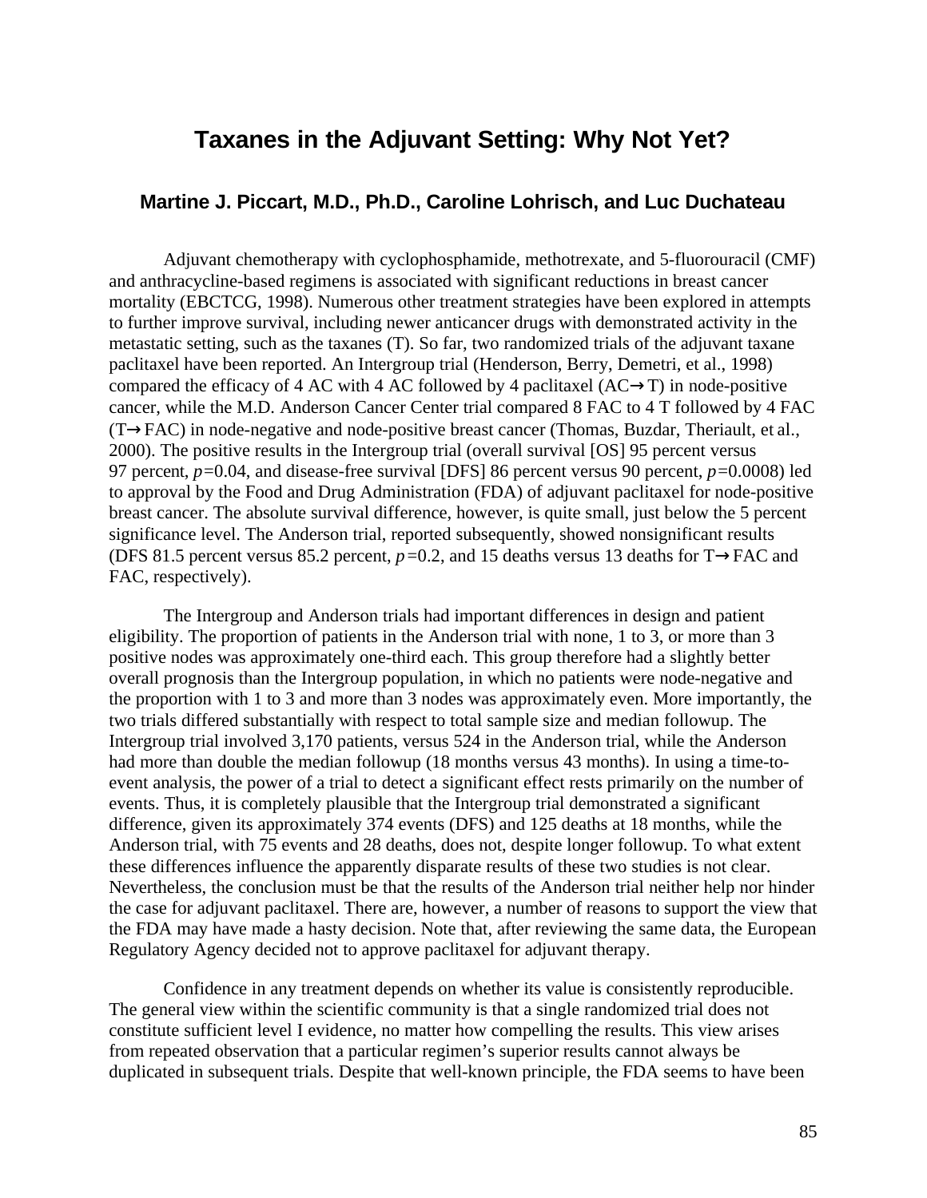# Taxanes in the Adjuvant Setting: Why Not Yet?

### Martine J. Piccart, M.D., Ph.D., Caroline Lohrisch, and Luc Duchateau

Adjuvant chemotherapy with cyclophosphamide, methotrexate, and 5-fluorouracil (CMF) and anthracycline-based regimens is associated with significant reductions in breast cancer mortality (EBCTCG, 1998). Numerous other treatment strategies have been explored in attempts to further improve survival, including newer anticancer drugs with demonstrated activity in the metastatic setting, such as the taxanes (T). So far, two randomized trials of the adjuvant taxane paclitaxel have been reported. An Intergroup trial (Henderson, Berry, Demetri, et al., 1998) compared the efficacy of 4 AC with 4 AC followed by 4 paclitaxel (AC→T) in node-positive cancer, while the M.D. Anderson Cancer Center trial compared 8 FAC to 4 T followed by 4 FAC (T→FAC) in node-negative and node-positive breast cancer (Thomas, Buzdar, Theriault, et al., 2000). The positive results in the Intergroup trial (overall survival [OS] 95 percent versus 97 percent, $p=0.04$, and disease-free survival [DFS] 86 percent versus 90 percent, $p=0.0008$) led to approval by the Food and Drug Administration (FDA) of adjuvant paclitaxel for node-positive breast cancer. The absolute survival difference, however, is quite small, just below the 5 percent significance level. The Anderson trial, reported subsequently, showed nonsignificant results (DFS 81.5 percent versus 85.2 percent, $p=0.2$, and 15 deaths versus 13 deaths for T→FAC and FAC, respectively).

The Intergroup and Anderson trials had important differences in design and patient eligibility. The proportion of patients in the Anderson trial with none, 1 to 3, or more than 3 positive nodes was approximately one-third each. This group therefore had a slightly better overall prognosis than the Intergroup population, in which no patients were node-negative and the proportion with 1 to 3 and more than 3 nodes was approximately even. More importantly, the two trials differed substantially with respect to total sample size and median followup. The Intergroup trial involved 3,170 patients, versus 524 in the Anderson trial, while the Anderson had more than double the median followup (18 months versus 43 months). In using a time-to-event analysis, the power of a trial to detect a significant effect rests primarily on the number of events. Thus, it is completely plausible that the Intergroup trial demonstrated a significant difference, given its approximately 374 events (DFS) and 125 deaths at 18 months, while the Anderson trial, with 75 events and 28 deaths, does not, despite longer followup. To what extent these differences influence the apparently disparate results of these two studies is not clear. Nevertheless, the conclusion must be that the results of the Anderson trial neither help nor hinder the case for adjuvant paclitaxel. There are, however, a number of reasons to support the view that the FDA may have made a hasty decision. Note that, after reviewing the same data, the European Regulatory Agency decided not to approve paclitaxel for adjuvant therapy.

Confidence in any treatment depends on whether its value is consistently reproducible. The general view within the scientific community is that a single randomized trial does not constitute sufficient level I evidence, no matter how compelling the results. This view arises from repeated observation that a particular regimen's superior results cannot always be duplicated in subsequent trials. Despite that well-known principle, the FDA seems to have been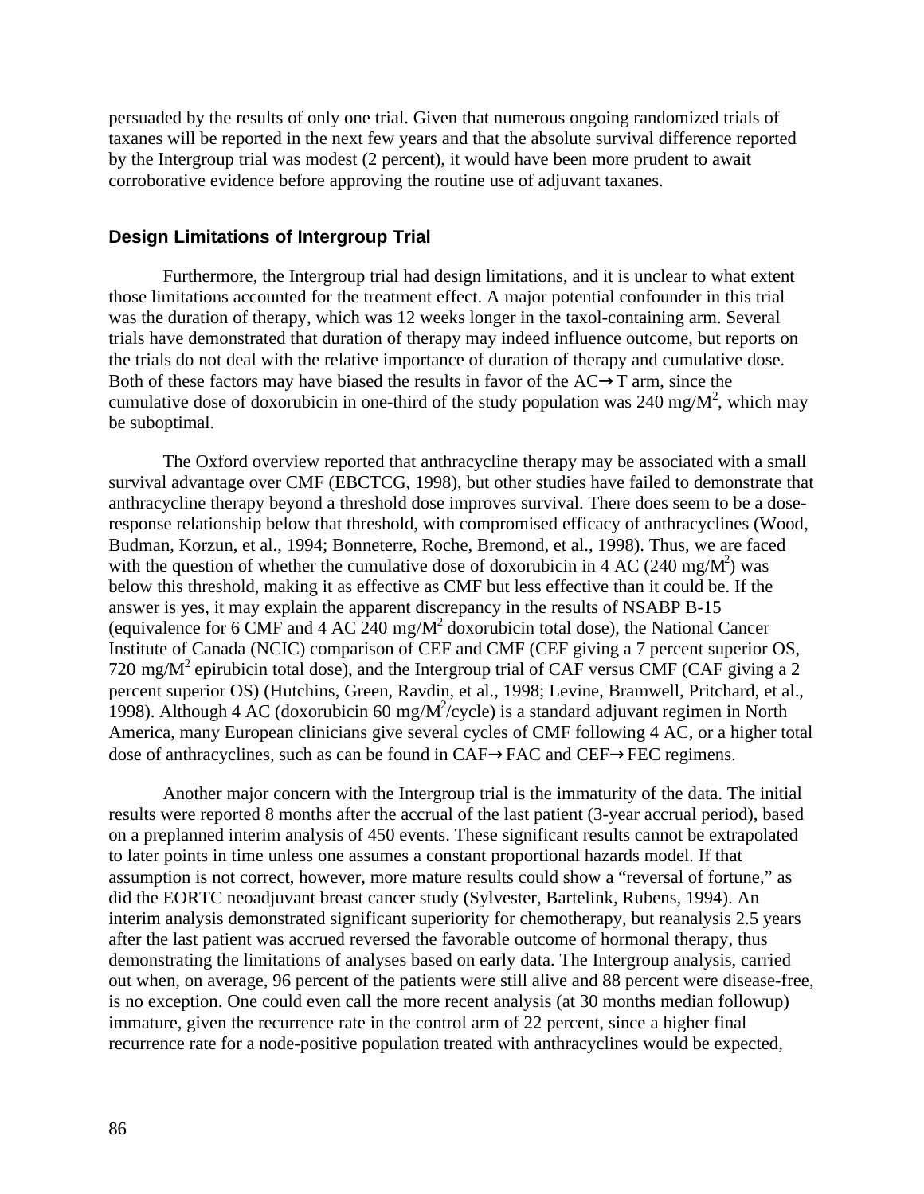persuaded by the results of only one trial. Given that numerous ongoing randomized trials of taxanes will be reported in the next few years and that the absolute survival difference reported by the Intergroup trial was modest (2 percent), it would have been more prudent to await corroborative evidence before approving the routine use of adjuvant taxanes.

### Design Limitations of Intergroup Trial

Furthermore, the Intergroup trial had design limitations, and it is unclear to what extent those limitations accounted for the treatment effect. A major potential confounder in this trial was the duration of therapy, which was 12 weeks longer in the taxol-containing arm. Several trials have demonstrated that duration of therapy may indeed influence outcome, but reports on the trials do not deal with the relative importance of duration of therapy and cumulative dose. Both of these factors may have biased the results in favor of the AC→T arm, since the cumulative dose of doxorubicin in one-third of the study population was 240 mg/M$^2$, which may be suboptimal.

The Oxford overview reported that anthracycline therapy may be associated with a small survival advantage over CMF (EBCTCG, 1998), but other studies have failed to demonstrate that anthracycline therapy beyond a threshold dose improves survival. There does seem to be a dose-response relationship below that threshold, with compromised efficacy of anthracyclines (Wood, Budman, Korzun, et al., 1994; Bonneterre, Roche, Bremond, et al., 1998). Thus, we are faced with the question of whether the cumulative dose of doxorubicin in 4 AC (240 mg/M$^2$) was below this threshold, making it as effective as CMF but less effective than it could be. If the answer is yes, it may explain the apparent discrepancy in the results of NSABP B-15 (equivalence for 6 CMF and 4 AC 240 mg/M$^2$ doxorubicin total dose), the National Cancer Institute of Canada (NCIC) comparison of CEF and CMF (CEF giving a 7 percent superior OS, 720 mg/M$^2$ epirubicin total dose), and the Intergroup trial of CAF versus CMF (CAF giving a 2 percent superior OS) (Hutchins, Green, Ravdin, et al., 1998; Levine, Bramwell, Pritchard, et al., 1998). Although 4 AC (doxorubicin 60 mg/M$^2$/cycle) is a standard adjuvant regimen in North America, many European clinicians give several cycles of CMF following 4 AC, or a higher total dose of anthracyclines, such as can be found in CAF→FAC and CEF→FEC regimens.

Another major concern with the Intergroup trial is the immaturity of the data. The initial results were reported 8 months after the accrual of the last patient (3-year accrual period), based on a preplanned interim analysis of 450 events. These significant results cannot be extrapolated to later points in time unless one assumes a constant proportional hazards model. If that assumption is not correct, however, more mature results could show a "reversal of fortune," as did the EORTC neoadjuvant breast cancer study (Sylvester, Bartelink, Rubens, 1994). An interim analysis demonstrated significant superiority for chemotherapy, but reanalysis 2.5 years after the last patient was accrued reversed the favorable outcome of hormonal therapy, thus demonstrating the limitations of analyses based on early data. The Intergroup analysis, carried out when, on average, 96 percent of the patients were still alive and 88 percent were disease-free, is no exception. One could even call the more recent analysis (at 30 months median followup) immature, given the recurrence rate in the control arm of 22 percent, since a higher final recurrence rate for a node-positive population treated with anthracyclines would be expected,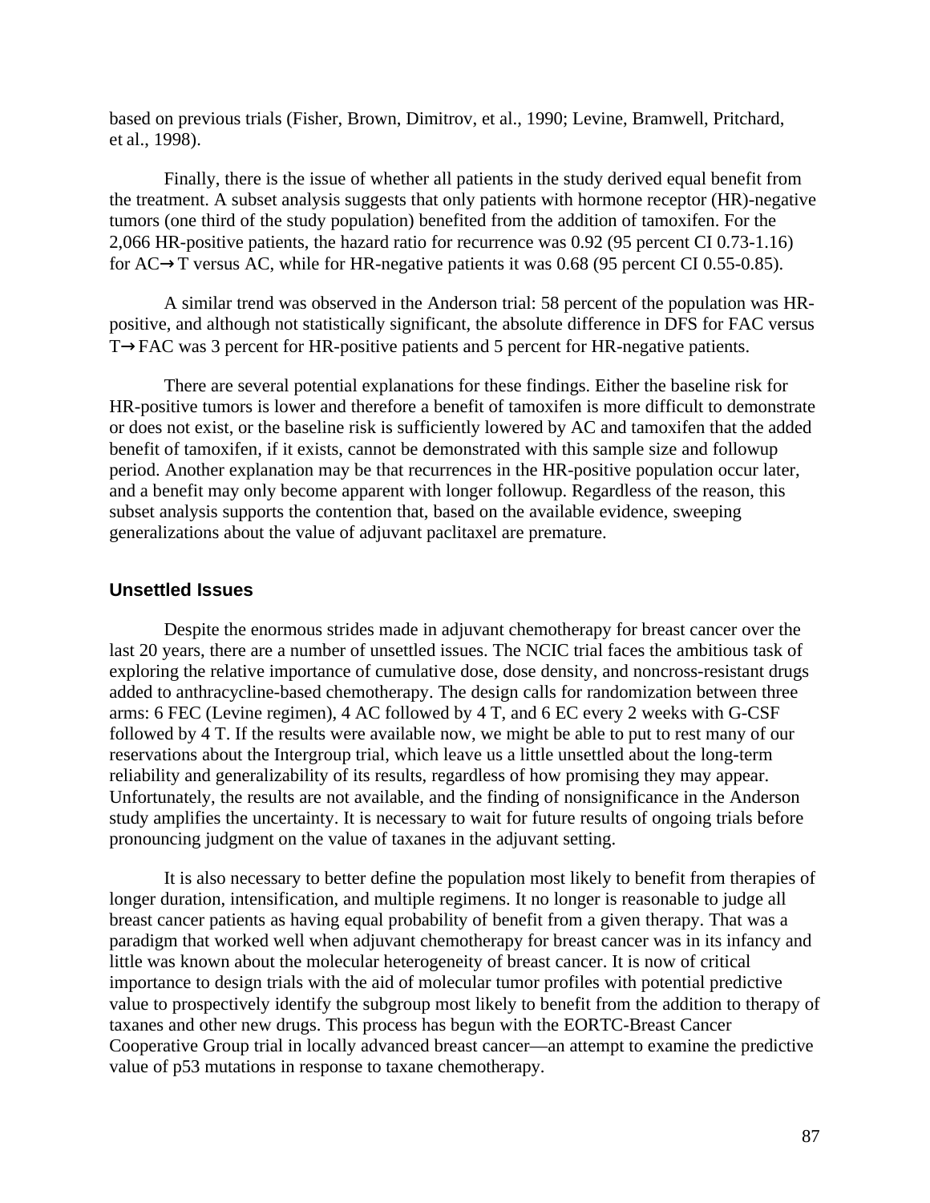based on previous trials (Fisher, Brown, Dimitrov, et al., 1990; Levine, Bramwell, Pritchard, et al., 1998).

Finally, there is the issue of whether all patients in the study derived equal benefit from the treatment. A subset analysis suggests that only patients with hormone receptor (HR)-negative tumors (one third of the study population) benefited from the addition of tamoxifen. For the 2,066 HR-positive patients, the hazard ratio for recurrence was 0.92 (95 percent CI 0.73-1.16) for AC→T versus AC, while for HR-negative patients it was 0.68 (95 percent CI 0.55-0.85).

A similar trend was observed in the Anderson trial: 58 percent of the population was HR-positive, and although not statistically significant, the absolute difference in DFS for FAC versus T→FAC was 3 percent for HR-positive patients and 5 percent for HR-negative patients.

There are several potential explanations for these findings. Either the baseline risk for HR-positive tumors is lower and therefore a benefit of tamoxifen is more difficult to demonstrate or does not exist, or the baseline risk is sufficiently lowered by AC and tamoxifen that the added benefit of tamoxifen, if it exists, cannot be demonstrated with this sample size and followup period. Another explanation may be that recurrences in the HR-positive population occur later, and a benefit may only become apparent with longer followup. Regardless of the reason, this subset analysis supports the contention that, based on the available evidence, sweeping generalizations about the value of adjuvant paclitaxel are premature.

### Unsettled Issues

Despite the enormous strides made in adjuvant chemotherapy for breast cancer over the last 20 years, there are a number of unsettled issues. The NCIC trial faces the ambitious task of exploring the relative importance of cumulative dose, dose density, and noncross-resistant drugs added to anthracycline-based chemotherapy. The design calls for randomization between three arms: 6 FEC (Levine regimen), 4 AC followed by 4 T, and 6 EC every 2 weeks with G-CSF followed by 4 T. If the results were available now, we might be able to put to rest many of our reservations about the Intergroup trial, which leave us a little unsettled about the long-term reliability and generalizability of its results, regardless of how promising they may appear. Unfortunately, the results are not available, and the finding of nonsignificance in the Anderson study amplifies the uncertainty. It is necessary to wait for future results of ongoing trials before pronouncing judgment on the value of taxanes in the adjuvant setting.

It is also necessary to better define the population most likely to benefit from therapies of longer duration, intensification, and multiple regimens. It no longer is reasonable to judge all breast cancer patients as having equal probability of benefit from a given therapy. That was a paradigm that worked well when adjuvant chemotherapy for breast cancer was in its infancy and little was known about the molecular heterogeneity of breast cancer. It is now of critical importance to design trials with the aid of molecular tumor profiles with potential predictive value to prospectively identify the subgroup most likely to benefit from the addition to therapy of taxanes and other new drugs. This process has begun with the EORTC-Breast Cancer Cooperative Group trial in locally advanced breast cancer—an attempt to examine the predictive value of p53 mutations in response to taxane chemotherapy.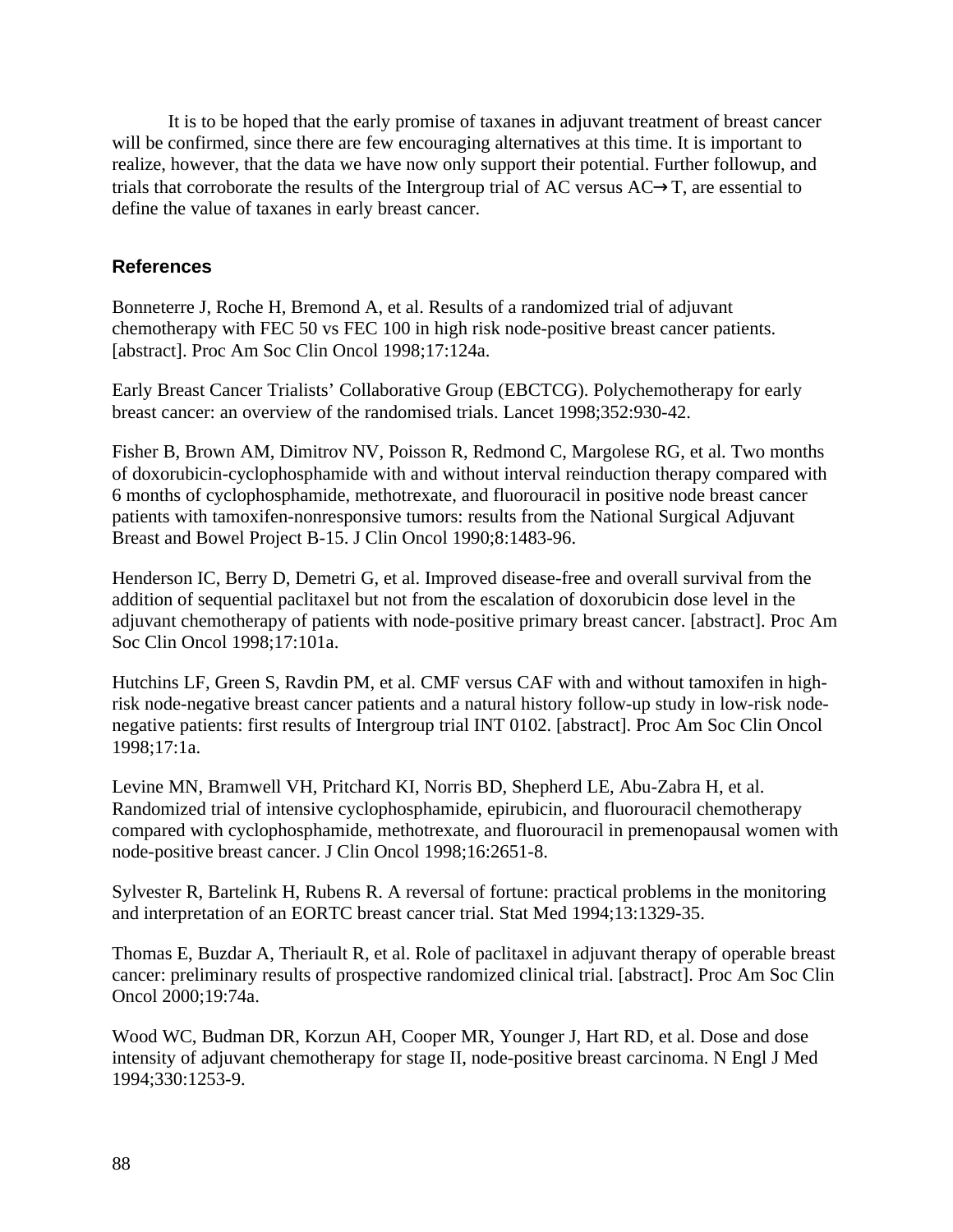It is to be hoped that the early promise of taxanes in adjuvant treatment of breast cancer will be confirmed, since there are few encouraging alternatives at this time. It is important to realize, however, that the data we have now only support their potential. Further followup, and trials that corroborate the results of the Intergroup trial of AC versus AC→T, are essential to define the value of taxanes in early breast cancer.

## References

Bonneterre J, Roche H, Bremond A, et al. Results of a randomized trial of adjuvant chemotherapy with FEC 50 vs FEC 100 in high risk node-positive breast cancer patients. [abstract]. Proc Am Soc Clin Oncol 1998;17:124a.

Early Breast Cancer Trialists' Collaborative Group (EBCTCG). Polychemotherapy for early breast cancer: an overview of the randomised trials. Lancet 1998;352:930-42.

Fisher B, Brown AM, Dimitrov NV, Poisson R, Redmond C, Margolese RG, et al. Two months of doxorubicin-cyclophosphamide with and without interval reinduction therapy compared with 6 months of cyclophosphamide, methotrexate, and fluorouracil in positive node breast cancer patients with tamoxifen-nonresponsive tumors: results from the National Surgical Adjuvant Breast and Bowel Project B-15. J Clin Oncol 1990;8:1483-96.

Henderson IC, Berry D, Demetri G, et al. Improved disease-free and overall survival from the addition of sequential paclitaxel but not from the escalation of doxorubicin dose level in the adjuvant chemotherapy of patients with node-positive primary breast cancer. [abstract]. Proc Am Soc Clin Oncol 1998;17:101a.

Hutchins LF, Green S, Ravdin PM, et al. CMF versus CAF with and without tamoxifen in high-risk node-negative breast cancer patients and a natural history follow-up study in low-risk node-negative patients: first results of Intergroup trial INT 0102. [abstract]. Proc Am Soc Clin Oncol 1998;17:1a.

Levine MN, Bramwell VH, Pritchard KI, Norris BD, Shepherd LE, Abu-Zabra H, et al. Randomized trial of intensive cyclophosphamide, epirubicin, and fluorouracil chemotherapy compared with cyclophosphamide, methotrexate, and fluorouracil in premenopausal women with node-positive breast cancer. J Clin Oncol 1998;16:2651-8.

Sylvester R, Bartelink H, Rubens R. A reversal of fortune: practical problems in the monitoring and interpretation of an EORTC breast cancer trial. Stat Med 1994;13:1329-35.

Thomas E, Buzdar A, Theriault R, et al. Role of paclitaxel in adjuvant therapy of operable breast cancer: preliminary results of prospective randomized clinical trial. [abstract]. Proc Am Soc Clin Oncol 2000;19:74a.

Wood WC, Budman DR, Korzun AH, Cooper MR, Younger J, Hart RD, et al. Dose and dose intensity of adjuvant chemotherapy for stage II, node-positive breast carcinoma. N Engl J Med 1994;330:1253-9.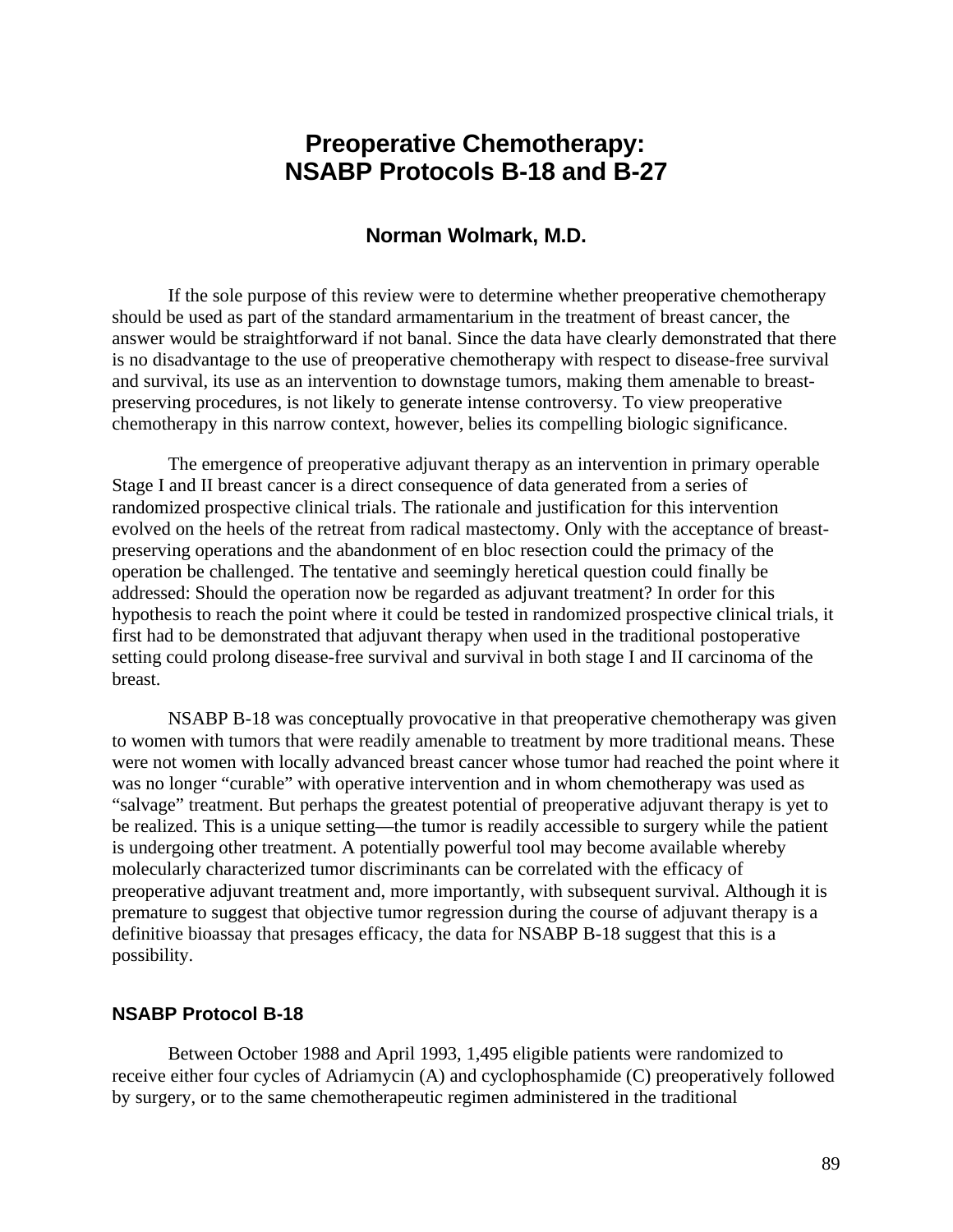# Preoperative Chemotherapy: NSABP Protocols B-18 and B-27

## Norman Wolmark, M.D.

If the sole purpose of this review were to determine whether preoperative chemotherapy should be used as part of the standard armamentarium in the treatment of breast cancer, the answer would be straightforward if not banal. Since the data have clearly demonstrated that there is no disadvantage to the use of preoperative chemotherapy with respect to disease-free survival and survival, its use as an intervention to downstage tumors, making them amenable to breast-preserving procedures, is not likely to generate intense controversy. To view preoperative chemotherapy in this narrow context, however, belies its compelling biologic significance.

The emergence of preoperative adjuvant therapy as an intervention in primary operable Stage I and II breast cancer is a direct consequence of data generated from a series of randomized prospective clinical trials. The rationale and justification for this intervention evolved on the heels of the retreat from radical mastectomy. Only with the acceptance of breast-preserving operations and the abandonment of en bloc resection could the primacy of the operation be challenged. The tentative and seemingly heretical question could finally be addressed: Should the operation now be regarded as adjuvant treatment? In order for this hypothesis to reach the point where it could be tested in randomized prospective clinical trials, it first had to be demonstrated that adjuvant therapy when used in the traditional postoperative setting could prolong disease-free survival and survival in both stage I and II carcinoma of the breast.

NSABP B-18 was conceptually provocative in that preoperative chemotherapy was given to women with tumors that were readily amenable to treatment by more traditional means. These were not women with locally advanced breast cancer whose tumor had reached the point where it was no longer "curable" with operative intervention and in whom chemotherapy was used as "salvage" treatment. But perhaps the greatest potential of preoperative adjuvant therapy is yet to be realized. This is a unique setting—the tumor is readily accessible to surgery while the patient is undergoing other treatment. A potentially powerful tool may become available whereby molecularly characterized tumor discriminants can be correlated with the efficacy of preoperative adjuvant treatment and, more importantly, with subsequent survival. Although it is premature to suggest that objective tumor regression during the course of adjuvant therapy is a definitive bioassay that presages efficacy, the data for NSABP B-18 suggest that this is a possibility.

### NSABP Protocol B-18

Between October 1988 and April 1993, 1,495 eligible patients were randomized to receive either four cycles of Adriamycin (A) and cyclophosphamide (C) preoperatively followed by surgery, or to the same chemotherapeutic regimen administered in the traditional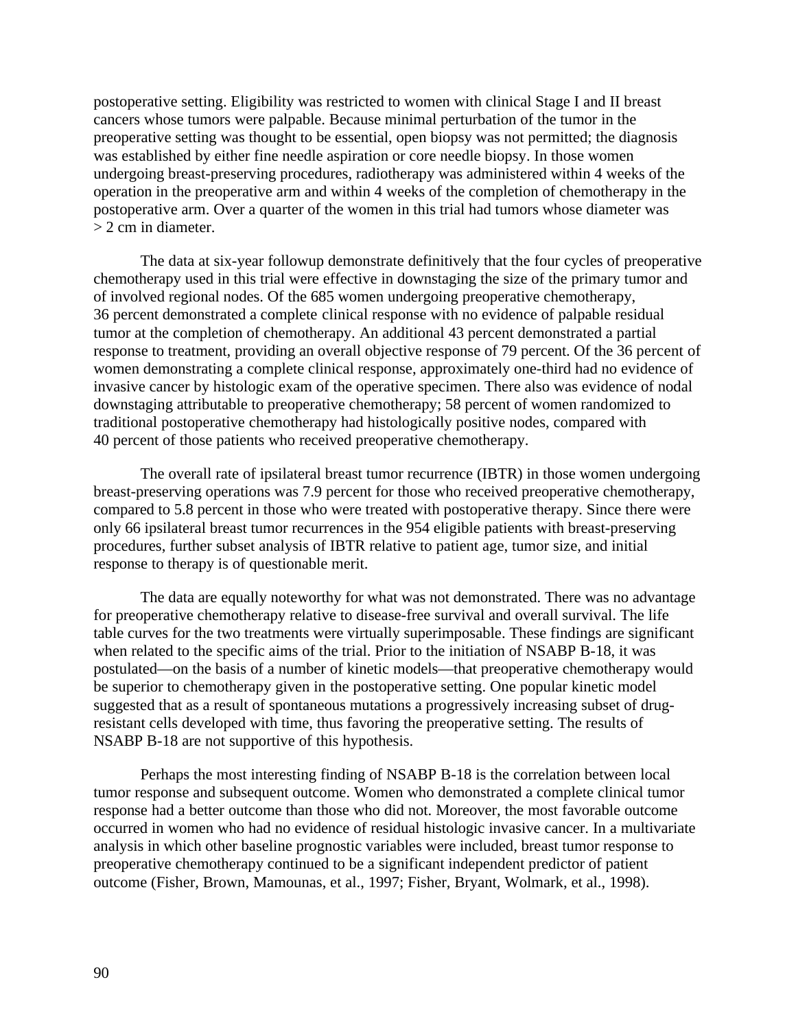postoperative setting. Eligibility was restricted to women with clinical Stage I and II breast cancers whose tumors were palpable. Because minimal perturbation of the tumor in the preoperative setting was thought to be essential, open biopsy was not permitted; the diagnosis was established by either fine needle aspiration or core needle biopsy. In those women undergoing breast-preserving procedures, radiotherapy was administered within 4 weeks of the operation in the preoperative arm and within 4 weeks of the completion of chemotherapy in the postoperative arm. Over a quarter of the women in this trial had tumors whose diameter was > 2 cm in diameter.

The data at six-year followup demonstrate definitively that the four cycles of preoperative chemotherapy used in this trial were effective in downstaging the size of the primary tumor and of involved regional nodes. Of the 685 women undergoing preoperative chemotherapy, 36 percent demonstrated a complete clinical response with no evidence of palpable residual tumor at the completion of chemotherapy. An additional 43 percent demonstrated a partial response to treatment, providing an overall objective response of 79 percent. Of the 36 percent of women demonstrating a complete clinical response, approximately one-third had no evidence of invasive cancer by histologic exam of the operative specimen. There also was evidence of nodal downstaging attributable to preoperative chemotherapy; 58 percent of women randomized to traditional postoperative chemotherapy had histologically positive nodes, compared with 40 percent of those patients who received preoperative chemotherapy.

The overall rate of ipsilateral breast tumor recurrence (IBTR) in those women undergoing breast-preserving operations was 7.9 percent for those who received preoperative chemotherapy, compared to 5.8 percent in those who were treated with postoperative therapy. Since there were only 66 ipsilateral breast tumor recurrences in the 954 eligible patients with breast-preserving procedures, further subset analysis of IBTR relative to patient age, tumor size, and initial response to therapy is of questionable merit.

The data are equally noteworthy for what was not demonstrated. There was no advantage for preoperative chemotherapy relative to disease-free survival and overall survival. The life table curves for the two treatments were virtually superimposable. These findings are significant when related to the specific aims of the trial. Prior to the initiation of NSABP B-18, it was postulated—on the basis of a number of kinetic models—that preoperative chemotherapy would be superior to chemotherapy given in the postoperative setting. One popular kinetic model suggested that as a result of spontaneous mutations a progressively increasing subset of drug-resistant cells developed with time, thus favoring the preoperative setting. The results of NSABP B-18 are not supportive of this hypothesis.

Perhaps the most interesting finding of NSABP B-18 is the correlation between local tumor response and subsequent outcome. Women who demonstrated a complete clinical tumor response had a better outcome than those who did not. Moreover, the most favorable outcome occurred in women who had no evidence of residual histologic invasive cancer. In a multivariate analysis in which other baseline prognostic variables were included, breast tumor response to preoperative chemotherapy continued to be a significant independent predictor of patient outcome (Fisher, Brown, Mamounas, et al., 1997; Fisher, Bryant, Wolmark, et al., 1998).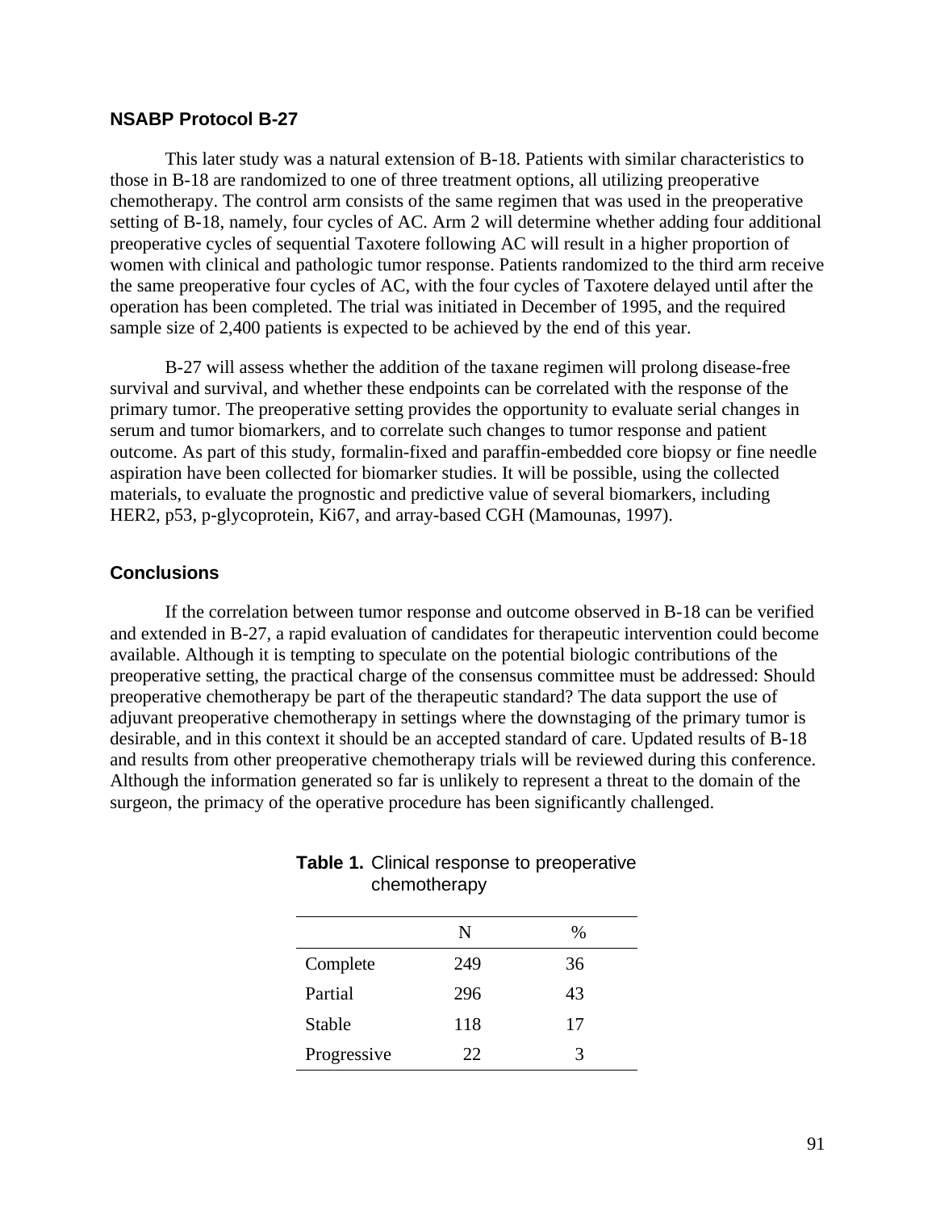### NSABP Protocol B-27

This later study was a natural extension of B-18. Patients with similar characteristics to those in B-18 are randomized to one of three treatment options, all utilizing preoperative chemotherapy. The control arm consists of the same regimen that was used in the preoperative setting of B-18, namely, four cycles of AC. Arm 2 will determine whether adding four additional preoperative cycles of sequential Taxotere following AC will result in a higher proportion of women with clinical and pathologic tumor response. Patients randomized to the third arm receive the same preoperative four cycles of AC, with the four cycles of Taxotere delayed until after the operation has been completed. The trial was initiated in December of 1995, and the required sample size of 2,400 patients is expected to be achieved by the end of this year.

B-27 will assess whether the addition of the taxane regimen will prolong disease-free survival and survival, and whether these endpoints can be correlated with the response of the primary tumor. The preoperative setting provides the opportunity to evaluate serial changes in serum and tumor biomarkers, and to correlate such changes to tumor response and patient outcome. As part of this study, formalin-fixed and paraffin-embedded core biopsy or fine needle aspiration have been collected for biomarker studies. It will be possible, using the collected materials, to evaluate the prognostic and predictive value of several biomarkers, including HER2, p53, p-glycoprotein, Ki67, and array-based CGH (Mamounas, 1997).

### Conclusions

If the correlation between tumor response and outcome observed in B-18 can be verified and extended in B-27, a rapid evaluation of candidates for therapeutic intervention could become available. Although it is tempting to speculate on the potential biologic contributions of the preoperative setting, the practical charge of the consensus committee must be addressed: Should preoperative chemotherapy be part of the therapeutic standard? The data support the use of adjuvant preoperative chemotherapy in settings where the downstaging of the primary tumor is desirable, and in this context it should be an accepted standard of care. Updated results of B-18 and results from other preoperative chemotherapy trials will be reviewed during this conference. Although the information generated so far is unlikely to represent a threat to the domain of the surgeon, the primacy of the operative procedure has been significantly challenged.

**Table 1.** Clinical response to preoperative chemotherapy

| | N | % |
|---|---|---|
| Complete | 249 | 36 |
| Partial | 296 | 43 |
| Stable | 118 | 17 |
| Progressive | 22 | 3 |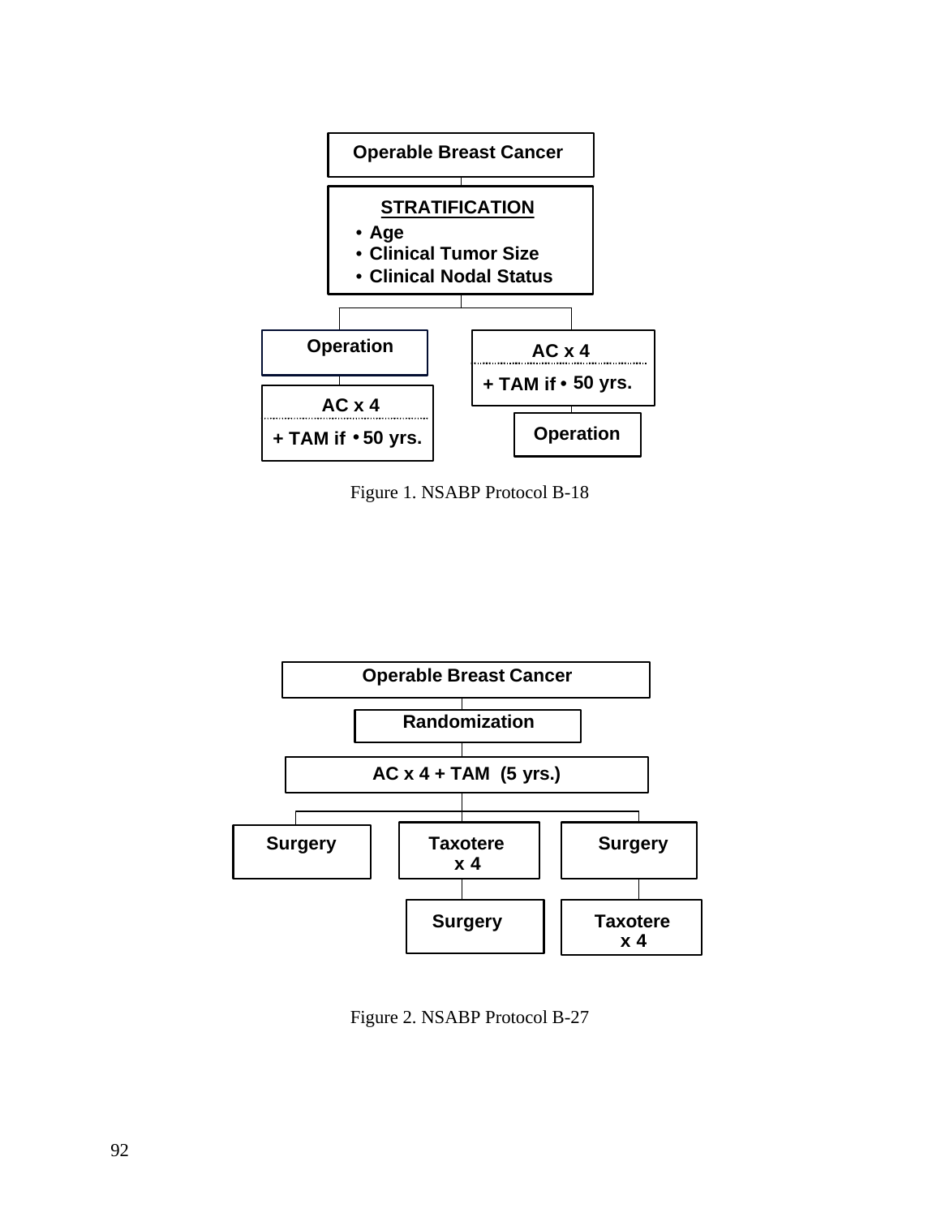Operable Breast Cancer

**STRATIFICATION**

- Age
- Clinical Tumor Size
- Clinical Nodal Status

Operation

AC x 4

+ TAM if • 50 yrs.

AC x 4

+ TAM if • 50 yrs.

Operation

Figure 1. NSABP Protocol B-18

Operable Breast Cancer

Randomization

AC x 4 + TAM (5 yrs.)

Surgery

Taxotere x 4

Surgery

Surgery

Taxotere x 4

Figure 2. NSABP Protocol B-27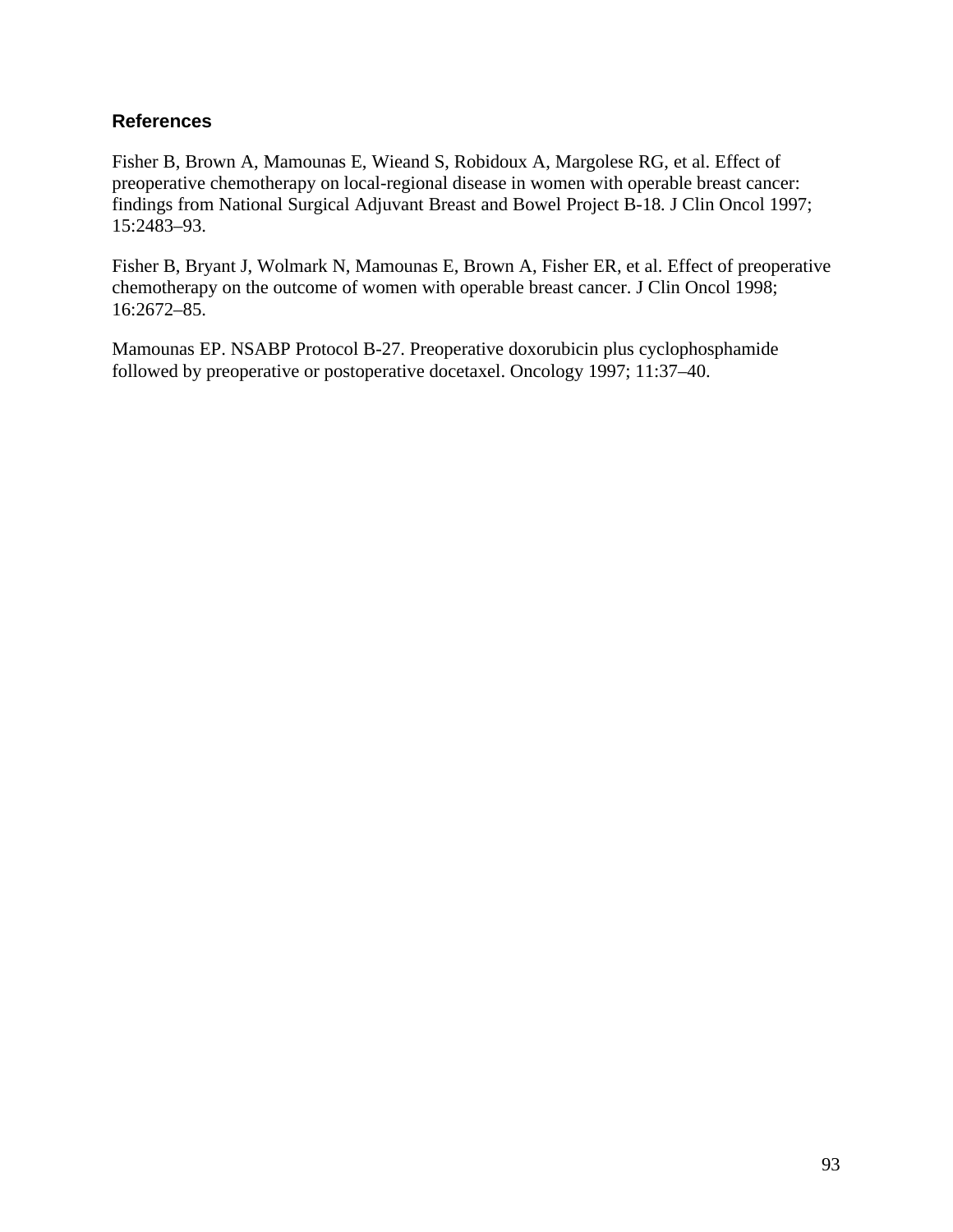### References

Fisher B, Brown A, Mamounas E, Wieand S, Robidoux A, Margolese RG, et al. Effect of preoperative chemotherapy on local-regional disease in women with operable breast cancer: findings from National Surgical Adjuvant Breast and Bowel Project B-18. J Clin Oncol 1997; 15:2483–93.

Fisher B, Bryant J, Wolmark N, Mamounas E, Brown A, Fisher ER, et al. Effect of preoperative chemotherapy on the outcome of women with operable breast cancer. J Clin Oncol 1998; 16:2672–85.

Mamounas EP. NSABP Protocol B-27. Preoperative doxorubicin plus cyclophosphamide followed by preoperative or postoperative docetaxel. Oncology 1997; 11:37–40.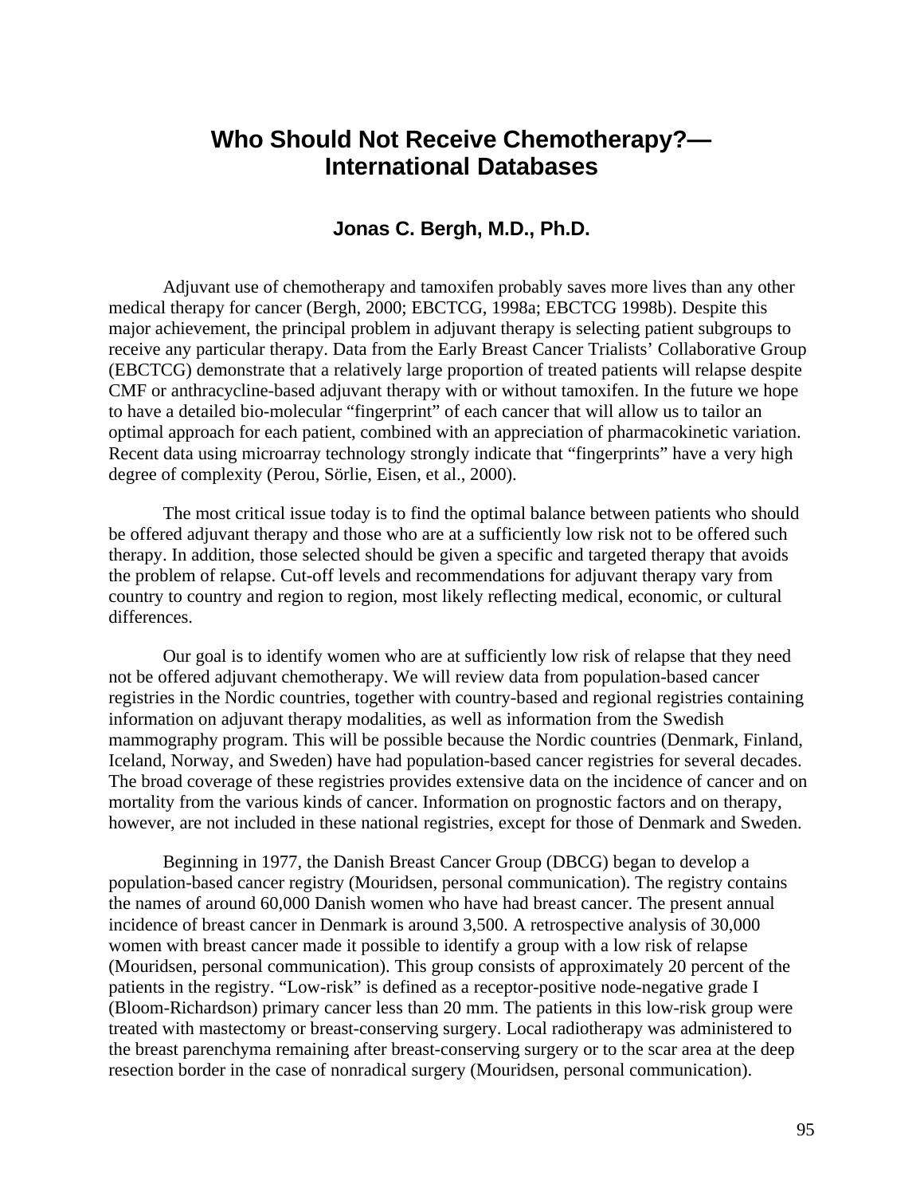# Who Should Not Receive Chemotherapy?—International Databases

**Jonas C. Bergh, M.D., Ph.D.**

Adjuvant use of chemotherapy and tamoxifen probably saves more lives than any other medical therapy for cancer (Bergh, 2000; EBCTCG, 1998a; EBCTCG 1998b). Despite this major achievement, the principal problem in adjuvant therapy is selecting patient subgroups to receive any particular therapy. Data from the Early Breast Cancer Trialists' Collaborative Group (EBCTCG) demonstrate that a relatively large proportion of treated patients will relapse despite CMF or anthracycline-based adjuvant therapy with or without tamoxifen. In the future we hope to have a detailed bio-molecular "fingerprint" of each cancer that will allow us to tailor an optimal approach for each patient, combined with an appreciation of pharmacokinetic variation. Recent data using microarray technology strongly indicate that "fingerprints" have a very high degree of complexity (Perou, Sörlie, Eisen, et al., 2000).

The most critical issue today is to find the optimal balance between patients who should be offered adjuvant therapy and those who are at a sufficiently low risk not to be offered such therapy. In addition, those selected should be given a specific and targeted therapy that avoids the problem of relapse. Cut-off levels and recommendations for adjuvant therapy vary from country to country and region to region, most likely reflecting medical, economic, or cultural differences.

Our goal is to identify women who are at sufficiently low risk of relapse that they need not be offered adjuvant chemotherapy. We will review data from population-based cancer registries in the Nordic countries, together with country-based and regional registries containing information on adjuvant therapy modalities, as well as information from the Swedish mammography program. This will be possible because the Nordic countries (Denmark, Finland, Iceland, Norway, and Sweden) have had population-based cancer registries for several decades. The broad coverage of these registries provides extensive data on the incidence of cancer and on mortality from the various kinds of cancer. Information on prognostic factors and on therapy, however, are not included in these national registries, except for those of Denmark and Sweden.

Beginning in 1977, the Danish Breast Cancer Group (DBCG) began to develop a population-based cancer registry (Mouridsen, personal communication). The registry contains the names of around 60,000 Danish women who have had breast cancer. The present annual incidence of breast cancer in Denmark is around 3,500. A retrospective analysis of 30,000 women with breast cancer made it possible to identify a group with a low risk of relapse (Mouridsen, personal communication). This group consists of approximately 20 percent of the patients in the registry. "Low-risk" is defined as a receptor-positive node-negative grade I (Bloom-Richardson) primary cancer less than 20 mm. The patients in this low-risk group were treated with mastectomy or breast-conserving surgery. Local radiotherapy was administered to the breast parenchyma remaining after breast-conserving surgery or to the scar area at the deep resection border in the case of nonradical surgery (Mouridsen, personal communication).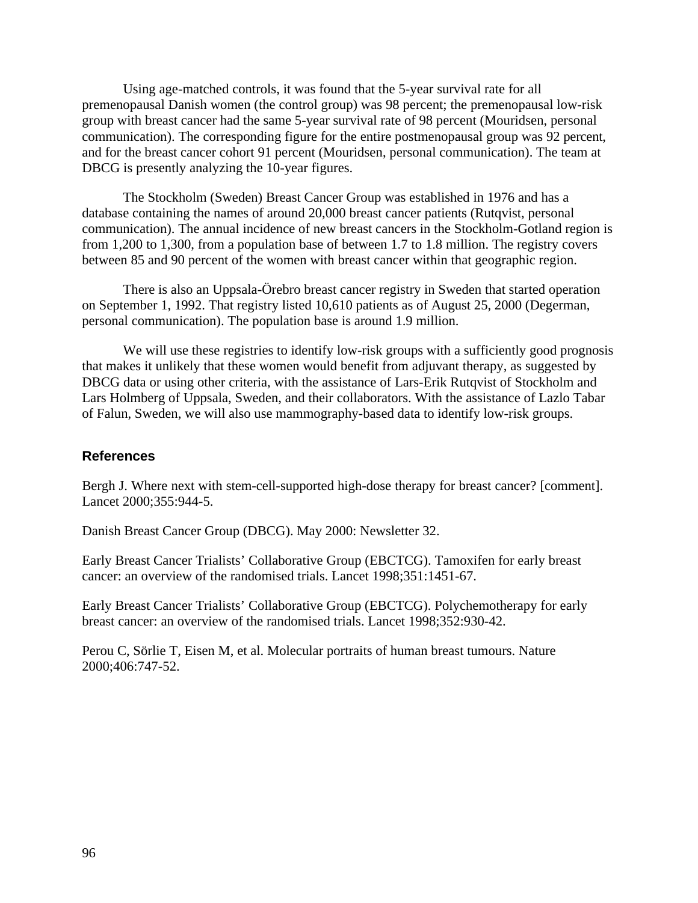Using age-matched controls, it was found that the 5-year survival rate for all premenopausal Danish women (the control group) was 98 percent; the premenopausal low-risk group with breast cancer had the same 5-year survival rate of 98 percent (Mouridsen, personal communication). The corresponding figure for the entire postmenopausal group was 92 percent, and for the breast cancer cohort 91 percent (Mouridsen, personal communication). The team at DBCG is presently analyzing the 10-year figures.

The Stockholm (Sweden) Breast Cancer Group was established in 1976 and has a database containing the names of around 20,000 breast cancer patients (Rutqvist, personal communication). The annual incidence of new breast cancers in the Stockholm-Gotland region is from 1,200 to 1,300, from a population base of between 1.7 to 1.8 million. The registry covers between 85 and 90 percent of the women with breast cancer within that geographic region.

There is also an Uppsala-Örebro breast cancer registry in Sweden that started operation on September 1, 1992. That registry listed 10,610 patients as of August 25, 2000 (Degerman, personal communication). The population base is around 1.9 million.

We will use these registries to identify low-risk groups with a sufficiently good prognosis that makes it unlikely that these women would benefit from adjuvant therapy, as suggested by DBCG data or using other criteria, with the assistance of Lars-Erik Rutqvist of Stockholm and Lars Holmberg of Uppsala, Sweden, and their collaborators. With the assistance of Lazlo Tabar of Falun, Sweden, we will also use mammography-based data to identify low-risk groups.

## References

Bergh J. Where next with stem-cell-supported high-dose therapy for breast cancer? [comment]. Lancet 2000;355:944-5.

Danish Breast Cancer Group (DBCG). May 2000: Newsletter 32.

Early Breast Cancer Trialists' Collaborative Group (EBCTCG). Tamoxifen for early breast cancer: an overview of the randomised trials. Lancet 1998;351:1451-67.

Early Breast Cancer Trialists' Collaborative Group (EBCTCG). Polychemotherapy for early breast cancer: an overview of the randomised trials. Lancet 1998;352:930-42.

Perou C, Sörlie T, Eisen M, et al. Molecular portraits of human breast tumours. Nature 2000;406:747-52.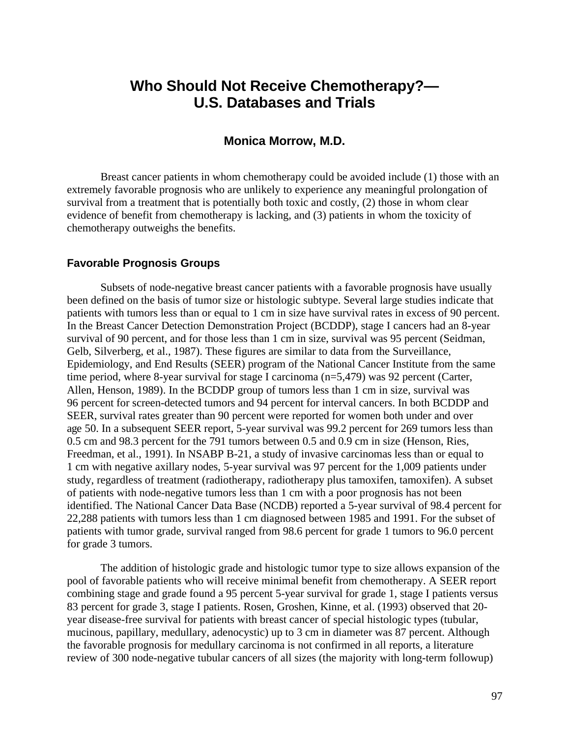# Who Should Not Receive Chemotherapy?—U.S. Databases and Trials

### Monica Morrow, M.D.

Breast cancer patients in whom chemotherapy could be avoided include (1) those with an extremely favorable prognosis who are unlikely to experience any meaningful prolongation of survival from a treatment that is potentially both toxic and costly, (2) those in whom clear evidence of benefit from chemotherapy is lacking, and (3) patients in whom the toxicity of chemotherapy outweighs the benefits.

## Favorable Prognosis Groups

Subsets of node-negative breast cancer patients with a favorable prognosis have usually been defined on the basis of tumor size or histologic subtype. Several large studies indicate that patients with tumors less than or equal to 1 cm in size have survival rates in excess of 90 percent. In the Breast Cancer Detection Demonstration Project (BCDDP), stage I cancers had an 8-year survival of 90 percent, and for those less than 1 cm in size, survival was 95 percent (Seidman, Gelb, Silverberg, et al., 1987). These figures are similar to data from the Surveillance, Epidemiology, and End Results (SEER) program of the National Cancer Institute from the same time period, where 8-year survival for stage I carcinoma (n=5,479) was 92 percent (Carter, Allen, Henson, 1989). In the BCDDP group of tumors less than 1 cm in size, survival was 96 percent for screen-detected tumors and 94 percent for interval cancers. In both BCDDP and SEER, survival rates greater than 90 percent were reported for women both under and over age 50. In a subsequent SEER report, 5-year survival was 99.2 percent for 269 tumors less than 0.5 cm and 98.3 percent for the 791 tumors between 0.5 and 0.9 cm in size (Henson, Ries, Freedman, et al., 1991). In NSABP B-21, a study of invasive carcinomas less than or equal to 1 cm with negative axillary nodes, 5-year survival was 97 percent for the 1,009 patients under study, regardless of treatment (radiotherapy, radiotherapy plus tamoxifen, tamoxifen). A subset of patients with node-negative tumors less than 1 cm with a poor prognosis has not been identified. The National Cancer Data Base (NCDB) reported a 5-year survival of 98.4 percent for 22,288 patients with tumors less than 1 cm diagnosed between 1985 and 1991. For the subset of patients with tumor grade, survival ranged from 98.6 percent for grade 1 tumors to 96.0 percent for grade 3 tumors.

The addition of histologic grade and histologic tumor type to size allows expansion of the pool of favorable patients who will receive minimal benefit from chemotherapy. A SEER report combining stage and grade found a 95 percent 5-year survival for grade 1, stage I patients versus 83 percent for grade 3, stage I patients. Rosen, Groshen, Kinne, et al. (1993) observed that 20-year disease-free survival for patients with breast cancer of special histologic types (tubular, mucinous, papillary, medullary, adenocystic) up to 3 cm in diameter was 87 percent. Although the favorable prognosis for medullary carcinoma is not confirmed in all reports, a literature review of 300 node-negative tubular cancers of all sizes (the majority with long-term followup)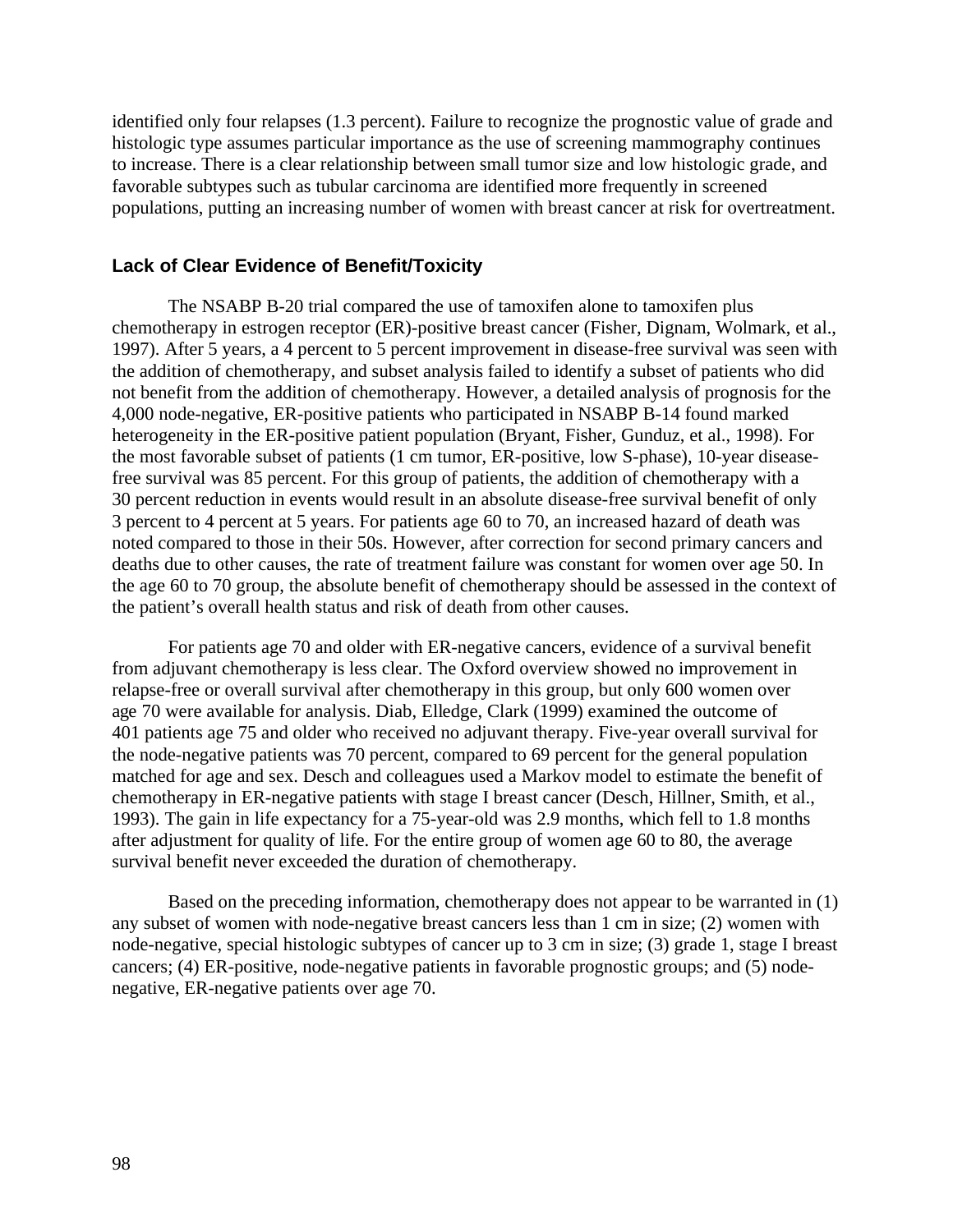identified only four relapses (1.3 percent). Failure to recognize the prognostic value of grade and histologic type assumes particular importance as the use of screening mammography continues to increase. There is a clear relationship between small tumor size and low histologic grade, and favorable subtypes such as tubular carcinoma are identified more frequently in screened populations, putting an increasing number of women with breast cancer at risk for overtreatment.

### Lack of Clear Evidence of Benefit/Toxicity

The NSABP B-20 trial compared the use of tamoxifen alone to tamoxifen plus chemotherapy in estrogen receptor (ER)-positive breast cancer (Fisher, Dignam, Wolmark, et al., 1997). After 5 years, a 4 percent to 5 percent improvement in disease-free survival was seen with the addition of chemotherapy, and subset analysis failed to identify a subset of patients who did not benefit from the addition of chemotherapy. However, a detailed analysis of prognosis for the 4,000 node-negative, ER-positive patients who participated in NSABP B-14 found marked heterogeneity in the ER-positive patient population (Bryant, Fisher, Gunduz, et al., 1998). For the most favorable subset of patients (1 cm tumor, ER-positive, low S-phase), 10-year disease-free survival was 85 percent. For this group of patients, the addition of chemotherapy with a 30 percent reduction in events would result in an absolute disease-free survival benefit of only 3 percent to 4 percent at 5 years. For patients age 60 to 70, an increased hazard of death was noted compared to those in their 50s. However, after correction for second primary cancers and deaths due to other causes, the rate of treatment failure was constant for women over age 50. In the age 60 to 70 group, the absolute benefit of chemotherapy should be assessed in the context of the patient's overall health status and risk of death from other causes.

For patients age 70 and older with ER-negative cancers, evidence of a survival benefit from adjuvant chemotherapy is less clear. The Oxford overview showed no improvement in relapse-free or overall survival after chemotherapy in this group, but only 600 women over age 70 were available for analysis. Diab, Elledge, Clark (1999) examined the outcome of 401 patients age 75 and older who received no adjuvant therapy. Five-year overall survival for the node-negative patients was 70 percent, compared to 69 percent for the general population matched for age and sex. Desch and colleagues used a Markov model to estimate the benefit of chemotherapy in ER-negative patients with stage I breast cancer (Desch, Hillner, Smith, et al., 1993). The gain in life expectancy for a 75-year-old was 2.9 months, which fell to 1.8 months after adjustment for quality of life. For the entire group of women age 60 to 80, the average survival benefit never exceeded the duration of chemotherapy.

Based on the preceding information, chemotherapy does not appear to be warranted in (1) any subset of women with node-negative breast cancers less than 1 cm in size; (2) women with node-negative, special histologic subtypes of cancer up to 3 cm in size; (3) grade 1, stage I breast cancers; (4) ER-positive, node-negative patients in favorable prognostic groups; and (5) node-negative, ER-negative patients over age 70.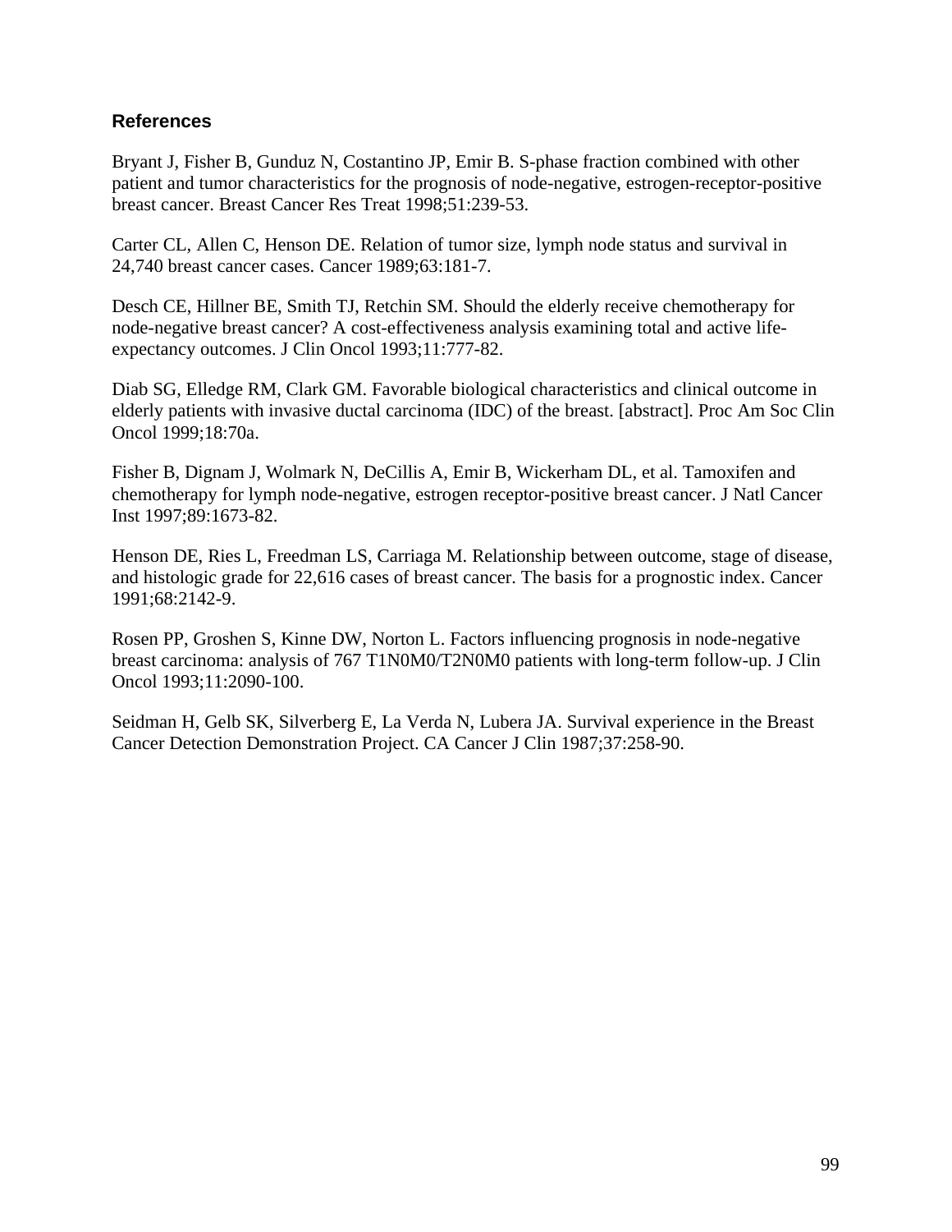## References

Bryant J, Fisher B, Gunduz N, Costantino JP, Emir B. S-phase fraction combined with other patient and tumor characteristics for the prognosis of node-negative, estrogen-receptor-positive breast cancer. Breast Cancer Res Treat 1998;51:239-53.

Carter CL, Allen C, Henson DE. Relation of tumor size, lymph node status and survival in 24,740 breast cancer cases. Cancer 1989;63:181-7.

Desch CE, Hillner BE, Smith TJ, Retchin SM. Should the elderly receive chemotherapy for node-negative breast cancer? A cost-effectiveness analysis examining total and active life-expectancy outcomes. J Clin Oncol 1993;11:777-82.

Diab SG, Elledge RM, Clark GM. Favorable biological characteristics and clinical outcome in elderly patients with invasive ductal carcinoma (IDC) of the breast. [abstract]. Proc Am Soc Clin Oncol 1999;18:70a.

Fisher B, Dignam J, Wolmark N, DeCillis A, Emir B, Wickerham DL, et al. Tamoxifen and chemotherapy for lymph node-negative, estrogen receptor-positive breast cancer. J Natl Cancer Inst 1997;89:1673-82.

Henson DE, Ries L, Freedman LS, Carriaga M. Relationship between outcome, stage of disease, and histologic grade for 22,616 cases of breast cancer. The basis for a prognostic index. Cancer 1991;68:2142-9.

Rosen PP, Groshen S, Kinne DW, Norton L. Factors influencing prognosis in node-negative breast carcinoma: analysis of 767 T1N0M0/T2N0M0 patients with long-term follow-up. J Clin Oncol 1993;11:2090-100.

Seidman H, Gelb SK, Silverberg E, La Verda N, Lubera JA. Survival experience in the Breast Cancer Detection Demonstration Project. CA Cancer J Clin 1987;37:258-90.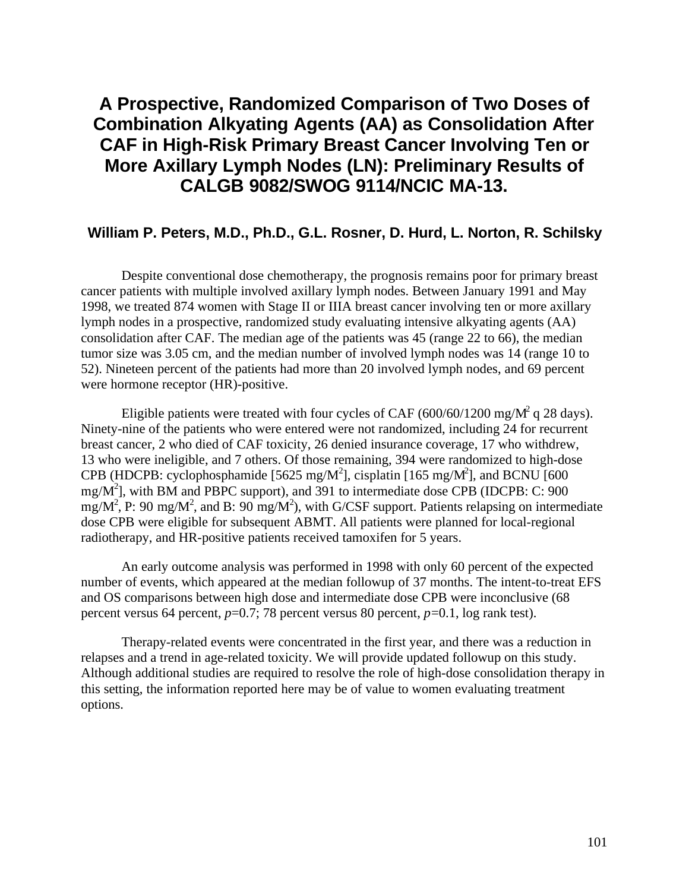# A Prospective, Randomized Comparison of Two Doses of Combination Alkyating Agents (AA) as Consolidation After CAF in High-Risk Primary Breast Cancer Involving Ten or More Axillary Lymph Nodes (LN): Preliminary Results of CALGB 9082/SWOG 9114/NCIC MA-13.

**William P. Peters, M.D., Ph.D., G.L. Rosner, D. Hurd, L. Norton, R. Schilsky**

Despite conventional dose chemotherapy, the prognosis remains poor for primary breast cancer patients with multiple involved axillary lymph nodes. Between January 1991 and May 1998, we treated 874 women with Stage II or IIIA breast cancer involving ten or more axillary lymph nodes in a prospective, randomized study evaluating intensive alkyating agents (AA) consolidation after CAF. The median age of the patients was 45 (range 22 to 66), the median tumor size was 3.05 cm, and the median number of involved lymph nodes was 14 (range 10 to 52). Nineteen percent of the patients had more than 20 involved lymph nodes, and 69 percent were hormone receptor (HR)-positive.

Eligible patients were treated with four cycles of CAF (600/60/1200 mg/$M^2$ q 28 days). Ninety-nine of the patients who were entered were not randomized, including 24 for recurrent breast cancer, 2 who died of CAF toxicity, 26 denied insurance coverage, 17 who withdrew, 13 who were ineligible, and 7 others. Of those remaining, 394 were randomized to high-dose CPB (HDCPB: cyclophosphamide [5625 mg/$M^2$], cisplatin [165 mg/$M^2$], and BCNU [600 mg/$M^2$], with BM and PBPC support), and 391 to intermediate dose CPB (IDCPB: C: 900 mg/$M^2$, P: 90 mg/$M^2$, and B: 90 mg/$M^2$), with G/CSF support. Patients relapsing on intermediate dose CPB were eligible for subsequent ABMT. All patients were planned for local-regional radiotherapy, and HR-positive patients received tamoxifen for 5 years.

An early outcome analysis was performed in 1998 with only 60 percent of the expected number of events, which appeared at the median followup of 37 months. The intent-to-treat EFS and OS comparisons between high dose and intermediate dose CPB were inconclusive (68 percent versus 64 percent, $p$=0.7; 78 percent versus 80 percent, $p$=0.1, log rank test).

Therapy-related events were concentrated in the first year, and there was a reduction in relapses and a trend in age-related toxicity. We will provide updated followup on this study. Although additional studies are required to resolve the role of high-dose consolidation therapy in this setting, the information reported here may be of value to women evaluating treatment options.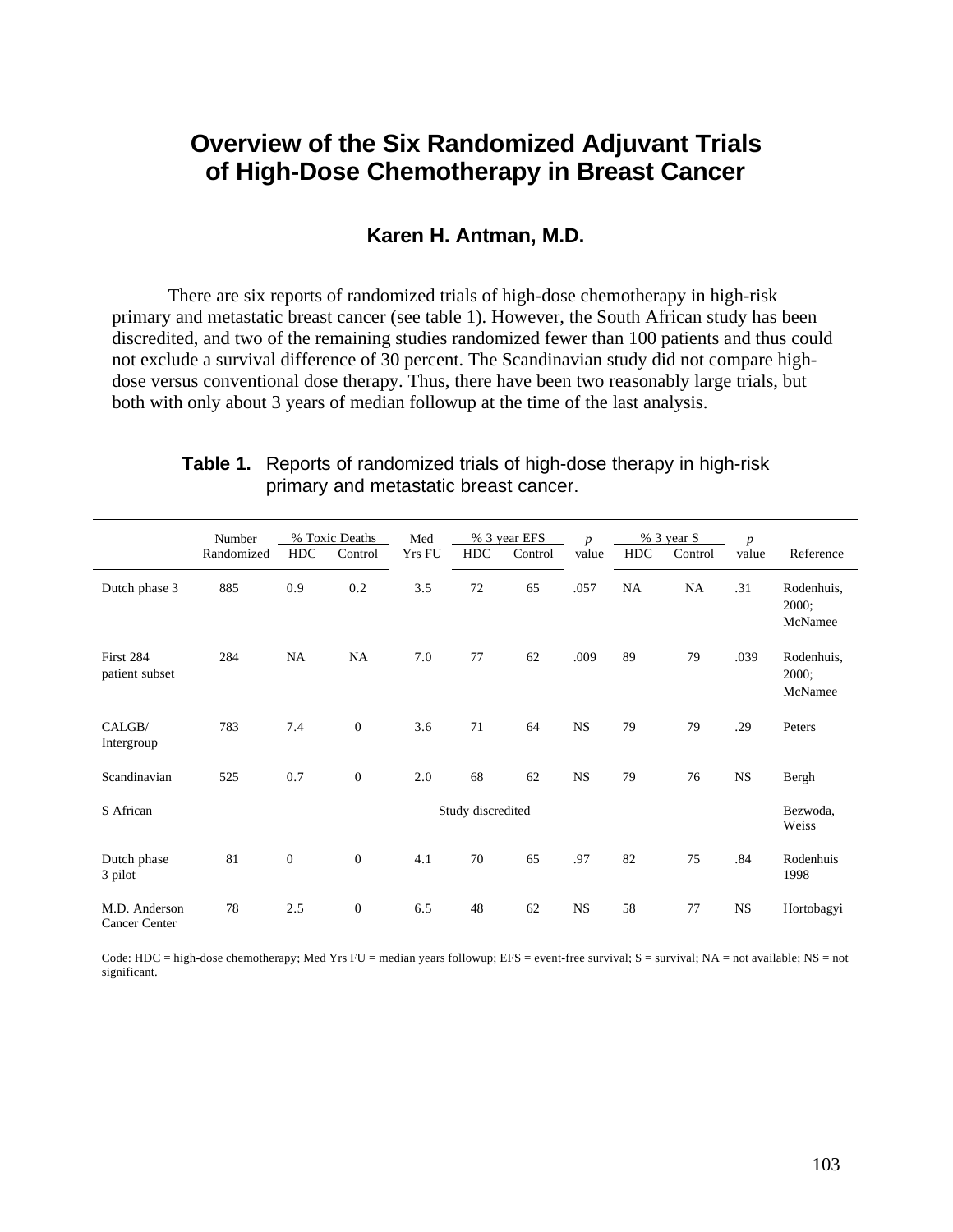# Overview of the Six Randomized Adjuvant Trials of High-Dose Chemotherapy in Breast Cancer

### Karen H. Antman, M.D.

There are six reports of randomized trials of high-dose chemotherapy in high-risk primary and metastatic breast cancer (see table 1). However, the South African study has been discredited, and two of the remaining studies randomized fewer than 100 patients and thus could not exclude a survival difference of 30 percent. The Scandinavian study did not compare high-dose versus conventional dose therapy. Thus, there have been two reasonably large trials, but both with only about 3 years of median followup at the time of the last analysis.

**Table 1.** Reports of randomized trials of high-dose therapy in high-risk primary and metastatic breast cancer.

| | Number Randomized | % Toxic Deaths | | Med Yrs FU | % 3 year EFS | | *p* value | % 3 year S | | *p* value | Reference |
|---|---|---|---|---|---|---|---|---|---|---|---|
| | | HDC | Control | | HDC | Control | | HDC | Control | | |
| Dutch phase 3 | 885 | 0.9 | 0.2 | 3.5 | 72 | 65 | .057 | NA | NA | .31 | Rodenhuis, 2000; McNamee |
| First 284 patient subset | 284 | NA | NA | 7.0 | 77 | 62 | .009 | 89 | 79 | .039 | Rodenhuis, 2000; McNamee |
| CALGB/ Intergroup | 783 | 7.4 | 0 | 3.6 | 71 | 64 | NS | 79 | 79 | .29 | Peters |
| Scandinavian | 525 | 0.7 | 0 | 2.0 | 68 | 62 | NS | 79 | 76 | NS | Bergh |
| S African | Study discredited | | | | | | | | | | Bezwoda, Weiss |
| Dutch phase 3 pilot | 81 | 0 | 0 | 4.1 | 70 | 65 | .97 | 82 | 75 | .84 | Rodenhuis 1998 |
| M.D. Anderson Cancer Center | 78 | 2.5 | 0 | 6.5 | 48 | 62 | NS | 58 | 77 | NS | Hortobagyi |

Code: HDC = high-dose chemotherapy; Med Yrs FU = median years followup; EFS = event-free survival; S = survival; NA = not available; NS = not significant.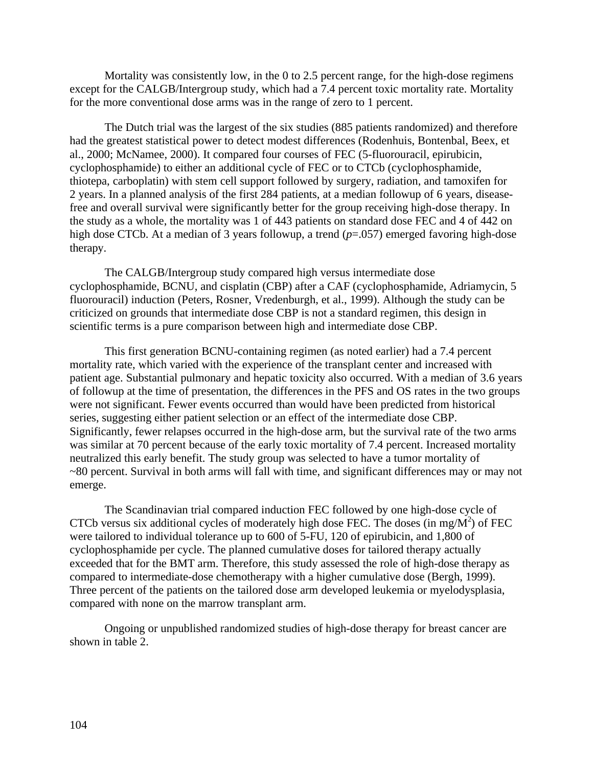Mortality was consistently low, in the 0 to 2.5 percent range, for the high-dose regimens except for the CALGB/Intergroup study, which had a 7.4 percent toxic mortality rate. Mortality for the more conventional dose arms was in the range of zero to 1 percent.

The Dutch trial was the largest of the six studies (885 patients randomized) and therefore had the greatest statistical power to detect modest differences (Rodenhuis, Bontenbal, Beex, et al., 2000; McNamee, 2000). It compared four courses of FEC (5-fluorouracil, epirubicin, cyclophosphamide) to either an additional cycle of FEC or to CTCb (cyclophosphamide, thiotepa, carboplatin) with stem cell support followed by surgery, radiation, and tamoxifen for 2 years. In a planned analysis of the first 284 patients, at a median followup of 6 years, disease-free and overall survival were significantly better for the group receiving high-dose therapy. In the study as a whole, the mortality was 1 of 443 patients on standard dose FEC and 4 of 442 on high dose CTCb. At a median of 3 years followup, a trend ($p$=.057) emerged favoring high-dose therapy.

The CALGB/Intergroup study compared high versus intermediate dose cyclophosphamide, BCNU, and cisplatin (CBP) after a CAF (cyclophosphamide, Adriamycin, 5 fluorouracil) induction (Peters, Rosner, Vredenburgh, et al., 1999). Although the study can be criticized on grounds that intermediate dose CBP is not a standard regimen, this design in scientific terms is a pure comparison between high and intermediate dose CBP.

This first generation BCNU-containing regimen (as noted earlier) had a 7.4 percent mortality rate, which varied with the experience of the transplant center and increased with patient age. Substantial pulmonary and hepatic toxicity also occurred. With a median of 3.6 years of followup at the time of presentation, the differences in the PFS and OS rates in the two groups were not significant. Fewer events occurred than would have been predicted from historical series, suggesting either patient selection or an effect of the intermediate dose CBP. Significantly, fewer relapses occurred in the high-dose arm, but the survival rate of the two arms was similar at 70 percent because of the early toxic mortality of 7.4 percent. Increased mortality neutralized this early benefit. The study group was selected to have a tumor mortality of ~80 percent. Survival in both arms will fall with time, and significant differences may or may not emerge.

The Scandinavian trial compared induction FEC followed by one high-dose cycle of CTCb versus six additional cycles of moderately high dose FEC. The doses (in mg/$M^2$) of FEC were tailored to individual tolerance up to 600 of 5-FU, 120 of epirubicin, and 1,800 of cyclophosphamide per cycle. The planned cumulative doses for tailored therapy actually exceeded that for the BMT arm. Therefore, this study assessed the role of high-dose therapy as compared to intermediate-dose chemotherapy with a higher cumulative dose (Bergh, 1999). Three percent of the patients on the tailored dose arm developed leukemia or myelodysplasia, compared with none on the marrow transplant arm.

Ongoing or unpublished randomized studies of high-dose therapy for breast cancer are shown in table 2.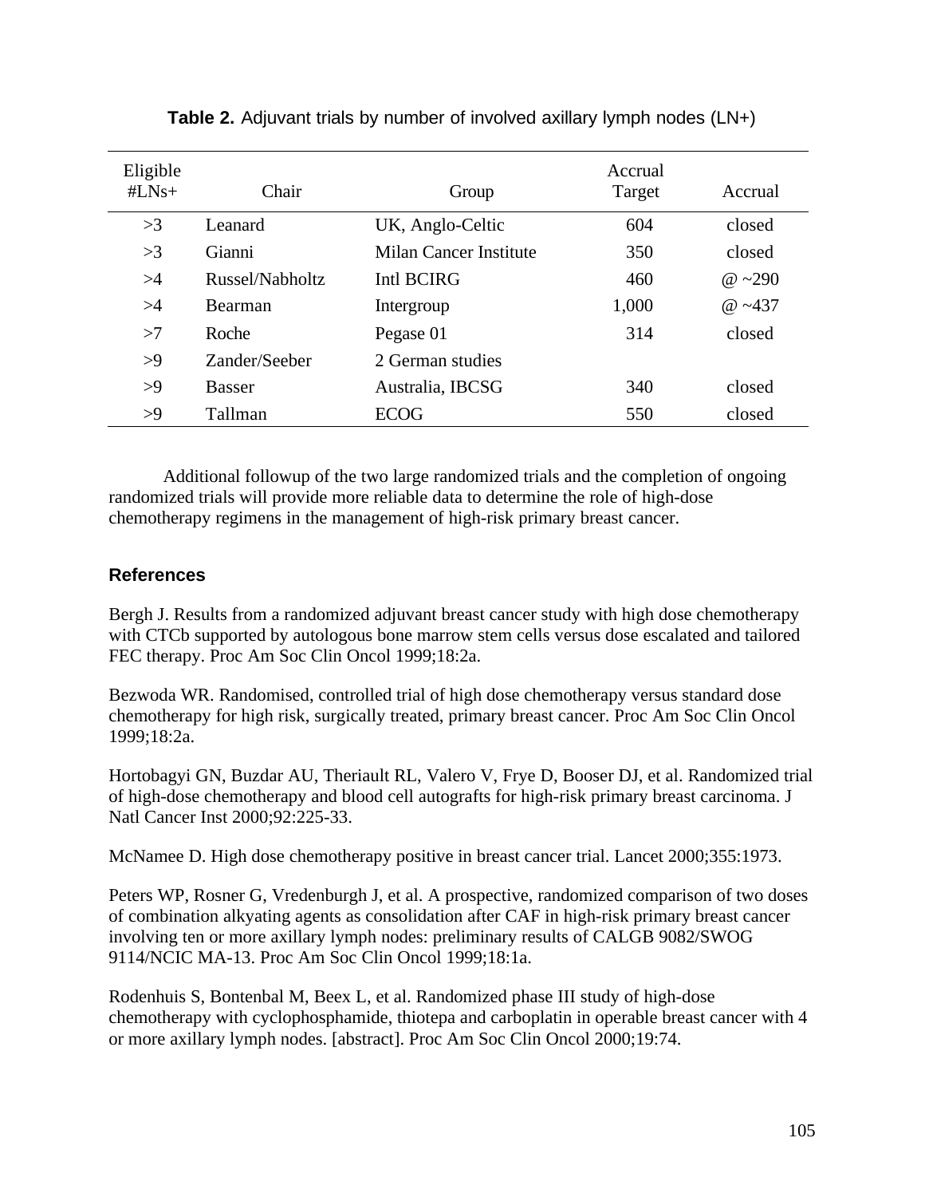**Table 2.** Adjuvant trials by number of involved axillary lymph nodes (LN+)

| Eligible #LNs+ | Chair | Group | Accrual Target | Accrual |
|---|---|---|---|---|
| >3 | Leanard | UK, Anglo-Celtic | 604 | closed |
| >3 | Gianni | Milan Cancer Institute | 350 | closed |
| >4 | Russel/Nabholtz | Intl BCIRG | 460 | @ ~290 |
| >4 | Bearman | Intergroup | 1,000 | @ ~437 |
| >7 | Roche | Pegase 01 | 314 | closed |
| >9 | Zander/Seeber | 2 German studies | | |
| >9 | Basser | Australia, IBCSG | 340 | closed |
| >9 | Tallman | ECOG | 550 | closed |

Additional followup of the two large randomized trials and the completion of ongoing randomized trials will provide more reliable data to determine the role of high-dose chemotherapy regimens in the management of high-risk primary breast cancer.

### References

Bergh J. Results from a randomized adjuvant breast cancer study with high dose chemotherapy with CTCb supported by autologous bone marrow stem cells versus dose escalated and tailored FEC therapy. Proc Am Soc Clin Oncol 1999;18:2a.

Bezwoda WR. Randomised, controlled trial of high dose chemotherapy versus standard dose chemotherapy for high risk, surgically treated, primary breast cancer. Proc Am Soc Clin Oncol 1999;18:2a.

Hortobagyi GN, Buzdar AU, Theriault RL, Valero V, Frye D, Booser DJ, et al. Randomized trial of high-dose chemotherapy and blood cell autografts for high-risk primary breast carcinoma. J Natl Cancer Inst 2000;92:225-33.

McNamee D. High dose chemotherapy positive in breast cancer trial. Lancet 2000;355:1973.

Peters WP, Rosner G, Vredenburgh J, et al. A prospective, randomized comparison of two doses of combination alkyating agents as consolidation after CAF in high-risk primary breast cancer involving ten or more axillary lymph nodes: preliminary results of CALGB 9082/SWOG 9114/NCIC MA-13. Proc Am Soc Clin Oncol 1999;18:1a.

Rodenhuis S, Bontenbal M, Beex L, et al. Randomized phase III study of high-dose chemotherapy with cyclophosphamide, thiotepa and carboplatin in operable breast cancer with 4 or more axillary lymph nodes. [abstract]. Proc Am Soc Clin Oncol 2000;19:74.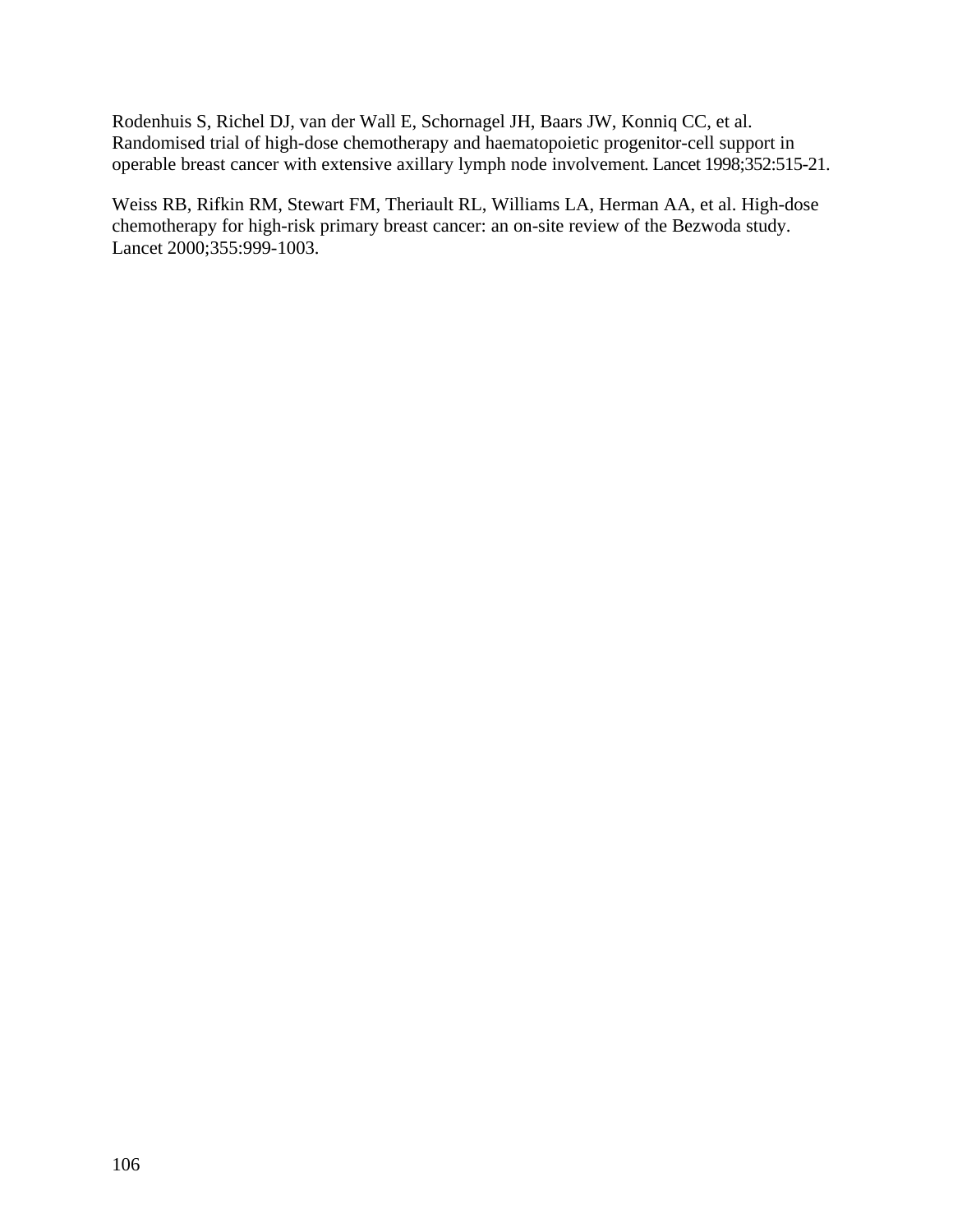Rodenhuis S, Richel DJ, van der Wall E, Schornagel JH, Baars JW, Konniq CC, et al. Randomised trial of high-dose chemotherapy and haematopoietic progenitor-cell support in operable breast cancer with extensive axillary lymph node involvement. Lancet 1998;352:515-21.

Weiss RB, Rifkin RM, Stewart FM, Theriault RL, Williams LA, Herman AA, et al. High-dose chemotherapy for high-risk primary breast cancer: an on-site review of the Bezwoda study. Lancet 2000;355:999-1003.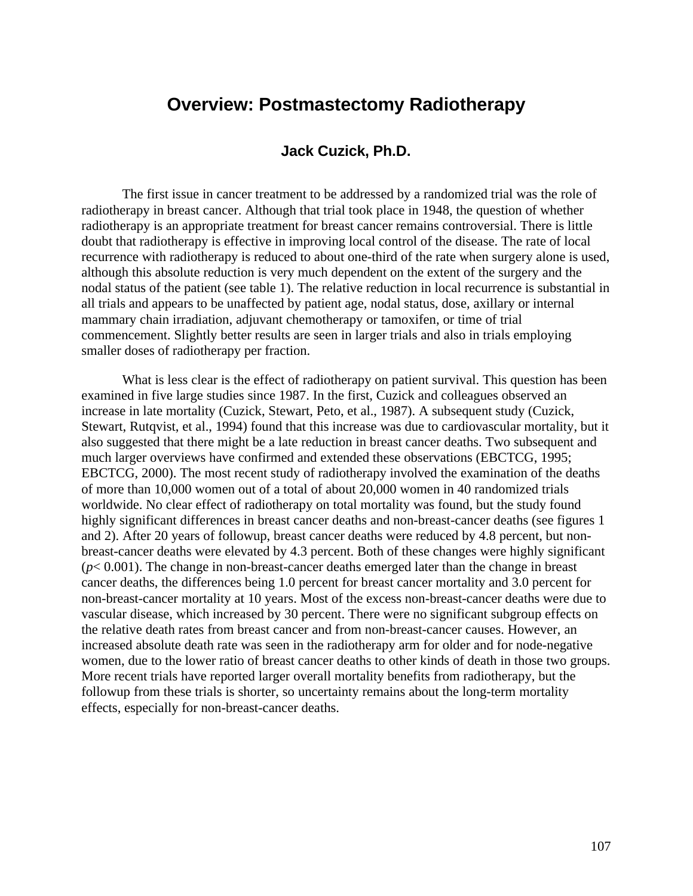# Overview: Postmastectomy Radiotherapy

### Jack Cuzick, Ph.D.

The first issue in cancer treatment to be addressed by a randomized trial was the role of radiotherapy in breast cancer. Although that trial took place in 1948, the question of whether radiotherapy is an appropriate treatment for breast cancer remains controversial. There is little doubt that radiotherapy is effective in improving local control of the disease. The rate of local recurrence with radiotherapy is reduced to about one-third of the rate when surgery alone is used, although this absolute reduction is very much dependent on the extent of the surgery and the nodal status of the patient (see table 1). The relative reduction in local recurrence is substantial in all trials and appears to be unaffected by patient age, nodal status, dose, axillary or internal mammary chain irradiation, adjuvant chemotherapy or tamoxifen, or time of trial commencement. Slightly better results are seen in larger trials and also in trials employing smaller doses of radiotherapy per fraction.

What is less clear is the effect of radiotherapy on patient survival. This question has been examined in five large studies since 1987. In the first, Cuzick and colleagues observed an increase in late mortality (Cuzick, Stewart, Peto, et al., 1987). A subsequent study (Cuzick, Stewart, Rutqvist, et al., 1994) found that this increase was due to cardiovascular mortality, but it also suggested that there might be a late reduction in breast cancer deaths. Two subsequent and much larger overviews have confirmed and extended these observations (EBCTCG, 1995; EBCTCG, 2000). The most recent study of radiotherapy involved the examination of the deaths of more than 10,000 women out of a total of about 20,000 women in 40 randomized trials worldwide. No clear effect of radiotherapy on total mortality was found, but the study found highly significant differences in breast cancer deaths and non-breast-cancer deaths (see figures 1 and 2). After 20 years of followup, breast cancer deaths were reduced by 4.8 percent, but non-breast-cancer deaths were elevated by 4.3 percent. Both of these changes were highly significant ($p < 0.001$). The change in non-breast-cancer deaths emerged later than the change in breast cancer deaths, the differences being 1.0 percent for breast cancer mortality and 3.0 percent for non-breast-cancer mortality at 10 years. Most of the excess non-breast-cancer deaths were due to vascular disease, which increased by 30 percent. There were no significant subgroup effects on the relative death rates from breast cancer and from non-breast-cancer causes. However, an increased absolute death rate was seen in the radiotherapy arm for older and for node-negative women, due to the lower ratio of breast cancer deaths to other kinds of death in those two groups. More recent trials have reported larger overall mortality benefits from radiotherapy, but the followup from these trials is shorter, so uncertainty remains about the long-term mortality effects, especially for non-breast-cancer deaths.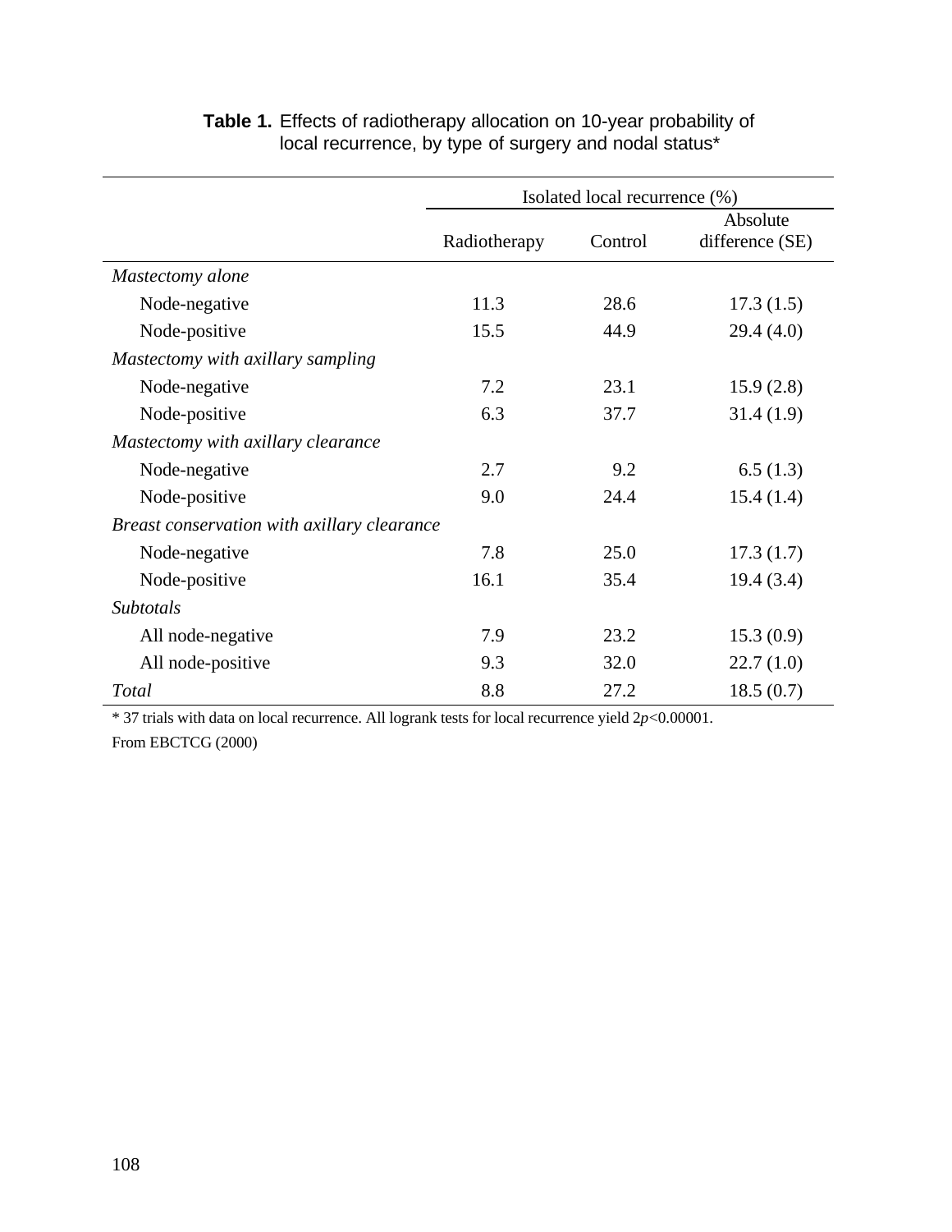**Table 1.** Effects of radiotherapy allocation on 10-year probability of local recurrence, by type of surgery and nodal status*

| | Isolated local recurrence (%) | | |
|---|---|---|---|
| | Radiotherapy | Control | Absolute difference (SE) |
| *Mastectomy alone* | | | |
| Node-negative | 11.3 | 28.6 | 17.3 (1.5) |
| Node-positive | 15.5 | 44.9 | 29.4 (4.0) |
| *Mastectomy with axillary sampling* | | | |
| Node-negative | 7.2 | 23.1 | 15.9 (2.8) |
| Node-positive | 6.3 | 37.7 | 31.4 (1.9) |
| *Mastectomy with axillary clearance* | | | |
| Node-negative | 2.7 | 9.2 | 6.5 (1.3) |
| Node-positive | 9.0 | 24.4 | 15.4 (1.4) |
| *Breast conservation with axillary clearance* | | | |
| Node-negative | 7.8 | 25.0 | 17.3 (1.7) |
| Node-positive | 16.1 | 35.4 | 19.4 (3.4) |
| *Subtotals* | | | |
| All node-negative | 7.9 | 23.2 | 15.3 (0.9) |
| All node-positive | 9.3 | 32.0 | 22.7 (1.0) |
| *Total* | 8.8 | 27.2 | 18.5 (0.7) |

* 37 trials with data on local recurrence. All logrank tests for local recurrence yield $2p<0.00001$.

From EBCTCG (2000)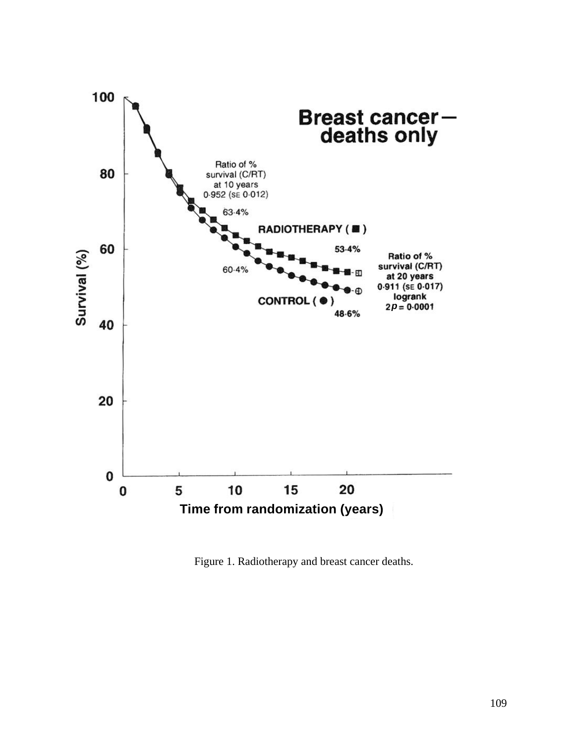**Breast cancer — deaths only**

Ratio of % survival (C/RT) at 10 years 0·952 (SE 0·012)

63·4%

RADIOTHERAPY (■)

53·4%

60·4%

CONTROL (●)

48·6%

Ratio of % survival (C/RT) at 20 years 0·911 (SE 0·017) logrank $2p = 0·0001$

Survival (%)

Time from randomization (years)

Figure 1. Radiotherapy and breast cancer deaths.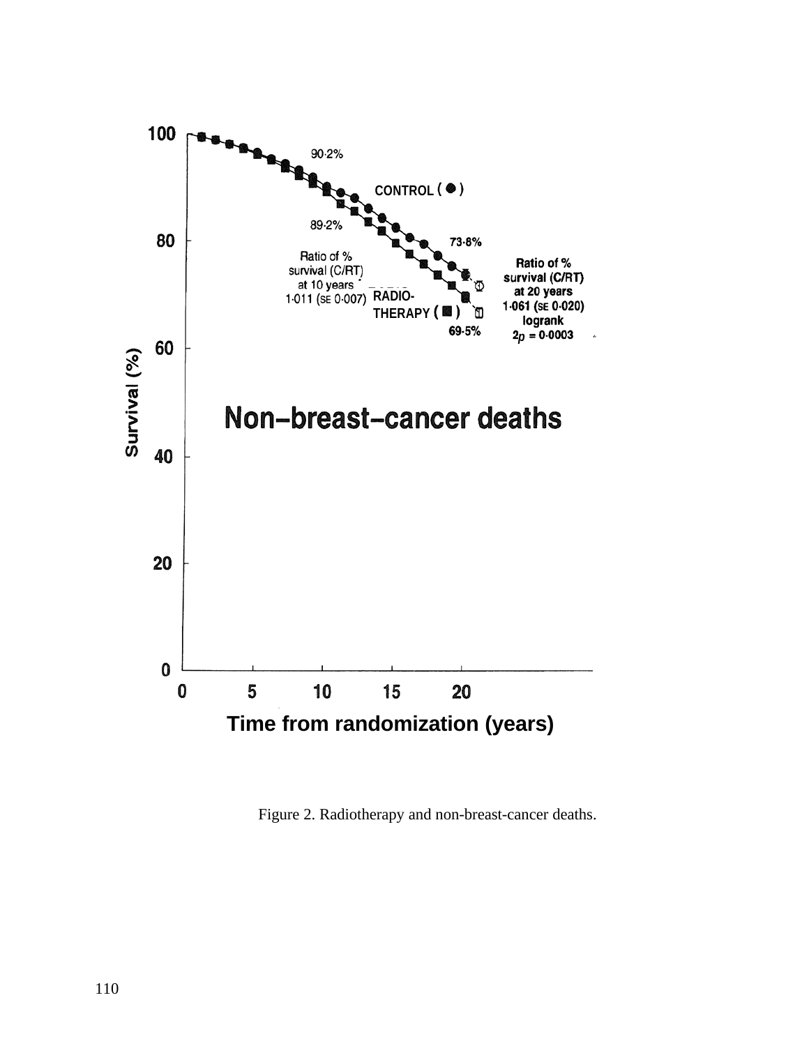Figure 2. Radiotherapy and non-breast-cancer deaths.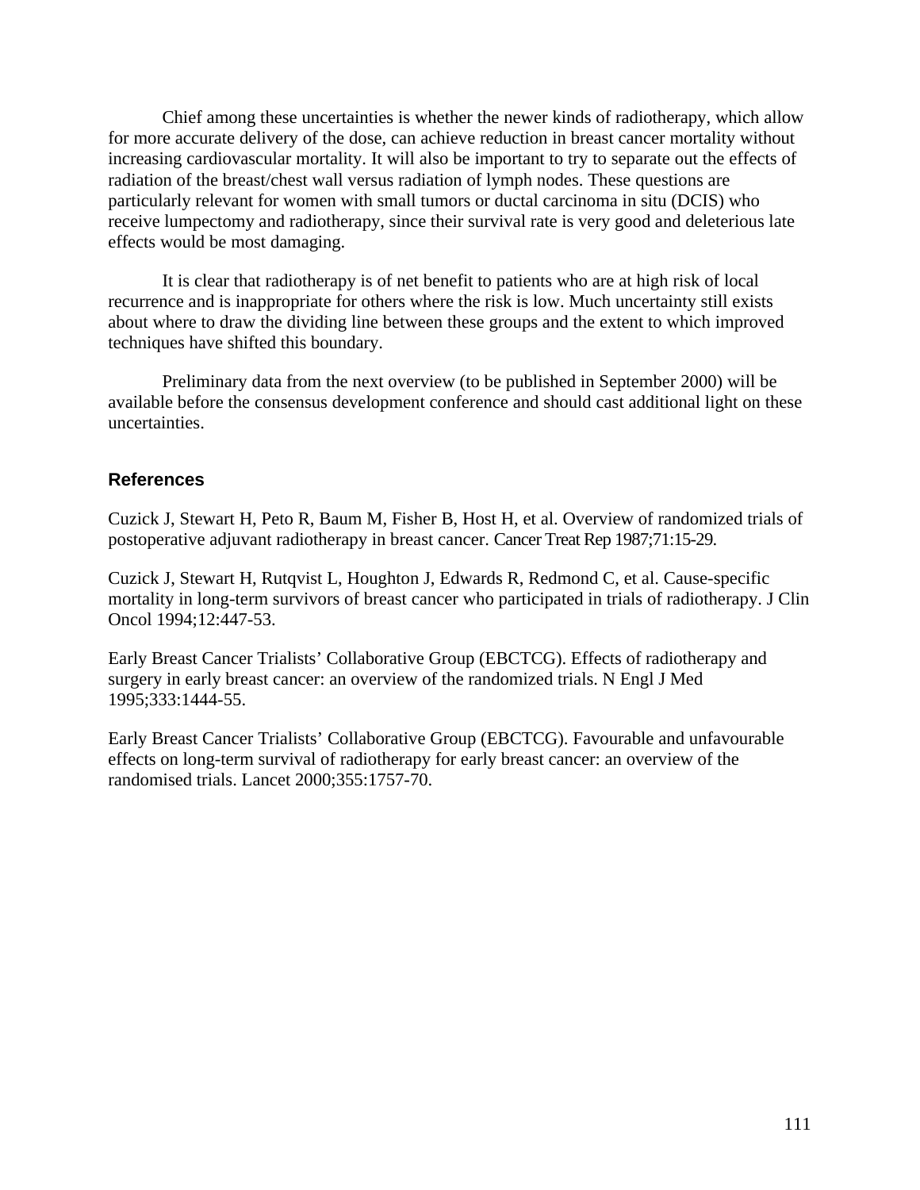Chief among these uncertainties is whether the newer kinds of radiotherapy, which allow for more accurate delivery of the dose, can achieve reduction in breast cancer mortality without increasing cardiovascular mortality. It will also be important to try to separate out the effects of radiation of the breast/chest wall versus radiation of lymph nodes. These questions are particularly relevant for women with small tumors or ductal carcinoma in situ (DCIS) who receive lumpectomy and radiotherapy, since their survival rate is very good and deleterious late effects would be most damaging.

It is clear that radiotherapy is of net benefit to patients who are at high risk of local recurrence and is inappropriate for others where the risk is low. Much uncertainty still exists about where to draw the dividing line between these groups and the extent to which improved techniques have shifted this boundary.

Preliminary data from the next overview (to be published in September 2000) will be available before the consensus development conference and should cast additional light on these uncertainties.

## References

Cuzick J, Stewart H, Peto R, Baum M, Fisher B, Host H, et al. Overview of randomized trials of postoperative adjuvant radiotherapy in breast cancer. Cancer Treat Rep 1987;71:15-29.

Cuzick J, Stewart H, Rutqvist L, Houghton J, Edwards R, Redmond C, et al. Cause-specific mortality in long-term survivors of breast cancer who participated in trials of radiotherapy. J Clin Oncol 1994;12:447-53.

Early Breast Cancer Trialists' Collaborative Group (EBCTCG). Effects of radiotherapy and surgery in early breast cancer: an overview of the randomized trials. N Engl J Med 1995;333:1444-55.

Early Breast Cancer Trialists' Collaborative Group (EBCTCG). Favourable and unfavourable effects on long-term survival of radiotherapy for early breast cancer: an overview of the randomised trials. Lancet 2000;355:1757-70.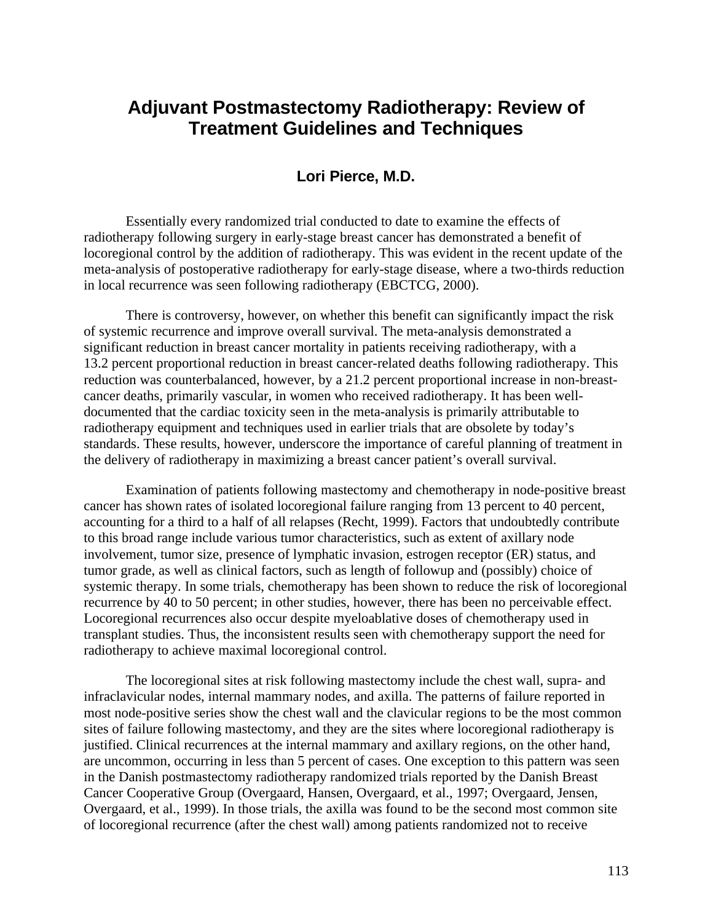# Adjuvant Postmastectomy Radiotherapy: Review of Treatment Guidelines and Techniques

### Lori Pierce, M.D.

Essentially every randomized trial conducted to date to examine the effects of radiotherapy following surgery in early-stage breast cancer has demonstrated a benefit of locoregional control by the addition of radiotherapy. This was evident in the recent update of the meta-analysis of postoperative radiotherapy for early-stage disease, where a two-thirds reduction in local recurrence was seen following radiotherapy (EBCTCG, 2000).

There is controversy, however, on whether this benefit can significantly impact the risk of systemic recurrence and improve overall survival. The meta-analysis demonstrated a significant reduction in breast cancer mortality in patients receiving radiotherapy, with a 13.2 percent proportional reduction in breast cancer-related deaths following radiotherapy. This reduction was counterbalanced, however, by a 21.2 percent proportional increase in non-breast-cancer deaths, primarily vascular, in women who received radiotherapy. It has been well-documented that the cardiac toxicity seen in the meta-analysis is primarily attributable to radiotherapy equipment and techniques used in earlier trials that are obsolete by today's standards. These results, however, underscore the importance of careful planning of treatment in the delivery of radiotherapy in maximizing a breast cancer patient's overall survival.

Examination of patients following mastectomy and chemotherapy in node-positive breast cancer has shown rates of isolated locoregional failure ranging from 13 percent to 40 percent, accounting for a third to a half of all relapses (Recht, 1999). Factors that undoubtedly contribute to this broad range include various tumor characteristics, such as extent of axillary node involvement, tumor size, presence of lymphatic invasion, estrogen receptor (ER) status, and tumor grade, as well as clinical factors, such as length of followup and (possibly) choice of systemic therapy. In some trials, chemotherapy has been shown to reduce the risk of locoregional recurrence by 40 to 50 percent; in other studies, however, there has been no perceivable effect. Locoregional recurrences also occur despite myeloablative doses of chemotherapy used in transplant studies. Thus, the inconsistent results seen with chemotherapy support the need for radiotherapy to achieve maximal locoregional control.

The locoregional sites at risk following mastectomy include the chest wall, supra- and infraclavicular nodes, internal mammary nodes, and axilla. The patterns of failure reported in most node-positive series show the chest wall and the clavicular regions to be the most common sites of failure following mastectomy, and they are the sites where locoregional radiotherapy is justified. Clinical recurrences at the internal mammary and axillary regions, on the other hand, are uncommon, occurring in less than 5 percent of cases. One exception to this pattern was seen in the Danish postmastectomy radiotherapy randomized trials reported by the Danish Breast Cancer Cooperative Group (Overgaard, Hansen, Overgaard, et al., 1997; Overgaard, Jensen, Overgaard, et al., 1999). In those trials, the axilla was found to be the second most common site of locoregional recurrence (after the chest wall) among patients randomized not to receive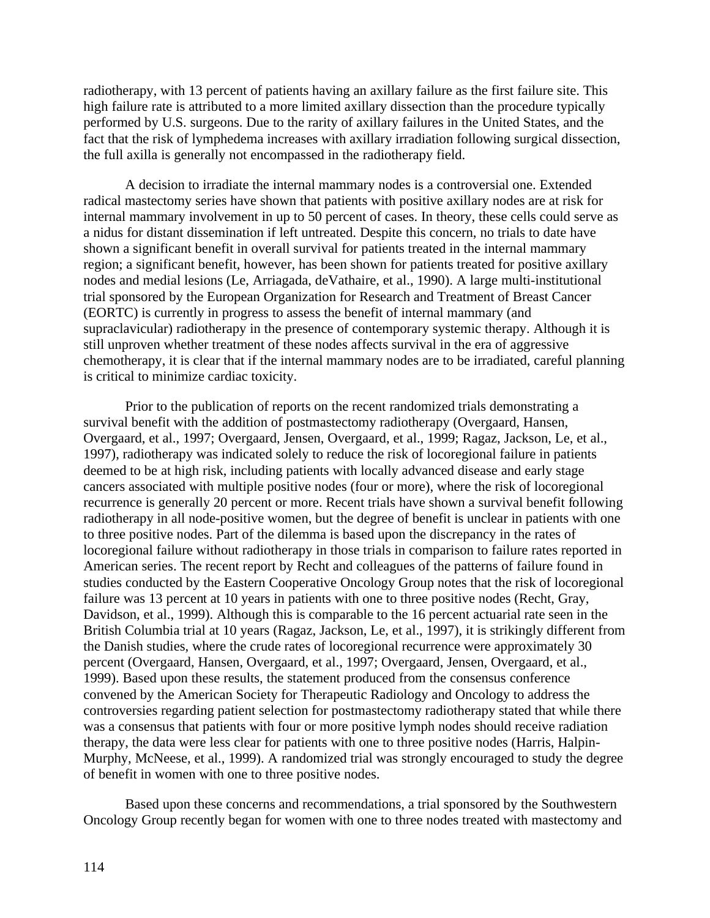radiotherapy, with 13 percent of patients having an axillary failure as the first failure site. This high failure rate is attributed to a more limited axillary dissection than the procedure typically performed by U.S. surgeons. Due to the rarity of axillary failures in the United States, and the fact that the risk of lymphedema increases with axillary irradiation following surgical dissection, the full axilla is generally not encompassed in the radiotherapy field.

A decision to irradiate the internal mammary nodes is a controversial one. Extended radical mastectomy series have shown that patients with positive axillary nodes are at risk for internal mammary involvement in up to 50 percent of cases. In theory, these cells could serve as a nidus for distant dissemination if left untreated. Despite this concern, no trials to date have shown a significant benefit in overall survival for patients treated in the internal mammary region; a significant benefit, however, has been shown for patients treated for positive axillary nodes and medial lesions (Le, Arriagada, deVathaire, et al., 1990). A large multi-institutional trial sponsored by the European Organization for Research and Treatment of Breast Cancer (EORTC) is currently in progress to assess the benefit of internal mammary (and supraclavicular) radiotherapy in the presence of contemporary systemic therapy. Although it is still unproven whether treatment of these nodes affects survival in the era of aggressive chemotherapy, it is clear that if the internal mammary nodes are to be irradiated, careful planning is critical to minimize cardiac toxicity.

Prior to the publication of reports on the recent randomized trials demonstrating a survival benefit with the addition of postmastectomy radiotherapy (Overgaard, Hansen, Overgaard, et al., 1997; Overgaard, Jensen, Overgaard, et al., 1999; Ragaz, Jackson, Le, et al., 1997), radiotherapy was indicated solely to reduce the risk of locoregional failure in patients deemed to be at high risk, including patients with locally advanced disease and early stage cancers associated with multiple positive nodes (four or more), where the risk of locoregional recurrence is generally 20 percent or more. Recent trials have shown a survival benefit following radiotherapy in all node-positive women, but the degree of benefit is unclear in patients with one to three positive nodes. Part of the dilemma is based upon the discrepancy in the rates of locoregional failure without radiotherapy in those trials in comparison to failure rates reported in American series. The recent report by Recht and colleagues of the patterns of failure found in studies conducted by the Eastern Cooperative Oncology Group notes that the risk of locoregional failure was 13 percent at 10 years in patients with one to three positive nodes (Recht, Gray, Davidson, et al., 1999). Although this is comparable to the 16 percent actuarial rate seen in the British Columbia trial at 10 years (Ragaz, Jackson, Le, et al., 1997), it is strikingly different from the Danish studies, where the crude rates of locoregional recurrence were approximately 30 percent (Overgaard, Hansen, Overgaard, et al., 1997; Overgaard, Jensen, Overgaard, et al., 1999). Based upon these results, the statement produced from the consensus conference convened by the American Society for Therapeutic Radiology and Oncology to address the controversies regarding patient selection for postmastectomy radiotherapy stated that while there was a consensus that patients with four or more positive lymph nodes should receive radiation therapy, the data were less clear for patients with one to three positive nodes (Harris, Halpin-Murphy, McNeese, et al., 1999). A randomized trial was strongly encouraged to study the degree of benefit in women with one to three positive nodes.

Based upon these concerns and recommendations, a trial sponsored by the Southwestern Oncology Group recently began for women with one to three nodes treated with mastectomy and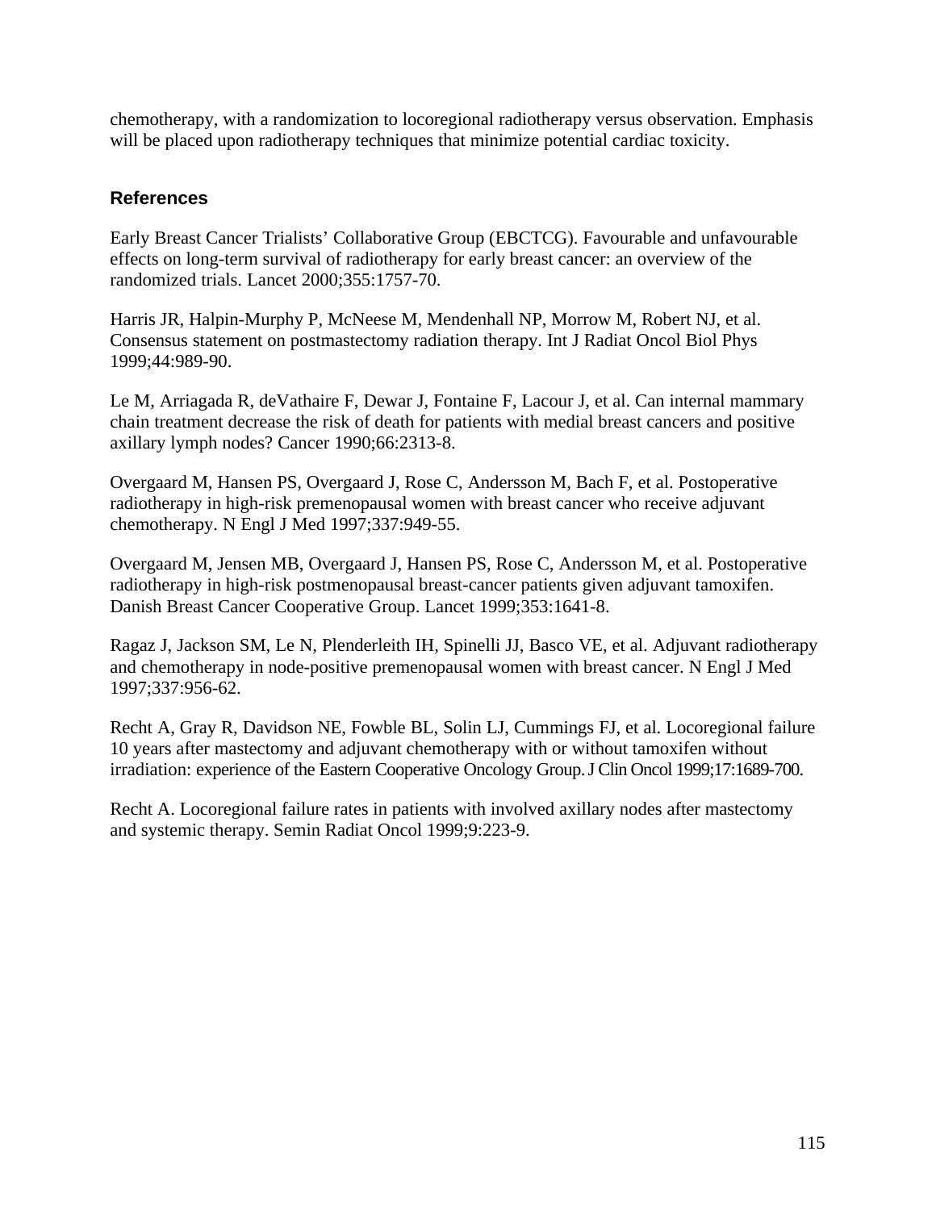chemotherapy, with a randomization to locoregional radiotherapy versus observation. Emphasis will be placed upon radiotherapy techniques that minimize potential cardiac toxicity.

### References

Early Breast Cancer Trialists' Collaborative Group (EBCTCG). Favourable and unfavourable effects on long-term survival of radiotherapy for early breast cancer: an overview of the randomized trials. Lancet 2000;355:1757-70.

Harris JR, Halpin-Murphy P, McNeese M, Mendenhall NP, Morrow M, Robert NJ, et al. Consensus statement on postmastectomy radiation therapy. Int J Radiat Oncol Biol Phys 1999;44:989-90.

Le M, Arriagada R, deVathaire F, Dewar J, Fontaine F, Lacour J, et al. Can internal mammary chain treatment decrease the risk of death for patients with medial breast cancers and positive axillary lymph nodes? Cancer 1990;66:2313-8.

Overgaard M, Hansen PS, Overgaard J, Rose C, Andersson M, Bach F, et al. Postoperative radiotherapy in high-risk premenopausal women with breast cancer who receive adjuvant chemotherapy. N Engl J Med 1997;337:949-55.

Overgaard M, Jensen MB, Overgaard J, Hansen PS, Rose C, Andersson M, et al. Postoperative radiotherapy in high-risk postmenopausal breast-cancer patients given adjuvant tamoxifen. Danish Breast Cancer Cooperative Group. Lancet 1999;353:1641-8.

Ragaz J, Jackson SM, Le N, Plenderleith IH, Spinelli JJ, Basco VE, et al. Adjuvant radiotherapy and chemotherapy in node-positive premenopausal women with breast cancer. N Engl J Med 1997;337:956-62.

Recht A, Gray R, Davidson NE, Fowble BL, Solin LJ, Cummings FJ, et al. Locoregional failure 10 years after mastectomy and adjuvant chemotherapy with or without tamoxifen without irradiation: experience of the Eastern Cooperative Oncology Group. J Clin Oncol 1999;17:1689-700.

Recht A. Locoregional failure rates in patients with involved axillary nodes after mastectomy and systemic therapy. Semin Radiat Oncol 1999;9:223-9.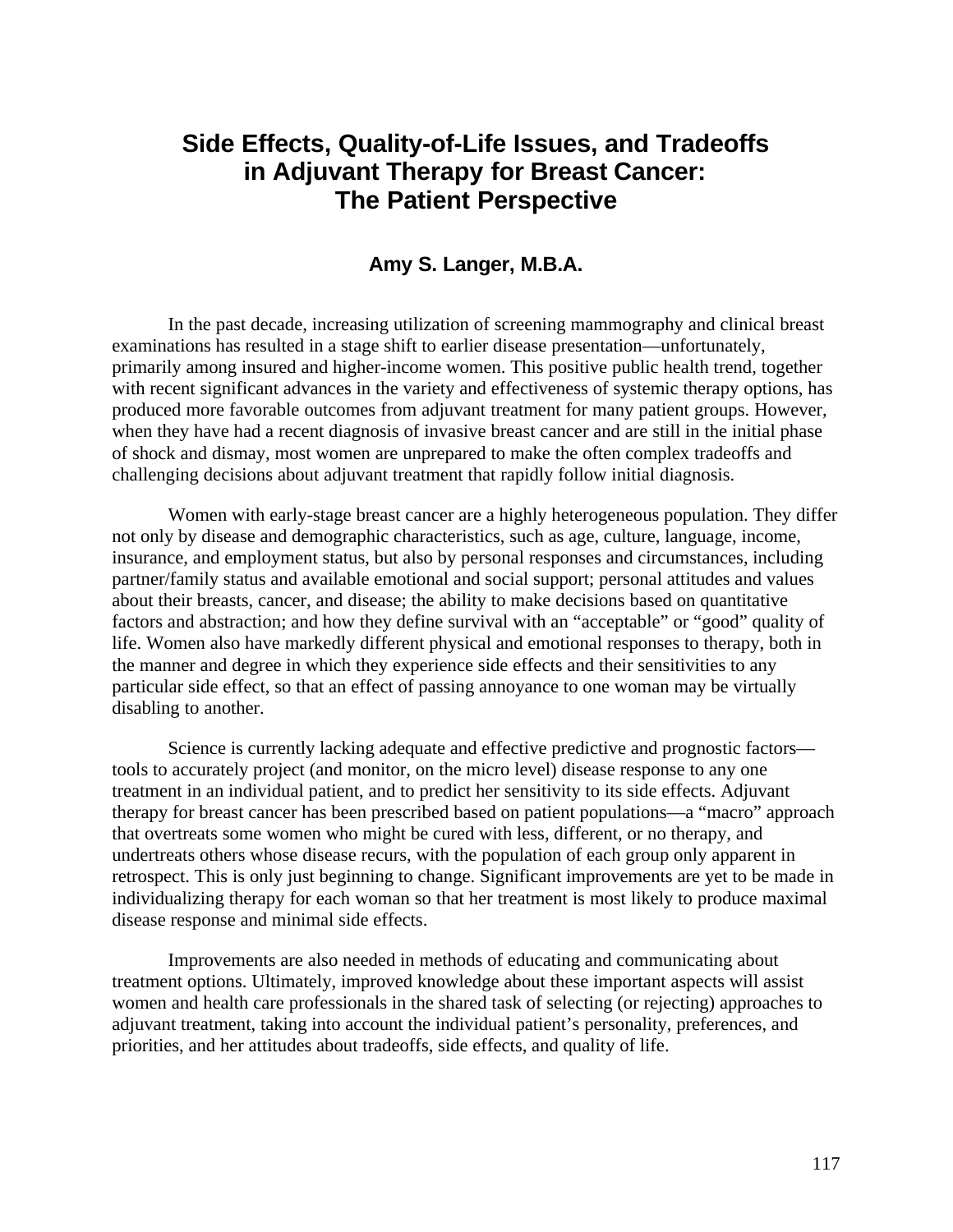# Side Effects, Quality-of-Life Issues, and Tradeoffs in Adjuvant Therapy for Breast Cancer: The Patient Perspective

**Amy S. Langer, M.B.A.**

In the past decade, increasing utilization of screening mammography and clinical breast examinations has resulted in a stage shift to earlier disease presentation—unfortunately, primarily among insured and higher-income women. This positive public health trend, together with recent significant advances in the variety and effectiveness of systemic therapy options, has produced more favorable outcomes from adjuvant treatment for many patient groups. However, when they have had a recent diagnosis of invasive breast cancer and are still in the initial phase of shock and dismay, most women are unprepared to make the often complex tradeoffs and challenging decisions about adjuvant treatment that rapidly follow initial diagnosis.

Women with early-stage breast cancer are a highly heterogeneous population. They differ not only by disease and demographic characteristics, such as age, culture, language, income, insurance, and employment status, but also by personal responses and circumstances, including partner/family status and available emotional and social support; personal attitudes and values about their breasts, cancer, and disease; the ability to make decisions based on quantitative factors and abstraction; and how they define survival with an "acceptable" or "good" quality of life. Women also have markedly different physical and emotional responses to therapy, both in the manner and degree in which they experience side effects and their sensitivities to any particular side effect, so that an effect of passing annoyance to one woman may be virtually disabling to another.

Science is currently lacking adequate and effective predictive and prognostic factors—tools to accurately project (and monitor, on the micro level) disease response to any one treatment in an individual patient, and to predict her sensitivity to its side effects. Adjuvant therapy for breast cancer has been prescribed based on patient populations—a "macro" approach that overtreats some women who might be cured with less, different, or no therapy, and undertreats others whose disease recurs, with the population of each group only apparent in retrospect. This is only just beginning to change. Significant improvements are yet to be made in individualizing therapy for each woman so that her treatment is most likely to produce maximal disease response and minimal side effects.

Improvements are also needed in methods of educating and communicating about treatment options. Ultimately, improved knowledge about these important aspects will assist women and health care professionals in the shared task of selecting (or rejecting) approaches to adjuvant treatment, taking into account the individual patient's personality, preferences, and priorities, and her attitudes about tradeoffs, side effects, and quality of life.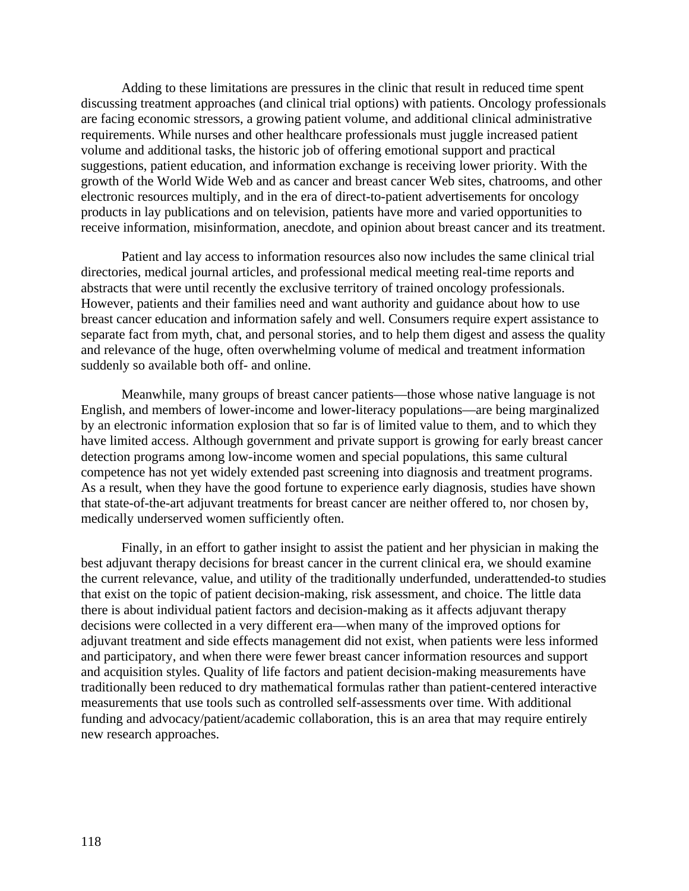Adding to these limitations are pressures in the clinic that result in reduced time spent discussing treatment approaches (and clinical trial options) with patients. Oncology professionals are facing economic stressors, a growing patient volume, and additional clinical administrative requirements. While nurses and other healthcare professionals must juggle increased patient volume and additional tasks, the historic job of offering emotional support and practical suggestions, patient education, and information exchange is receiving lower priority. With the growth of the World Wide Web and as cancer and breast cancer Web sites, chatrooms, and other electronic resources multiply, and in the era of direct-to-patient advertisements for oncology products in lay publications and on television, patients have more and varied opportunities to receive information, misinformation, anecdote, and opinion about breast cancer and its treatment.

Patient and lay access to information resources also now includes the same clinical trial directories, medical journal articles, and professional medical meeting real-time reports and abstracts that were until recently the exclusive territory of trained oncology professionals. However, patients and their families need and want authority and guidance about how to use breast cancer education and information safely and well. Consumers require expert assistance to separate fact from myth, chat, and personal stories, and to help them digest and assess the quality and relevance of the huge, often overwhelming volume of medical and treatment information suddenly so available both off- and online.

Meanwhile, many groups of breast cancer patients—those whose native language is not English, and members of lower-income and lower-literacy populations—are being marginalized by an electronic information explosion that so far is of limited value to them, and to which they have limited access. Although government and private support is growing for early breast cancer detection programs among low-income women and special populations, this same cultural competence has not yet widely extended past screening into diagnosis and treatment programs. As a result, when they have the good fortune to experience early diagnosis, studies have shown that state-of-the-art adjuvant treatments for breast cancer are neither offered to, nor chosen by, medically underserved women sufficiently often.

Finally, in an effort to gather insight to assist the patient and her physician in making the best adjuvant therapy decisions for breast cancer in the current clinical era, we should examine the current relevance, value, and utility of the traditionally underfunded, underattended-to studies that exist on the topic of patient decision-making, risk assessment, and choice. The little data there is about individual patient factors and decision-making as it affects adjuvant therapy decisions were collected in a very different era—when many of the improved options for adjuvant treatment and side effects management did not exist, when patients were less informed and participatory, and when there were fewer breast cancer information resources and support and acquisition styles. Quality of life factors and patient decision-making measurements have traditionally been reduced to dry mathematical formulas rather than patient-centered interactive measurements that use tools such as controlled self-assessments over time. With additional funding and advocacy/patient/academic collaboration, this is an area that may require entirely new research approaches.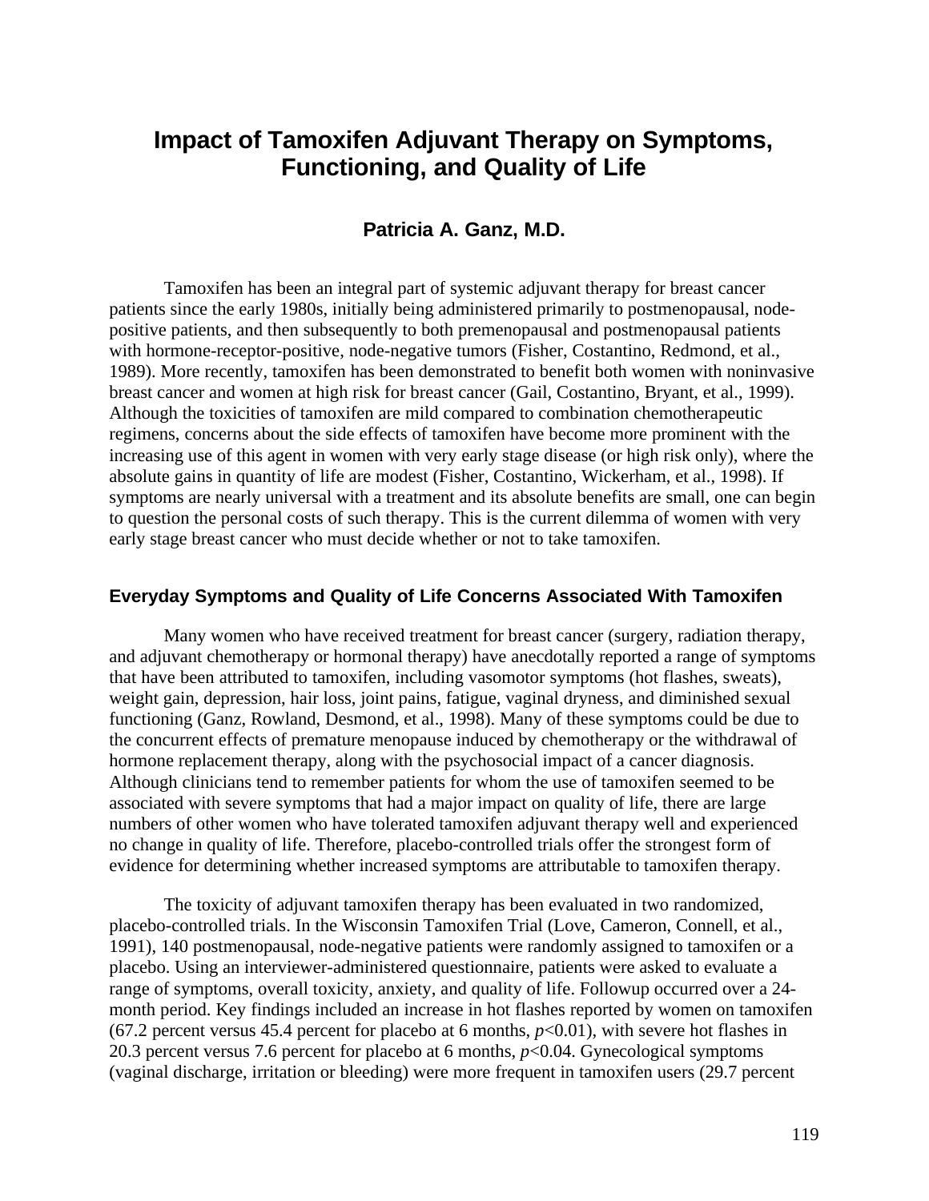# Impact of Tamoxifen Adjuvant Therapy on Symptoms, Functioning, and Quality of Life

**Patricia A. Ganz, M.D.**

Tamoxifen has been an integral part of systemic adjuvant therapy for breast cancer patients since the early 1980s, initially being administered primarily to postmenopausal, node-positive patients, and then subsequently to both premenopausal and postmenopausal patients with hormone-receptor-positive, node-negative tumors (Fisher, Costantino, Redmond, et al., 1989). More recently, tamoxifen has been demonstrated to benefit both women with noninvasive breast cancer and women at high risk for breast cancer (Gail, Costantino, Bryant, et al., 1999). Although the toxicities of tamoxifen are mild compared to combination chemotherapeutic regimens, concerns about the side effects of tamoxifen have become more prominent with the increasing use of this agent in women with very early stage disease (or high risk only), where the absolute gains in quantity of life are modest (Fisher, Costantino, Wickerham, et al., 1998). If symptoms are nearly universal with a treatment and its absolute benefits are small, one can begin to question the personal costs of such therapy. This is the current dilemma of women with very early stage breast cancer who must decide whether or not to take tamoxifen.

## Everyday Symptoms and Quality of Life Concerns Associated With Tamoxifen

Many women who have received treatment for breast cancer (surgery, radiation therapy, and adjuvant chemotherapy or hormonal therapy) have anecdotally reported a range of symptoms that have been attributed to tamoxifen, including vasomotor symptoms (hot flashes, sweats), weight gain, depression, hair loss, joint pains, fatigue, vaginal dryness, and diminished sexual functioning (Ganz, Rowland, Desmond, et al., 1998). Many of these symptoms could be due to the concurrent effects of premature menopause induced by chemotherapy or the withdrawal of hormone replacement therapy, along with the psychosocial impact of a cancer diagnosis. Although clinicians tend to remember patients for whom the use of tamoxifen seemed to be associated with severe symptoms that had a major impact on quality of life, there are large numbers of other women who have tolerated tamoxifen adjuvant therapy well and experienced no change in quality of life. Therefore, placebo-controlled trials offer the strongest form of evidence for determining whether increased symptoms are attributable to tamoxifen therapy.

The toxicity of adjuvant tamoxifen therapy has been evaluated in two randomized, placebo-controlled trials. In the Wisconsin Tamoxifen Trial (Love, Cameron, Connell, et al., 1991), 140 postmenopausal, node-negative patients were randomly assigned to tamoxifen or a placebo. Using an interviewer-administered questionnaire, patients were asked to evaluate a range of symptoms, overall toxicity, anxiety, and quality of life. Followup occurred over a 24-month period. Key findings included an increase in hot flashes reported by women on tamoxifen (67.2 percent versus 45.4 percent for placebo at 6 months, $p<0.01$), with severe hot flashes in 20.3 percent versus 7.6 percent for placebo at 6 months, $p<0.04$. Gynecological symptoms (vaginal discharge, irritation or bleeding) were more frequent in tamoxifen users (29.7 percent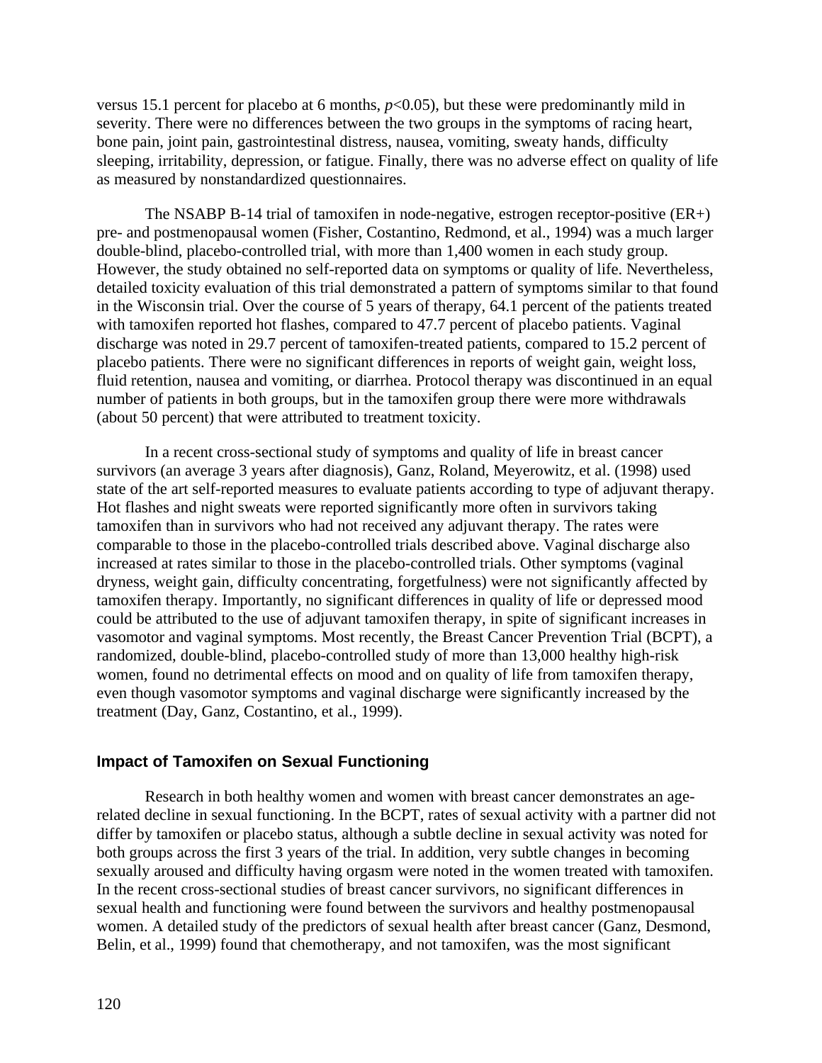versus 15.1 percent for placebo at 6 months, $p<0.05$), but these were predominantly mild in severity. There were no differences between the two groups in the symptoms of racing heart, bone pain, joint pain, gastrointestinal distress, nausea, vomiting, sweaty hands, difficulty sleeping, irritability, depression, or fatigue. Finally, there was no adverse effect on quality of life as measured by nonstandardized questionnaires.

The NSABP B-14 trial of tamoxifen in node-negative, estrogen receptor-positive (ER+) pre- and postmenopausal women (Fisher, Costantino, Redmond, et al., 1994) was a much larger double-blind, placebo-controlled trial, with more than 1,400 women in each study group. However, the study obtained no self-reported data on symptoms or quality of life. Nevertheless, detailed toxicity evaluation of this trial demonstrated a pattern of symptoms similar to that found in the Wisconsin trial. Over the course of 5 years of therapy, 64.1 percent of the patients treated with tamoxifen reported hot flashes, compared to 47.7 percent of placebo patients. Vaginal discharge was noted in 29.7 percent of tamoxifen-treated patients, compared to 15.2 percent of placebo patients. There were no significant differences in reports of weight gain, weight loss, fluid retention, nausea and vomiting, or diarrhea. Protocol therapy was discontinued in an equal number of patients in both groups, but in the tamoxifen group there were more withdrawals (about 50 percent) that were attributed to treatment toxicity.

In a recent cross-sectional study of symptoms and quality of life in breast cancer survivors (an average 3 years after diagnosis), Ganz, Roland, Meyerowitz, et al. (1998) used state of the art self-reported measures to evaluate patients according to type of adjuvant therapy. Hot flashes and night sweats were reported significantly more often in survivors taking tamoxifen than in survivors who had not received any adjuvant therapy. The rates were comparable to those in the placebo-controlled trials described above. Vaginal discharge also increased at rates similar to those in the placebo-controlled trials. Other symptoms (vaginal dryness, weight gain, difficulty concentrating, forgetfulness) were not significantly affected by tamoxifen therapy. Importantly, no significant differences in quality of life or depressed mood could be attributed to the use of adjuvant tamoxifen therapy, in spite of significant increases in vasomotor and vaginal symptoms. Most recently, the Breast Cancer Prevention Trial (BCPT), a randomized, double-blind, placebo-controlled study of more than 13,000 healthy high-risk women, found no detrimental effects on mood and on quality of life from tamoxifen therapy, even though vasomotor symptoms and vaginal discharge were significantly increased by the treatment (Day, Ganz, Costantino, et al., 1999).

## Impact of Tamoxifen on Sexual Functioning

Research in both healthy women and women with breast cancer demonstrates an age-related decline in sexual functioning. In the BCPT, rates of sexual activity with a partner did not differ by tamoxifen or placebo status, although a subtle decline in sexual activity was noted for both groups across the first 3 years of the trial. In addition, very subtle changes in becoming sexually aroused and difficulty having orgasm were noted in the women treated with tamoxifen. In the recent cross-sectional studies of breast cancer survivors, no significant differences in sexual health and functioning were found between the survivors and healthy postmenopausal women. A detailed study of the predictors of sexual health after breast cancer (Ganz, Desmond, Belin, et al., 1999) found that chemotherapy, and not tamoxifen, was the most significant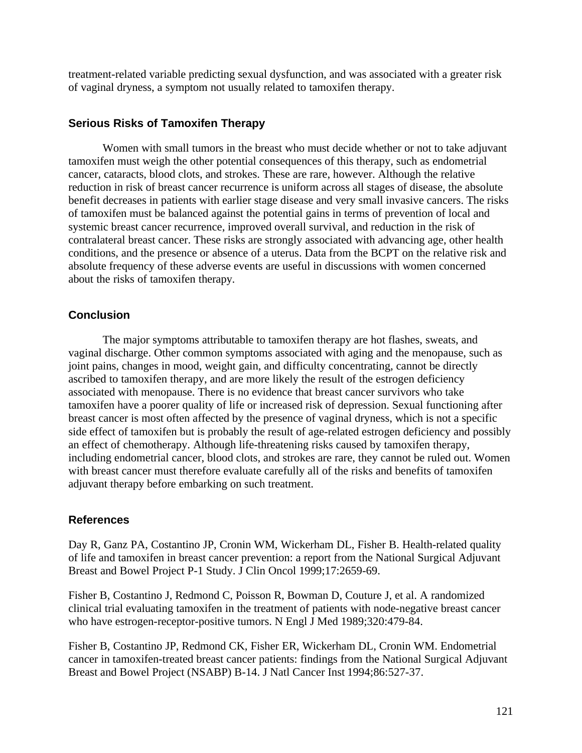treatment-related variable predicting sexual dysfunction, and was associated with a greater risk of vaginal dryness, a symptom not usually related to tamoxifen therapy.

### Serious Risks of Tamoxifen Therapy

Women with small tumors in the breast who must decide whether or not to take adjuvant tamoxifen must weigh the other potential consequences of this therapy, such as endometrial cancer, cataracts, blood clots, and strokes. These are rare, however. Although the relative reduction in risk of breast cancer recurrence is uniform across all stages of disease, the absolute benefit decreases in patients with earlier stage disease and very small invasive cancers. The risks of tamoxifen must be balanced against the potential gains in terms of prevention of local and systemic breast cancer recurrence, improved overall survival, and reduction in the risk of contralateral breast cancer. These risks are strongly associated with advancing age, other health conditions, and the presence or absence of a uterus. Data from the BCPT on the relative risk and absolute frequency of these adverse events are useful in discussions with women concerned about the risks of tamoxifen therapy.

### Conclusion

The major symptoms attributable to tamoxifen therapy are hot flashes, sweats, and vaginal discharge. Other common symptoms associated with aging and the menopause, such as joint pains, changes in mood, weight gain, and difficulty concentrating, cannot be directly ascribed to tamoxifen therapy, and are more likely the result of the estrogen deficiency associated with menopause. There is no evidence that breast cancer survivors who take tamoxifen have a poorer quality of life or increased risk of depression. Sexual functioning after breast cancer is most often affected by the presence of vaginal dryness, which is not a specific side effect of tamoxifen but is probably the result of age-related estrogen deficiency and possibly an effect of chemotherapy. Although life-threatening risks caused by tamoxifen therapy, including endometrial cancer, blood clots, and strokes are rare, they cannot be ruled out. Women with breast cancer must therefore evaluate carefully all of the risks and benefits of tamoxifen adjuvant therapy before embarking on such treatment.

### References

Day R, Ganz PA, Costantino JP, Cronin WM, Wickerham DL, Fisher B. Health-related quality of life and tamoxifen in breast cancer prevention: a report from the National Surgical Adjuvant Breast and Bowel Project P-1 Study. J Clin Oncol 1999;17:2659-69.

Fisher B, Costantino J, Redmond C, Poisson R, Bowman D, Couture J, et al. A randomized clinical trial evaluating tamoxifen in the treatment of patients with node-negative breast cancer who have estrogen-receptor-positive tumors. N Engl J Med 1989;320:479-84.

Fisher B, Costantino JP, Redmond CK, Fisher ER, Wickerham DL, Cronin WM. Endometrial cancer in tamoxifen-treated breast cancer patients: findings from the National Surgical Adjuvant Breast and Bowel Project (NSABP) B-14. J Natl Cancer Inst 1994;86:527-37.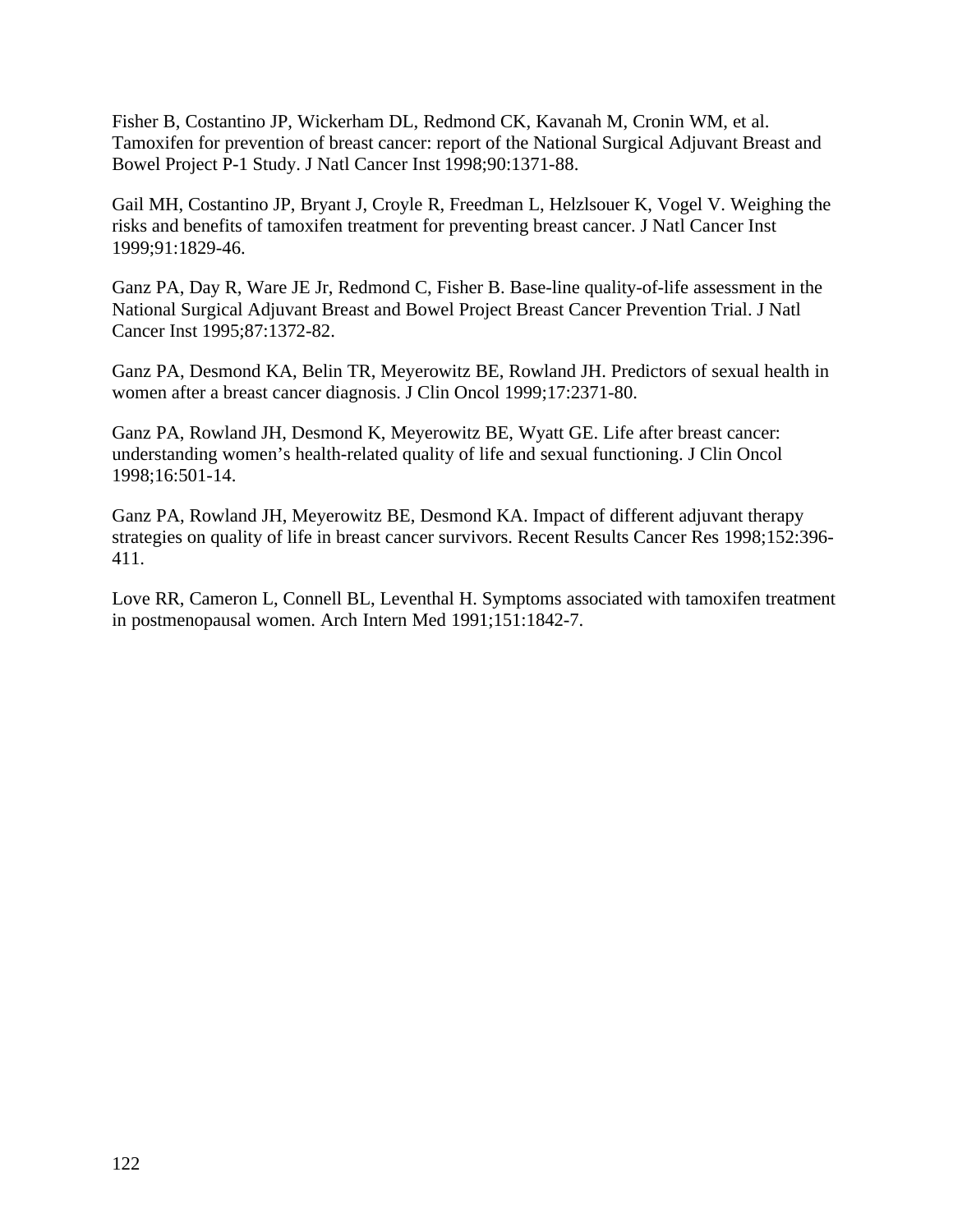Fisher B, Costantino JP, Wickerham DL, Redmond CK, Kavanah M, Cronin WM, et al. Tamoxifen for prevention of breast cancer: report of the National Surgical Adjuvant Breast and Bowel Project P-1 Study. J Natl Cancer Inst 1998;90:1371-88.

Gail MH, Costantino JP, Bryant J, Croyle R, Freedman L, Helzlsouer K, Vogel V. Weighing the risks and benefits of tamoxifen treatment for preventing breast cancer. J Natl Cancer Inst 1999;91:1829-46.

Ganz PA, Day R, Ware JE Jr, Redmond C, Fisher B. Base-line quality-of-life assessment in the National Surgical Adjuvant Breast and Bowel Project Breast Cancer Prevention Trial. J Natl Cancer Inst 1995;87:1372-82.

Ganz PA, Desmond KA, Belin TR, Meyerowitz BE, Rowland JH. Predictors of sexual health in women after a breast cancer diagnosis. J Clin Oncol 1999;17:2371-80.

Ganz PA, Rowland JH, Desmond K, Meyerowitz BE, Wyatt GE. Life after breast cancer: understanding women's health-related quality of life and sexual functioning. J Clin Oncol 1998;16:501-14.

Ganz PA, Rowland JH, Meyerowitz BE, Desmond KA. Impact of different adjuvant therapy strategies on quality of life in breast cancer survivors. Recent Results Cancer Res 1998;152:396-411.

Love RR, Cameron L, Connell BL, Leventhal H. Symptoms associated with tamoxifen treatment in postmenopausal women. Arch Intern Med 1991;151:1842-7.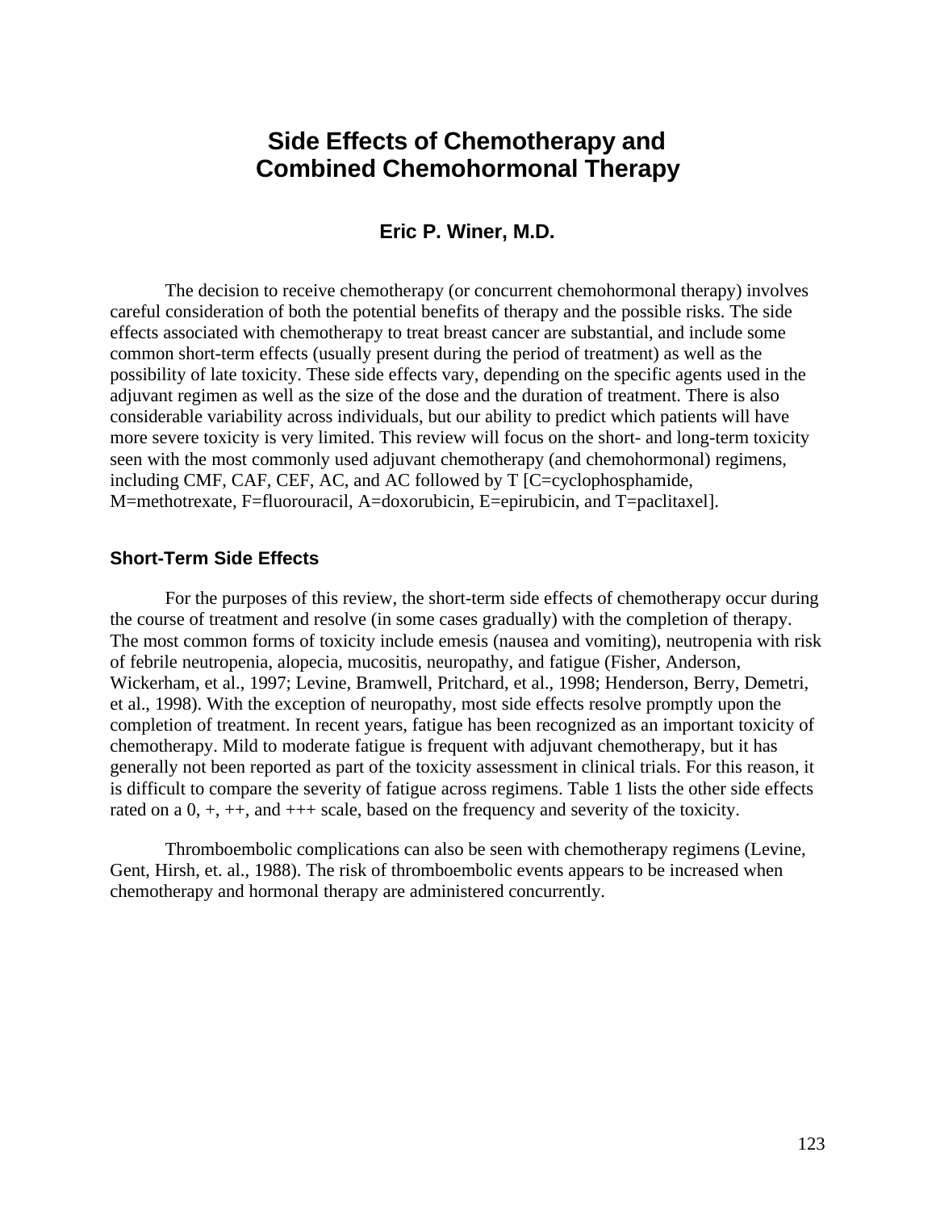# Side Effects of Chemotherapy and Combined Chemohormonal Therapy

### Eric P. Winer, M.D.

The decision to receive chemotherapy (or concurrent chemohormonal therapy) involves careful consideration of both the potential benefits of therapy and the possible risks. The side effects associated with chemotherapy to treat breast cancer are substantial, and include some common short-term effects (usually present during the period of treatment) as well as the possibility of late toxicity. These side effects vary, depending on the specific agents used in the adjuvant regimen as well as the size of the dose and the duration of treatment. There is also considerable variability across individuals, but our ability to predict which patients will have more severe toxicity is very limited. This review will focus on the short- and long-term toxicity seen with the most commonly used adjuvant chemotherapy (and chemohormonal) regimens, including CMF, CAF, CEF, AC, and AC followed by T [C=cyclophosphamide, M=methotrexate, F=fluorouracil, A=doxorubicin, E=epirubicin, and T=paclitaxel].

## Short-Term Side Effects

For the purposes of this review, the short-term side effects of chemotherapy occur during the course of treatment and resolve (in some cases gradually) with the completion of therapy. The most common forms of toxicity include emesis (nausea and vomiting), neutropenia with risk of febrile neutropenia, alopecia, mucositis, neuropathy, and fatigue (Fisher, Anderson, Wickerham, et al., 1997; Levine, Bramwell, Pritchard, et al., 1998; Henderson, Berry, Demetri, et al., 1998). With the exception of neuropathy, most side effects resolve promptly upon the completion of treatment. In recent years, fatigue has been recognized as an important toxicity of chemotherapy. Mild to moderate fatigue is frequent with adjuvant chemotherapy, but it has generally not been reported as part of the toxicity assessment in clinical trials. For this reason, it is difficult to compare the severity of fatigue across regimens. Table 1 lists the other side effects rated on a 0, +, ++, and +++ scale, based on the frequency and severity of the toxicity.

Thromboembolic complications can also be seen with chemotherapy regimens (Levine, Gent, Hirsh, et. al., 1988). The risk of thromboembolic events appears to be increased when chemotherapy and hormonal therapy are administered concurrently.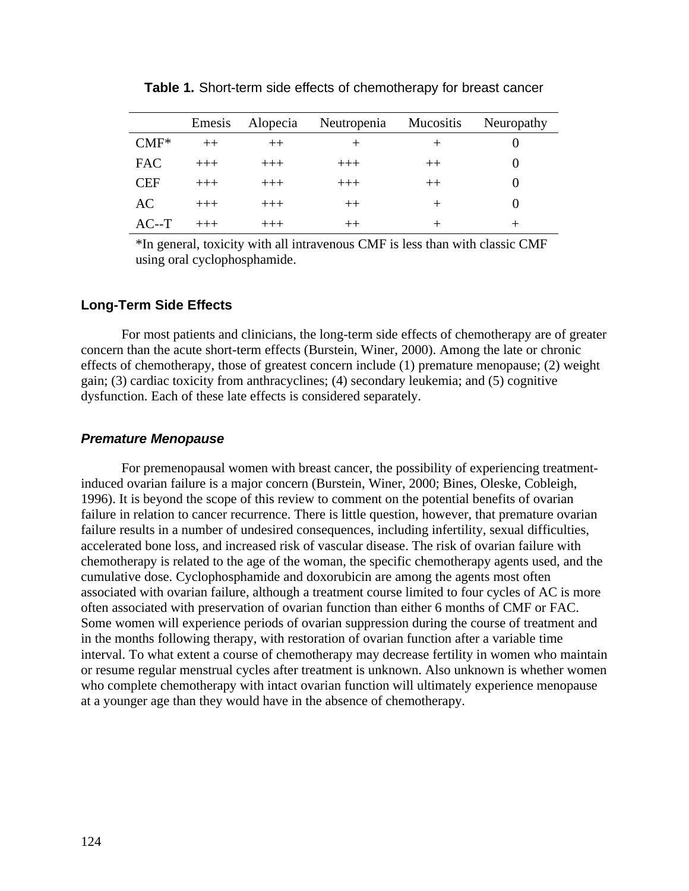**Table 1.** Short-term side effects of chemotherapy for breast cancer

| | Emesis | Alopecia | Neutropenia | Mucositis | Neuropathy |
|---|---|---|---|---|---|
| CMF* | ++ | ++ | + | + | 0 |
| FAC | +++ | +++ | +++ | ++ | 0 |
| CEF | +++ | +++ | +++ | ++ | 0 |
| AC | +++ | +++ | ++ | + | 0 |
| AC--T | +++ | +++ | ++ | + | + |

*In general, toxicity with all intravenous CMF is less than with classic CMF using oral cyclophosphamide.

### Long-Term Side Effects

For most patients and clinicians, the long-term side effects of chemotherapy are of greater concern than the acute short-term effects (Burstein, Winer, 2000). Among the late or chronic effects of chemotherapy, those of greatest concern include (1) premature menopause; (2) weight gain; (3) cardiac toxicity from anthracyclines; (4) secondary leukemia; and (5) cognitive dysfunction. Each of these late effects is considered separately.

#### *Premature Menopause*

For premenopausal women with breast cancer, the possibility of experiencing treatment-induced ovarian failure is a major concern (Burstein, Winer, 2000; Bines, Oleske, Cobleigh, 1996). It is beyond the scope of this review to comment on the potential benefits of ovarian failure in relation to cancer recurrence. There is little question, however, that premature ovarian failure results in a number of undesired consequences, including infertility, sexual difficulties, accelerated bone loss, and increased risk of vascular disease. The risk of ovarian failure with chemotherapy is related to the age of the woman, the specific chemotherapy agents used, and the cumulative dose. Cyclophosphamide and doxorubicin are among the agents most often associated with ovarian failure, although a treatment course limited to four cycles of AC is more often associated with preservation of ovarian function than either 6 months of CMF or FAC. Some women will experience periods of ovarian suppression during the course of treatment and in the months following therapy, with restoration of ovarian function after a variable time interval. To what extent a course of chemotherapy may decrease fertility in women who maintain or resume regular menstrual cycles after treatment is unknown. Also unknown is whether women who complete chemotherapy with intact ovarian function will ultimately experience menopause at a younger age than they would have in the absence of chemotherapy.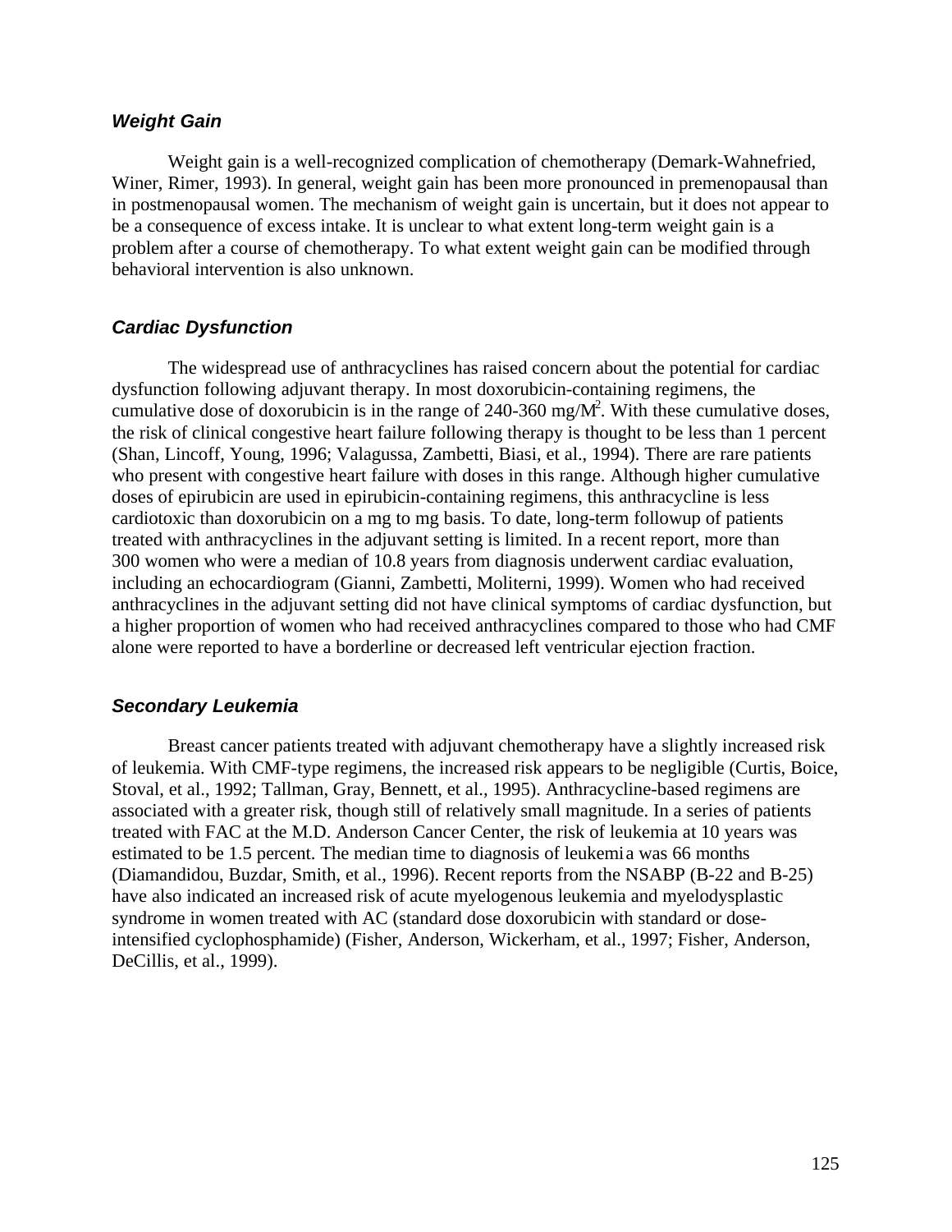### ***Weight Gain***

Weight gain is a well-recognized complication of chemotherapy (Demark-Wahnefried, Winer, Rimer, 1993). In general, weight gain has been more pronounced in premenopausal than in postmenopausal women. The mechanism of weight gain is uncertain, but it does not appear to be a consequence of excess intake. It is unclear to what extent long-term weight gain is a problem after a course of chemotherapy. To what extent weight gain can be modified through behavioral intervention is also unknown.

### ***Cardiac Dysfunction***

The widespread use of anthracyclines has raised concern about the potential for cardiac dysfunction following adjuvant therapy. In most doxorubicin-containing regimens, the cumulative dose of doxorubicin is in the range of 240-360 mg/$M^2$. With these cumulative doses, the risk of clinical congestive heart failure following therapy is thought to be less than 1 percent (Shan, Lincoff, Young, 1996; Valagussa, Zambetti, Biasi, et al., 1994). There are rare patients who present with congestive heart failure with doses in this range. Although higher cumulative doses of epirubicin are used in epirubicin-containing regimens, this anthracycline is less cardiotoxic than doxorubicin on a mg to mg basis. To date, long-term followup of patients treated with anthracyclines in the adjuvant setting is limited. In a recent report, more than 300 women who were a median of 10.8 years from diagnosis underwent cardiac evaluation, including an echocardiogram (Gianni, Zambetti, Moliterni, 1999). Women who had received anthracyclines in the adjuvant setting did not have clinical symptoms of cardiac dysfunction, but a higher proportion of women who had received anthracyclines compared to those who had CMF alone were reported to have a borderline or decreased left ventricular ejection fraction.

### ***Secondary Leukemia***

Breast cancer patients treated with adjuvant chemotherapy have a slightly increased risk of leukemia. With CMF-type regimens, the increased risk appears to be negligible (Curtis, Boice, Stoval, et al., 1992; Tallman, Gray, Bennett, et al., 1995). Anthracycline-based regimens are associated with a greater risk, though still of relatively small magnitude. In a series of patients treated with FAC at the M.D. Anderson Cancer Center, the risk of leukemia at 10 years was estimated to be 1.5 percent. The median time to diagnosis of leukemia was 66 months (Diamandidou, Buzdar, Smith, et al., 1996). Recent reports from the NSABP (B-22 and B-25) have also indicated an increased risk of acute myelogenous leukemia and myelodysplastic syndrome in women treated with AC (standard dose doxorubicin with standard or dose-intensified cyclophosphamide) (Fisher, Anderson, Wickerham, et al., 1997; Fisher, Anderson, DeCillis, et al., 1999).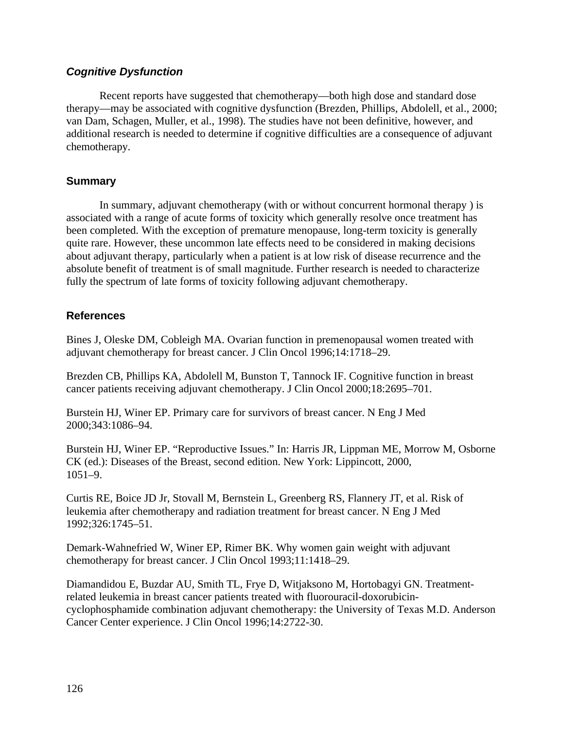### *Cognitive Dysfunction*

Recent reports have suggested that chemotherapy—both high dose and standard dose therapy—may be associated with cognitive dysfunction (Brezden, Phillips, Abdolell, et al., 2000; van Dam, Schagen, Muller, et al., 1998). The studies have not been definitive, however, and additional research is needed to determine if cognitive difficulties are a consequence of adjuvant chemotherapy.

### Summary

In summary, adjuvant chemotherapy (with or without concurrent hormonal therapy ) is associated with a range of acute forms of toxicity which generally resolve once treatment has been completed. With the exception of premature menopause, long-term toxicity is generally quite rare. However, these uncommon late effects need to be considered in making decisions about adjuvant therapy, particularly when a patient is at low risk of disease recurrence and the absolute benefit of treatment is of small magnitude. Further research is needed to characterize fully the spectrum of late forms of toxicity following adjuvant chemotherapy.

### References

Bines J, Oleske DM, Cobleigh MA. Ovarian function in premenopausal women treated with adjuvant chemotherapy for breast cancer. J Clin Oncol 1996;14:1718–29.

Brezden CB, Phillips KA, Abdolell M, Bunston T, Tannock IF. Cognitive function in breast cancer patients receiving adjuvant chemotherapy. J Clin Oncol 2000;18:2695–701.

Burstein HJ, Winer EP. Primary care for survivors of breast cancer. N Eng J Med 2000;343:1086–94.

Burstein HJ, Winer EP. "Reproductive Issues." In: Harris JR, Lippman ME, Morrow M, Osborne CK (ed.): Diseases of the Breast, second edition. New York: Lippincott, 2000, 1051–9.

Curtis RE, Boice JD Jr, Stovall M, Bernstein L, Greenberg RS, Flannery JT, et al. Risk of leukemia after chemotherapy and radiation treatment for breast cancer. N Eng J Med 1992;326:1745–51.

Demark-Wahnefried W, Winer EP, Rimer BK. Why women gain weight with adjuvant chemotherapy for breast cancer. J Clin Oncol 1993;11:1418–29.

Diamandidou E, Buzdar AU, Smith TL, Frye D, Witjaksono M, Hortobagyi GN. Treatment-related leukemia in breast cancer patients treated with fluorouracil-doxorubicin-cyclophosphamide combination adjuvant chemotherapy: the University of Texas M.D. Anderson Cancer Center experience. J Clin Oncol 1996;14:2722-30.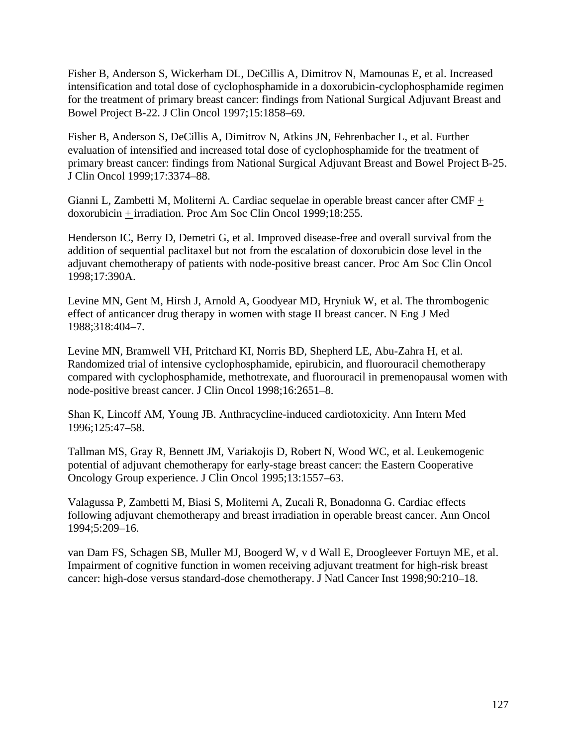Fisher B, Anderson S, Wickerham DL, DeCillis A, Dimitrov N, Mamounas E, et al. Increased intensification and total dose of cyclophosphamide in a doxorubicin-cyclophosphamide regimen for the treatment of primary breast cancer: findings from National Surgical Adjuvant Breast and Bowel Project B-22. J Clin Oncol 1997;15:1858–69.

Fisher B, Anderson S, DeCillis A, Dimitrov N, Atkins JN, Fehrenbacher L, et al. Further evaluation of intensified and increased total dose of cyclophosphamide for the treatment of primary breast cancer: findings from National Surgical Adjuvant Breast and Bowel Project B-25. J Clin Oncol 1999;17:3374–88.

Gianni L, Zambetti M, Moliterni A. Cardiac sequelae in operable breast cancer after CMF ± doxorubicin ± irradiation. Proc Am Soc Clin Oncol 1999;18:255.

Henderson IC, Berry D, Demetri G, et al. Improved disease-free and overall survival from the addition of sequential paclitaxel but not from the escalation of doxorubicin dose level in the adjuvant chemotherapy of patients with node-positive breast cancer. Proc Am Soc Clin Oncol 1998;17:390A.

Levine MN, Gent M, Hirsh J, Arnold A, Goodyear MD, Hryniuk W, et al. The thrombogenic effect of anticancer drug therapy in women with stage II breast cancer. N Eng J Med 1988;318:404–7.

Levine MN, Bramwell VH, Pritchard KI, Norris BD, Shepherd LE, Abu-Zahra H, et al. Randomized trial of intensive cyclophosphamide, epirubicin, and fluorouracil chemotherapy compared with cyclophosphamide, methotrexate, and fluorouracil in premenopausal women with node-positive breast cancer. J Clin Oncol 1998;16:2651–8.

Shan K, Lincoff AM, Young JB. Anthracycline-induced cardiotoxicity. Ann Intern Med 1996;125:47–58.

Tallman MS, Gray R, Bennett JM, Variakojis D, Robert N, Wood WC, et al. Leukemogenic potential of adjuvant chemotherapy for early-stage breast cancer: the Eastern Cooperative Oncology Group experience. J Clin Oncol 1995;13:1557–63.

Valagussa P, Zambetti M, Biasi S, Moliterni A, Zucali R, Bonadonna G. Cardiac effects following adjuvant chemotherapy and breast irradiation in operable breast cancer. Ann Oncol 1994;5:209–16.

van Dam FS, Schagen SB, Muller MJ, Boogerd W, v d Wall E, Droogleever Fortuyn ME, et al. Impairment of cognitive function in women receiving adjuvant treatment for high-risk breast cancer: high-dose versus standard-dose chemotherapy. J Natl Cancer Inst 1998;90:210–18.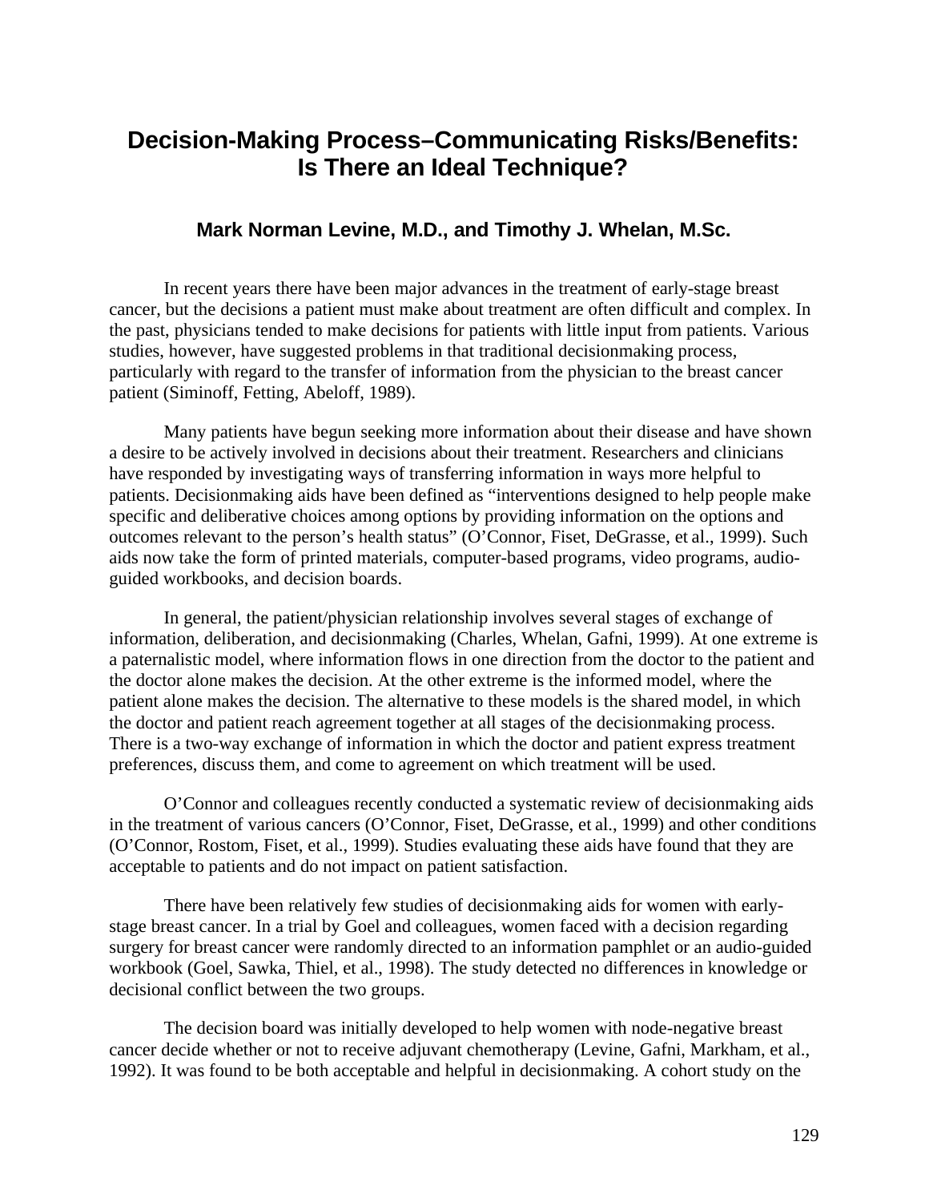# Decision-Making Process–Communicating Risks/Benefits: Is There an Ideal Technique?

**Mark Norman Levine, M.D., and Timothy J. Whelan, M.Sc.**

In recent years there have been major advances in the treatment of early-stage breast cancer, but the decisions a patient must make about treatment are often difficult and complex. In the past, physicians tended to make decisions for patients with little input from patients. Various studies, however, have suggested problems in that traditional decisionmaking process, particularly with regard to the transfer of information from the physician to the breast cancer patient (Siminoff, Fetting, Abeloff, 1989).

Many patients have begun seeking more information about their disease and have shown a desire to be actively involved in decisions about their treatment. Researchers and clinicians have responded by investigating ways of transferring information in ways more helpful to patients. Decisionmaking aids have been defined as "interventions designed to help people make specific and deliberative choices among options by providing information on the options and outcomes relevant to the person's health status" (O'Connor, Fiset, DeGrasse, et al., 1999). Such aids now take the form of printed materials, computer-based programs, video programs, audio-guided workbooks, and decision boards.

In general, the patient/physician relationship involves several stages of exchange of information, deliberation, and decisionmaking (Charles, Whelan, Gafni, 1999). At one extreme is a paternalistic model, where information flows in one direction from the doctor to the patient and the doctor alone makes the decision. At the other extreme is the informed model, where the patient alone makes the decision. The alternative to these models is the shared model, in which the doctor and patient reach agreement together at all stages of the decisionmaking process. There is a two-way exchange of information in which the doctor and patient express treatment preferences, discuss them, and come to agreement on which treatment will be used.

O'Connor and colleagues recently conducted a systematic review of decisionmaking aids in the treatment of various cancers (O'Connor, Fiset, DeGrasse, et al., 1999) and other conditions (O'Connor, Rostom, Fiset, et al., 1999). Studies evaluating these aids have found that they are acceptable to patients and do not impact on patient satisfaction.

There have been relatively few studies of decisionmaking aids for women with early-stage breast cancer. In a trial by Goel and colleagues, women faced with a decision regarding surgery for breast cancer were randomly directed to an information pamphlet or an audio-guided workbook (Goel, Sawka, Thiel, et al., 1998). The study detected no differences in knowledge or decisional conflict between the two groups.

The decision board was initially developed to help women with node-negative breast cancer decide whether or not to receive adjuvant chemotherapy (Levine, Gafni, Markham, et al., 1992). It was found to be both acceptable and helpful in decisionmaking. A cohort study on the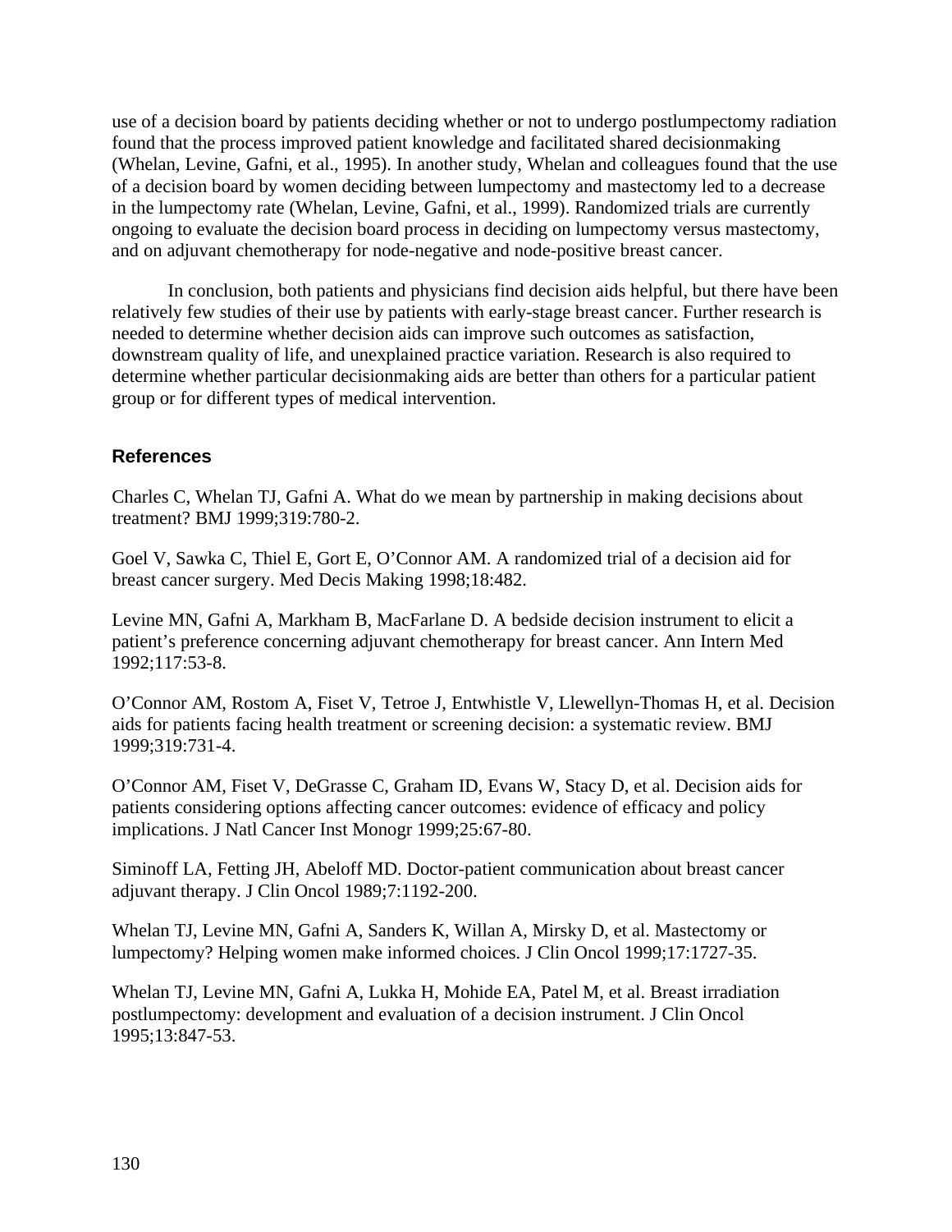use of a decision board by patients deciding whether or not to undergo postlumpectomy radiation found that the process improved patient knowledge and facilitated shared decisionmaking (Whelan, Levine, Gafni, et al., 1995). In another study, Whelan and colleagues found that the use of a decision board by women deciding between lumpectomy and mastectomy led to a decrease in the lumpectomy rate (Whelan, Levine, Gafni, et al., 1999). Randomized trials are currently ongoing to evaluate the decision board process in deciding on lumpectomy versus mastectomy, and on adjuvant chemotherapy for node-negative and node-positive breast cancer.

In conclusion, both patients and physicians find decision aids helpful, but there have been relatively few studies of their use by patients with early-stage breast cancer. Further research is needed to determine whether decision aids can improve such outcomes as satisfaction, downstream quality of life, and unexplained practice variation. Research is also required to determine whether particular decisionmaking aids are better than others for a particular patient group or for different types of medical intervention.

### References

Charles C, Whelan TJ, Gafni A. What do we mean by partnership in making decisions about treatment? BMJ 1999;319:780-2.

Goel V, Sawka C, Thiel E, Gort E, O'Connor AM. A randomized trial of a decision aid for breast cancer surgery. Med Decis Making 1998;18:482.

Levine MN, Gafni A, Markham B, MacFarlane D. A bedside decision instrument to elicit a patient's preference concerning adjuvant chemotherapy for breast cancer. Ann Intern Med 1992;117:53-8.

O'Connor AM, Rostom A, Fiset V, Tetroe J, Entwhistle V, Llewellyn-Thomas H, et al. Decision aids for patients facing health treatment or screening decision: a systematic review. BMJ 1999;319:731-4.

O'Connor AM, Fiset V, DeGrasse C, Graham ID, Evans W, Stacy D, et al. Decision aids for patients considering options affecting cancer outcomes: evidence of efficacy and policy implications. J Natl Cancer Inst Monogr 1999;25:67-80.

Siminoff LA, Fetting JH, Abeloff MD. Doctor-patient communication about breast cancer adjuvant therapy. J Clin Oncol 1989;7:1192-200.

Whelan TJ, Levine MN, Gafni A, Sanders K, Willan A, Mirsky D, et al. Mastectomy or lumpectomy? Helping women make informed choices. J Clin Oncol 1999;17:1727-35.

Whelan TJ, Levine MN, Gafni A, Lukka H, Mohide EA, Patel M, et al. Breast irradiation postlumpectomy: development and evaluation of a decision instrument. J Clin Oncol 1995;13:847-53.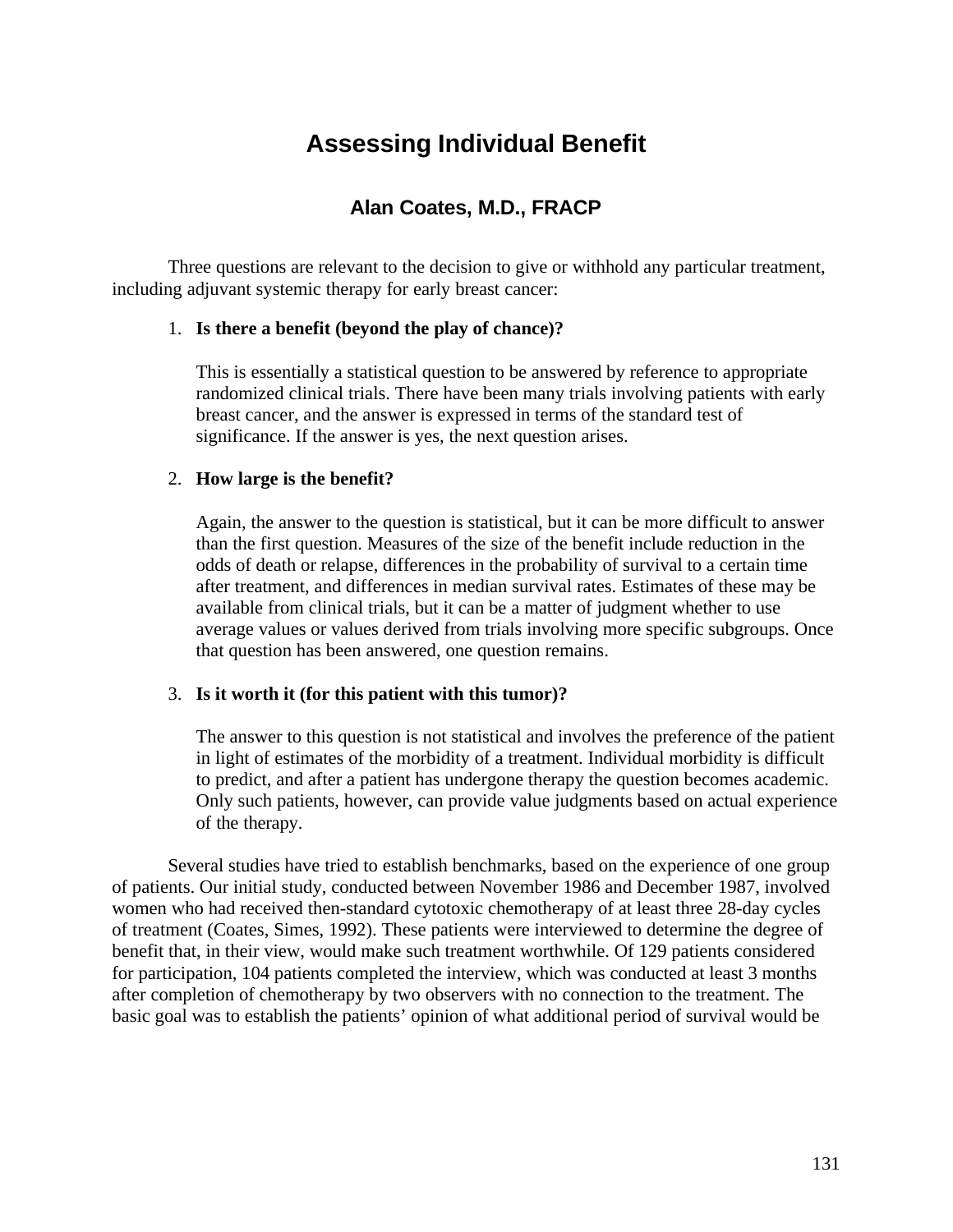# Assessing Individual Benefit

## Alan Coates, M.D., FRACP

Three questions are relevant to the decision to give or withhold any particular treatment, including adjuvant systemic therapy for early breast cancer:

1. **Is there a benefit (beyond the play of chance)?**

   This is essentially a statistical question to be answered by reference to appropriate randomized clinical trials. There have been many trials involving patients with early breast cancer, and the answer is expressed in terms of the standard test of significance. If the answer is yes, the next question arises.

2. **How large is the benefit?**

   Again, the answer to the question is statistical, but it can be more difficult to answer than the first question. Measures of the size of the benefit include reduction in the odds of death or relapse, differences in the probability of survival to a certain time after treatment, and differences in median survival rates. Estimates of these may be available from clinical trials, but it can be a matter of judgment whether to use average values or values derived from trials involving more specific subgroups. Once that question has been answered, one question remains.

3. **Is it worth it (for this patient with this tumor)?**

   The answer to this question is not statistical and involves the preference of the patient in light of estimates of the morbidity of a treatment. Individual morbidity is difficult to predict, and after a patient has undergone therapy the question becomes academic. Only such patients, however, can provide value judgments based on actual experience of the therapy.

Several studies have tried to establish benchmarks, based on the experience of one group of patients. Our initial study, conducted between November 1986 and December 1987, involved women who had received then-standard cytotoxic chemotherapy of at least three 28-day cycles of treatment (Coates, Simes, 1992). These patients were interviewed to determine the degree of benefit that, in their view, would make such treatment worthwhile. Of 129 patients considered for participation, 104 patients completed the interview, which was conducted at least 3 months after completion of chemotherapy by two observers with no connection to the treatment. The basic goal was to establish the patients' opinion of what additional period of survival would be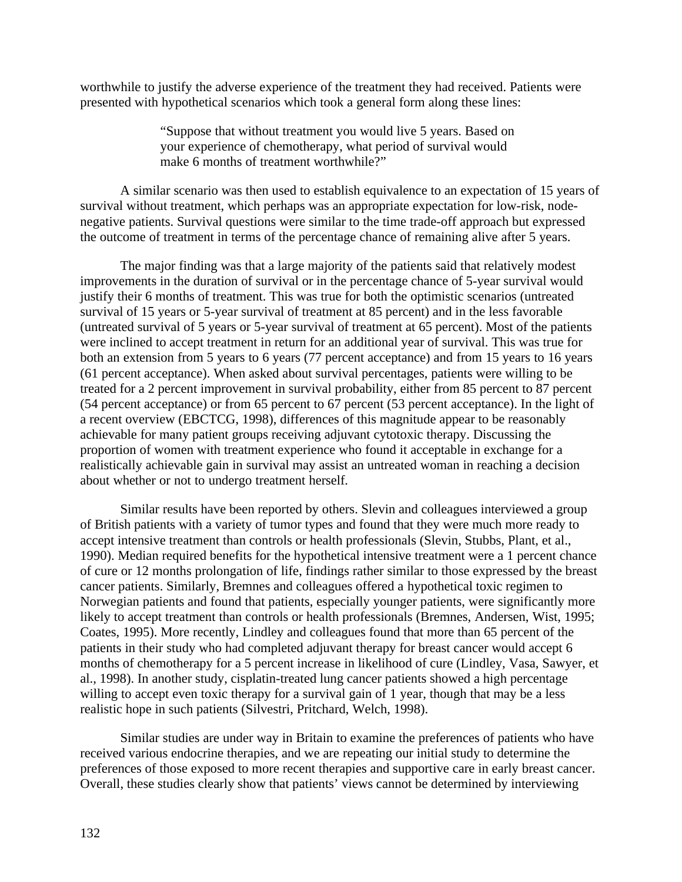worthwhile to justify the adverse experience of the treatment they had received. Patients were presented with hypothetical scenarios which took a general form along these lines:

> "Suppose that without treatment you would live 5 years. Based on your experience of chemotherapy, what period of survival would make 6 months of treatment worthwhile?"

A similar scenario was then used to establish equivalence to an expectation of 15 years of survival without treatment, which perhaps was an appropriate expectation for low-risk, node-negative patients. Survival questions were similar to the time trade-off approach but expressed the outcome of treatment in terms of the percentage chance of remaining alive after 5 years.

The major finding was that a large majority of the patients said that relatively modest improvements in the duration of survival or in the percentage chance of 5-year survival would justify their 6 months of treatment. This was true for both the optimistic scenarios (untreated survival of 15 years or 5-year survival of treatment at 85 percent) and in the less favorable (untreated survival of 5 years or 5-year survival of treatment at 65 percent). Most of the patients were inclined to accept treatment in return for an additional year of survival. This was true for both an extension from 5 years to 6 years (77 percent acceptance) and from 15 years to 16 years (61 percent acceptance). When asked about survival percentages, patients were willing to be treated for a 2 percent improvement in survival probability, either from 85 percent to 87 percent (54 percent acceptance) or from 65 percent to 67 percent (53 percent acceptance). In the light of a recent overview (EBCTCG, 1998), differences of this magnitude appear to be reasonably achievable for many patient groups receiving adjuvant cytotoxic therapy. Discussing the proportion of women with treatment experience who found it acceptable in exchange for a realistically achievable gain in survival may assist an untreated woman in reaching a decision about whether or not to undergo treatment herself.

Similar results have been reported by others. Slevin and colleagues interviewed a group of British patients with a variety of tumor types and found that they were much more ready to accept intensive treatment than controls or health professionals (Slevin, Stubbs, Plant, et al., 1990). Median required benefits for the hypothetical intensive treatment were a 1 percent chance of cure or 12 months prolongation of life, findings rather similar to those expressed by the breast cancer patients. Similarly, Bremnes and colleagues offered a hypothetical toxic regimen to Norwegian patients and found that patients, especially younger patients, were significantly more likely to accept treatment than controls or health professionals (Bremnes, Andersen, Wist, 1995; Coates, 1995). More recently, Lindley and colleagues found that more than 65 percent of the patients in their study who had completed adjuvant therapy for breast cancer would accept 6 months of chemotherapy for a 5 percent increase in likelihood of cure (Lindley, Vasa, Sawyer, et al., 1998). In another study, cisplatin-treated lung cancer patients showed a high percentage willing to accept even toxic therapy for a survival gain of 1 year, though that may be a less realistic hope in such patients (Silvestri, Pritchard, Welch, 1998).

Similar studies are under way in Britain to examine the preferences of patients who have received various endocrine therapies, and we are repeating our initial study to determine the preferences of those exposed to more recent therapies and supportive care in early breast cancer. Overall, these studies clearly show that patients' views cannot be determined by interviewing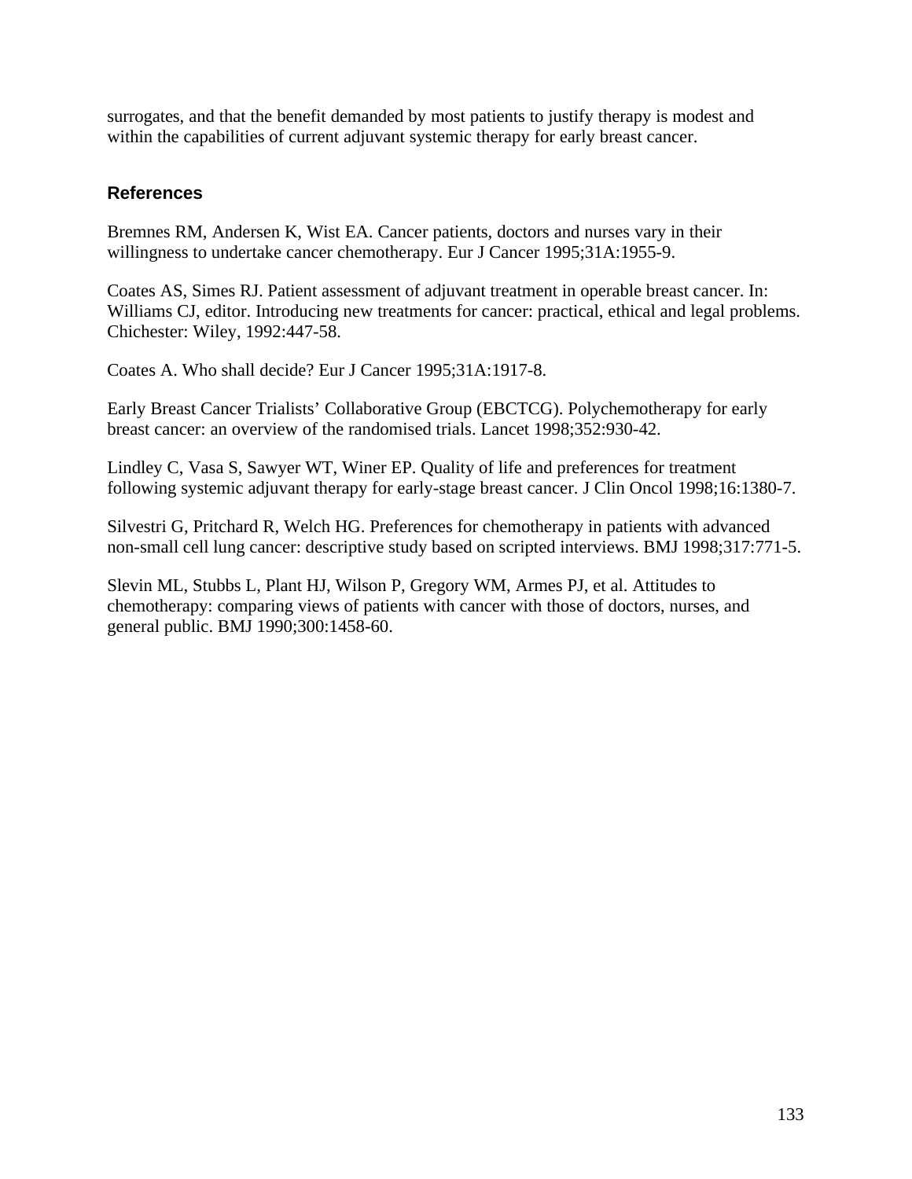surrogates, and that the benefit demanded by most patients to justify therapy is modest and within the capabilities of current adjuvant systemic therapy for early breast cancer.

### References

Bremnes RM, Andersen K, Wist EA. Cancer patients, doctors and nurses vary in their willingness to undertake cancer chemotherapy. Eur J Cancer 1995;31A:1955-9.

Coates AS, Simes RJ. Patient assessment of adjuvant treatment in operable breast cancer. In: Williams CJ, editor. Introducing new treatments for cancer: practical, ethical and legal problems. Chichester: Wiley, 1992:447-58.

Coates A. Who shall decide? Eur J Cancer 1995;31A:1917-8.

Early Breast Cancer Trialists' Collaborative Group (EBCTCG). Polychemotherapy for early breast cancer: an overview of the randomised trials. Lancet 1998;352:930-42.

Lindley C, Vasa S, Sawyer WT, Winer EP. Quality of life and preferences for treatment following systemic adjuvant therapy for early-stage breast cancer. J Clin Oncol 1998;16:1380-7.

Silvestri G, Pritchard R, Welch HG. Preferences for chemotherapy in patients with advanced non-small cell lung cancer: descriptive study based on scripted interviews. BMJ 1998;317:771-5.

Slevin ML, Stubbs L, Plant HJ, Wilson P, Gregory WM, Armes PJ, et al. Attitudes to chemotherapy: comparing views of patients with cancer with those of doctors, nurses, and general public. BMJ 1990;300:1458-60.